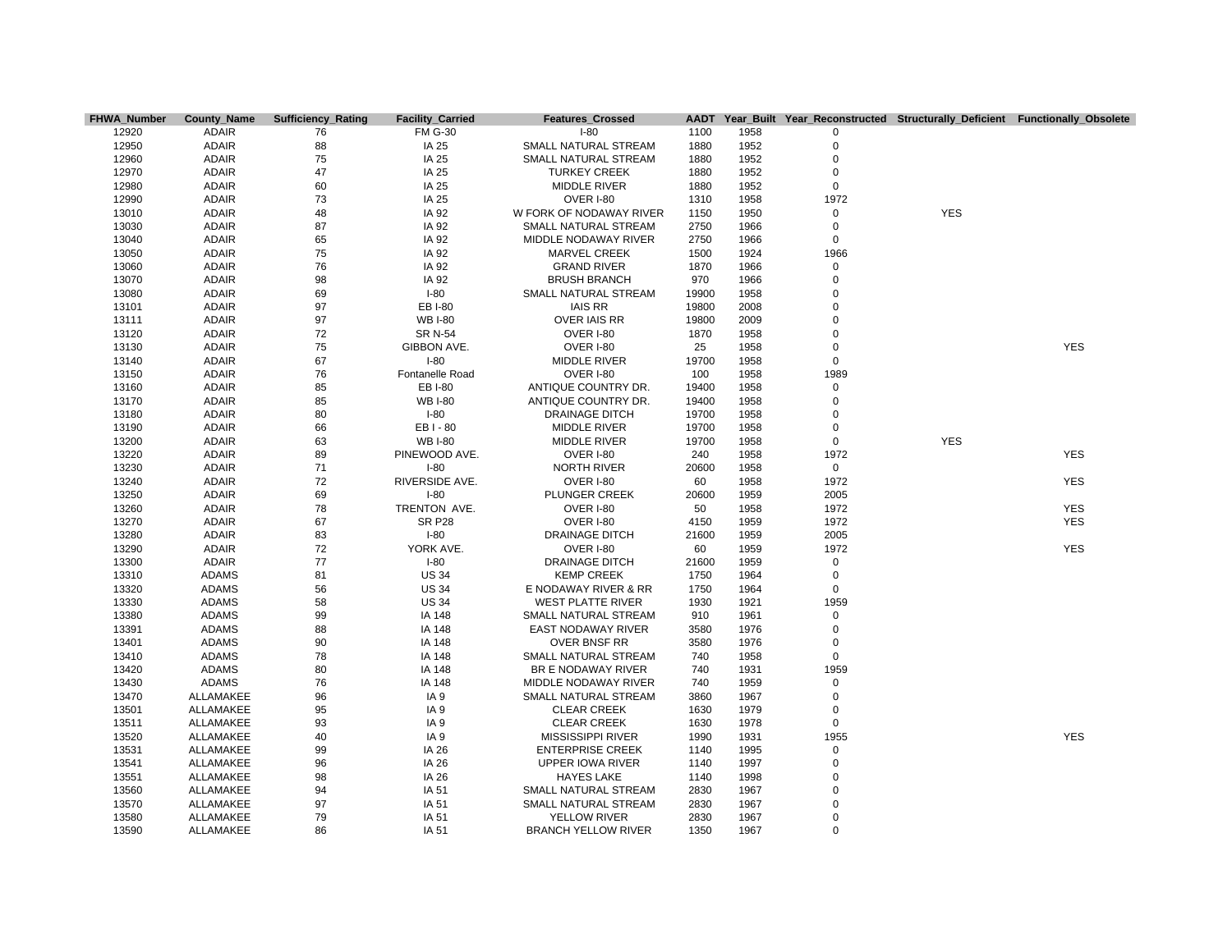| FHWA_Number | County_Name | Sufficiency_Rating | Facility_Carried | Features_Crossed | AADT | Year_Built | Year_Reconstructed | Structurally_Deficient | Functionally_Obsolete |
|---|---|---|---|---|---|---|---|---|---|
| 12920 | ADAIR | 76 | FM G-30 | I-80 | 1100 | 1958 | 0 | | |
| 12950 | ADAIR | 88 | IA 25 | SMALL NATURAL STREAM | 1880 | 1952 | 0 | | |
| 12960 | ADAIR | 75 | IA 25 | SMALL NATURAL STREAM | 1880 | 1952 | 0 | | |
| 12970 | ADAIR | 47 | IA 25 | TURKEY CREEK | 1880 | 1952 | 0 | | |
| 12980 | ADAIR | 60 | IA 25 | MIDDLE RIVER | 1880 | 1952 | 0 | | |
| 12990 | ADAIR | 73 | IA 25 | OVER I-80 | 1310 | 1958 | 1972 | | |
| 13010 | ADAIR | 48 | IA 92 | W FORK OF NODAWAY RIVER | 1150 | 1950 | 0 | YES | |
| 13030 | ADAIR | 87 | IA 92 | SMALL NATURAL STREAM | 2750 | 1966 | 0 | | |
| 13040 | ADAIR | 65 | IA 92 | MIDDLE NODAWAY RIVER | 2750 | 1966 | 0 | | |
| 13050 | ADAIR | 75 | IA 92 | MARVEL CREEK | 1500 | 1924 | 1966 | | |
| 13060 | ADAIR | 76 | IA 92 | GRAND RIVER | 1870 | 1966 | 0 | | |
| 13070 | ADAIR | 98 | IA 92 | BRUSH BRANCH | 970 | 1966 | 0 | | |
| 13080 | ADAIR | 69 | I-80 | SMALL NATURAL STREAM | 19900 | 1958 | 0 | | |
| 13101 | ADAIR | 97 | EB I-80 | IAIS RR | 19800 | 2008 | 0 | | |
| 13111 | ADAIR | 97 | WB I-80 | OVER IAIS RR | 19800 | 2009 | 0 | | |
| 13120 | ADAIR | 72 | SR N-54 | OVER I-80 | 1870 | 1958 | 0 | | |
| 13130 | ADAIR | 75 | GIBBON AVE. | OVER I-80 | 25 | 1958 | 0 | | YES |
| 13140 | ADAIR | 67 | I-80 | MIDDLE RIVER | 19700 | 1958 | 0 | | |
| 13150 | ADAIR | 76 | Fontanelle Road | OVER I-80 | 100 | 1958 | 1989 | | |
| 13160 | ADAIR | 85 | EB I-80 | ANTIQUE COUNTRY DR. | 19400 | 1958 | 0 | | |
| 13170 | ADAIR | 85 | WB I-80 | ANTIQUE COUNTRY DR. | 19400 | 1958 | 0 | | |
| 13180 | ADAIR | 80 | I-80 | DRAINAGE DITCH | 19700 | 1958 | 0 | | |
| 13190 | ADAIR | 66 | EB I - 80 | MIDDLE RIVER | 19700 | 1958 | 0 | | |
| 13200 | ADAIR | 63 | WB I-80 | MIDDLE RIVER | 19700 | 1958 | 0 | YES | |
| 13220 | ADAIR | 89 | PINEWOOD AVE. | OVER I-80 | 240 | 1958 | 1972 | | YES |
| 13230 | ADAIR | 71 | I-80 | NORTH RIVER | 20600 | 1958 | 0 | | |
| 13240 | ADAIR | 72 | RIVERSIDE AVE. | OVER I-80 | 60 | 1958 | 1972 | | YES |
| 13250 | ADAIR | 69 | I-80 | PLUNGER CREEK | 20600 | 1959 | 2005 | | |
| 13260 | ADAIR | 78 | TRENTON AVE. | OVER I-80 | 50 | 1958 | 1972 | | YES |
| 13270 | ADAIR | 67 | SR P28 | OVER I-80 | 4150 | 1959 | 1972 | | YES |
| 13280 | ADAIR | 83 | I-80 | DRAINAGE DITCH | 21600 | 1959 | 2005 | | |
| 13290 | ADAIR | 72 | YORK AVE. | OVER I-80 | 60 | 1959 | 1972 | | YES |
| 13300 | ADAIR | 77 | I-80 | DRAINAGE DITCH | 21600 | 1959 | 0 | | |
| 13310 | ADAMS | 81 | US 34 | KEMP CREEK | 1750 | 1964 | 0 | | |
| 13320 | ADAMS | 56 | US 34 | E NODAWAY RIVER & RR | 1750 | 1964 | 0 | | |
| 13330 | ADAMS | 58 | US 34 | WEST PLATTE RIVER | 1930 | 1921 | 1959 | | |
| 13380 | ADAMS | 99 | IA 148 | SMALL NATURAL STREAM | 910 | 1961 | 0 | | |
| 13391 | ADAMS | 88 | IA 148 | EAST NODAWAY RIVER | 3580 | 1976 | 0 | | |
| 13401 | ADAMS | 90 | IA 148 | OVER BNSF RR | 3580 | 1976 | 0 | | |
| 13410 | ADAMS | 78 | IA 148 | SMALL NATURAL STREAM | 740 | 1958 | 0 | | |
| 13420 | ADAMS | 80 | IA 148 | BR E NODAWAY RIVER | 740 | 1931 | 1959 | | |
| 13430 | ADAMS | 76 | IA 148 | MIDDLE NODAWAY RIVER | 740 | 1959 | 0 | | |
| 13470 | ALLAMAKEE | 96 | IA 9 | SMALL NATURAL STREAM | 3860 | 1967 | 0 | | |
| 13501 | ALLAMAKEE | 95 | IA 9 | CLEAR CREEK | 1630 | 1979 | 0 | | |
| 13511 | ALLAMAKEE | 93 | IA 9 | CLEAR CREEK | 1630 | 1978 | 0 | | |
| 13520 | ALLAMAKEE | 40 | IA 9 | MISSISSIPPI RIVER | 1990 | 1931 | 1955 | | YES |
| 13531 | ALLAMAKEE | 99 | IA 26 | ENTERPRISE CREEK | 1140 | 1995 | 0 | | |
| 13541 | ALLAMAKEE | 96 | IA 26 | UPPER IOWA RIVER | 1140 | 1997 | 0 | | |
| 13551 | ALLAMAKEE | 98 | IA 26 | HAYES LAKE | 1140 | 1998 | 0 | | |
| 13560 | ALLAMAKEE | 94 | IA 51 | SMALL NATURAL STREAM | 2830 | 1967 | 0 | | |
| 13570 | ALLAMAKEE | 97 | IA 51 | SMALL NATURAL STREAM | 2830 | 1967 | 0 | | |
| 13580 | ALLAMAKEE | 79 | IA 51 | YELLOW RIVER | 2830 | 1967 | 0 | | |
| 13590 | ALLAMAKEE | 86 | IA 51 | BRANCH YELLOW RIVER | 1350 | 1967 | 0 | | |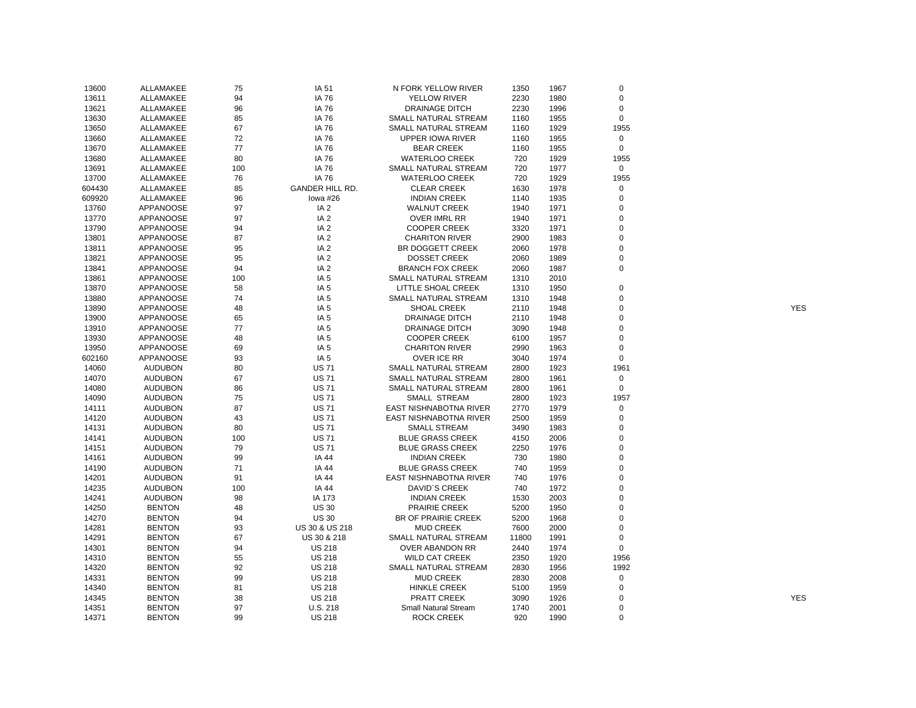| | | | | | | | | |
|---|---|---|---|---|---|---|---|---|
| 13600 | ALLAMAKEE | 75 | IA 51 | N FORK YELLOW RIVER | 1350 | 1967 | 0 | |
| 13611 | ALLAMAKEE | 94 | IA 76 | YELLOW RIVER | 2230 | 1980 | 0 | |
| 13621 | ALLAMAKEE | 96 | IA 76 | DRAINAGE DITCH | 2230 | 1996 | 0 | |
| 13630 | ALLAMAKEE | 85 | IA 76 | SMALL NATURAL STREAM | 1160 | 1955 | 0 | |
| 13650 | ALLAMAKEE | 67 | IA 76 | SMALL NATURAL STREAM | 1160 | 1929 | 1955 | |
| 13660 | ALLAMAKEE | 72 | IA 76 | UPPER IOWA RIVER | 1160 | 1955 | 0 | |
| 13670 | ALLAMAKEE | 77 | IA 76 | BEAR CREEK | 1160 | 1955 | 0 | |
| 13680 | ALLAMAKEE | 80 | IA 76 | WATERLOO CREEK | 720 | 1929 | 1955 | |
| 13691 | ALLAMAKEE | 100 | IA 76 | SMALL NATURAL STREAM | 720 | 1977 | 0 | |
| 13700 | ALLAMAKEE | 76 | IA 76 | WATERLOO CREEK | 720 | 1929 | 1955 | |
| 604430 | ALLAMAKEE | 85 | GANDER HILL RD. | CLEAR CREEK | 1630 | 1978 | 0 | |
| 609920 | ALLAMAKEE | 96 | Iowa #26 | INDIAN CREEK | 1140 | 1935 | 0 | |
| 13760 | APPANOOSE | 97 | IA 2 | WALNUT CREEK | 1940 | 1971 | 0 | |
| 13770 | APPANOOSE | 97 | IA 2 | OVER IMRL RR | 1940 | 1971 | 0 | |
| 13790 | APPANOOSE | 94 | IA 2 | COOPER CREEK | 3320 | 1971 | 0 | |
| 13801 | APPANOOSE | 87 | IA 2 | CHARITON RIVER | 2900 | 1983 | 0 | |
| 13811 | APPANOOSE | 95 | IA 2 | BR DOGGETT CREEK | 2060 | 1978 | 0 | |
| 13821 | APPANOOSE | 95 | IA 2 | DOSSET CREEK | 2060 | 1989 | 0 | |
| 13841 | APPANOOSE | 94 | IA 2 | BRANCH FOX CREEK | 2060 | 1987 | 0 | |
| 13861 | APPANOOSE | 100 | IA 5 | SMALL NATURAL STREAM | 1310 | 2010 | | |
| 13870 | APPANOOSE | 58 | IA 5 | LITTLE SHOAL CREEK | 1310 | 1950 | 0 | |
| 13880 | APPANOOSE | 74 | IA 5 | SMALL NATURAL STREAM | 1310 | 1948 | 0 | |
| 13890 | APPANOOSE | 48 | IA 5 | SHOAL CREEK | 2110 | 1948 | 0 | YES |
| 13900 | APPANOOSE | 65 | IA 5 | DRAINAGE DITCH | 2110 | 1948 | 0 | |
| 13910 | APPANOOSE | 77 | IA 5 | DRAINAGE DITCH | 3090 | 1948 | 0 | |
| 13930 | APPANOOSE | 48 | IA 5 | COOPER CREEK | 6100 | 1957 | 0 | |
| 13950 | APPANOOSE | 69 | IA 5 | CHARITON RIVER | 2990 | 1963 | 0 | |
| 602160 | APPANOOSE | 93 | IA 5 | OVER ICE RR | 3040 | 1974 | 0 | |
| 14060 | AUDUBON | 80 | US 71 | SMALL NATURAL STREAM | 2800 | 1923 | 1961 | |
| 14070 | AUDUBON | 67 | US 71 | SMALL NATURAL STREAM | 2800 | 1961 | 0 | |
| 14080 | AUDUBON | 86 | US 71 | SMALL NATURAL STREAM | 2800 | 1961 | 0 | |
| 14090 | AUDUBON | 75 | US 71 | SMALL STREAM | 2800 | 1923 | 1957 | |
| 14111 | AUDUBON | 87 | US 71 | EAST NISHNABOTNA RIVER | 2770 | 1979 | 0 | |
| 14120 | AUDUBON | 43 | US 71 | EAST NISHNABOTNA RIVER | 2500 | 1959 | 0 | |
| 14131 | AUDUBON | 80 | US 71 | SMALL STREAM | 3490 | 1983 | 0 | |
| 14141 | AUDUBON | 100 | US 71 | BLUE GRASS CREEK | 4150 | 2006 | 0 | |
| 14151 | AUDUBON | 79 | US 71 | BLUE GRASS CREEK | 2250 | 1976 | 0 | |
| 14161 | AUDUBON | 99 | IA 44 | INDIAN CREEK | 730 | 1980 | 0 | |
| 14190 | AUDUBON | 71 | IA 44 | BLUE GRASS CREEK | 740 | 1959 | 0 | |
| 14201 | AUDUBON | 91 | IA 44 | EAST NISHNABOTNA RIVER | 740 | 1976 | 0 | |
| 14235 | AUDUBON | 100 | IA 44 | DAVID`S CREEK | 740 | 1972 | 0 | |
| 14241 | AUDUBON | 98 | IA 173 | INDIAN CREEK | 1530 | 2003 | 0 | |
| 14250 | BENTON | 48 | US 30 | PRAIRIE CREEK | 5200 | 1950 | 0 | |
| 14270 | BENTON | 94 | US 30 | BR OF PRAIRIE CREEK | 5200 | 1968 | 0 | |
| 14281 | BENTON | 93 | US 30 & US 218 | MUD CREEK | 7600 | 2000 | 0 | |
| 14291 | BENTON | 67 | US 30 & 218 | SMALL NATURAL STREAM | 11800 | 1991 | 0 | |
| 14301 | BENTON | 94 | US 218 | OVER ABANDON RR | 2440 | 1974 | 0 | |
| 14310 | BENTON | 55 | US 218 | WILD CAT CREEK | 2350 | 1920 | 1956 | |
| 14320 | BENTON | 92 | US 218 | SMALL NATURAL STREAM | 2830 | 1956 | 1992 | |
| 14331 | BENTON | 99 | US 218 | MUD CREEK | 2830 | 2008 | 0 | |
| 14340 | BENTON | 81 | US 218 | HINKLE CREEK | 5100 | 1959 | 0 | |
| 14345 | BENTON | 38 | US 218 | PRATT CREEK | 3090 | 1926 | 0 | YES |
| 14351 | BENTON | 97 | U.S. 218 | Small Natural Stream | 1740 | 2001 | 0 | |
| 14371 | BENTON | 99 | US 218 | ROCK CREEK | 920 | 1990 | 0 | |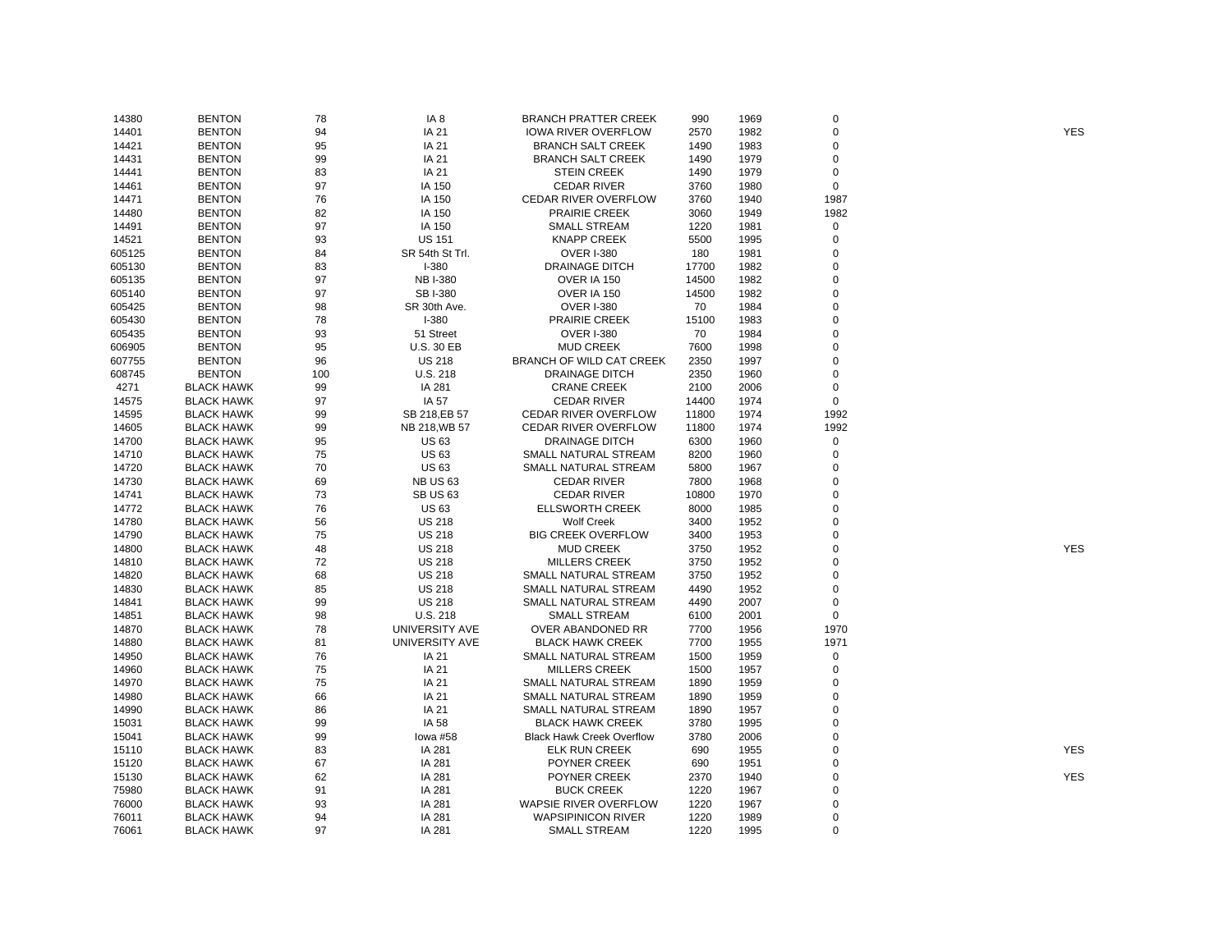| | | | | | | | | |
|---|---|---|---|---|---|---|---|---|
| 14380 | BENTON | 78 | IA 8 | BRANCH PRATTER CREEK | 990 | 1969 | 0 | |
| 14401 | BENTON | 94 | IA 21 | IOWA RIVER OVERFLOW | 2570 | 1982 | 0 | YES |
| 14421 | BENTON | 95 | IA 21 | BRANCH SALT CREEK | 1490 | 1983 | 0 | |
| 14431 | BENTON | 99 | IA 21 | BRANCH SALT CREEK | 1490 | 1979 | 0 | |
| 14441 | BENTON | 83 | IA 21 | STEIN CREEK | 1490 | 1979 | 0 | |
| 14461 | BENTON | 97 | IA 150 | CEDAR RIVER | 3760 | 1980 | 0 | |
| 14471 | BENTON | 76 | IA 150 | CEDAR RIVER OVERFLOW | 3760 | 1940 | 1987 | |
| 14480 | BENTON | 82 | IA 150 | PRAIRIE CREEK | 3060 | 1949 | 1982 | |
| 14491 | BENTON | 97 | IA 150 | SMALL STREAM | 1220 | 1981 | 0 | |
| 14521 | BENTON | 93 | US 151 | KNAPP CREEK | 5500 | 1995 | 0 | |
| 605125 | BENTON | 84 | SR 54th St Trl. | OVER I-380 | 180 | 1981 | 0 | |
| 605130 | BENTON | 83 | I-380 | DRAINAGE DITCH | 17700 | 1982 | 0 | |
| 605135 | BENTON | 97 | NB I-380 | OVER IA 150 | 14500 | 1982 | 0 | |
| 605140 | BENTON | 97 | SB I-380 | OVER IA 150 | 14500 | 1982 | 0 | |
| 605425 | BENTON | 98 | SR 30th Ave. | OVER I-380 | 70 | 1984 | 0 | |
| 605430 | BENTON | 78 | I-380 | PRAIRIE CREEK | 15100 | 1983 | 0 | |
| 605435 | BENTON | 93 | 51 Street | OVER I-380 | 70 | 1984 | 0 | |
| 606905 | BENTON | 95 | U.S. 30 EB | MUD CREEK | 7600 | 1998 | 0 | |
| 607755 | BENTON | 96 | US 218 | BRANCH OF WILD CAT CREEK | 2350 | 1997 | 0 | |
| 608745 | BENTON | 100 | U.S. 218 | DRAINAGE DITCH | 2350 | 1960 | 0 | |
| 4271 | BLACK HAWK | 99 | IA 281 | CRANE CREEK | 2100 | 2006 | 0 | |
| 14575 | BLACK HAWK | 97 | IA 57 | CEDAR RIVER | 14400 | 1974 | 0 | |
| 14595 | BLACK HAWK | 99 | SB 218,EB 57 | CEDAR RIVER OVERFLOW | 11800 | 1974 | 1992 | |
| 14605 | BLACK HAWK | 99 | NB 218,WB 57 | CEDAR RIVER OVERFLOW | 11800 | 1974 | 1992 | |
| 14700 | BLACK HAWK | 95 | US 63 | DRAINAGE DITCH | 6300 | 1960 | 0 | |
| 14710 | BLACK HAWK | 75 | US 63 | SMALL NATURAL STREAM | 8200 | 1960 | 0 | |
| 14720 | BLACK HAWK | 70 | US 63 | SMALL NATURAL STREAM | 5800 | 1967 | 0 | |
| 14730 | BLACK HAWK | 69 | NB US 63 | CEDAR RIVER | 7800 | 1968 | 0 | |
| 14741 | BLACK HAWK | 73 | SB US 63 | CEDAR RIVER | 10800 | 1970 | 0 | |
| 14772 | BLACK HAWK | 76 | US 63 | ELLSWORTH CREEK | 8000 | 1985 | 0 | |
| 14780 | BLACK HAWK | 56 | US 218 | Wolf Creek | 3400 | 1952 | 0 | |
| 14790 | BLACK HAWK | 75 | US 218 | BIG CREEK OVERFLOW | 3400 | 1953 | 0 | |
| 14800 | BLACK HAWK | 48 | US 218 | MUD CREEK | 3750 | 1952 | 0 | YES |
| 14810 | BLACK HAWK | 72 | US 218 | MILLERS CREEK | 3750 | 1952 | 0 | |
| 14820 | BLACK HAWK | 68 | US 218 | SMALL NATURAL STREAM | 3750 | 1952 | 0 | |
| 14830 | BLACK HAWK | 85 | US 218 | SMALL NATURAL STREAM | 4490 | 1952 | 0 | |
| 14841 | BLACK HAWK | 99 | US 218 | SMALL NATURAL STREAM | 4490 | 2007 | 0 | |
| 14851 | BLACK HAWK | 98 | U.S. 218 | SMALL STREAM | 6100 | 2001 | 0 | |
| 14870 | BLACK HAWK | 78 | UNIVERSITY AVE | OVER ABANDONED RR | 7700 | 1956 | 1970 | |
| 14880 | BLACK HAWK | 81 | UNIVERSITY AVE | BLACK HAWK CREEK | 7700 | 1955 | 1971 | |
| 14950 | BLACK HAWK | 76 | IA 21 | SMALL NATURAL STREAM | 1500 | 1959 | 0 | |
| 14960 | BLACK HAWK | 75 | IA 21 | MILLERS CREEK | 1500 | 1957 | 0 | |
| 14970 | BLACK HAWK | 75 | IA 21 | SMALL NATURAL STREAM | 1890 | 1959 | 0 | |
| 14980 | BLACK HAWK | 66 | IA 21 | SMALL NATURAL STREAM | 1890 | 1959 | 0 | |
| 14990 | BLACK HAWK | 86 | IA 21 | SMALL NATURAL STREAM | 1890 | 1957 | 0 | |
| 15031 | BLACK HAWK | 99 | IA 58 | BLACK HAWK CREEK | 3780 | 1995 | 0 | |
| 15041 | BLACK HAWK | 99 | Iowa #58 | Black Hawk Creek Overflow | 3780 | 2006 | 0 | |
| 15110 | BLACK HAWK | 83 | IA 281 | ELK RUN CREEK | 690 | 1955 | 0 | YES |
| 15120 | BLACK HAWK | 67 | IA 281 | POYNER CREEK | 690 | 1951 | 0 | |
| 15130 | BLACK HAWK | 62 | IA 281 | POYNER CREEK | 2370 | 1940 | 0 | YES |
| 75980 | BLACK HAWK | 91 | IA 281 | BUCK CREEK | 1220 | 1967 | 0 | |
| 76000 | BLACK HAWK | 93 | IA 281 | WAPSIE RIVER OVERFLOW | 1220 | 1967 | 0 | |
| 76011 | BLACK HAWK | 94 | IA 281 | WAPSIPINICON RIVER | 1220 | 1989 | 0 | |
| 76061 | BLACK HAWK | 97 | IA 281 | SMALL STREAM | 1220 | 1995 | 0 | |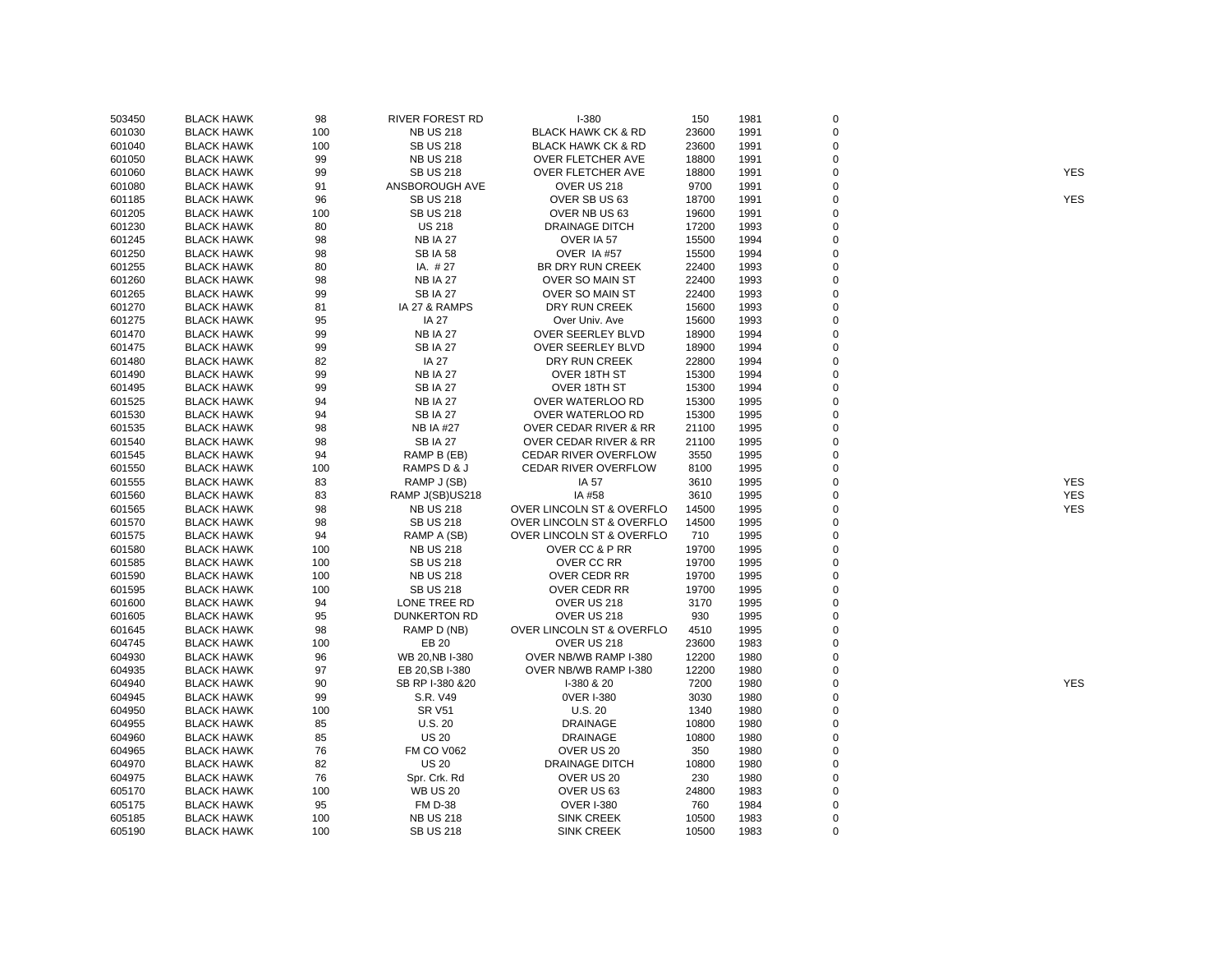| | | | | | | | | |
|---|---|---|---|---|---|---|---|---|
| 503450 | BLACK HAWK | 98 | RIVER FOREST RD | I-380 | 150 | 1981 | 0 | |
| 601030 | BLACK HAWK | 100 | NB US 218 | BLACK HAWK CK & RD | 23600 | 1991 | 0 | |
| 601040 | BLACK HAWK | 100 | SB US 218 | BLACK HAWK CK & RD | 23600 | 1991 | 0 | |
| 601050 | BLACK HAWK | 99 | NB US 218 | OVER FLETCHER AVE | 18800 | 1991 | 0 | |
| 601060 | BLACK HAWK | 99 | SB US 218 | OVER FLETCHER AVE | 18800 | 1991 | 0 | YES |
| 601080 | BLACK HAWK | 91 | ANSBOROUGH AVE | OVER US 218 | 9700 | 1991 | 0 | |
| 601185 | BLACK HAWK | 96 | SB US 218 | OVER SB US 63 | 18700 | 1991 | 0 | YES |
| 601205 | BLACK HAWK | 100 | SB US 218 | OVER NB US 63 | 19600 | 1991 | 0 | |
| 601230 | BLACK HAWK | 80 | US 218 | DRAINAGE DITCH | 17200 | 1993 | 0 | |
| 601245 | BLACK HAWK | 98 | NB IA 27 | OVER IA 57 | 15500 | 1994 | 0 | |
| 601250 | BLACK HAWK | 98 | SB IA 58 | OVER IA #57 | 15500 | 1994 | 0 | |
| 601255 | BLACK HAWK | 80 | IA. # 27 | BR DRY RUN CREEK | 22400 | 1993 | 0 | |
| 601260 | BLACK HAWK | 98 | NB IA 27 | OVER SO MAIN ST | 22400 | 1993 | 0 | |
| 601265 | BLACK HAWK | 99 | SB IA 27 | OVER SO MAIN ST | 22400 | 1993 | 0 | |
| 601270 | BLACK HAWK | 81 | IA 27 & RAMPS | DRY RUN CREEK | 15600 | 1993 | 0 | |
| 601275 | BLACK HAWK | 95 | IA 27 | Over Univ. Ave | 15600 | 1993 | 0 | |
| 601470 | BLACK HAWK | 99 | NB IA 27 | OVER SEERLEY BLVD | 18900 | 1994 | 0 | |
| 601475 | BLACK HAWK | 99 | SB IA 27 | OVER SEERLEY BLVD | 18900 | 1994 | 0 | |
| 601480 | BLACK HAWK | 82 | IA 27 | DRY RUN CREEK | 22800 | 1994 | 0 | |
| 601490 | BLACK HAWK | 99 | NB IA 27 | OVER 18TH ST | 15300 | 1994 | 0 | |
| 601495 | BLACK HAWK | 99 | SB IA 27 | OVER 18TH ST | 15300 | 1994 | 0 | |
| 601525 | BLACK HAWK | 94 | NB IA 27 | OVER WATERLOO RD | 15300 | 1995 | 0 | |
| 601530 | BLACK HAWK | 94 | SB IA 27 | OVER WATERLOO RD | 15300 | 1995 | 0 | |
| 601535 | BLACK HAWK | 98 | NB IA #27 | OVER CEDAR RIVER & RR | 21100 | 1995 | 0 | |
| 601540 | BLACK HAWK | 98 | SB IA 27 | OVER CEDAR RIVER & RR | 21100 | 1995 | 0 | |
| 601545 | BLACK HAWK | 94 | RAMP B (EB) | CEDAR RIVER OVERFLOW | 3550 | 1995 | 0 | |
| 601550 | BLACK HAWK | 100 | RAMPS D & J | CEDAR RIVER OVERFLOW | 8100 | 1995 | 0 | |
| 601555 | BLACK HAWK | 83 | RAMP J (SB) | IA 57 | 3610 | 1995 | 0 | YES |
| 601560 | BLACK HAWK | 83 | RAMP J(SB)US218 | IA #58 | 3610 | 1995 | 0 | YES |
| 601565 | BLACK HAWK | 98 | NB US 218 | OVER LINCOLN ST & OVERFLO | 14500 | 1995 | 0 | YES |
| 601570 | BLACK HAWK | 98 | SB US 218 | OVER LINCOLN ST & OVERFLO | 14500 | 1995 | 0 | |
| 601575 | BLACK HAWK | 94 | RAMP A (SB) | OVER LINCOLN ST & OVERFLO | 710 | 1995 | 0 | |
| 601580 | BLACK HAWK | 100 | NB US 218 | OVER CC & P RR | 19700 | 1995 | 0 | |
| 601585 | BLACK HAWK | 100 | SB US 218 | OVER CC RR | 19700 | 1995 | 0 | |
| 601590 | BLACK HAWK | 100 | NB US 218 | OVER CEDR RR | 19700 | 1995 | 0 | |
| 601595 | BLACK HAWK | 100 | SB US 218 | OVER CEDR RR | 19700 | 1995 | 0 | |
| 601600 | BLACK HAWK | 94 | LONE TREE RD | OVER US 218 | 3170 | 1995 | 0 | |
| 601605 | BLACK HAWK | 95 | DUNKERTON RD | OVER US 218 | 930 | 1995 | 0 | |
| 601645 | BLACK HAWK | 98 | RAMP D (NB) | OVER LINCOLN ST & OVERFLO | 4510 | 1995 | 0 | |
| 604745 | BLACK HAWK | 100 | EB 20 | OVER US 218 | 23600 | 1983 | 0 | |
| 604930 | BLACK HAWK | 96 | WB 20,NB I-380 | OVER NB/WB RAMP I-380 | 12200 | 1980 | 0 | |
| 604935 | BLACK HAWK | 97 | EB 20,SB I-380 | OVER NB/WB RAMP I-380 | 12200 | 1980 | 0 | |
| 604940 | BLACK HAWK | 90 | SB RP I-380 &20 | I-380 & 20 | 7200 | 1980 | 0 | YES |
| 604945 | BLACK HAWK | 99 | S.R. V49 | 0VER I-380 | 3030 | 1980 | 0 | |
| 604950 | BLACK HAWK | 100 | SR V51 | U.S. 20 | 1340 | 1980 | 0 | |
| 604955 | BLACK HAWK | 85 | U.S. 20 | DRAINAGE | 10800 | 1980 | 0 | |
| 604960 | BLACK HAWK | 85 | US 20 | DRAINAGE | 10800 | 1980 | 0 | |
| 604965 | BLACK HAWK | 76 | FM CO V062 | OVER US 20 | 350 | 1980 | 0 | |
| 604970 | BLACK HAWK | 82 | US 20 | DRAINAGE DITCH | 10800 | 1980 | 0 | |
| 604975 | BLACK HAWK | 76 | Spr. Crk. Rd | OVER US 20 | 230 | 1980 | 0 | |
| 605170 | BLACK HAWK | 100 | WB US 20 | OVER US 63 | 24800 | 1983 | 0 | |
| 605175 | BLACK HAWK | 95 | FM D-38 | OVER I-380 | 760 | 1984 | 0 | |
| 605185 | BLACK HAWK | 100 | NB US 218 | SINK CREEK | 10500 | 1983 | 0 | |
| 605190 | BLACK HAWK | 100 | SB US 218 | SINK CREEK | 10500 | 1983 | 0 | |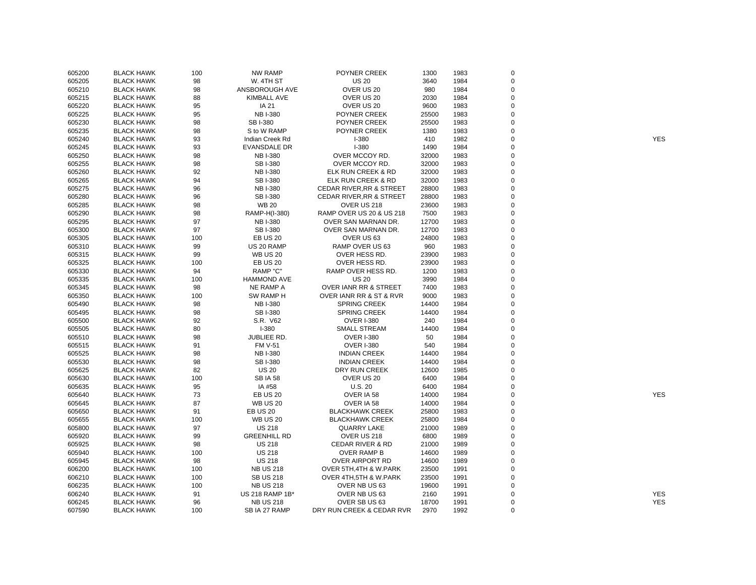| | | | | | | | | |
|---|---|---|---|---|---|---|---|---|
| 605200 | BLACK HAWK | 100 | NW RAMP | POYNER CREEK | 1300 | 1983 | 0 | |
| 605205 | BLACK HAWK | 98 | W. 4TH ST | US 20 | 3640 | 1984 | 0 | |
| 605210 | BLACK HAWK | 98 | ANSBOROUGH AVE | OVER US 20 | 980 | 1984 | 0 | |
| 605215 | BLACK HAWK | 88 | KIMBALL AVE | OVER US 20 | 2030 | 1984 | 0 | |
| 605220 | BLACK HAWK | 95 | IA 21 | OVER US 20 | 9600 | 1983 | 0 | |
| 605225 | BLACK HAWK | 95 | NB I-380 | POYNER CREEK | 25500 | 1983 | 0 | |
| 605230 | BLACK HAWK | 98 | SB I-380 | POYNER CREEK | 25500 | 1983 | 0 | |
| 605235 | BLACK HAWK | 98 | S to W RAMP | POYNER CREEK | 1380 | 1983 | 0 | |
| 605240 | BLACK HAWK | 93 | Indian Creek Rd | I-380 | 410 | 1982 | 0 | YES |
| 605245 | BLACK HAWK | 93 | EVANSDALE DR | I-380 | 1490 | 1984 | 0 | |
| 605250 | BLACK HAWK | 98 | NB I-380 | OVER MCCOY RD. | 32000 | 1983 | 0 | |
| 605255 | BLACK HAWK | 98 | SB I-380 | OVER MCCOY RD. | 32000 | 1983 | 0 | |
| 605260 | BLACK HAWK | 92 | NB I-380 | ELK RUN CREEK & RD | 32000 | 1983 | 0 | |
| 605265 | BLACK HAWK | 94 | SB I-380 | ELK RUN CREEK & RD | 32000 | 1983 | 0 | |
| 605275 | BLACK HAWK | 96 | NB I-380 | CEDAR RIVER,RR & STREET | 28800 | 1983 | 0 | |
| 605280 | BLACK HAWK | 96 | SB I-380 | CEDAR RIVER,RR & STREET | 28800 | 1983 | 0 | |
| 605285 | BLACK HAWK | 98 | WB 20 | OVER US 218 | 23600 | 1983 | 0 | |
| 605290 | BLACK HAWK | 98 | RAMP-H(I-380) | RAMP OVER US 20 & US 218 | 7500 | 1983 | 0 | |
| 605295 | BLACK HAWK | 97 | NB I-380 | OVER SAN MARNAN DR. | 12700 | 1983 | 0 | |
| 605300 | BLACK HAWK | 97 | SB I-380 | OVER SAN MARNAN DR. | 12700 | 1983 | 0 | |
| 605305 | BLACK HAWK | 100 | EB US 20 | OVER US 63 | 24800 | 1983 | 0 | |
| 605310 | BLACK HAWK | 99 | US 20 RAMP | RAMP OVER US 63 | 960 | 1983 | 0 | |
| 605315 | BLACK HAWK | 99 | WB US 20 | OVER HESS RD. | 23900 | 1983 | 0 | |
| 605325 | BLACK HAWK | 100 | EB US 20 | OVER HESS RD. | 23900 | 1983 | 0 | |
| 605330 | BLACK HAWK | 94 | RAMP "C" | RAMP OVER HESS RD. | 1200 | 1983 | 0 | |
| 605335 | BLACK HAWK | 100 | HAMMOND AVE | US 20 | 3990 | 1984 | 0 | |
| 605345 | BLACK HAWK | 98 | NE RAMP A | OVER IANR RR & STREET | 7400 | 1983 | 0 | |
| 605350 | BLACK HAWK | 100 | SW RAMP H | OVER IANR RR & ST & RVR | 9000 | 1983 | 0 | |
| 605490 | BLACK HAWK | 98 | NB I-380 | SPRING CREEK | 14400 | 1984 | 0 | |
| 605495 | BLACK HAWK | 98 | SB I-380 | SPRING CREEK | 14400 | 1984 | 0 | |
| 605500 | BLACK HAWK | 92 | S.R. V62 | OVER I-380 | 240 | 1984 | 0 | |
| 605505 | BLACK HAWK | 80 | I-380 | SMALL STREAM | 14400 | 1984 | 0 | |
| 605510 | BLACK HAWK | 98 | JUBLIEE RD. | OVER I-380 | 50 | 1984 | 0 | |
| 605515 | BLACK HAWK | 91 | FM V-51 | OVER I-380 | 540 | 1984 | 0 | |
| 605525 | BLACK HAWK | 98 | NB I-380 | INDIAN CREEK | 14400 | 1984 | 0 | |
| 605530 | BLACK HAWK | 98 | SB I-380 | INDIAN CREEK | 14400 | 1984 | 0 | |
| 605625 | BLACK HAWK | 82 | US 20 | DRY RUN CREEK | 12600 | 1985 | 0 | |
| 605630 | BLACK HAWK | 100 | SB IA 58 | OVER US 20 | 6400 | 1984 | 0 | |
| 605635 | BLACK HAWK | 95 | IA #58 | U.S. 20 | 6400 | 1984 | 0 | |
| 605640 | BLACK HAWK | 73 | EB US 20 | OVER IA 58 | 14000 | 1984 | 0 | YES |
| 605645 | BLACK HAWK | 87 | WB US 20 | OVER IA 58 | 14000 | 1984 | 0 | |
| 605650 | BLACK HAWK | 91 | EB US 20 | BLACKHAWK CREEK | 25800 | 1983 | 0 | |
| 605655 | BLACK HAWK | 100 | WB US 20 | BLACKHAWK CREEK | 25800 | 1984 | 0 | |
| 605800 | BLACK HAWK | 97 | US 218 | QUARRY LAKE | 21000 | 1989 | 0 | |
| 605920 | BLACK HAWK | 99 | GREENHILL RD | OVER US 218 | 6800 | 1989 | 0 | |
| 605925 | BLACK HAWK | 98 | US 218 | CEDAR RIVER & RD | 21000 | 1989 | 0 | |
| 605940 | BLACK HAWK | 100 | US 218 | OVER RAMP B | 14600 | 1989 | 0 | |
| 605945 | BLACK HAWK | 98 | US 218 | OVER AIRPORT RD | 14600 | 1989 | 0 | |
| 606200 | BLACK HAWK | 100 | NB US 218 | OVER 5TH,4TH & W.PARK | 23500 | 1991 | 0 | |
| 606210 | BLACK HAWK | 100 | SB US 218 | OVER 4TH,5TH & W.PARK | 23500 | 1991 | 0 | |
| 606235 | BLACK HAWK | 100 | NB US 218 | OVER NB US 63 | 19600 | 1991 | 0 | |
| 606240 | BLACK HAWK | 91 | US 218 RAMP 1B* | OVER NB US 63 | 2160 | 1991 | 0 | YES |
| 606245 | BLACK HAWK | 96 | NB US 218 | OVER SB US 63 | 18700 | 1991 | 0 | YES |
| 607590 | BLACK HAWK | 100 | SB IA 27 RAMP | DRY RUN CREEK & CEDAR RVR | 2970 | 1992 | 0 | |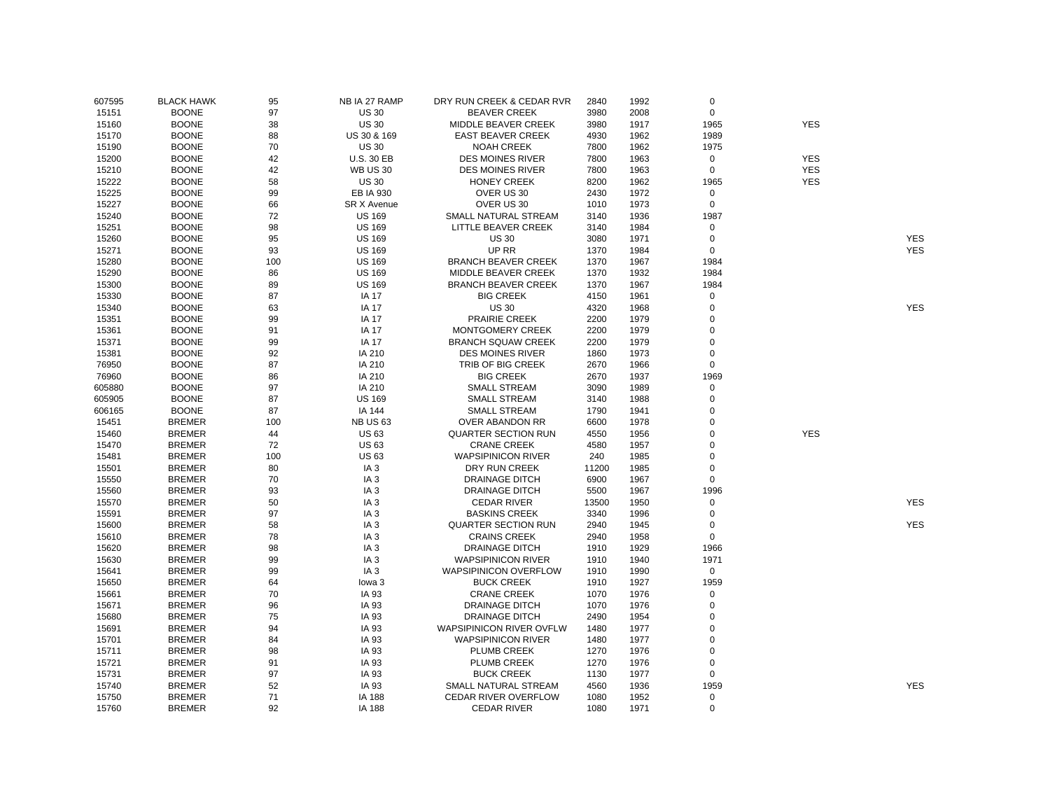| | | | | | | | | | |
|---|---|---|---|---|---|---|---|---|---|
| 607595 | BLACK HAWK | 95 | NB IA 27 RAMP | DRY RUN CREEK & CEDAR RVR | 2840 | 1992 | 0 | | |
| 15151 | BOONE | 97 | US 30 | BEAVER CREEK | 3980 | 2008 | 0 | | |
| 15160 | BOONE | 38 | US 30 | MIDDLE BEAVER CREEK | 3980 | 1917 | 1965 | YES | |
| 15170 | BOONE | 88 | US 30 & 169 | EAST BEAVER CREEK | 4930 | 1962 | 1989 | | |
| 15190 | BOONE | 70 | US 30 | NOAH CREEK | 7800 | 1962 | 1975 | | |
| 15200 | BOONE | 42 | U.S. 30 EB | DES MOINES RIVER | 7800 | 1963 | 0 | YES | |
| 15210 | BOONE | 42 | WB US 30 | DES MOINES RIVER | 7800 | 1963 | 0 | YES | |
| 15222 | BOONE | 58 | US 30 | HONEY CREEK | 8200 | 1962 | 1965 | YES | |
| 15225 | BOONE | 99 | EB IA 930 | OVER US 30 | 2430 | 1972 | 0 | | |
| 15227 | BOONE | 66 | SR X Avenue | OVER US 30 | 1010 | 1973 | 0 | | |
| 15240 | BOONE | 72 | US 169 | SMALL NATURAL STREAM | 3140 | 1936 | 1987 | | |
| 15251 | BOONE | 98 | US 169 | LITTLE BEAVER CREEK | 3140 | 1984 | 0 | | |
| 15260 | BOONE | 95 | US 169 | US 30 | 3080 | 1971 | 0 | | YES |
| 15271 | BOONE | 93 | US 169 | UP RR | 1370 | 1984 | 0 | | YES |
| 15280 | BOONE | 100 | US 169 | BRANCH BEAVER CREEK | 1370 | 1967 | 1984 | | |
| 15290 | BOONE | 86 | US 169 | MIDDLE BEAVER CREEK | 1370 | 1932 | 1984 | | |
| 15300 | BOONE | 89 | US 169 | BRANCH BEAVER CREEK | 1370 | 1967 | 1984 | | |
| 15330 | BOONE | 87 | IA 17 | BIG CREEK | 4150 | 1961 | 0 | | |
| 15340 | BOONE | 63 | IA 17 | US 30 | 4320 | 1968 | 0 | | YES |
| 15351 | BOONE | 99 | IA 17 | PRAIRIE CREEK | 2200 | 1979 | 0 | | |
| 15361 | BOONE | 91 | IA 17 | MONTGOMERY CREEK | 2200 | 1979 | 0 | | |
| 15371 | BOONE | 99 | IA 17 | BRANCH SQUAW CREEK | 2200 | 1979 | 0 | | |
| 15381 | BOONE | 92 | IA 210 | DES MOINES RIVER | 1860 | 1973 | 0 | | |
| 76950 | BOONE | 87 | IA 210 | TRIB OF BIG CREEK | 2670 | 1966 | 0 | | |
| 76960 | BOONE | 86 | IA 210 | BIG CREEK | 2670 | 1937 | 1969 | | |
| 605880 | BOONE | 97 | IA 210 | SMALL STREAM | 3090 | 1989 | 0 | | |
| 605905 | BOONE | 87 | US 169 | SMALL STREAM | 3140 | 1988 | 0 | | |
| 606165 | BOONE | 87 | IA 144 | SMALL STREAM | 1790 | 1941 | 0 | | |
| 15451 | BREMER | 100 | NB US 63 | OVER ABANDON RR | 6600 | 1978 | 0 | | |
| 15460 | BREMER | 44 | US 63 | QUARTER SECTION RUN | 4550 | 1956 | 0 | YES | |
| 15470 | BREMER | 72 | US 63 | CRANE CREEK | 4580 | 1957 | 0 | | |
| 15481 | BREMER | 100 | US 63 | WAPSIPINICON RIVER | 240 | 1985 | 0 | | |
| 15501 | BREMER | 80 | IA 3 | DRY RUN CREEK | 11200 | 1985 | 0 | | |
| 15550 | BREMER | 70 | IA 3 | DRAINAGE DITCH | 6900 | 1967 | 0 | | |
| 15560 | BREMER | 93 | IA 3 | DRAINAGE DITCH | 5500 | 1967 | 1996 | | |
| 15570 | BREMER | 50 | IA 3 | CEDAR RIVER | 13500 | 1950 | 0 | | YES |
| 15591 | BREMER | 97 | IA 3 | BASKINS CREEK | 3340 | 1996 | 0 | | |
| 15600 | BREMER | 58 | IA 3 | QUARTER SECTION RUN | 2940 | 1945 | 0 | | YES |
| 15610 | BREMER | 78 | IA 3 | CRAINS CREEK | 2940 | 1958 | 0 | | |
| 15620 | BREMER | 98 | IA 3 | DRAINAGE DITCH | 1910 | 1929 | 1966 | | |
| 15630 | BREMER | 99 | IA 3 | WAPSIPINICON RIVER | 1910 | 1940 | 1971 | | |
| 15641 | BREMER | 99 | IA 3 | WAPSIPINICON OVERFLOW | 1910 | 1990 | 0 | | |
| 15650 | BREMER | 64 | Iowa 3 | BUCK CREEK | 1910 | 1927 | 1959 | | |
| 15661 | BREMER | 70 | IA 93 | CRANE CREEK | 1070 | 1976 | 0 | | |
| 15671 | BREMER | 96 | IA 93 | DRAINAGE DITCH | 1070 | 1976 | 0 | | |
| 15680 | BREMER | 75 | IA 93 | DRAINAGE DITCH | 2490 | 1954 | 0 | | |
| 15691 | BREMER | 94 | IA 93 | WAPSIPINICON RIVER OVFLW | 1480 | 1977 | 0 | | |
| 15701 | BREMER | 84 | IA 93 | WAPSIPINICON RIVER | 1480 | 1977 | 0 | | |
| 15711 | BREMER | 98 | IA 93 | PLUMB CREEK | 1270 | 1976 | 0 | | |
| 15721 | BREMER | 91 | IA 93 | PLUMB CREEK | 1270 | 1976 | 0 | | |
| 15731 | BREMER | 97 | IA 93 | BUCK CREEK | 1130 | 1977 | 0 | | |
| 15740 | BREMER | 52 | IA 93 | SMALL NATURAL STREAM | 4560 | 1936 | 1959 | | YES |
| 15750 | BREMER | 71 | IA 188 | CEDAR RIVER OVERFLOW | 1080 | 1952 | 0 | | |
| 15760 | BREMER | 92 | IA 188 | CEDAR RIVER | 1080 | 1971 | 0 | | |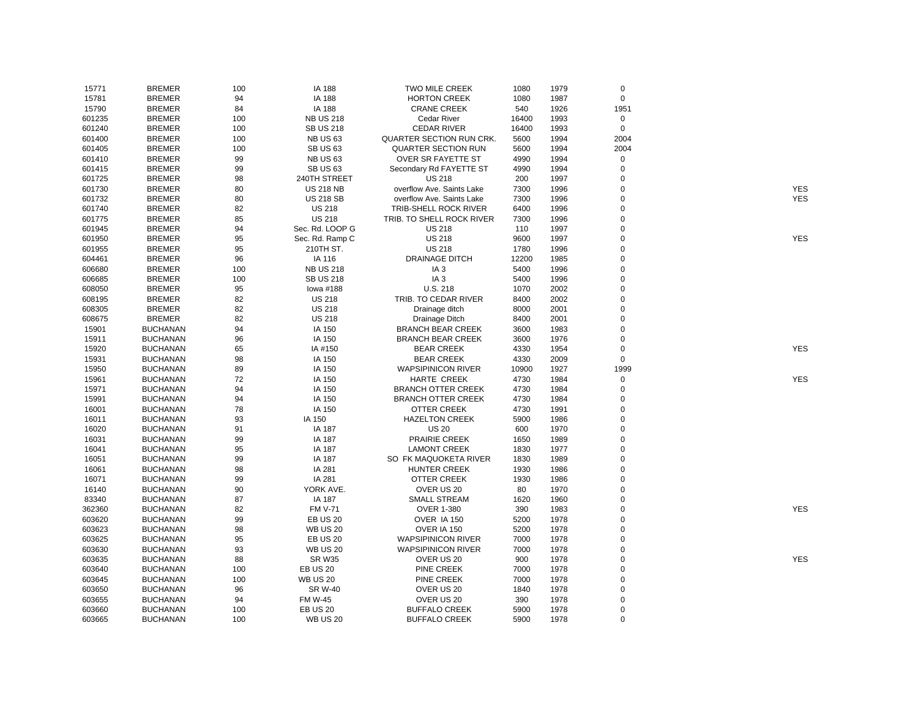| | | | | | | | | |
|---|---|---|---|---|---|---|---|---|
| 15771 | BREMER | 100 | IA 188 | TWO MILE CREEK | 1080 | 1979 | 0 | |
| 15781 | BREMER | 94 | IA 188 | HORTON CREEK | 1080 | 1987 | 0 | |
| 15790 | BREMER | 84 | IA 188 | CRANE CREEK | 540 | 1926 | 1951 | |
| 601235 | BREMER | 100 | NB US 218 | Cedar River | 16400 | 1993 | 0 | |
| 601240 | BREMER | 100 | SB US 218 | CEDAR RIVER | 16400 | 1993 | 0 | |
| 601400 | BREMER | 100 | NB US 63 | QUARTER SECTION RUN CRK. | 5600 | 1994 | 2004 | |
| 601405 | BREMER | 100 | SB US 63 | QUARTER SECTION RUN | 5600 | 1994 | 2004 | |
| 601410 | BREMER | 99 | NB US 63 | OVER SR FAYETTE ST | 4990 | 1994 | 0 | |
| 601415 | BREMER | 99 | SB US 63 | Secondary Rd FAYETTE ST | 4990 | 1994 | 0 | |
| 601725 | BREMER | 98 | 240TH STREET | US 218 | 200 | 1997 | 0 | |
| 601730 | BREMER | 80 | US 218 NB | overflow Ave. Saints Lake | 7300 | 1996 | 0 | YES |
| 601732 | BREMER | 80 | US 218 SB | overflow Ave. Saints Lake | 7300 | 1996 | 0 | YES |
| 601740 | BREMER | 82 | US 218 | TRIB-SHELL ROCK RIVER | 6400 | 1996 | 0 | |
| 601775 | BREMER | 85 | US 218 | TRIB. TO SHELL ROCK RIVER | 7300 | 1996 | 0 | |
| 601945 | BREMER | 94 | Sec. Rd. LOOP G | US 218 | 110 | 1997 | 0 | |
| 601950 | BREMER | 95 | Sec. Rd. Ramp C | US 218 | 9600 | 1997 | 0 | YES |
| 601955 | BREMER | 95 | 210TH ST. | US 218 | 1780 | 1996 | 0 | |
| 604461 | BREMER | 96 | IA 116 | DRAINAGE DITCH | 12200 | 1985 | 0 | |
| 606680 | BREMER | 100 | NB US 218 | IA 3 | 5400 | 1996 | 0 | |
| 606685 | BREMER | 100 | SB US 218 | IA 3 | 5400 | 1996 | 0 | |
| 608050 | BREMER | 95 | Iowa #188 | U.S. 218 | 1070 | 2002 | 0 | |
| 608195 | BREMER | 82 | US 218 | TRIB. TO CEDAR RIVER | 8400 | 2002 | 0 | |
| 608305 | BREMER | 82 | US 218 | Drainage ditch | 8000 | 2001 | 0 | |
| 608675 | BREMER | 82 | US 218 | Drainage Ditch | 8400 | 2001 | 0 | |
| 15901 | BUCHANAN | 94 | IA 150 | BRANCH BEAR CREEK | 3600 | 1983 | 0 | |
| 15911 | BUCHANAN | 96 | IA 150 | BRANCH BEAR CREEK | 3600 | 1976 | 0 | |
| 15920 | BUCHANAN | 65 | IA #150 | BEAR CREEK | 4330 | 1954 | 0 | YES |
| 15931 | BUCHANAN | 98 | IA 150 | BEAR CREEK | 4330 | 2009 | 0 | |
| 15950 | BUCHANAN | 89 | IA 150 | WAPSIPINICON RIVER | 10900 | 1927 | 1999 | |
| 15961 | BUCHANAN | 72 | IA 150 | HARTE CREEK | 4730 | 1984 | 0 | YES |
| 15971 | BUCHANAN | 94 | IA 150 | BRANCH OTTER CREEK | 4730 | 1984 | 0 | |
| 15991 | BUCHANAN | 94 | IA 150 | BRANCH OTTER CREEK | 4730 | 1984 | 0 | |
| 16001 | BUCHANAN | 78 | IA 150 | OTTER CREEK | 4730 | 1991 | 0 | |
| 16011 | BUCHANAN | 93 | IA 150 | HAZELTON CREEK | 5900 | 1986 | 0 | |
| 16020 | BUCHANAN | 91 | IA 187 | US 20 | 600 | 1970 | 0 | |
| 16031 | BUCHANAN | 99 | IA 187 | PRAIRIE CREEK | 1650 | 1989 | 0 | |
| 16041 | BUCHANAN | 95 | IA 187 | LAMONT CREEK | 1830 | 1977 | 0 | |
| 16051 | BUCHANAN | 99 | IA 187 | SO FK MAQUOKETA RIVER | 1830 | 1989 | 0 | |
| 16061 | BUCHANAN | 98 | IA 281 | HUNTER CREEK | 1930 | 1986 | 0 | |
| 16071 | BUCHANAN | 99 | IA 281 | OTTER CREEK | 1930 | 1986 | 0 | |
| 16140 | BUCHANAN | 90 | YORK AVE. | OVER US 20 | 80 | 1970 | 0 | |
| 83340 | BUCHANAN | 87 | IA 187 | SMALL STREAM | 1620 | 1960 | 0 | |
| 362360 | BUCHANAN | 82 | FM V-71 | OVER 1-380 | 390 | 1983 | 0 | YES |
| 603620 | BUCHANAN | 99 | EB US 20 | OVER IA 150 | 5200 | 1978 | 0 | |
| 603623 | BUCHANAN | 98 | WB US 20 | OVER IA 150 | 5200 | 1978 | 0 | |
| 603625 | BUCHANAN | 95 | EB US 20 | WAPSIPINICON RIVER | 7000 | 1978 | 0 | |
| 603630 | BUCHANAN | 93 | WB US 20 | WAPSIPINICON RIVER | 7000 | 1978 | 0 | |
| 603635 | BUCHANAN | 88 | SR W35 | OVER US 20 | 900 | 1978 | 0 | YES |
| 603640 | BUCHANAN | 100 | EB US 20 | PINE CREEK | 7000 | 1978 | 0 | |
| 603645 | BUCHANAN | 100 | WB US 20 | PINE CREEK | 7000 | 1978 | 0 | |
| 603650 | BUCHANAN | 96 | SR W-40 | OVER US 20 | 1840 | 1978 | 0 | |
| 603655 | BUCHANAN | 94 | FM W-45 | OVER US 20 | 390 | 1978 | 0 | |
| 603660 | BUCHANAN | 100 | EB US 20 | BUFFALO CREEK | 5900 | 1978 | 0 | |
| 603665 | BUCHANAN | 100 | WB US 20 | BUFFALO CREEK | 5900 | 1978 | 0 | |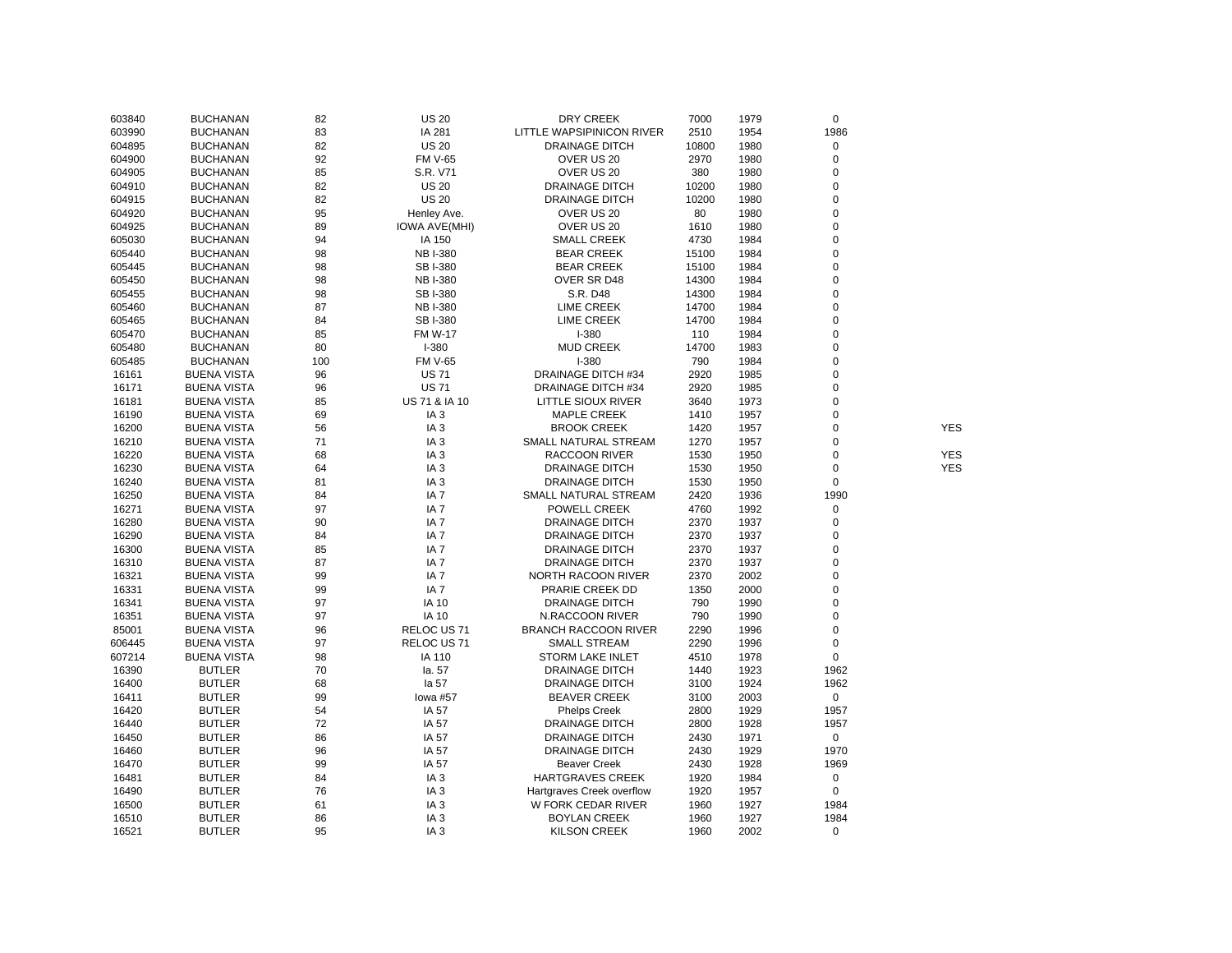| | | | | | | | | |
|---|---|---|---|---|---|---|---|---|
| 603840 | BUCHANAN | 82 | US 20 | DRY CREEK | 7000 | 1979 | 0 | |
| 603990 | BUCHANAN | 83 | IA 281 | LITTLE WAPSIPINICON RIVER | 2510 | 1954 | 1986 | |
| 604895 | BUCHANAN | 82 | US 20 | DRAINAGE DITCH | 10800 | 1980 | 0 | |
| 604900 | BUCHANAN | 92 | FM V-65 | OVER US 20 | 2970 | 1980 | 0 | |
| 604905 | BUCHANAN | 85 | S.R. V71 | OVER US 20 | 380 | 1980 | 0 | |
| 604910 | BUCHANAN | 82 | US 20 | DRAINAGE DITCH | 10200 | 1980 | 0 | |
| 604915 | BUCHANAN | 82 | US 20 | DRAINAGE DITCH | 10200 | 1980 | 0 | |
| 604920 | BUCHANAN | 95 | Henley Ave. | OVER US 20 | 80 | 1980 | 0 | |
| 604925 | BUCHANAN | 89 | IOWA AVE(MHI) | OVER US 20 | 1610 | 1980 | 0 | |
| 605030 | BUCHANAN | 94 | IA 150 | SMALL CREEK | 4730 | 1984 | 0 | |
| 605440 | BUCHANAN | 98 | NB I-380 | BEAR CREEK | 15100 | 1984 | 0 | |
| 605445 | BUCHANAN | 98 | SB I-380 | BEAR CREEK | 15100 | 1984 | 0 | |
| 605450 | BUCHANAN | 98 | NB I-380 | OVER SR D48 | 14300 | 1984 | 0 | |
| 605455 | BUCHANAN | 98 | SB I-380 | S.R. D48 | 14300 | 1984 | 0 | |
| 605460 | BUCHANAN | 87 | NB I-380 | LIME CREEK | 14700 | 1984 | 0 | |
| 605465 | BUCHANAN | 84 | SB I-380 | LIME CREEK | 14700 | 1984 | 0 | |
| 605470 | BUCHANAN | 85 | FM W-17 | I-380 | 110 | 1984 | 0 | |
| 605480 | BUCHANAN | 80 | I-380 | MUD CREEK | 14700 | 1983 | 0 | |
| 605485 | BUCHANAN | 100 | FM V-65 | I-380 | 790 | 1984 | 0 | |
| 16161 | BUENA VISTA | 96 | US 71 | DRAINAGE DITCH #34 | 2920 | 1985 | 0 | |
| 16171 | BUENA VISTA | 96 | US 71 | DRAINAGE DITCH #34 | 2920 | 1985 | 0 | |
| 16181 | BUENA VISTA | 85 | US 71 & IA 10 | LITTLE SIOUX RIVER | 3640 | 1973 | 0 | |
| 16190 | BUENA VISTA | 69 | IA 3 | MAPLE CREEK | 1410 | 1957 | 0 | |
| 16200 | BUENA VISTA | 56 | IA 3 | BROOK CREEK | 1420 | 1957 | 0 | YES |
| 16210 | BUENA VISTA | 71 | IA 3 | SMALL NATURAL STREAM | 1270 | 1957 | 0 | |
| 16220 | BUENA VISTA | 68 | IA 3 | RACCOON RIVER | 1530 | 1950 | 0 | YES |
| 16230 | BUENA VISTA | 64 | IA 3 | DRAINAGE DITCH | 1530 | 1950 | 0 | YES |
| 16240 | BUENA VISTA | 81 | IA 3 | DRAINAGE DITCH | 1530 | 1950 | 0 | |
| 16250 | BUENA VISTA | 84 | IA 7 | SMALL NATURAL STREAM | 2420 | 1936 | 1990 | |
| 16271 | BUENA VISTA | 97 | IA 7 | POWELL CREEK | 4760 | 1992 | 0 | |
| 16280 | BUENA VISTA | 90 | IA 7 | DRAINAGE DITCH | 2370 | 1937 | 0 | |
| 16290 | BUENA VISTA | 84 | IA 7 | DRAINAGE DITCH | 2370 | 1937 | 0 | |
| 16300 | BUENA VISTA | 85 | IA 7 | DRAINAGE DITCH | 2370 | 1937 | 0 | |
| 16310 | BUENA VISTA | 87 | IA 7 | DRAINAGE DITCH | 2370 | 1937 | 0 | |
| 16321 | BUENA VISTA | 99 | IA 7 | NORTH RACOON RIVER | 2370 | 2002 | 0 | |
| 16331 | BUENA VISTA | 99 | IA 7 | PRARIE CREEK DD | 1350 | 2000 | 0 | |
| 16341 | BUENA VISTA | 97 | IA 10 | DRAINAGE DITCH | 790 | 1990 | 0 | |
| 16351 | BUENA VISTA | 97 | IA 10 | N.RACCOON RIVER | 790 | 1990 | 0 | |
| 85001 | BUENA VISTA | 96 | RELOC US 71 | BRANCH RACCOON RIVER | 2290 | 1996 | 0 | |
| 606445 | BUENA VISTA | 97 | RELOC US 71 | SMALL STREAM | 2290 | 1996 | 0 | |
| 607214 | BUENA VISTA | 98 | IA 110 | STORM LAKE INLET | 4510 | 1978 | 0 | |
| 16390 | BUTLER | 70 | Ia. 57 | DRAINAGE DITCH | 1440 | 1923 | 1962 | |
| 16400 | BUTLER | 68 | Ia 57 | DRAINAGE DITCH | 3100 | 1924 | 1962 | |
| 16411 | BUTLER | 99 | Iowa #57 | BEAVER CREEK | 3100 | 2003 | 0 | |
| 16420 | BUTLER | 54 | IA 57 | Phelps Creek | 2800 | 1929 | 1957 | |
| 16440 | BUTLER | 72 | IA 57 | DRAINAGE DITCH | 2800 | 1928 | 1957 | |
| 16450 | BUTLER | 86 | IA 57 | DRAINAGE DITCH | 2430 | 1971 | 0 | |
| 16460 | BUTLER | 96 | IA 57 | DRAINAGE DITCH | 2430 | 1929 | 1970 | |
| 16470 | BUTLER | 99 | IA 57 | Beaver Creek | 2430 | 1928 | 1969 | |
| 16481 | BUTLER | 84 | IA 3 | HARTGRAVES CREEK | 1920 | 1984 | 0 | |
| 16490 | BUTLER | 76 | IA 3 | Hartgraves Creek overflow | 1920 | 1957 | 0 | |
| 16500 | BUTLER | 61 | IA 3 | W FORK CEDAR RIVER | 1960 | 1927 | 1984 | |
| 16510 | BUTLER | 86 | IA 3 | BOYLAN CREEK | 1960 | 1927 | 1984 | |
| 16521 | BUTLER | 95 | IA 3 | KILSON CREEK | 1960 | 2002 | 0 | |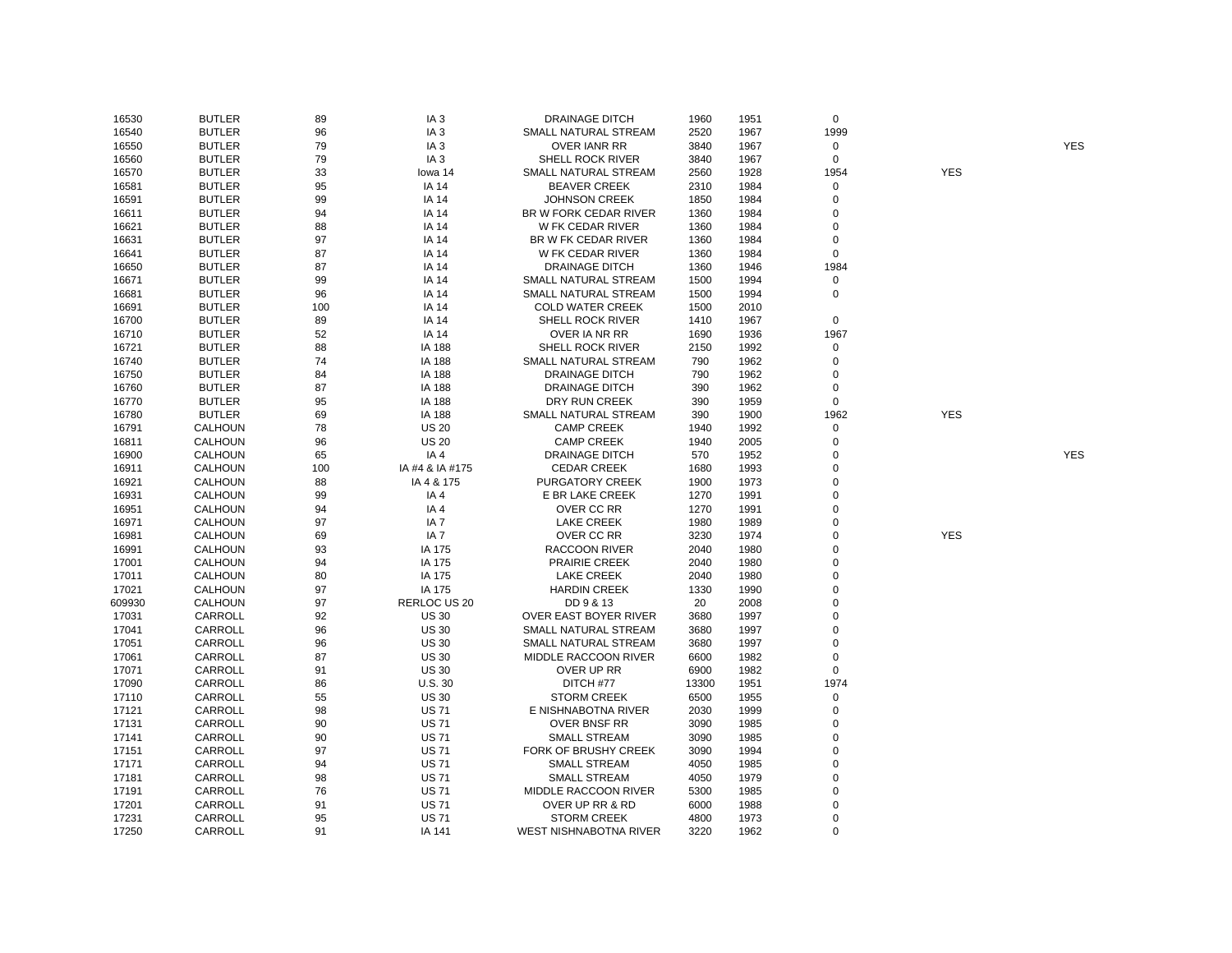| | | | | | | | | | |
|---|---|---|---|---|---|---|---|---|---|
| 16530 | BUTLER | 89 | IA 3 | DRAINAGE DITCH | 1960 | 1951 | 0 | | |
| 16540 | BUTLER | 96 | IA 3 | SMALL NATURAL STREAM | 2520 | 1967 | 1999 | | |
| 16550 | BUTLER | 79 | IA 3 | OVER IANR RR | 3840 | 1967 | 0 | | YES |
| 16560 | BUTLER | 79 | IA 3 | SHELL ROCK RIVER | 3840 | 1967 | 0 | | |
| 16570 | BUTLER | 33 | Iowa 14 | SMALL NATURAL STREAM | 2560 | 1928 | 1954 | YES | |
| 16581 | BUTLER | 95 | IA 14 | BEAVER CREEK | 2310 | 1984 | 0 | | |
| 16591 | BUTLER | 99 | IA 14 | JOHNSON CREEK | 1850 | 1984 | 0 | | |
| 16611 | BUTLER | 94 | IA 14 | BR W FORK CEDAR RIVER | 1360 | 1984 | 0 | | |
| 16621 | BUTLER | 88 | IA 14 | W FK CEDAR RIVER | 1360 | 1984 | 0 | | |
| 16631 | BUTLER | 97 | IA 14 | BR W FK CEDAR RIVER | 1360 | 1984 | 0 | | |
| 16641 | BUTLER | 87 | IA 14 | W FK CEDAR RIVER | 1360 | 1984 | 0 | | |
| 16650 | BUTLER | 87 | IA 14 | DRAINAGE DITCH | 1360 | 1946 | 1984 | | |
| 16671 | BUTLER | 99 | IA 14 | SMALL NATURAL STREAM | 1500 | 1994 | 0 | | |
| 16681 | BUTLER | 96 | IA 14 | SMALL NATURAL STREAM | 1500 | 1994 | 0 | | |
| 16691 | BUTLER | 100 | IA 14 | COLD WATER CREEK | 1500 | 2010 | | | |
| 16700 | BUTLER | 89 | IA 14 | SHELL ROCK RIVER | 1410 | 1967 | 0 | | |
| 16710 | BUTLER | 52 | IA 14 | OVER IA NR RR | 1690 | 1936 | 1967 | | |
| 16721 | BUTLER | 88 | IA 188 | SHELL ROCK RIVER | 2150 | 1992 | 0 | | |
| 16740 | BUTLER | 74 | IA 188 | SMALL NATURAL STREAM | 790 | 1962 | 0 | | |
| 16750 | BUTLER | 84 | IA 188 | DRAINAGE DITCH | 790 | 1962 | 0 | | |
| 16760 | BUTLER | 87 | IA 188 | DRAINAGE DITCH | 390 | 1962 | 0 | | |
| 16770 | BUTLER | 95 | IA 188 | DRY RUN CREEK | 390 | 1959 | 0 | | |
| 16780 | BUTLER | 69 | IA 188 | SMALL NATURAL STREAM | 390 | 1900 | 1962 | YES | |
| 16791 | CALHOUN | 78 | US 20 | CAMP CREEK | 1940 | 1992 | 0 | | |
| 16811 | CALHOUN | 96 | US 20 | CAMP CREEK | 1940 | 2005 | 0 | | |
| 16900 | CALHOUN | 65 | IA 4 | DRAINAGE DITCH | 570 | 1952 | 0 | | YES |
| 16911 | CALHOUN | 100 | IA #4 & IA #175 | CEDAR CREEK | 1680 | 1993 | 0 | | |
| 16921 | CALHOUN | 88 | IA 4 & 175 | PURGATORY CREEK | 1900 | 1973 | 0 | | |
| 16931 | CALHOUN | 99 | IA 4 | E BR LAKE CREEK | 1270 | 1991 | 0 | | |
| 16951 | CALHOUN | 94 | IA 4 | OVER CC RR | 1270 | 1991 | 0 | | |
| 16971 | CALHOUN | 97 | IA 7 | LAKE CREEK | 1980 | 1989 | 0 | | |
| 16981 | CALHOUN | 69 | IA 7 | OVER CC RR | 3230 | 1974 | 0 | YES | |
| 16991 | CALHOUN | 93 | IA 175 | RACCOON RIVER | 2040 | 1980 | 0 | | |
| 17001 | CALHOUN | 94 | IA 175 | PRAIRIE CREEK | 2040 | 1980 | 0 | | |
| 17011 | CALHOUN | 80 | IA 175 | LAKE CREEK | 2040 | 1980 | 0 | | |
| 17021 | CALHOUN | 97 | IA 175 | HARDIN CREEK | 1330 | 1990 | 0 | | |
| 609930 | CALHOUN | 97 | RERLOC US 20 | DD 9 & 13 | 20 | 2008 | 0 | | |
| 17031 | CARROLL | 92 | US 30 | OVER EAST BOYER RIVER | 3680 | 1997 | 0 | | |
| 17041 | CARROLL | 96 | US 30 | SMALL NATURAL STREAM | 3680 | 1997 | 0 | | |
| 17051 | CARROLL | 96 | US 30 | SMALL NATURAL STREAM | 3680 | 1997 | 0 | | |
| 17061 | CARROLL | 87 | US 30 | MIDDLE RACCOON RIVER | 6600 | 1982 | 0 | | |
| 17071 | CARROLL | 91 | US 30 | OVER UP RR | 6900 | 1982 | 0 | | |
| 17090 | CARROLL | 86 | U.S. 30 | DITCH #77 | 13300 | 1951 | 1974 | | |
| 17110 | CARROLL | 55 | US 30 | STORM CREEK | 6500 | 1955 | 0 | | |
| 17121 | CARROLL | 98 | US 71 | E NISHNABOTNA RIVER | 2030 | 1999 | 0 | | |
| 17131 | CARROLL | 90 | US 71 | OVER BNSF RR | 3090 | 1985 | 0 | | |
| 17141 | CARROLL | 90 | US 71 | SMALL STREAM | 3090 | 1985 | 0 | | |
| 17151 | CARROLL | 97 | US 71 | FORK OF BRUSHY CREEK | 3090 | 1994 | 0 | | |
| 17171 | CARROLL | 94 | US 71 | SMALL STREAM | 4050 | 1985 | 0 | | |
| 17181 | CARROLL | 98 | US 71 | SMALL STREAM | 4050 | 1979 | 0 | | |
| 17191 | CARROLL | 76 | US 71 | MIDDLE RACCOON RIVER | 5300 | 1985 | 0 | | |
| 17201 | CARROLL | 91 | US 71 | OVER UP RR & RD | 6000 | 1988 | 0 | | |
| 17231 | CARROLL | 95 | US 71 | STORM CREEK | 4800 | 1973 | 0 | | |
| 17250 | CARROLL | 91 | IA 141 | WEST NISHNABOTNA RIVER | 3220 | 1962 | 0 | | |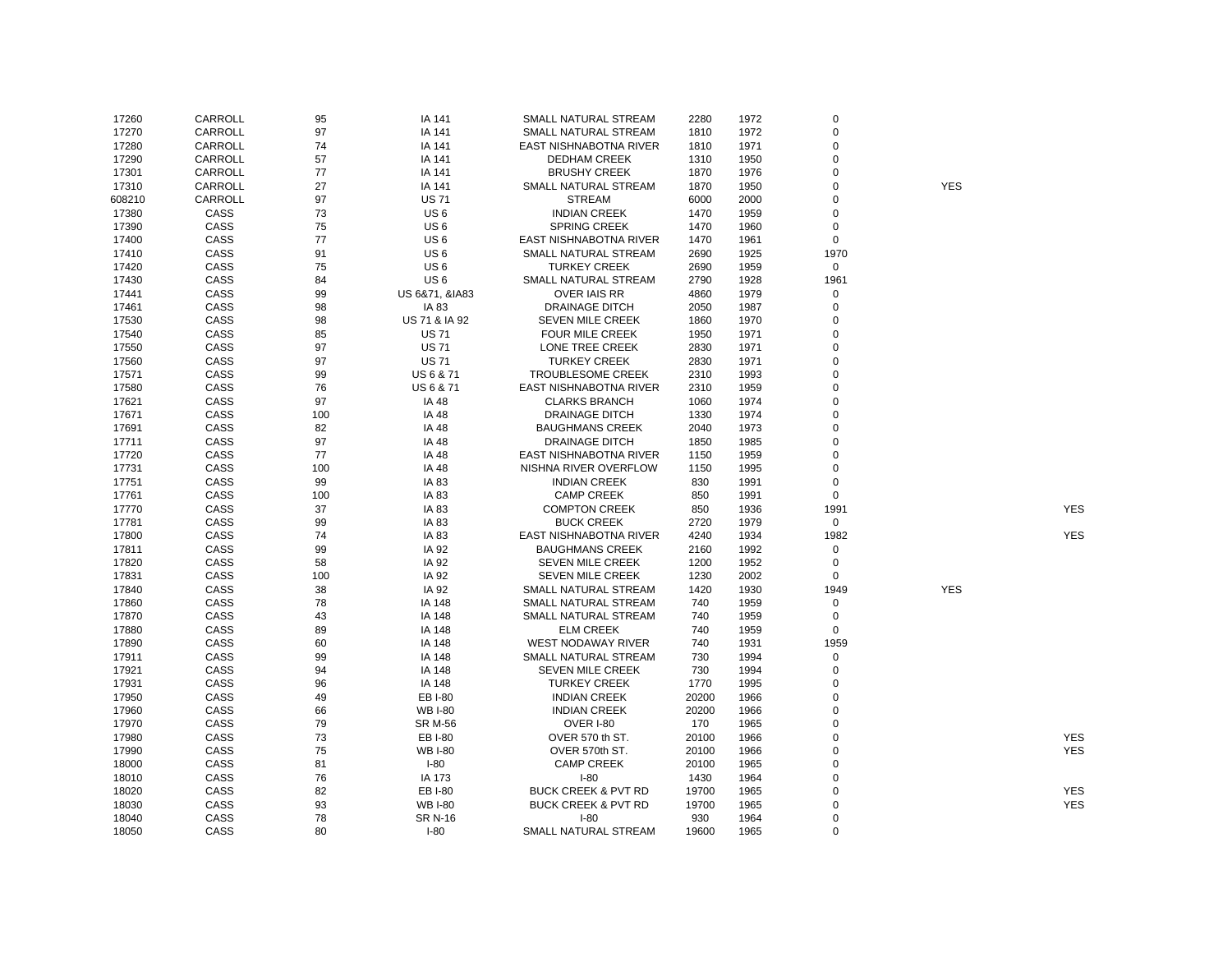| | | | | | | | | | |
|---|---|---|---|---|---|---|---|---|---|
| 17260 | CARROLL | 95 | IA 141 | SMALL NATURAL STREAM | 2280 | 1972 | 0 | | |
| 17270 | CARROLL | 97 | IA 141 | SMALL NATURAL STREAM | 1810 | 1972 | 0 | | |
| 17280 | CARROLL | 74 | IA 141 | EAST NISHNABOTNA RIVER | 1810 | 1971 | 0 | | |
| 17290 | CARROLL | 57 | IA 141 | DEDHAM CREEK | 1310 | 1950 | 0 | | |
| 17301 | CARROLL | 77 | IA 141 | BRUSHY CREEK | 1870 | 1976 | 0 | | |
| 17310 | CARROLL | 27 | IA 141 | SMALL NATURAL STREAM | 1870 | 1950 | 0 | YES | |
| 608210 | CARROLL | 97 | US 71 | STREAM | 6000 | 2000 | 0 | | |
| 17380 | CASS | 73 | US 6 | INDIAN CREEK | 1470 | 1959 | 0 | | |
| 17390 | CASS | 75 | US 6 | SPRING CREEK | 1470 | 1960 | 0 | | |
| 17400 | CASS | 77 | US 6 | EAST NISHNABOTNA RIVER | 1470 | 1961 | 0 | | |
| 17410 | CASS | 91 | US 6 | SMALL NATURAL STREAM | 2690 | 1925 | 1970 | | |
| 17420 | CASS | 75 | US 6 | TURKEY CREEK | 2690 | 1959 | 0 | | |
| 17430 | CASS | 84 | US 6 | SMALL NATURAL STREAM | 2790 | 1928 | 1961 | | |
| 17441 | CASS | 99 | US 6&71, &IA83 | OVER IAIS RR | 4860 | 1979 | 0 | | |
| 17461 | CASS | 98 | IA 83 | DRAINAGE DITCH | 2050 | 1987 | 0 | | |
| 17530 | CASS | 98 | US 71 & IA 92 | SEVEN MILE CREEK | 1860 | 1970 | 0 | | |
| 17540 | CASS | 85 | US 71 | FOUR MILE CREEK | 1950 | 1971 | 0 | | |
| 17550 | CASS | 97 | US 71 | LONE TREE CREEK | 2830 | 1971 | 0 | | |
| 17560 | CASS | 97 | US 71 | TURKEY CREEK | 2830 | 1971 | 0 | | |
| 17571 | CASS | 99 | US 6 & 71 | TROUBLESOME CREEK | 2310 | 1993 | 0 | | |
| 17580 | CASS | 76 | US 6 & 71 | EAST NISHNABOTNA RIVER | 2310 | 1959 | 0 | | |
| 17621 | CASS | 97 | IA 48 | CLARKS BRANCH | 1060 | 1974 | 0 | | |
| 17671 | CASS | 100 | IA 48 | DRAINAGE DITCH | 1330 | 1974 | 0 | | |
| 17691 | CASS | 82 | IA 48 | BAUGHMANS CREEK | 2040 | 1973 | 0 | | |
| 17711 | CASS | 97 | IA 48 | DRAINAGE DITCH | 1850 | 1985 | 0 | | |
| 17720 | CASS | 77 | IA 48 | EAST NISHNABOTNA RIVER | 1150 | 1959 | 0 | | |
| 17731 | CASS | 100 | IA 48 | NISHNA RIVER OVERFLOW | 1150 | 1995 | 0 | | |
| 17751 | CASS | 99 | IA 83 | INDIAN CREEK | 830 | 1991 | 0 | | |
| 17761 | CASS | 100 | IA 83 | CAMP CREEK | 850 | 1991 | 0 | | |
| 17770 | CASS | 37 | IA 83 | COMPTON CREEK | 850 | 1936 | 1991 | | YES |
| 17781 | CASS | 99 | IA 83 | BUCK CREEK | 2720 | 1979 | 0 | | |
| 17800 | CASS | 74 | IA 83 | EAST NISHNABOTNA RIVER | 4240 | 1934 | 1982 | | YES |
| 17811 | CASS | 99 | IA 92 | BAUGHMANS CREEK | 2160 | 1992 | 0 | | |
| 17820 | CASS | 58 | IA 92 | SEVEN MILE CREEK | 1200 | 1952 | 0 | | |
| 17831 | CASS | 100 | IA 92 | SEVEN MILE CREEK | 1230 | 2002 | 0 | | |
| 17840 | CASS | 38 | IA 92 | SMALL NATURAL STREAM | 1420 | 1930 | 1949 | YES | |
| 17860 | CASS | 78 | IA 148 | SMALL NATURAL STREAM | 740 | 1959 | 0 | | |
| 17870 | CASS | 43 | IA 148 | SMALL NATURAL STREAM | 740 | 1959 | 0 | | |
| 17880 | CASS | 89 | IA 148 | ELM CREEK | 740 | 1959 | 0 | | |
| 17890 | CASS | 60 | IA 148 | WEST NODAWAY RIVER | 740 | 1931 | 1959 | | |
| 17911 | CASS | 99 | IA 148 | SMALL NATURAL STREAM | 730 | 1994 | 0 | | |
| 17921 | CASS | 94 | IA 148 | SEVEN MILE CREEK | 730 | 1994 | 0 | | |
| 17931 | CASS | 96 | IA 148 | TURKEY CREEK | 1770 | 1995 | 0 | | |
| 17950 | CASS | 49 | EB I-80 | INDIAN CREEK | 20200 | 1966 | 0 | | |
| 17960 | CASS | 66 | WB I-80 | INDIAN CREEK | 20200 | 1966 | 0 | | |
| 17970 | CASS | 79 | SR M-56 | OVER I-80 | 170 | 1965 | 0 | | |
| 17980 | CASS | 73 | EB I-80 | OVER 570 th ST. | 20100 | 1966 | 0 | | YES |
| 17990 | CASS | 75 | WB I-80 | OVER 570th ST. | 20100 | 1966 | 0 | | YES |
| 18000 | CASS | 81 | I-80 | CAMP CREEK | 20100 | 1965 | 0 | | |
| 18010 | CASS | 76 | IA 173 | I-80 | 1430 | 1964 | 0 | | |
| 18020 | CASS | 82 | EB I-80 | BUCK CREEK & PVT RD | 19700 | 1965 | 0 | | YES |
| 18030 | CASS | 93 | WB I-80 | BUCK CREEK & PVT RD | 19700 | 1965 | 0 | | YES |
| 18040 | CASS | 78 | SR N-16 | I-80 | 930 | 1964 | 0 | | |
| 18050 | CASS | 80 | I-80 | SMALL NATURAL STREAM | 19600 | 1965 | 0 | | |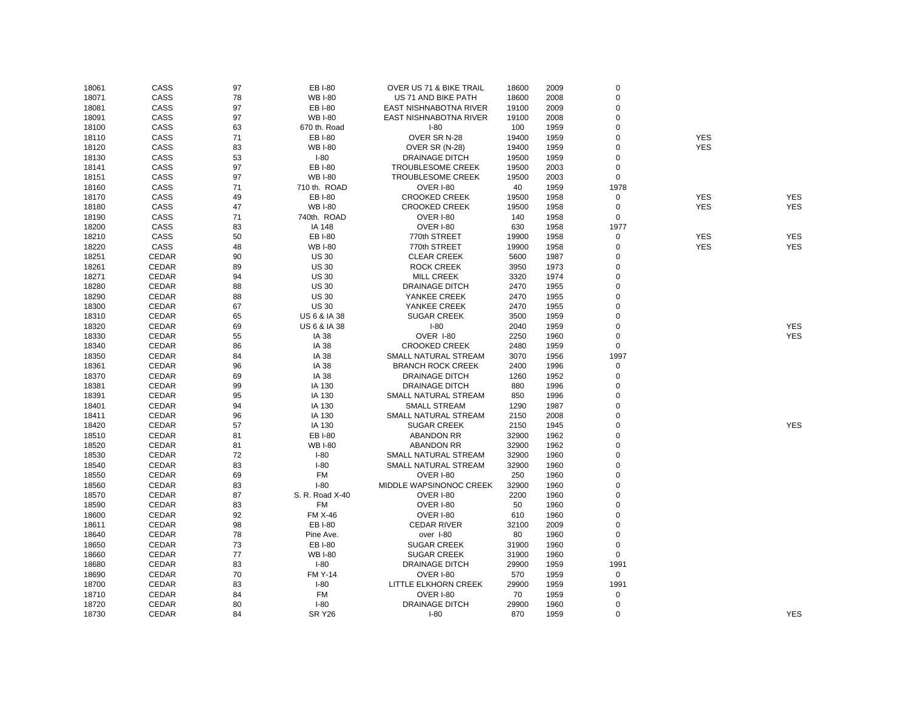| | | | | | | | | | |
|---|---|---|---|---|---|---|---|---|---|
| 18061 | CASS | 97 | EB I-80 | OVER US 71 & BIKE TRAIL | 18600 | 2009 | 0 | | |
| 18071 | CASS | 78 | WB I-80 | US 71 AND BIKE PATH | 18600 | 2008 | 0 | | |
| 18081 | CASS | 97 | EB I-80 | EAST NISHNABOTNA RIVER | 19100 | 2009 | 0 | | |
| 18091 | CASS | 97 | WB I-80 | EAST NISHNABOTNA RIVER | 19100 | 2008 | 0 | | |
| 18100 | CASS | 63 | 670 th. Road | I-80 | 100 | 1959 | 0 | | |
| 18110 | CASS | 71 | EB I-80 | OVER SR N-28 | 19400 | 1959 | 0 | YES | |
| 18120 | CASS | 83 | WB I-80 | OVER SR (N-28) | 19400 | 1959 | 0 | YES | |
| 18130 | CASS | 53 | I-80 | DRAINAGE DITCH | 19500 | 1959 | 0 | | |
| 18141 | CASS | 97 | EB I-80 | TROUBLESOME CREEK | 19500 | 2003 | 0 | | |
| 18151 | CASS | 97 | WB I-80 | TROUBLESOME CREEK | 19500 | 2003 | 0 | | |
| 18160 | CASS | 71 | 710 th. ROAD | OVER I-80 | 40 | 1959 | 1978 | | |
| 18170 | CASS | 49 | EB I-80 | CROOKED CREEK | 19500 | 1958 | 0 | YES | YES |
| 18180 | CASS | 47 | WB I-80 | CROOKED CREEK | 19500 | 1958 | 0 | YES | YES |
| 18190 | CASS | 71 | 740th. ROAD | OVER I-80 | 140 | 1958 | 0 | | |
| 18200 | CASS | 83 | IA 148 | OVER I-80 | 630 | 1958 | 1977 | | |
| 18210 | CASS | 50 | EB I-80 | 770th STREET | 19900 | 1958 | 0 | YES | YES |
| 18220 | CASS | 48 | WB I-80 | 770th STREET | 19900 | 1958 | 0 | YES | YES |
| 18251 | CEDAR | 90 | US 30 | CLEAR CREEK | 5600 | 1987 | 0 | | |
| 18261 | CEDAR | 89 | US 30 | ROCK CREEK | 3950 | 1973 | 0 | | |
| 18271 | CEDAR | 94 | US 30 | MILL CREEK | 3320 | 1974 | 0 | | |
| 18280 | CEDAR | 88 | US 30 | DRAINAGE DITCH | 2470 | 1955 | 0 | | |
| 18290 | CEDAR | 88 | US 30 | YANKEE CREEK | 2470 | 1955 | 0 | | |
| 18300 | CEDAR | 67 | US 30 | YANKEE CREEK | 2470 | 1955 | 0 | | |
| 18310 | CEDAR | 65 | US 6 & IA 38 | SUGAR CREEK | 3500 | 1959 | 0 | | |
| 18320 | CEDAR | 69 | US 6 & IA 38 | I-80 | 2040 | 1959 | 0 | | YES |
| 18330 | CEDAR | 55 | IA 38 | OVER I-80 | 2250 | 1960 | 0 | | YES |
| 18340 | CEDAR | 86 | IA 38 | CROOKED CREEK | 2480 | 1959 | 0 | | |
| 18350 | CEDAR | 84 | IA 38 | SMALL NATURAL STREAM | 3070 | 1956 | 1997 | | |
| 18361 | CEDAR | 96 | IA 38 | BRANCH ROCK CREEK | 2400 | 1996 | 0 | | |
| 18370 | CEDAR | 69 | IA 38 | DRAINAGE DITCH | 1260 | 1952 | 0 | | |
| 18381 | CEDAR | 99 | IA 130 | DRAINAGE DITCH | 880 | 1996 | 0 | | |
| 18391 | CEDAR | 95 | IA 130 | SMALL NATURAL STREAM | 850 | 1996 | 0 | | |
| 18401 | CEDAR | 94 | IA 130 | SMALL STREAM | 1290 | 1987 | 0 | | |
| 18411 | CEDAR | 96 | IA 130 | SMALL NATURAL STREAM | 2150 | 2008 | 0 | | |
| 18420 | CEDAR | 57 | IA 130 | SUGAR CREEK | 2150 | 1945 | 0 | | YES |
| 18510 | CEDAR | 81 | EB I-80 | ABANDON RR | 32900 | 1962 | 0 | | |
| 18520 | CEDAR | 81 | WB I-80 | ABANDON RR | 32900 | 1962 | 0 | | |
| 18530 | CEDAR | 72 | I-80 | SMALL NATURAL STREAM | 32900 | 1960 | 0 | | |
| 18540 | CEDAR | 83 | I-80 | SMALL NATURAL STREAM | 32900 | 1960 | 0 | | |
| 18550 | CEDAR | 69 | FM | OVER I-80 | 250 | 1960 | 0 | | |
| 18560 | CEDAR | 83 | I-80 | MIDDLE WAPSINONOC CREEK | 32900 | 1960 | 0 | | |
| 18570 | CEDAR | 87 | S. R. Road X-40 | OVER I-80 | 2200 | 1960 | 0 | | |
| 18590 | CEDAR | 83 | FM | OVER I-80 | 50 | 1960 | 0 | | |
| 18600 | CEDAR | 92 | FM X-46 | OVER I-80 | 610 | 1960 | 0 | | |
| 18611 | CEDAR | 98 | EB I-80 | CEDAR RIVER | 32100 | 2009 | 0 | | |
| 18640 | CEDAR | 78 | Pine Ave. | over I-80 | 80 | 1960 | 0 | | |
| 18650 | CEDAR | 73 | EB I-80 | SUGAR CREEK | 31900 | 1960 | 0 | | |
| 18660 | CEDAR | 77 | WB I-80 | SUGAR CREEK | 31900 | 1960 | 0 | | |
| 18680 | CEDAR | 83 | I-80 | DRAINAGE DITCH | 29900 | 1959 | 1991 | | |
| 18690 | CEDAR | 70 | FM Y-14 | OVER I-80 | 570 | 1959 | 0 | | |
| 18700 | CEDAR | 83 | I-80 | LITTLE ELKHORN CREEK | 29900 | 1959 | 1991 | | |
| 18710 | CEDAR | 84 | FM | OVER I-80 | 70 | 1959 | 0 | | |
| 18720 | CEDAR | 80 | I-80 | DRAINAGE DITCH | 29900 | 1960 | 0 | | |
| 18730 | CEDAR | 84 | SR Y26 | I-80 | 870 | 1959 | 0 | | YES |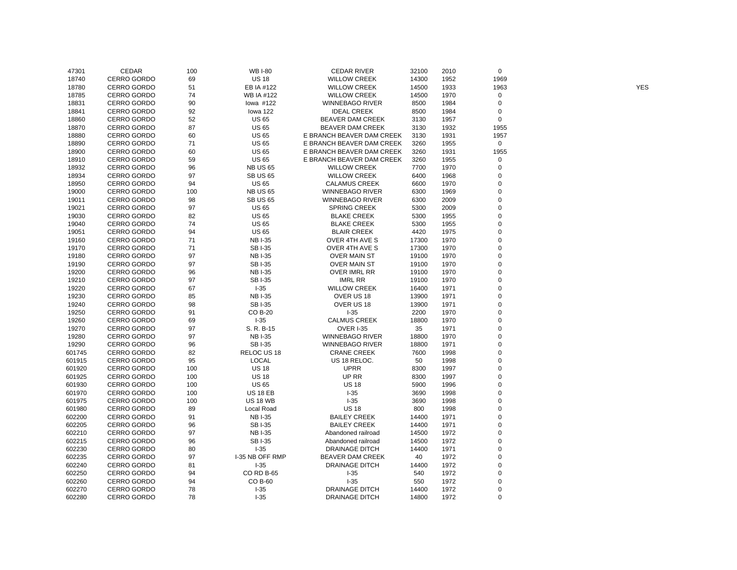| | | | | | | | | |
|---|---|---|---|---|---|---|---|---|
| 47301 | CEDAR | 100 | WB I-80 | CEDAR RIVER | 32100 | 2010 | 0 | |
| 18740 | CERRO GORDO | 69 | US 18 | WILLOW CREEK | 14300 | 1952 | 1969 | |
| 18780 | CERRO GORDO | 51 | EB IA #122 | WILLOW CREEK | 14500 | 1933 | 1963 | YES |
| 18785 | CERRO GORDO | 74 | WB IA #122 | WILLOW CREEK | 14500 | 1970 | 0 | |
| 18831 | CERRO GORDO | 90 | Iowa #122 | WINNEBAGO RIVER | 8500 | 1984 | 0 | |
| 18841 | CERRO GORDO | 92 | Iowa 122 | IDEAL CREEK | 8500 | 1984 | 0 | |
| 18860 | CERRO GORDO | 52 | US 65 | BEAVER DAM CREEK | 3130 | 1957 | 0 | |
| 18870 | CERRO GORDO | 87 | US 65 | BEAVER DAM CREEK | 3130 | 1932 | 1955 | |
| 18880 | CERRO GORDO | 60 | US 65 | E BRANCH BEAVER DAM CREEK | 3130 | 1931 | 1957 | |
| 18890 | CERRO GORDO | 71 | US 65 | E BRANCH BEAVER DAM CREEK | 3260 | 1955 | 0 | |
| 18900 | CERRO GORDO | 60 | US 65 | E BRANCH BEAVER DAM CREEK | 3260 | 1931 | 1955 | |
| 18910 | CERRO GORDO | 59 | US 65 | E BRANCH BEAVER DAM CREEK | 3260 | 1955 | 0 | |
| 18932 | CERRO GORDO | 96 | NB US 65 | WILLOW CREEK | 7700 | 1970 | 0 | |
| 18934 | CERRO GORDO | 97 | SB US 65 | WILLOW CREEK | 6400 | 1968 | 0 | |
| 18950 | CERRO GORDO | 94 | US 65 | CALAMUS CREEK | 6600 | 1970 | 0 | |
| 19000 | CERRO GORDO | 100 | NB US 65 | WINNEBAGO RIVER | 6300 | 1969 | 0 | |
| 19011 | CERRO GORDO | 98 | SB US 65 | WINNEBAGO RIVER | 6300 | 2009 | 0 | |
| 19021 | CERRO GORDO | 97 | US 65 | SPRING CREEK | 5300 | 2009 | 0 | |
| 19030 | CERRO GORDO | 82 | US 65 | BLAKE CREEK | 5300 | 1955 | 0 | |
| 19040 | CERRO GORDO | 74 | US 65 | BLAKE CREEK | 5300 | 1955 | 0 | |
| 19051 | CERRO GORDO | 94 | US 65 | BLAIR CREEK | 4420 | 1975 | 0 | |
| 19160 | CERRO GORDO | 71 | NB I-35 | OVER 4TH AVE S | 17300 | 1970 | 0 | |
| 19170 | CERRO GORDO | 71 | SB I-35 | OVER 4TH AVE S | 17300 | 1970 | 0 | |
| 19180 | CERRO GORDO | 97 | NB I-35 | OVER MAIN ST | 19100 | 1970 | 0 | |
| 19190 | CERRO GORDO | 97 | SB I-35 | OVER MAIN ST | 19100 | 1970 | 0 | |
| 19200 | CERRO GORDO | 96 | NB I-35 | OVER IMRL RR | 19100 | 1970 | 0 | |
| 19210 | CERRO GORDO | 97 | SB I-35 | IMRL RR | 19100 | 1970 | 0 | |
| 19220 | CERRO GORDO | 67 | I-35 | WILLOW CREEK | 16400 | 1971 | 0 | |
| 19230 | CERRO GORDO | 85 | NB I-35 | OVER US 18 | 13900 | 1971 | 0 | |
| 19240 | CERRO GORDO | 98 | SB I-35 | OVER US 18 | 13900 | 1971 | 0 | |
| 19250 | CERRO GORDO | 91 | CO B-20 | I-35 | 2200 | 1970 | 0 | |
| 19260 | CERRO GORDO | 69 | I-35 | CALMUS CREEK | 18800 | 1970 | 0 | |
| 19270 | CERRO GORDO | 97 | S. R. B-15 | OVER I-35 | 35 | 1971 | 0 | |
| 19280 | CERRO GORDO | 97 | NB I-35 | WINNEBAGO RIVER | 18800 | 1970 | 0 | |
| 19290 | CERRO GORDO | 96 | SB I-35 | WINNEBAGO RIVER | 18800 | 1971 | 0 | |
| 601745 | CERRO GORDO | 82 | RELOC US 18 | CRANE CREEK | 7600 | 1998 | 0 | |
| 601915 | CERRO GORDO | 95 | LOCAL | US 18 RELOC. | 50 | 1998 | 0 | |
| 601920 | CERRO GORDO | 100 | US 18 | UPRR | 8300 | 1997 | 0 | |
| 601925 | CERRO GORDO | 100 | US 18 | UP RR | 8300 | 1997 | 0 | |
| 601930 | CERRO GORDO | 100 | US 65 | US 18 | 5900 | 1996 | 0 | |
| 601970 | CERRO GORDO | 100 | US 18 EB | I-35 | 3690 | 1998 | 0 | |
| 601975 | CERRO GORDO | 100 | US 18 WB | I-35 | 3690 | 1998 | 0 | |
| 601980 | CERRO GORDO | 89 | Local Road | US 18 | 800 | 1998 | 0 | |
| 602200 | CERRO GORDO | 91 | NB I-35 | BAILEY CREEK | 14400 | 1971 | 0 | |
| 602205 | CERRO GORDO | 96 | SB I-35 | BAILEY CREEK | 14400 | 1971 | 0 | |
| 602210 | CERRO GORDO | 97 | NB I-35 | Abandoned railroad | 14500 | 1972 | 0 | |
| 602215 | CERRO GORDO | 96 | SB I-35 | Abandoned railroad | 14500 | 1972 | 0 | |
| 602230 | CERRO GORDO | 80 | I-35 | DRAINAGE DITCH | 14400 | 1971 | 0 | |
| 602235 | CERRO GORDO | 97 | I-35 NB OFF RMP | BEAVER DAM CREEK | 40 | 1972 | 0 | |
| 602240 | CERRO GORDO | 81 | I-35 | DRAINAGE DITCH | 14400 | 1972 | 0 | |
| 602250 | CERRO GORDO | 94 | CO RD B-65 | I-35 | 540 | 1972 | 0 | |
| 602260 | CERRO GORDO | 94 | CO B-60 | I-35 | 550 | 1972 | 0 | |
| 602270 | CERRO GORDO | 78 | I-35 | DRAINAGE DITCH | 14400 | 1972 | 0 | |
| 602280 | CERRO GORDO | 78 | I-35 | DRAINAGE DITCH | 14800 | 1972 | 0 | |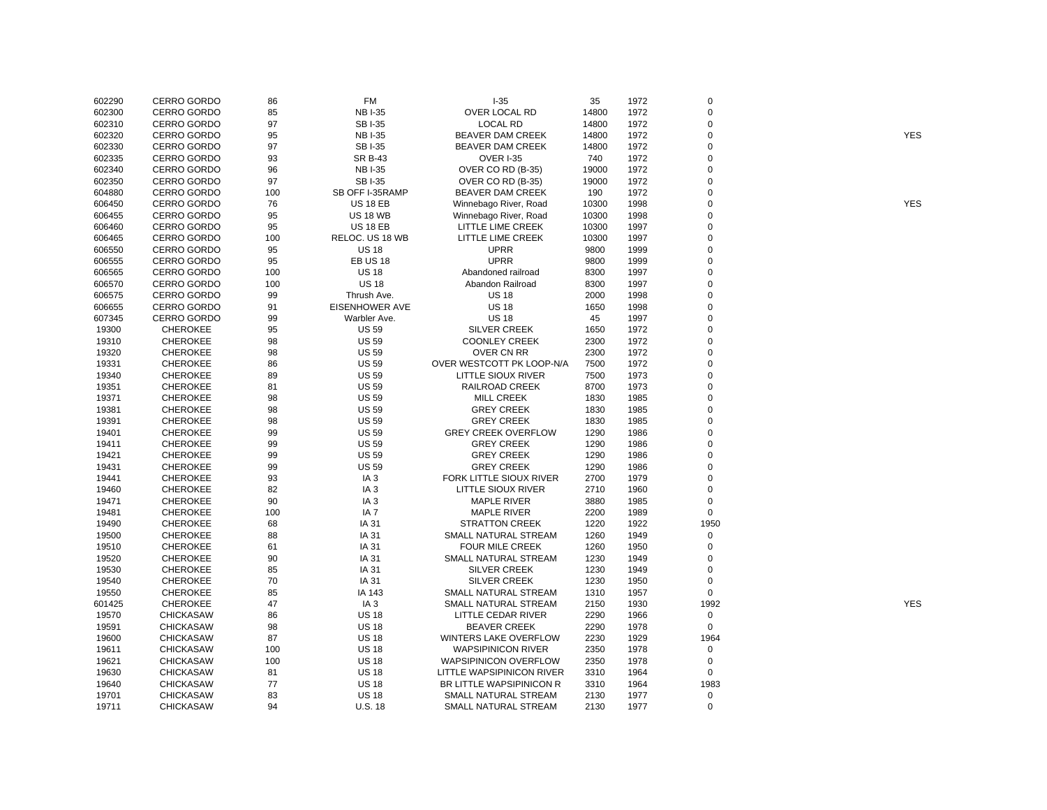| | | | | | | | | |
|---|---|---|---|---|---|---|---|---|
| 602290 | CERRO GORDO | 86 | FM | I-35 | 35 | 1972 | 0 | |
| 602300 | CERRO GORDO | 85 | NB I-35 | OVER LOCAL RD | 14800 | 1972 | 0 | |
| 602310 | CERRO GORDO | 97 | SB I-35 | LOCAL RD | 14800 | 1972 | 0 | |
| 602320 | CERRO GORDO | 95 | NB I-35 | BEAVER DAM CREEK | 14800 | 1972 | 0 | YES |
| 602330 | CERRO GORDO | 97 | SB I-35 | BEAVER DAM CREEK | 14800 | 1972 | 0 | |
| 602335 | CERRO GORDO | 93 | SR B-43 | OVER I-35 | 740 | 1972 | 0 | |
| 602340 | CERRO GORDO | 96 | NB I-35 | OVER CO RD (B-35) | 19000 | 1972 | 0 | |
| 602350 | CERRO GORDO | 97 | SB I-35 | OVER CO RD (B-35) | 19000 | 1972 | 0 | |
| 604880 | CERRO GORDO | 100 | SB OFF I-35RAMP | BEAVER DAM CREEK | 190 | 1972 | 0 | |
| 606450 | CERRO GORDO | 76 | US 18 EB | Winnebago River, Road | 10300 | 1998 | 0 | YES |
| 606455 | CERRO GORDO | 95 | US 18 WB | Winnebago River, Road | 10300 | 1998 | 0 | |
| 606460 | CERRO GORDO | 95 | US 18 EB | LITTLE LIME CREEK | 10300 | 1997 | 0 | |
| 606465 | CERRO GORDO | 100 | RELOC. US 18 WB | LITTLE LIME CREEK | 10300 | 1997 | 0 | |
| 606550 | CERRO GORDO | 95 | US 18 | UPRR | 9800 | 1999 | 0 | |
| 606555 | CERRO GORDO | 95 | EB US 18 | UPRR | 9800 | 1999 | 0 | |
| 606565 | CERRO GORDO | 100 | US 18 | Abandoned railroad | 8300 | 1997 | 0 | |
| 606570 | CERRO GORDO | 100 | US 18 | Abandon Railroad | 8300 | 1997 | 0 | |
| 606575 | CERRO GORDO | 99 | Thrush Ave. | US 18 | 2000 | 1998 | 0 | |
| 606655 | CERRO GORDO | 91 | EISENHOWER AVE | US 18 | 1650 | 1998 | 0 | |
| 607345 | CERRO GORDO | 99 | Warbler Ave. | US 18 | 45 | 1997 | 0 | |
| 19300 | CHEROKEE | 95 | US 59 | SILVER CREEK | 1650 | 1972 | 0 | |
| 19310 | CHEROKEE | 98 | US 59 | COONLEY CREEK | 2300 | 1972 | 0 | |
| 19320 | CHEROKEE | 98 | US 59 | OVER CN RR | 2300 | 1972 | 0 | |
| 19331 | CHEROKEE | 86 | US 59 | OVER WESTCOTT PK LOOP-N/A | 7500 | 1972 | 0 | |
| 19340 | CHEROKEE | 89 | US 59 | LITTLE SIOUX RIVER | 7500 | 1973 | 0 | |
| 19351 | CHEROKEE | 81 | US 59 | RAILROAD CREEK | 8700 | 1973 | 0 | |
| 19371 | CHEROKEE | 98 | US 59 | MILL CREEK | 1830 | 1985 | 0 | |
| 19381 | CHEROKEE | 98 | US 59 | GREY CREEK | 1830 | 1985 | 0 | |
| 19391 | CHEROKEE | 98 | US 59 | GREY CREEK | 1830 | 1985 | 0 | |
| 19401 | CHEROKEE | 99 | US 59 | GREY CREEK OVERFLOW | 1290 | 1986 | 0 | |
| 19411 | CHEROKEE | 99 | US 59 | GREY CREEK | 1290 | 1986 | 0 | |
| 19421 | CHEROKEE | 99 | US 59 | GREY CREEK | 1290 | 1986 | 0 | |
| 19431 | CHEROKEE | 99 | US 59 | GREY CREEK | 1290 | 1986 | 0 | |
| 19441 | CHEROKEE | 93 | IA 3 | FORK LITTLE SIOUX RIVER | 2700 | 1979 | 0 | |
| 19460 | CHEROKEE | 82 | IA 3 | LITTLE SIOUX RIVER | 2710 | 1960 | 0 | |
| 19471 | CHEROKEE | 90 | IA 3 | MAPLE RIVER | 3880 | 1985 | 0 | |
| 19481 | CHEROKEE | 100 | IA 7 | MAPLE RIVER | 2200 | 1989 | 0 | |
| 19490 | CHEROKEE | 68 | IA 31 | STRATTON CREEK | 1220 | 1922 | 1950 | |
| 19500 | CHEROKEE | 88 | IA 31 | SMALL NATURAL STREAM | 1260 | 1949 | 0 | |
| 19510 | CHEROKEE | 61 | IA 31 | FOUR MILE CREEK | 1260 | 1950 | 0 | |
| 19520 | CHEROKEE | 90 | IA 31 | SMALL NATURAL STREAM | 1230 | 1949 | 0 | |
| 19530 | CHEROKEE | 85 | IA 31 | SILVER CREEK | 1230 | 1949 | 0 | |
| 19540 | CHEROKEE | 70 | IA 31 | SILVER CREEK | 1230 | 1950 | 0 | |
| 19550 | CHEROKEE | 85 | IA 143 | SMALL NATURAL STREAM | 1310 | 1957 | 0 | |
| 601425 | CHEROKEE | 47 | IA 3 | SMALL NATURAL STREAM | 2150 | 1930 | 1992 | YES |
| 19570 | CHICKASAW | 86 | US 18 | LITTLE CEDAR RIVER | 2290 | 1966 | 0 | |
| 19591 | CHICKASAW | 98 | US 18 | BEAVER CREEK | 2290 | 1978 | 0 | |
| 19600 | CHICKASAW | 87 | US 18 | WINTERS LAKE OVERFLOW | 2230 | 1929 | 1964 | |
| 19611 | CHICKASAW | 100 | US 18 | WAPSIPINICON RIVER | 2350 | 1978 | 0 | |
| 19621 | CHICKASAW | 100 | US 18 | WAPSIPINICON OVERFLOW | 2350 | 1978 | 0 | |
| 19630 | CHICKASAW | 81 | US 18 | LITTLE WAPSIPINICON RIVER | 3310 | 1964 | 0 | |
| 19640 | CHICKASAW | 77 | US 18 | BR LITTLE WAPSIPINICON R | 3310 | 1964 | 1983 | |
| 19701 | CHICKASAW | 83 | US 18 | SMALL NATURAL STREAM | 2130 | 1977 | 0 | |
| 19711 | CHICKASAW | 94 | U.S. 18 | SMALL NATURAL STREAM | 2130 | 1977 | 0 | |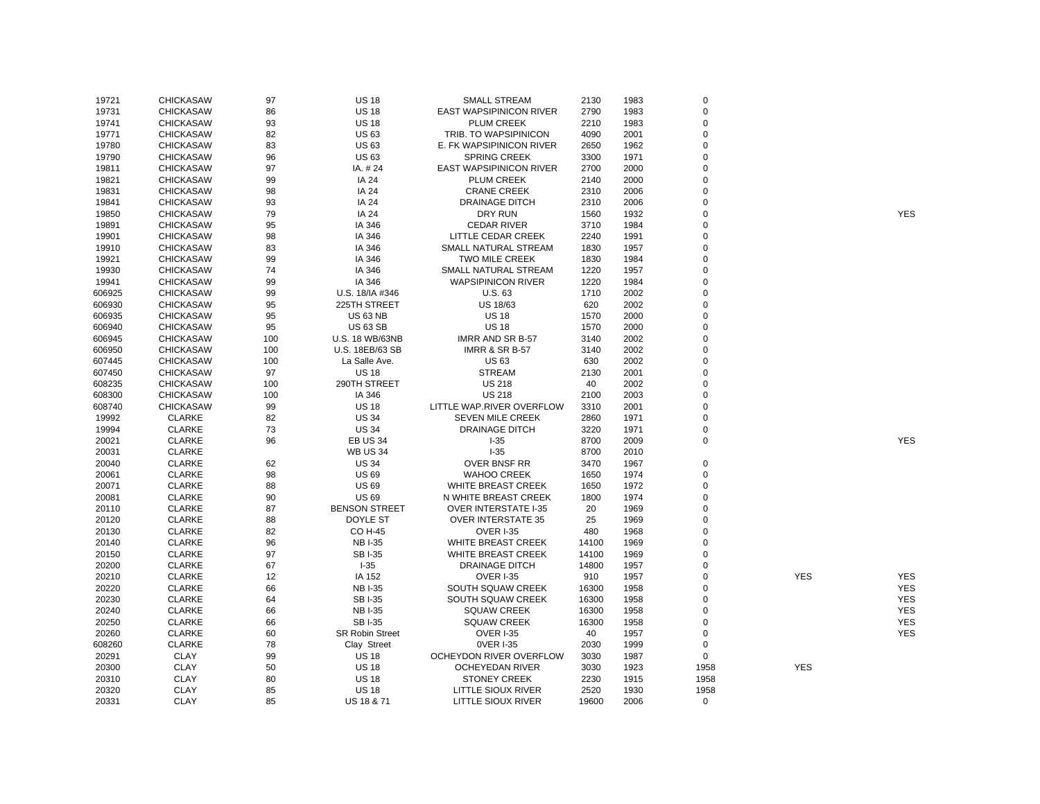| | | | | | | | | | |
|---|---|---|---|---|---|---|---|---|---|
| 19721 | CHICKASAW | 97 | US 18 | SMALL STREAM | 2130 | 1983 | 0 | | |
| 19731 | CHICKASAW | 86 | US 18 | EAST WAPSIPINICON RIVER | 2790 | 1983 | 0 | | |
| 19741 | CHICKASAW | 93 | US 18 | PLUM CREEK | 2210 | 1983 | 0 | | |
| 19771 | CHICKASAW | 82 | US 63 | TRIB. TO WAPSIPINICON | 4090 | 2001 | 0 | | |
| 19780 | CHICKASAW | 83 | US 63 | E. FK WAPSIPINICON RIVER | 2650 | 1962 | 0 | | |
| 19790 | CHICKASAW | 96 | US 63 | SPRING CREEK | 3300 | 1971 | 0 | | |
| 19811 | CHICKASAW | 97 | IA. # 24 | EAST WAPSIPINICON RIVER | 2700 | 2000 | 0 | | |
| 19821 | CHICKASAW | 99 | IA 24 | PLUM CREEK | 2140 | 2000 | 0 | | |
| 19831 | CHICKASAW | 98 | IA 24 | CRANE CREEK | 2310 | 2006 | 0 | | |
| 19841 | CHICKASAW | 93 | IA 24 | DRAINAGE DITCH | 2310 | 2006 | 0 | | |
| 19850 | CHICKASAW | 79 | IA 24 | DRY RUN | 1560 | 1932 | 0 | | YES |
| 19891 | CHICKASAW | 95 | IA 346 | CEDAR RIVER | 3710 | 1984 | 0 | | |
| 19901 | CHICKASAW | 98 | IA 346 | LITTLE CEDAR CREEK | 2240 | 1991 | 0 | | |
| 19910 | CHICKASAW | 83 | IA 346 | SMALL NATURAL STREAM | 1830 | 1957 | 0 | | |
| 19921 | CHICKASAW | 99 | IA 346 | TWO MILE CREEK | 1830 | 1984 | 0 | | |
| 19930 | CHICKASAW | 74 | IA 346 | SMALL NATURAL STREAM | 1220 | 1957 | 0 | | |
| 19941 | CHICKASAW | 99 | IA 346 | WAPSIPINICON RIVER | 1220 | 1984 | 0 | | |
| 606925 | CHICKASAW | 99 | U.S. 18/IA #346 | U.S. 63 | 1710 | 2002 | 0 | | |
| 606930 | CHICKASAW | 95 | 225TH STREET | US 18/63 | 620 | 2002 | 0 | | |
| 606935 | CHICKASAW | 95 | US 63 NB | US 18 | 1570 | 2000 | 0 | | |
| 606940 | CHICKASAW | 95 | US 63 SB | US 18 | 1570 | 2000 | 0 | | |
| 606945 | CHICKASAW | 100 | U.S. 18 WB/63NB | IMRR AND SR B-57 | 3140 | 2002 | 0 | | |
| 606950 | CHICKASAW | 100 | U.S. 18EB/63 SB | IMRR & SR B-57 | 3140 | 2002 | 0 | | |
| 607445 | CHICKASAW | 100 | La Salle Ave. | US 63 | 630 | 2002 | 0 | | |
| 607450 | CHICKASAW | 97 | US 18 | STREAM | 2130 | 2001 | 0 | | |
| 608235 | CHICKASAW | 100 | 290TH STREET | US 218 | 40 | 2002 | 0 | | |
| 608300 | CHICKASAW | 100 | IA 346 | US 218 | 2100 | 2003 | 0 | | |
| 608740 | CHICKASAW | 99 | US 18 | LITTLE WAP.RIVER OVERFLOW | 3310 | 2001 | 0 | | |
| 19992 | CLARKE | 82 | US 34 | SEVEN MILE CREEK | 2860 | 1971 | 0 | | |
| 19994 | CLARKE | 73 | US 34 | DRAINAGE DITCH | 3220 | 1971 | 0 | | |
| 20021 | CLARKE | 96 | EB US 34 | I-35 | 8700 | 2009 | 0 | | YES |
| 20031 | CLARKE | | WB US 34 | I-35 | 8700 | 2010 | | | |
| 20040 | CLARKE | 62 | US 34 | OVER BNSF RR | 3470 | 1967 | 0 | | |
| 20061 | CLARKE | 98 | US 69 | WAHOO CREEK | 1650 | 1974 | 0 | | |
| 20071 | CLARKE | 88 | US 69 | WHITE BREAST CREEK | 1650 | 1972 | 0 | | |
| 20081 | CLARKE | 90 | US 69 | N WHITE BREAST CREEK | 1800 | 1974 | 0 | | |
| 20110 | CLARKE | 87 | BENSON STREET | OVER INTERSTATE I-35 | 20 | 1969 | 0 | | |
| 20120 | CLARKE | 88 | DOYLE ST | OVER INTERSTATE 35 | 25 | 1969 | 0 | | |
| 20130 | CLARKE | 82 | CO H-45 | OVER I-35 | 480 | 1968 | 0 | | |
| 20140 | CLARKE | 96 | NB I-35 | WHITE BREAST CREEK | 14100 | 1969 | 0 | | |
| 20150 | CLARKE | 97 | SB I-35 | WHITE BREAST CREEK | 14100 | 1969 | 0 | | |
| 20200 | CLARKE | 67 | I-35 | DRAINAGE DITCH | 14800 | 1957 | 0 | | |
| 20210 | CLARKE | 12 | IA 152 | OVER I-35 | 910 | 1957 | 0 | YES | YES |
| 20220 | CLARKE | 66 | NB I-35 | SOUTH SQUAW CREEK | 16300 | 1958 | 0 | | YES |
| 20230 | CLARKE | 64 | SB I-35 | SOUTH SQUAW CREEK | 16300 | 1958 | 0 | | YES |
| 20240 | CLARKE | 66 | NB I-35 | SQUAW CREEK | 16300 | 1958 | 0 | | YES |
| 20250 | CLARKE | 66 | SB I-35 | SQUAW CREEK | 16300 | 1958 | 0 | | YES |
| 20260 | CLARKE | 60 | SR Robin Street | OVER I-35 | 40 | 1957 | 0 | | YES |
| 608260 | CLARKE | 78 | Clay Street | 0VER I-35 | 2030 | 1999 | 0 | | |
| 20291 | CLAY | 99 | US 18 | OCHEYDON RIVER OVERFLOW | 3030 | 1987 | 0 | | |
| 20300 | CLAY | 50 | US 18 | OCHEYEDAN RIVER | 3030 | 1923 | 1958 | YES | |
| 20310 | CLAY | 80 | US 18 | STONEY CREEK | 2230 | 1915 | 1958 | | |
| 20320 | CLAY | 85 | US 18 | LITTLE SIOUX RIVER | 2520 | 1930 | 1958 | | |
| 20331 | CLAY | 85 | US 18 & 71 | LITTLE SIOUX RIVER | 19600 | 2006 | 0 | | |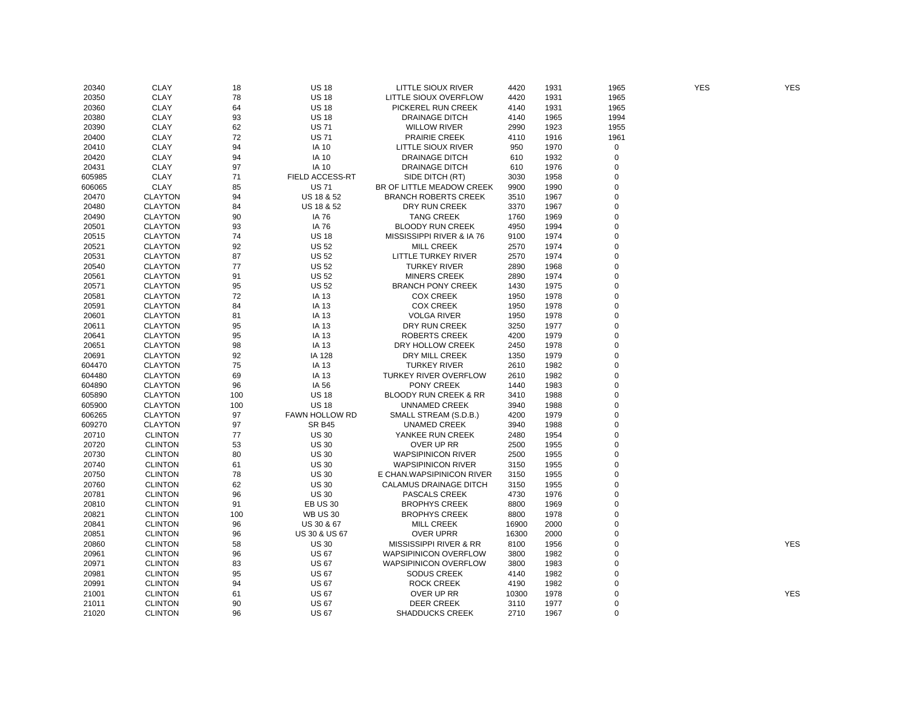| | | | | | | | | | |
|---|---|---|---|---|---|---|---|---|---|
| 20340 | CLAY | 18 | US 18 | LITTLE SIOUX RIVER | 4420 | 1931 | 1965 | YES | YES |
| 20350 | CLAY | 78 | US 18 | LITTLE SIOUX OVERFLOW | 4420 | 1931 | 1965 | | |
| 20360 | CLAY | 64 | US 18 | PICKEREL RUN CREEK | 4140 | 1931 | 1965 | | |
| 20380 | CLAY | 93 | US 18 | DRAINAGE DITCH | 4140 | 1965 | 1994 | | |
| 20390 | CLAY | 62 | US 71 | WILLOW RIVER | 2990 | 1923 | 1955 | | |
| 20400 | CLAY | 72 | US 71 | PRAIRIE CREEK | 4110 | 1916 | 1961 | | |
| 20410 | CLAY | 94 | IA 10 | LITTLE SIOUX RIVER | 950 | 1970 | 0 | | |
| 20420 | CLAY | 94 | IA 10 | DRAINAGE DITCH | 610 | 1932 | 0 | | |
| 20431 | CLAY | 97 | IA 10 | DRAINAGE DITCH | 610 | 1976 | 0 | | |
| 605985 | CLAY | 71 | FIELD ACCESS-RT | SIDE DITCH (RT) | 3030 | 1958 | 0 | | |
| 606065 | CLAY | 85 | US 71 | BR OF LITTLE MEADOW CREEK | 9900 | 1990 | 0 | | |
| 20470 | CLAYTON | 94 | US 18 & 52 | BRANCH ROBERTS CREEK | 3510 | 1967 | 0 | | |
| 20480 | CLAYTON | 84 | US 18 & 52 | DRY RUN CREEK | 3370 | 1967 | 0 | | |
| 20490 | CLAYTON | 90 | IA 76 | TANG CREEK | 1760 | 1969 | 0 | | |
| 20501 | CLAYTON | 93 | IA 76 | BLOODY RUN CREEK | 4950 | 1994 | 0 | | |
| 20515 | CLAYTON | 74 | US 18 | MISSISSIPPI RIVER & IA 76 | 9100 | 1974 | 0 | | |
| 20521 | CLAYTON | 92 | US 52 | MILL CREEK | 2570 | 1974 | 0 | | |
| 20531 | CLAYTON | 87 | US 52 | LITTLE TURKEY RIVER | 2570 | 1974 | 0 | | |
| 20540 | CLAYTON | 77 | US 52 | TURKEY RIVER | 2890 | 1968 | 0 | | |
| 20561 | CLAYTON | 91 | US 52 | MINERS CREEK | 2890 | 1974 | 0 | | |
| 20571 | CLAYTON | 95 | US 52 | BRANCH PONY CREEK | 1430 | 1975 | 0 | | |
| 20581 | CLAYTON | 72 | IA 13 | COX CREEK | 1950 | 1978 | 0 | | |
| 20591 | CLAYTON | 84 | IA 13 | COX CREEK | 1950 | 1978 | 0 | | |
| 20601 | CLAYTON | 81 | IA 13 | VOLGA RIVER | 1950 | 1978 | 0 | | |
| 20611 | CLAYTON | 95 | IA 13 | DRY RUN CREEK | 3250 | 1977 | 0 | | |
| 20641 | CLAYTON | 95 | IA 13 | ROBERTS CREEK | 4200 | 1979 | 0 | | |
| 20651 | CLAYTON | 98 | IA 13 | DRY HOLLOW CREEK | 2450 | 1978 | 0 | | |
| 20691 | CLAYTON | 92 | IA 128 | DRY MILL CREEK | 1350 | 1979 | 0 | | |
| 604470 | CLAYTON | 75 | IA 13 | TURKEY RIVER | 2610 | 1982 | 0 | | |
| 604480 | CLAYTON | 69 | IA 13 | TURKEY RIVER OVERFLOW | 2610 | 1982 | 0 | | |
| 604890 | CLAYTON | 96 | IA 56 | PONY CREEK | 1440 | 1983 | 0 | | |
| 605890 | CLAYTON | 100 | US 18 | BLOODY RUN CREEK & RR | 3410 | 1988 | 0 | | |
| 605900 | CLAYTON | 100 | US 18 | UNNAMED CREEK | 3940 | 1988 | 0 | | |
| 606265 | CLAYTON | 97 | FAWN HOLLOW RD | SMALL STREAM (S.D.B.) | 4200 | 1979 | 0 | | |
| 609270 | CLAYTON | 97 | SR B45 | UNAMED CREEK | 3940 | 1988 | 0 | | |
| 20710 | CLINTON | 77 | US 30 | YANKEE RUN CREEK | 2480 | 1954 | 0 | | |
| 20720 | CLINTON | 53 | US 30 | OVER UP RR | 2500 | 1955 | 0 | | |
| 20730 | CLINTON | 80 | US 30 | WAPSIPINICON RIVER | 2500 | 1955 | 0 | | |
| 20740 | CLINTON | 61 | US 30 | WAPSIPINICON RIVER | 3150 | 1955 | 0 | | |
| 20750 | CLINTON | 78 | US 30 | E CHAN.WAPSIPINICON RIVER | 3150 | 1955 | 0 | | |
| 20760 | CLINTON | 62 | US 30 | CALAMUS DRAINAGE DITCH | 3150 | 1955 | 0 | | |
| 20781 | CLINTON | 96 | US 30 | PASCALS CREEK | 4730 | 1976 | 0 | | |
| 20810 | CLINTON | 91 | EB US 30 | BROPHYS CREEK | 8800 | 1969 | 0 | | |
| 20821 | CLINTON | 100 | WB US 30 | BROPHYS CREEK | 8800 | 1978 | 0 | | |
| 20841 | CLINTON | 96 | US 30 & 67 | MILL CREEK | 16900 | 2000 | 0 | | |
| 20851 | CLINTON | 96 | US 30 & US 67 | OVER UPRR | 16300 | 2000 | 0 | | |
| 20860 | CLINTON | 58 | US 30 | MISSISSIPPI RIVER & RR | 8100 | 1956 | 0 | | YES |
| 20961 | CLINTON | 96 | US 67 | WAPSIPINICON OVERFLOW | 3800 | 1982 | 0 | | |
| 20971 | CLINTON | 83 | US 67 | WAPSIPINICON OVERFLOW | 3800 | 1983 | 0 | | |
| 20981 | CLINTON | 95 | US 67 | SODUS CREEK | 4140 | 1982 | 0 | | |
| 20991 | CLINTON | 94 | US 67 | ROCK CREEK | 4190 | 1982 | 0 | | |
| 21001 | CLINTON | 61 | US 67 | OVER UP RR | 10300 | 1978 | 0 | | YES |
| 21011 | CLINTON | 90 | US 67 | DEER CREEK | 3110 | 1977 | 0 | | |
| 21020 | CLINTON | 96 | US 67 | SHADDUCKS CREEK | 2710 | 1967 | 0 | | |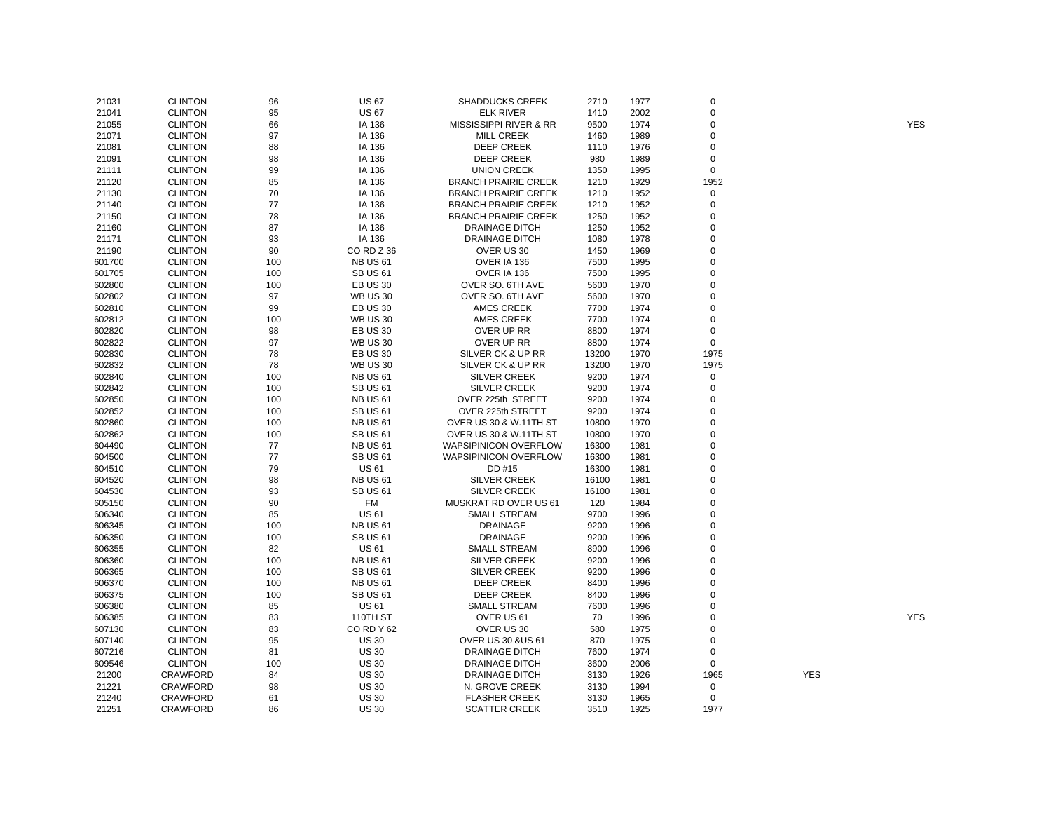| | | | | | | | | | |
|---|---|---|---|---|---|---|---|---|---|
| 21031 | CLINTON | 96 | US 67 | SHADDUCKS CREEK | 2710 | 1977 | 0 | | |
| 21041 | CLINTON | 95 | US 67 | ELK RIVER | 1410 | 2002 | 0 | | |
| 21055 | CLINTON | 66 | IA 136 | MISSISSIPPI RIVER & RR | 9500 | 1974 | 0 | | YES |
| 21071 | CLINTON | 97 | IA 136 | MILL CREEK | 1460 | 1989 | 0 | | |
| 21081 | CLINTON | 88 | IA 136 | DEEP CREEK | 1110 | 1976 | 0 | | |
| 21091 | CLINTON | 98 | IA 136 | DEEP CREEK | 980 | 1989 | 0 | | |
| 21111 | CLINTON | 99 | IA 136 | UNION CREEK | 1350 | 1995 | 0 | | |
| 21120 | CLINTON | 85 | IA 136 | BRANCH PRAIRIE CREEK | 1210 | 1929 | 1952 | | |
| 21130 | CLINTON | 70 | IA 136 | BRANCH PRAIRIE CREEK | 1210 | 1952 | 0 | | |
| 21140 | CLINTON | 77 | IA 136 | BRANCH PRAIRIE CREEK | 1210 | 1952 | 0 | | |
| 21150 | CLINTON | 78 | IA 136 | BRANCH PRAIRIE CREEK | 1250 | 1952 | 0 | | |
| 21160 | CLINTON | 87 | IA 136 | DRAINAGE DITCH | 1250 | 1952 | 0 | | |
| 21171 | CLINTON | 93 | IA 136 | DRAINAGE DITCH | 1080 | 1978 | 0 | | |
| 21190 | CLINTON | 90 | CO RD Z 36 | OVER US 30 | 1450 | 1969 | 0 | | |
| 601700 | CLINTON | 100 | NB US 61 | OVER IA 136 | 7500 | 1995 | 0 | | |
| 601705 | CLINTON | 100 | SB US 61 | OVER IA 136 | 7500 | 1995 | 0 | | |
| 602800 | CLINTON | 100 | EB US 30 | OVER SO. 6TH AVE | 5600 | 1970 | 0 | | |
| 602802 | CLINTON | 97 | WB US 30 | OVER SO. 6TH AVE | 5600 | 1970 | 0 | | |
| 602810 | CLINTON | 99 | EB US 30 | AMES CREEK | 7700 | 1974 | 0 | | |
| 602812 | CLINTON | 100 | WB US 30 | AMES CREEK | 7700 | 1974 | 0 | | |
| 602820 | CLINTON | 98 | EB US 30 | OVER UP RR | 8800 | 1974 | 0 | | |
| 602822 | CLINTON | 97 | WB US 30 | OVER UP RR | 8800 | 1974 | 0 | | |
| 602830 | CLINTON | 78 | EB US 30 | SILVER CK & UP RR | 13200 | 1970 | 1975 | | |
| 602832 | CLINTON | 78 | WB US 30 | SILVER CK & UP RR | 13200 | 1970 | 1975 | | |
| 602840 | CLINTON | 100 | NB US 61 | SILVER CREEK | 9200 | 1974 | 0 | | |
| 602842 | CLINTON | 100 | SB US 61 | SILVER CREEK | 9200 | 1974 | 0 | | |
| 602850 | CLINTON | 100 | NB US 61 | OVER 225th STREET | 9200 | 1974 | 0 | | |
| 602852 | CLINTON | 100 | SB US 61 | OVER 225th STREET | 9200 | 1974 | 0 | | |
| 602860 | CLINTON | 100 | NB US 61 | OVER US 30 & W.11TH ST | 10800 | 1970 | 0 | | |
| 602862 | CLINTON | 100 | SB US 61 | OVER US 30 & W.11TH ST | 10800 | 1970 | 0 | | |
| 604490 | CLINTON | 77 | NB US 61 | WAPSIPINICON OVERFLOW | 16300 | 1981 | 0 | | |
| 604500 | CLINTON | 77 | SB US 61 | WAPSIPINICON OVERFLOW | 16300 | 1981 | 0 | | |
| 604510 | CLINTON | 79 | US 61 | DD #15 | 16300 | 1981 | 0 | | |
| 604520 | CLINTON | 98 | NB US 61 | SILVER CREEK | 16100 | 1981 | 0 | | |
| 604530 | CLINTON | 93 | SB US 61 | SILVER CREEK | 16100 | 1981 | 0 | | |
| 605150 | CLINTON | 90 | FM | MUSKRAT RD OVER US 61 | 120 | 1984 | 0 | | |
| 606340 | CLINTON | 85 | US 61 | SMALL STREAM | 9700 | 1996 | 0 | | |
| 606345 | CLINTON | 100 | NB US 61 | DRAINAGE | 9200 | 1996 | 0 | | |
| 606350 | CLINTON | 100 | SB US 61 | DRAINAGE | 9200 | 1996 | 0 | | |
| 606355 | CLINTON | 82 | US 61 | SMALL STREAM | 8900 | 1996 | 0 | | |
| 606360 | CLINTON | 100 | NB US 61 | SILVER CREEK | 9200 | 1996 | 0 | | |
| 606365 | CLINTON | 100 | SB US 61 | SILVER CREEK | 9200 | 1996 | 0 | | |
| 606370 | CLINTON | 100 | NB US 61 | DEEP CREEK | 8400 | 1996 | 0 | | |
| 606375 | CLINTON | 100 | SB US 61 | DEEP CREEK | 8400 | 1996 | 0 | | |
| 606380 | CLINTON | 85 | US 61 | SMALL STREAM | 7600 | 1996 | 0 | | |
| 606385 | CLINTON | 83 | 110TH ST | OVER US 61 | 70 | 1996 | 0 | | YES |
| 607130 | CLINTON | 83 | CO RD Y 62 | OVER US 30 | 580 | 1975 | 0 | | |
| 607140 | CLINTON | 95 | US 30 | OVER US 30 &US 61 | 870 | 1975 | 0 | | |
| 607216 | CLINTON | 81 | US 30 | DRAINAGE DITCH | 7600 | 1974 | 0 | | |
| 609546 | CLINTON | 100 | US 30 | DRAINAGE DITCH | 3600 | 2006 | 0 | | |
| 21200 | CRAWFORD | 84 | US 30 | DRAINAGE DITCH | 3130 | 1926 | 1965 | YES | |
| 21221 | CRAWFORD | 98 | US 30 | N. GROVE CREEK | 3130 | 1994 | 0 | | |
| 21240 | CRAWFORD | 61 | US 30 | FLASHER CREEK | 3130 | 1965 | 0 | | |
| 21251 | CRAWFORD | 86 | US 30 | SCATTER CREEK | 3510 | 1925 | 1977 | | |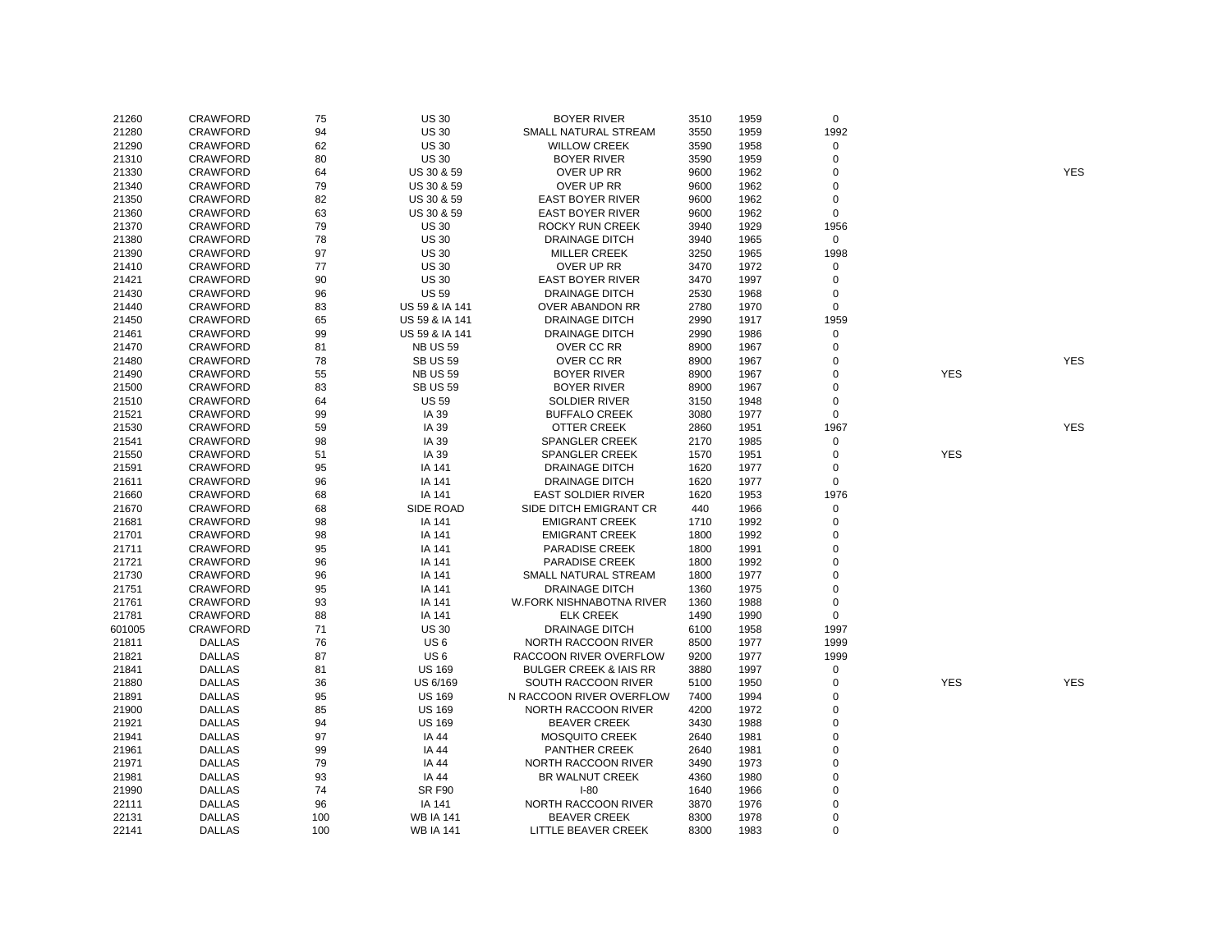| | | | | | | | | | |
|---|---|---|---|---|---|---|---|---|---|
| 21260 | CRAWFORD | 75 | US 30 | BOYER RIVER | 3510 | 1959 | 0 | | |
| 21280 | CRAWFORD | 94 | US 30 | SMALL NATURAL STREAM | 3550 | 1959 | 1992 | | |
| 21290 | CRAWFORD | 62 | US 30 | WILLOW CREEK | 3590 | 1958 | 0 | | |
| 21310 | CRAWFORD | 80 | US 30 | BOYER RIVER | 3590 | 1959 | 0 | | |
| 21330 | CRAWFORD | 64 | US 30 & 59 | OVER UP RR | 9600 | 1962 | 0 | | YES |
| 21340 | CRAWFORD | 79 | US 30 & 59 | OVER UP RR | 9600 | 1962 | 0 | | |
| 21350 | CRAWFORD | 82 | US 30 & 59 | EAST BOYER RIVER | 9600 | 1962 | 0 | | |
| 21360 | CRAWFORD | 63 | US 30 & 59 | EAST BOYER RIVER | 9600 | 1962 | 0 | | |
| 21370 | CRAWFORD | 79 | US 30 | ROCKY RUN CREEK | 3940 | 1929 | 1956 | | |
| 21380 | CRAWFORD | 78 | US 30 | DRAINAGE DITCH | 3940 | 1965 | 0 | | |
| 21390 | CRAWFORD | 97 | US 30 | MILLER CREEK | 3250 | 1965 | 1998 | | |
| 21410 | CRAWFORD | 77 | US 30 | OVER UP RR | 3470 | 1972 | 0 | | |
| 21421 | CRAWFORD | 90 | US 30 | EAST BOYER RIVER | 3470 | 1997 | 0 | | |
| 21430 | CRAWFORD | 96 | US 59 | DRAINAGE DITCH | 2530 | 1968 | 0 | | |
| 21440 | CRAWFORD | 83 | US 59 & IA 141 | OVER ABANDON RR | 2780 | 1970 | 0 | | |
| 21450 | CRAWFORD | 65 | US 59 & IA 141 | DRAINAGE DITCH | 2990 | 1917 | 1959 | | |
| 21461 | CRAWFORD | 99 | US 59 & IA 141 | DRAINAGE DITCH | 2990 | 1986 | 0 | | |
| 21470 | CRAWFORD | 81 | NB US 59 | OVER CC RR | 8900 | 1967 | 0 | | |
| 21480 | CRAWFORD | 78 | SB US 59 | OVER CC RR | 8900 | 1967 | 0 | | YES |
| 21490 | CRAWFORD | 55 | NB US 59 | BOYER RIVER | 8900 | 1967 | 0 | YES | |
| 21500 | CRAWFORD | 83 | SB US 59 | BOYER RIVER | 8900 | 1967 | 0 | | |
| 21510 | CRAWFORD | 64 | US 59 | SOLDIER RIVER | 3150 | 1948 | 0 | | |
| 21521 | CRAWFORD | 99 | IA 39 | BUFFALO CREEK | 3080 | 1977 | 0 | | |
| 21530 | CRAWFORD | 59 | IA 39 | OTTER CREEK | 2860 | 1951 | 1967 | | YES |
| 21541 | CRAWFORD | 98 | IA 39 | SPANGLER CREEK | 2170 | 1985 | 0 | | |
| 21550 | CRAWFORD | 51 | IA 39 | SPANGLER CREEK | 1570 | 1951 | 0 | YES | |
| 21591 | CRAWFORD | 95 | IA 141 | DRAINAGE DITCH | 1620 | 1977 | 0 | | |
| 21611 | CRAWFORD | 96 | IA 141 | DRAINAGE DITCH | 1620 | 1977 | 0 | | |
| 21660 | CRAWFORD | 68 | IA 141 | EAST SOLDIER RIVER | 1620 | 1953 | 1976 | | |
| 21670 | CRAWFORD | 68 | SIDE ROAD | SIDE DITCH EMIGRANT CR | 440 | 1966 | 0 | | |
| 21681 | CRAWFORD | 98 | IA 141 | EMIGRANT CREEK | 1710 | 1992 | 0 | | |
| 21701 | CRAWFORD | 98 | IA 141 | EMIGRANT CREEK | 1800 | 1992 | 0 | | |
| 21711 | CRAWFORD | 95 | IA 141 | PARADISE CREEK | 1800 | 1991 | 0 | | |
| 21721 | CRAWFORD | 96 | IA 141 | PARADISE CREEK | 1800 | 1992 | 0 | | |
| 21730 | CRAWFORD | 96 | IA 141 | SMALL NATURAL STREAM | 1800 | 1977 | 0 | | |
| 21751 | CRAWFORD | 95 | IA 141 | DRAINAGE DITCH | 1360 | 1975 | 0 | | |
| 21761 | CRAWFORD | 93 | IA 141 | W.FORK NISHNABOTNA RIVER | 1360 | 1988 | 0 | | |
| 21781 | CRAWFORD | 88 | IA 141 | ELK CREEK | 1490 | 1990 | 0 | | |
| 601005 | CRAWFORD | 71 | US 30 | DRAINAGE DITCH | 6100 | 1958 | 1997 | | |
| 21811 | DALLAS | 76 | US 6 | NORTH RACCOON RIVER | 8500 | 1977 | 1999 | | |
| 21821 | DALLAS | 87 | US 6 | RACCOON RIVER OVERFLOW | 9200 | 1977 | 1999 | | |
| 21841 | DALLAS | 81 | US 169 | BULGER CREEK & IAIS RR | 3880 | 1997 | 0 | | |
| 21880 | DALLAS | 36 | US 6/169 | SOUTH RACCOON RIVER | 5100 | 1950 | 0 | YES | YES |
| 21891 | DALLAS | 95 | US 169 | N RACCOON RIVER OVERFLOW | 7400 | 1994 | 0 | | |
| 21900 | DALLAS | 85 | US 169 | NORTH RACCOON RIVER | 4200 | 1972 | 0 | | |
| 21921 | DALLAS | 94 | US 169 | BEAVER CREEK | 3430 | 1988 | 0 | | |
| 21941 | DALLAS | 97 | IA 44 | MOSQUITO CREEK | 2640 | 1981 | 0 | | |
| 21961 | DALLAS | 99 | IA 44 | PANTHER CREEK | 2640 | 1981 | 0 | | |
| 21971 | DALLAS | 79 | IA 44 | NORTH RACCOON RIVER | 3490 | 1973 | 0 | | |
| 21981 | DALLAS | 93 | IA 44 | BR WALNUT CREEK | 4360 | 1980 | 0 | | |
| 21990 | DALLAS | 74 | SR F90 | I-80 | 1640 | 1966 | 0 | | |
| 22111 | DALLAS | 96 | IA 141 | NORTH RACCOON RIVER | 3870 | 1976 | 0 | | |
| 22131 | DALLAS | 100 | WB IA 141 | BEAVER CREEK | 8300 | 1978 | 0 | | |
| 22141 | DALLAS | 100 | WB IA 141 | LITTLE BEAVER CREEK | 8300 | 1983 | 0 | | |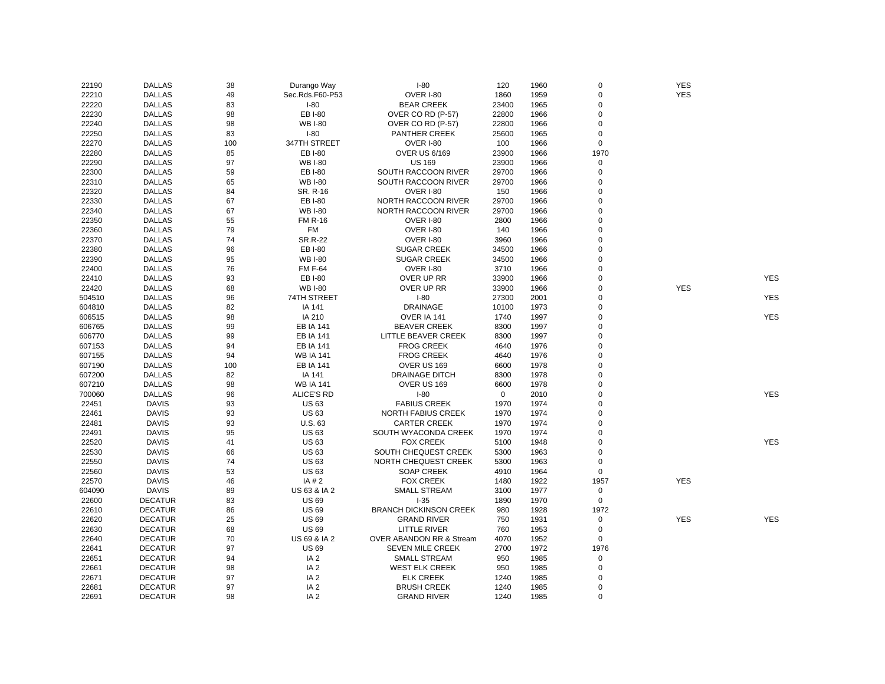| | | | | | | | | | |
|---|---|---|---|---|---|---|---|---|---|
| 22190 | DALLAS | 38 | Durango Way | I-80 | 120 | 1960 | 0 | YES | |
| 22210 | DALLAS | 49 | Sec.Rds.F60-P53 | OVER I-80 | 1860 | 1959 | 0 | YES | |
| 22220 | DALLAS | 83 | I-80 | BEAR CREEK | 23400 | 1965 | 0 | | |
| 22230 | DALLAS | 98 | EB I-80 | OVER CO RD (P-57) | 22800 | 1966 | 0 | | |
| 22240 | DALLAS | 98 | WB I-80 | OVER CO RD (P-57) | 22800 | 1966 | 0 | | |
| 22250 | DALLAS | 83 | I-80 | PANTHER CREEK | 25600 | 1965 | 0 | | |
| 22270 | DALLAS | 100 | 347TH STREET | OVER I-80 | 100 | 1966 | 0 | | |
| 22280 | DALLAS | 85 | EB I-80 | OVER US 6/169 | 23900 | 1966 | 1970 | | |
| 22290 | DALLAS | 97 | WB I-80 | US 169 | 23900 | 1966 | 0 | | |
| 22300 | DALLAS | 59 | EB I-80 | SOUTH RACCOON RIVER | 29700 | 1966 | 0 | | |
| 22310 | DALLAS | 65 | WB I-80 | SOUTH RACCOON RIVER | 29700 | 1966 | 0 | | |
| 22320 | DALLAS | 84 | SR. R-16 | OVER I-80 | 150 | 1966 | 0 | | |
| 22330 | DALLAS | 67 | EB I-80 | NORTH RACCOON RIVER | 29700 | 1966 | 0 | | |
| 22340 | DALLAS | 67 | WB I-80 | NORTH RACCOON RIVER | 29700 | 1966 | 0 | | |
| 22350 | DALLAS | 55 | FM R-16 | OVER I-80 | 2800 | 1966 | 0 | | |
| 22360 | DALLAS | 79 | FM | OVER I-80 | 140 | 1966 | 0 | | |
| 22370 | DALLAS | 74 | SR.R-22 | OVER I-80 | 3960 | 1966 | 0 | | |
| 22380 | DALLAS | 96 | EB I-80 | SUGAR CREEK | 34500 | 1966 | 0 | | |
| 22390 | DALLAS | 95 | WB I-80 | SUGAR CREEK | 34500 | 1966 | 0 | | |
| 22400 | DALLAS | 76 | FM F-64 | OVER I-80 | 3710 | 1966 | 0 | | |
| 22410 | DALLAS | 93 | EB I-80 | OVER UP RR | 33900 | 1966 | 0 | | YES |
| 22420 | DALLAS | 68 | WB I-80 | OVER UP RR | 33900 | 1966 | 0 | YES | |
| 504510 | DALLAS | 96 | 74TH STREET | I-80 | 27300 | 2001 | 0 | | YES |
| 604810 | DALLAS | 82 | IA 141 | DRAINAGE | 10100 | 1973 | 0 | | |
| 606515 | DALLAS | 98 | IA 210 | OVER IA 141 | 1740 | 1997 | 0 | | YES |
| 606765 | DALLAS | 99 | EB IA 141 | BEAVER CREEK | 8300 | 1997 | 0 | | |
| 606770 | DALLAS | 99 | EB IA 141 | LITTLE BEAVER CREEK | 8300 | 1997 | 0 | | |
| 607153 | DALLAS | 94 | EB IA 141 | FROG CREEK | 4640 | 1976 | 0 | | |
| 607155 | DALLAS | 94 | WB IA 141 | FROG CREEK | 4640 | 1976 | 0 | | |
| 607190 | DALLAS | 100 | EB IA 141 | OVER US 169 | 6600 | 1978 | 0 | | |
| 607200 | DALLAS | 82 | IA 141 | DRAINAGE DITCH | 8300 | 1978 | 0 | | |
| 607210 | DALLAS | 98 | WB IA 141 | OVER US 169 | 6600 | 1978 | 0 | | |
| 700060 | DALLAS | 96 | ALICE'S RD | I-80 | 0 | 2010 | 0 | | YES |
| 22451 | DAVIS | 93 | US 63 | FABIUS CREEK | 1970 | 1974 | 0 | | |
| 22461 | DAVIS | 93 | US 63 | NORTH FABIUS CREEK | 1970 | 1974 | 0 | | |
| 22481 | DAVIS | 93 | U.S. 63 | CARTER CREEK | 1970 | 1974 | 0 | | |
| 22491 | DAVIS | 95 | US 63 | SOUTH WYACONDA CREEK | 1970 | 1974 | 0 | | |
| 22520 | DAVIS | 41 | US 63 | FOX CREEK | 5100 | 1948 | 0 | | YES |
| 22530 | DAVIS | 66 | US 63 | SOUTH CHEQUEST CREEK | 5300 | 1963 | 0 | | |
| 22550 | DAVIS | 74 | US 63 | NORTH CHEQUEST CREEK | 5300 | 1963 | 0 | | |
| 22560 | DAVIS | 53 | US 63 | SOAP CREEK | 4910 | 1964 | 0 | | |
| 22570 | DAVIS | 46 | IA # 2 | FOX CREEK | 1480 | 1922 | 1957 | YES | |
| 604090 | DAVIS | 89 | US 63 & IA 2 | SMALL STREAM | 3100 | 1977 | 0 | | |
| 22600 | DECATUR | 83 | US 69 | I-35 | 1890 | 1970 | 0 | | |
| 22610 | DECATUR | 86 | US 69 | BRANCH DICKINSON CREEK | 980 | 1928 | 1972 | | |
| 22620 | DECATUR | 25 | US 69 | GRAND RIVER | 750 | 1931 | 0 | YES | YES |
| 22630 | DECATUR | 68 | US 69 | LITTLE RIVER | 760 | 1953 | 0 | | |
| 22640 | DECATUR | 70 | US 69 & IA 2 | OVER ABANDON RR & Stream | 4070 | 1952 | 0 | | |
| 22641 | DECATUR | 97 | US 69 | SEVEN MILE CREEK | 2700 | 1972 | 1976 | | |
| 22651 | DECATUR | 94 | IA 2 | SMALL STREAM | 950 | 1985 | 0 | | |
| 22661 | DECATUR | 98 | IA 2 | WEST ELK CREEK | 950 | 1985 | 0 | | |
| 22671 | DECATUR | 97 | IA 2 | ELK CREEK | 1240 | 1985 | 0 | | |
| 22681 | DECATUR | 97 | IA 2 | BRUSH CREEK | 1240 | 1985 | 0 | | |
| 22691 | DECATUR | 98 | IA 2 | GRAND RIVER | 1240 | 1985 | 0 | | |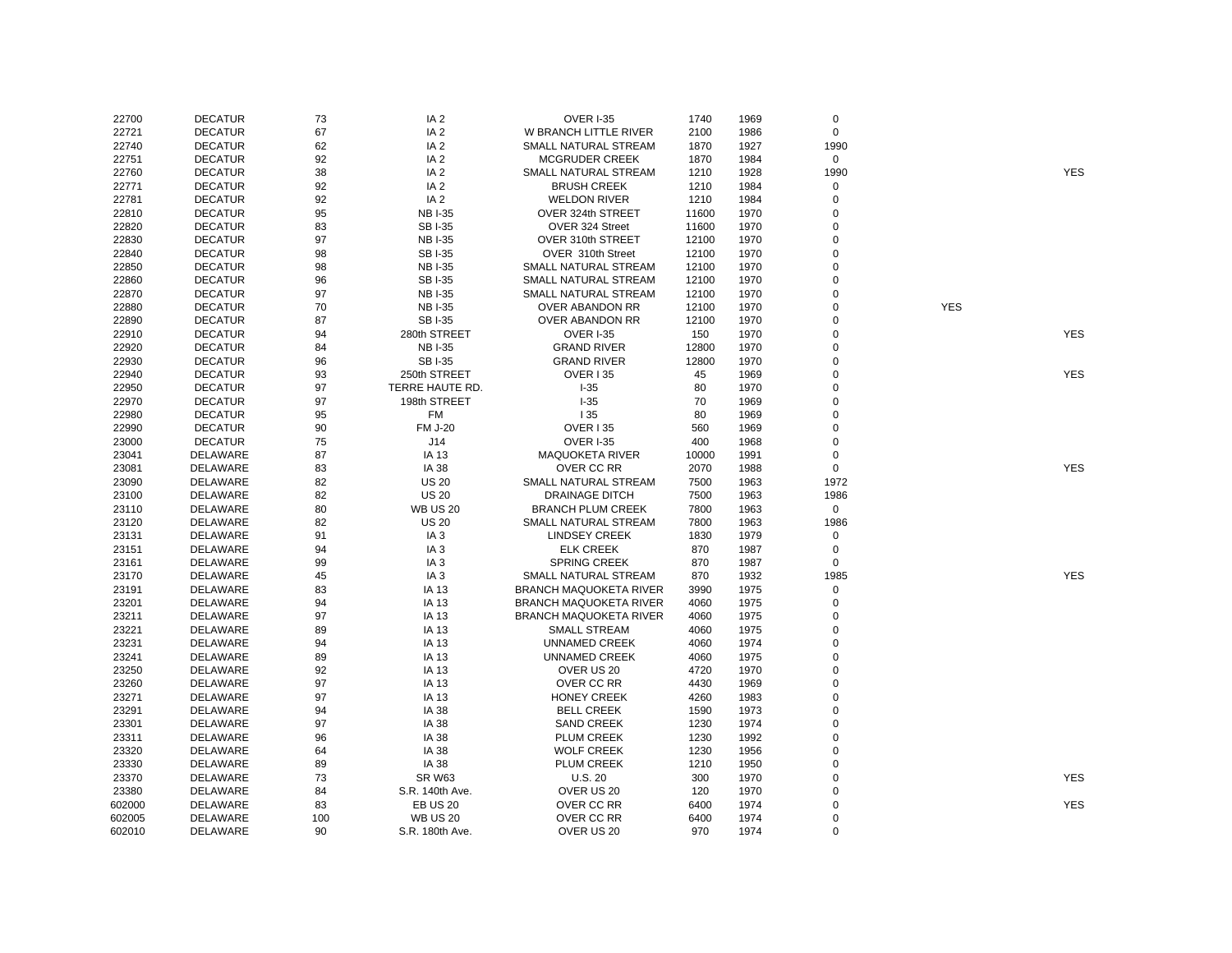| | | | | | | | | | |
|---|---|---|---|---|---|---|---|---|---|
| 22700 | DECATUR | 73 | IA 2 | OVER I-35 | 1740 | 1969 | 0 | | |
| 22721 | DECATUR | 67 | IA 2 | W BRANCH LITTLE RIVER | 2100 | 1986 | 0 | | |
| 22740 | DECATUR | 62 | IA 2 | SMALL NATURAL STREAM | 1870 | 1927 | 1990 | | |
| 22751 | DECATUR | 92 | IA 2 | MCGRUDER CREEK | 1870 | 1984 | 0 | | |
| 22760 | DECATUR | 38 | IA 2 | SMALL NATURAL STREAM | 1210 | 1928 | 1990 | | YES |
| 22771 | DECATUR | 92 | IA 2 | BRUSH CREEK | 1210 | 1984 | 0 | | |
| 22781 | DECATUR | 92 | IA 2 | WELDON RIVER | 1210 | 1984 | 0 | | |
| 22810 | DECATUR | 95 | NB I-35 | OVER 324th STREET | 11600 | 1970 | 0 | | |
| 22820 | DECATUR | 83 | SB I-35 | OVER 324 Street | 11600 | 1970 | 0 | | |
| 22830 | DECATUR | 97 | NB I-35 | OVER 310th STREET | 12100 | 1970 | 0 | | |
| 22840 | DECATUR | 98 | SB I-35 | OVER 310th Street | 12100 | 1970 | 0 | | |
| 22850 | DECATUR | 98 | NB I-35 | SMALL NATURAL STREAM | 12100 | 1970 | 0 | | |
| 22860 | DECATUR | 96 | SB I-35 | SMALL NATURAL STREAM | 12100 | 1970 | 0 | | |
| 22870 | DECATUR | 97 | NB I-35 | SMALL NATURAL STREAM | 12100 | 1970 | 0 | | |
| 22880 | DECATUR | 70 | NB I-35 | OVER ABANDON RR | 12100 | 1970 | 0 | YES | |
| 22890 | DECATUR | 87 | SB I-35 | OVER ABANDON RR | 12100 | 1970 | 0 | | |
| 22910 | DECATUR | 94 | 280th STREET | OVER I-35 | 150 | 1970 | 0 | | YES |
| 22920 | DECATUR | 84 | NB I-35 | GRAND RIVER | 12800 | 1970 | 0 | | |
| 22930 | DECATUR | 96 | SB I-35 | GRAND RIVER | 12800 | 1970 | 0 | | |
| 22940 | DECATUR | 93 | 250th STREET | OVER I 35 | 45 | 1969 | 0 | | YES |
| 22950 | DECATUR | 97 | TERRE HAUTE RD. | I-35 | 80 | 1970 | 0 | | |
| 22970 | DECATUR | 97 | 198th STREET | I-35 | 70 | 1969 | 0 | | |
| 22980 | DECATUR | 95 | FM | I 35 | 80 | 1969 | 0 | | |
| 22990 | DECATUR | 90 | FM J-20 | OVER I 35 | 560 | 1969 | 0 | | |
| 23000 | DECATUR | 75 | J14 | OVER I-35 | 400 | 1968 | 0 | | |
| 23041 | DELAWARE | 87 | IA 13 | MAQUOKETA RIVER | 10000 | 1991 | 0 | | |
| 23081 | DELAWARE | 83 | IA 38 | OVER CC RR | 2070 | 1988 | 0 | | YES |
| 23090 | DELAWARE | 82 | US 20 | SMALL NATURAL STREAM | 7500 | 1963 | 1972 | | |
| 23100 | DELAWARE | 82 | US 20 | DRAINAGE DITCH | 7500 | 1963 | 1986 | | |
| 23110 | DELAWARE | 80 | WB US 20 | BRANCH PLUM CREEK | 7800 | 1963 | 0 | | |
| 23120 | DELAWARE | 82 | US 20 | SMALL NATURAL STREAM | 7800 | 1963 | 1986 | | |
| 23131 | DELAWARE | 91 | IA 3 | LINDSEY CREEK | 1830 | 1979 | 0 | | |
| 23151 | DELAWARE | 94 | IA 3 | ELK CREEK | 870 | 1987 | 0 | | |
| 23161 | DELAWARE | 99 | IA 3 | SPRING CREEK | 870 | 1987 | 0 | | |
| 23170 | DELAWARE | 45 | IA 3 | SMALL NATURAL STREAM | 870 | 1932 | 1985 | | YES |
| 23191 | DELAWARE | 83 | IA 13 | BRANCH MAQUOKETA RIVER | 3990 | 1975 | 0 | | |
| 23201 | DELAWARE | 94 | IA 13 | BRANCH MAQUOKETA RIVER | 4060 | 1975 | 0 | | |
| 23211 | DELAWARE | 97 | IA 13 | BRANCH MAQUOKETA RIVER | 4060 | 1975 | 0 | | |
| 23221 | DELAWARE | 89 | IA 13 | SMALL STREAM | 4060 | 1975 | 0 | | |
| 23231 | DELAWARE | 94 | IA 13 | UNNAMED CREEK | 4060 | 1974 | 0 | | |
| 23241 | DELAWARE | 89 | IA 13 | UNNAMED CREEK | 4060 | 1975 | 0 | | |
| 23250 | DELAWARE | 92 | IA 13 | OVER US 20 | 4720 | 1970 | 0 | | |
| 23260 | DELAWARE | 97 | IA 13 | OVER CC RR | 4430 | 1969 | 0 | | |
| 23271 | DELAWARE | 97 | IA 13 | HONEY CREEK | 4260 | 1983 | 0 | | |
| 23291 | DELAWARE | 94 | IA 38 | BELL CREEK | 1590 | 1973 | 0 | | |
| 23301 | DELAWARE | 97 | IA 38 | SAND CREEK | 1230 | 1974 | 0 | | |
| 23311 | DELAWARE | 96 | IA 38 | PLUM CREEK | 1230 | 1992 | 0 | | |
| 23320 | DELAWARE | 64 | IA 38 | WOLF CREEK | 1230 | 1956 | 0 | | |
| 23330 | DELAWARE | 89 | IA 38 | PLUM CREEK | 1210 | 1950 | 0 | | |
| 23370 | DELAWARE | 73 | SR W63 | U.S. 20 | 300 | 1970 | 0 | | YES |
| 23380 | DELAWARE | 84 | S.R. 140th Ave. | OVER US 20 | 120 | 1970 | 0 | | |
| 602000 | DELAWARE | 83 | EB US 20 | OVER CC RR | 6400 | 1974 | 0 | | YES |
| 602005 | DELAWARE | 100 | WB US 20 | OVER CC RR | 6400 | 1974 | 0 | | |
| 602010 | DELAWARE | 90 | S.R. 180th Ave. | OVER US 20 | 970 | 1974 | 0 | | |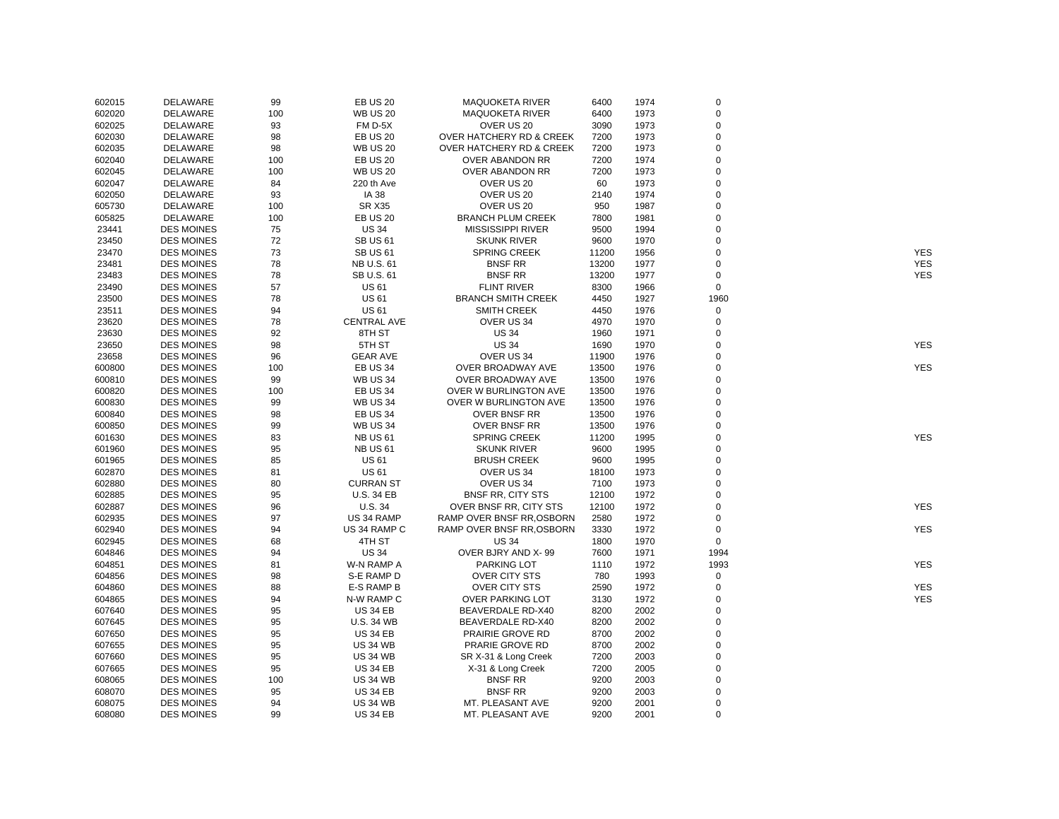| | | | | | | | | |
|---|---|---|---|---|---|---|---|---|
| 602015 | DELAWARE | 99 | EB US 20 | MAQUOKETA RIVER | 6400 | 1974 | 0 | |
| 602020 | DELAWARE | 100 | WB US 20 | MAQUOKETA RIVER | 6400 | 1973 | 0 | |
| 602025 | DELAWARE | 93 | FM D-5X | OVER US 20 | 3090 | 1973 | 0 | |
| 602030 | DELAWARE | 98 | EB US 20 | OVER HATCHERY RD & CREEK | 7200 | 1973 | 0 | |
| 602035 | DELAWARE | 98 | WB US 20 | OVER HATCHERY RD & CREEK | 7200 | 1973 | 0 | |
| 602040 | DELAWARE | 100 | EB US 20 | OVER ABANDON RR | 7200 | 1974 | 0 | |
| 602045 | DELAWARE | 100 | WB US 20 | OVER ABANDON RR | 7200 | 1973 | 0 | |
| 602047 | DELAWARE | 84 | 220 th Ave | OVER US 20 | 60 | 1973 | 0 | |
| 602050 | DELAWARE | 93 | IA 38 | OVER US 20 | 2140 | 1974 | 0 | |
| 605730 | DELAWARE | 100 | SR X35 | OVER US 20 | 950 | 1987 | 0 | |
| 605825 | DELAWARE | 100 | EB US 20 | BRANCH PLUM CREEK | 7800 | 1981 | 0 | |
| 23441 | DES MOINES | 75 | US 34 | MISSISSIPPI RIVER | 9500 | 1994 | 0 | |
| 23450 | DES MOINES | 72 | SB US 61 | SKUNK RIVER | 9600 | 1970 | 0 | |
| 23470 | DES MOINES | 73 | SB US 61 | SPRING CREEK | 11200 | 1956 | 0 | YES |
| 23481 | DES MOINES | 78 | NB U.S. 61 | BNSF RR | 13200 | 1977 | 0 | YES |
| 23483 | DES MOINES | 78 | SB U.S. 61 | BNSF RR | 13200 | 1977 | 0 | YES |
| 23490 | DES MOINES | 57 | US 61 | FLINT RIVER | 8300 | 1966 | 0 | |
| 23500 | DES MOINES | 78 | US 61 | BRANCH SMITH CREEK | 4450 | 1927 | 1960 | |
| 23511 | DES MOINES | 94 | US 61 | SMITH CREEK | 4450 | 1976 | 0 | |
| 23620 | DES MOINES | 78 | CENTRAL AVE | OVER US 34 | 4970 | 1970 | 0 | |
| 23630 | DES MOINES | 92 | 8TH ST | US 34 | 1960 | 1971 | 0 | |
| 23650 | DES MOINES | 98 | 5TH ST | US 34 | 1690 | 1970 | 0 | YES |
| 23658 | DES MOINES | 96 | GEAR AVE | OVER US 34 | 11900 | 1976 | 0 | |
| 600800 | DES MOINES | 100 | EB US 34 | OVER BROADWAY AVE | 13500 | 1976 | 0 | YES |
| 600810 | DES MOINES | 99 | WB US 34 | OVER BROADWAY AVE | 13500 | 1976 | 0 | |
| 600820 | DES MOINES | 100 | EB US 34 | OVER W BURLINGTON AVE | 13500 | 1976 | 0 | |
| 600830 | DES MOINES | 99 | WB US 34 | OVER W BURLINGTON AVE | 13500 | 1976 | 0 | |
| 600840 | DES MOINES | 98 | EB US 34 | OVER BNSF RR | 13500 | 1976 | 0 | |
| 600850 | DES MOINES | 99 | WB US 34 | OVER BNSF RR | 13500 | 1976 | 0 | |
| 601630 | DES MOINES | 83 | NB US 61 | SPRING CREEK | 11200 | 1995 | 0 | YES |
| 601960 | DES MOINES | 95 | NB US 61 | SKUNK RIVER | 9600 | 1995 | 0 | |
| 601965 | DES MOINES | 85 | US 61 | BRUSH CREEK | 9600 | 1995 | 0 | |
| 602870 | DES MOINES | 81 | US 61 | OVER US 34 | 18100 | 1973 | 0 | |
| 602880 | DES MOINES | 80 | CURRAN ST | OVER US 34 | 7100 | 1973 | 0 | |
| 602885 | DES MOINES | 95 | U.S. 34 EB | BNSF RR, CITY STS | 12100 | 1972 | 0 | |
| 602887 | DES MOINES | 96 | U.S. 34 | OVER BNSF RR, CITY STS | 12100 | 1972 | 0 | YES |
| 602935 | DES MOINES | 97 | US 34 RAMP | RAMP OVER BNSF RR,OSBORN | 2580 | 1972 | 0 | |
| 602940 | DES MOINES | 94 | US 34 RAMP C | RAMP OVER BNSF RR,OSBORN | 3330 | 1972 | 0 | YES |
| 602945 | DES MOINES | 68 | 4TH ST | US 34 | 1800 | 1970 | 0 | |
| 604846 | DES MOINES | 94 | US 34 | OVER BJRY AND X- 99 | 7600 | 1971 | 1994 | |
| 604851 | DES MOINES | 81 | W-N RAMP A | PARKING LOT | 1110 | 1972 | 1993 | YES |
| 604856 | DES MOINES | 98 | S-E RAMP D | OVER CITY STS | 780 | 1993 | 0 | |
| 604860 | DES MOINES | 88 | E-S RAMP B | OVER CITY STS | 2590 | 1972 | 0 | YES |
| 604865 | DES MOINES | 94 | N-W RAMP C | OVER PARKING LOT | 3130 | 1972 | 0 | YES |
| 607640 | DES MOINES | 95 | US 34 EB | BEAVERDALE RD-X40 | 8200 | 2002 | 0 | |
| 607645 | DES MOINES | 95 | U.S. 34 WB | BEAVERDALE RD-X40 | 8200 | 2002 | 0 | |
| 607650 | DES MOINES | 95 | US 34 EB | PRAIRIE GROVE RD | 8700 | 2002 | 0 | |
| 607655 | DES MOINES | 95 | US 34 WB | PRARIE GROVE RD | 8700 | 2002 | 0 | |
| 607660 | DES MOINES | 95 | US 34 WB | SR X-31 & Long Creek | 7200 | 2003 | 0 | |
| 607665 | DES MOINES | 95 | US 34 EB | X-31 & Long Creek | 7200 | 2005 | 0 | |
| 608065 | DES MOINES | 100 | US 34 WB | BNSF RR | 9200 | 2003 | 0 | |
| 608070 | DES MOINES | 95 | US 34 EB | BNSF RR | 9200 | 2003 | 0 | |
| 608075 | DES MOINES | 94 | US 34 WB | MT. PLEASANT AVE | 9200 | 2001 | 0 | |
| 608080 | DES MOINES | 99 | US 34 EB | MT. PLEASANT AVE | 9200 | 2001 | 0 | |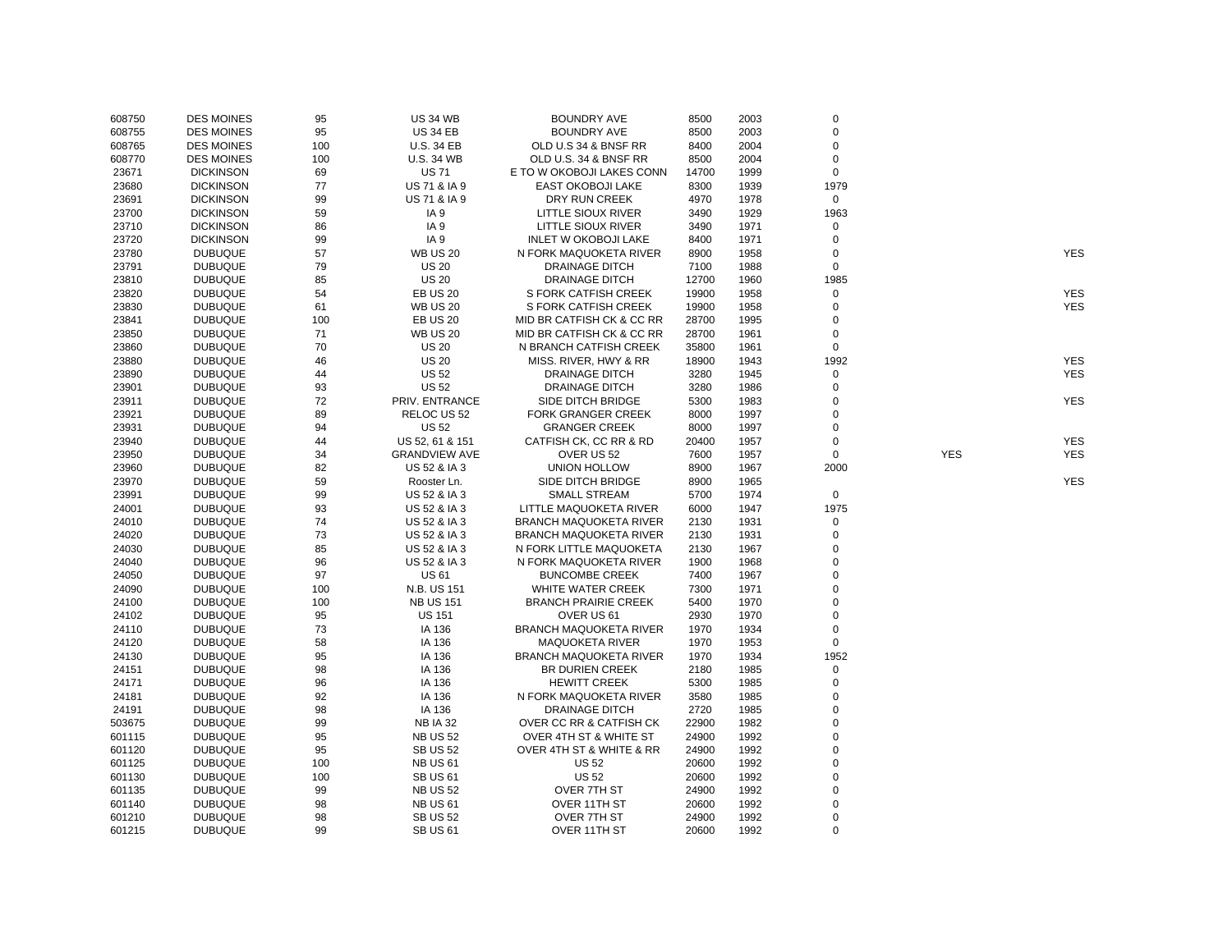| | | | | | | | | | |
|---|---|---|---|---|---|---|---|---|---|
| 608750 | DES MOINES | 95 | US 34 WB | BOUNDRY AVE | 8500 | 2003 | 0 | | |
| 608755 | DES MOINES | 95 | US 34 EB | BOUNDRY AVE | 8500 | 2003 | 0 | | |
| 608765 | DES MOINES | 100 | U.S. 34 EB | OLD U.S 34 & BNSF RR | 8400 | 2004 | 0 | | |
| 608770 | DES MOINES | 100 | U.S. 34 WB | OLD U.S. 34 & BNSF RR | 8500 | 2004 | 0 | | |
| 23671 | DICKINSON | 69 | US 71 | E TO W OKOBOJI LAKES CONN | 14700 | 1999 | 0 | | |
| 23680 | DICKINSON | 77 | US 71 & IA 9 | EAST OKOBOJI LAKE | 8300 | 1939 | 1979 | | |
| 23691 | DICKINSON | 99 | US 71 & IA 9 | DRY RUN CREEK | 4970 | 1978 | 0 | | |
| 23700 | DICKINSON | 59 | IA 9 | LITTLE SIOUX RIVER | 3490 | 1929 | 1963 | | |
| 23710 | DICKINSON | 86 | IA 9 | LITTLE SIOUX RIVER | 3490 | 1971 | 0 | | |
| 23720 | DICKINSON | 99 | IA 9 | INLET W OKOBOJI LAKE | 8400 | 1971 | 0 | | |
| 23780 | DUBUQUE | 57 | WB US 20 | N FORK MAQUOKETA RIVER | 8900 | 1958 | 0 | | YES |
| 23791 | DUBUQUE | 79 | US 20 | DRAINAGE DITCH | 7100 | 1988 | 0 | | |
| 23810 | DUBUQUE | 85 | US 20 | DRAINAGE DITCH | 12700 | 1960 | 1985 | | |
| 23820 | DUBUQUE | 54 | EB US 20 | S FORK CATFISH CREEK | 19900 | 1958 | 0 | | YES |
| 23830 | DUBUQUE | 61 | WB US 20 | S FORK CATFISH CREEK | 19900 | 1958 | 0 | | YES |
| 23841 | DUBUQUE | 100 | EB US 20 | MID BR CATFISH CK & CC RR | 28700 | 1995 | 0 | | |
| 23850 | DUBUQUE | 71 | WB US 20 | MID BR CATFISH CK & CC RR | 28700 | 1961 | 0 | | |
| 23860 | DUBUQUE | 70 | US 20 | N BRANCH CATFISH CREEK | 35800 | 1961 | 0 | | |
| 23880 | DUBUQUE | 46 | US 20 | MISS. RIVER, HWY & RR | 18900 | 1943 | 1992 | | YES |
| 23890 | DUBUQUE | 44 | US 52 | DRAINAGE DITCH | 3280 | 1945 | 0 | | YES |
| 23901 | DUBUQUE | 93 | US 52 | DRAINAGE DITCH | 3280 | 1986 | 0 | | |
| 23911 | DUBUQUE | 72 | PRIV. ENTRANCE | SIDE DITCH BRIDGE | 5300 | 1983 | 0 | | YES |
| 23921 | DUBUQUE | 89 | RELOC US 52 | FORK GRANGER CREEK | 8000 | 1997 | 0 | | |
| 23931 | DUBUQUE | 94 | US 52 | GRANGER CREEK | 8000 | 1997 | 0 | | |
| 23940 | DUBUQUE | 44 | US 52, 61 & 151 | CATFISH CK, CC RR & RD | 20400 | 1957 | 0 | | YES |
| 23950 | DUBUQUE | 34 | GRANDVIEW AVE | OVER US 52 | 7600 | 1957 | 0 | YES | YES |
| 23960 | DUBUQUE | 82 | US 52 & IA 3 | UNION HOLLOW | 8900 | 1967 | 2000 | | |
| 23970 | DUBUQUE | 59 | Rooster Ln. | SIDE DITCH BRIDGE | 8900 | 1965 | | | YES |
| 23991 | DUBUQUE | 99 | US 52 & IA 3 | SMALL STREAM | 5700 | 1974 | 0 | | |
| 24001 | DUBUQUE | 93 | US 52 & IA 3 | LITTLE MAQUOKETA RIVER | 6000 | 1947 | 1975 | | |
| 24010 | DUBUQUE | 74 | US 52 & IA 3 | BRANCH MAQUOKETA RIVER | 2130 | 1931 | 0 | | |
| 24020 | DUBUQUE | 73 | US 52 & IA 3 | BRANCH MAQUOKETA RIVER | 2130 | 1931 | 0 | | |
| 24030 | DUBUQUE | 85 | US 52 & IA 3 | N FORK LITTLE MAQUOKETA | 2130 | 1967 | 0 | | |
| 24040 | DUBUQUE | 96 | US 52 & IA 3 | N FORK MAQUOKETA RIVER | 1900 | 1968 | 0 | | |
| 24050 | DUBUQUE | 97 | US 61 | BUNCOMBE CREEK | 7400 | 1967 | 0 | | |
| 24090 | DUBUQUE | 100 | N.B. US 151 | WHITE WATER CREEK | 7300 | 1971 | 0 | | |
| 24100 | DUBUQUE | 100 | NB US 151 | BRANCH PRAIRIE CREEK | 5400 | 1970 | 0 | | |
| 24102 | DUBUQUE | 95 | US 151 | OVER US 61 | 2930 | 1970 | 0 | | |
| 24110 | DUBUQUE | 73 | IA 136 | BRANCH MAQUOKETA RIVER | 1970 | 1934 | 0 | | |
| 24120 | DUBUQUE | 58 | IA 136 | MAQUOKETA RIVER | 1970 | 1953 | 0 | | |
| 24130 | DUBUQUE | 95 | IA 136 | BRANCH MAQUOKETA RIVER | 1970 | 1934 | 1952 | | |
| 24151 | DUBUQUE | 98 | IA 136 | BR DURIEN CREEK | 2180 | 1985 | 0 | | |
| 24171 | DUBUQUE | 96 | IA 136 | HEWITT CREEK | 5300 | 1985 | 0 | | |
| 24181 | DUBUQUE | 92 | IA 136 | N FORK MAQUOKETA RIVER | 3580 | 1985 | 0 | | |
| 24191 | DUBUQUE | 98 | IA 136 | DRAINAGE DITCH | 2720 | 1985 | 0 | | |
| 503675 | DUBUQUE | 99 | NB IA 32 | OVER CC RR & CATFISH CK | 22900 | 1982 | 0 | | |
| 601115 | DUBUQUE | 95 | NB US 52 | OVER 4TH ST & WHITE ST | 24900 | 1992 | 0 | | |
| 601120 | DUBUQUE | 95 | SB US 52 | OVER 4TH ST & WHITE & RR | 24900 | 1992 | 0 | | |
| 601125 | DUBUQUE | 100 | NB US 61 | US 52 | 20600 | 1992 | 0 | | |
| 601130 | DUBUQUE | 100 | SB US 61 | US 52 | 20600 | 1992 | 0 | | |
| 601135 | DUBUQUE | 99 | NB US 52 | OVER 7TH ST | 24900 | 1992 | 0 | | |
| 601140 | DUBUQUE | 98 | NB US 61 | OVER 11TH ST | 20600 | 1992 | 0 | | |
| 601210 | DUBUQUE | 98 | SB US 52 | OVER 7TH ST | 24900 | 1992 | 0 | | |
| 601215 | DUBUQUE | 99 | SB US 61 | OVER 11TH ST | 20600 | 1992 | 0 | | |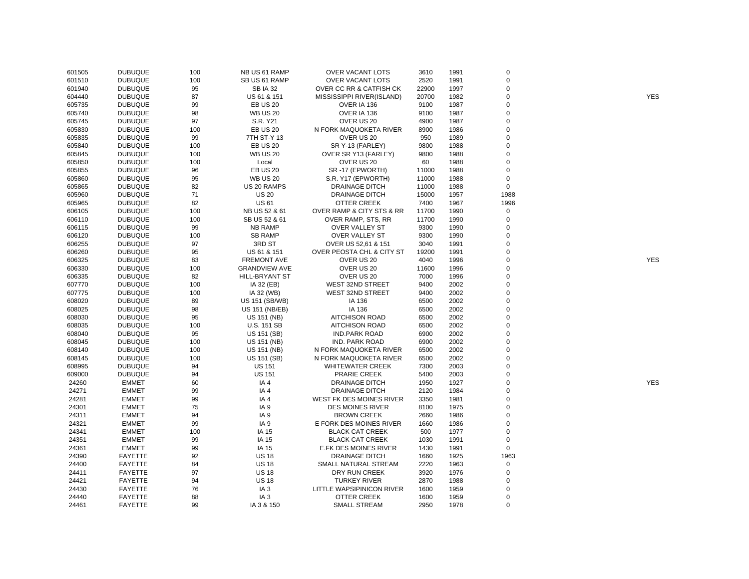| | | | | | | | | |
|---|---|---|---|---|---|---|---|---|
| 601505 | DUBUQUE | 100 | NB US 61 RAMP | OVER VACANT LOTS | 3610 | 1991 | 0 | |
| 601510 | DUBUQUE | 100 | SB US 61 RAMP | OVER VACANT LOTS | 2520 | 1991 | 0 | |
| 601940 | DUBUQUE | 95 | SB IA 32 | OVER CC RR & CATFISH CK | 22900 | 1997 | 0 | |
| 604440 | DUBUQUE | 87 | US 61 & 151 | MISSISSIPPI RIVER(ISLAND) | 20700 | 1982 | 0 | YES |
| 605735 | DUBUQUE | 99 | EB US 20 | OVER IA 136 | 9100 | 1987 | 0 | |
| 605740 | DUBUQUE | 98 | WB US 20 | OVER IA 136 | 9100 | 1987 | 0 | |
| 605745 | DUBUQUE | 97 | S.R. Y21 | OVER US 20 | 4900 | 1987 | 0 | |
| 605830 | DUBUQUE | 100 | EB US 20 | N FORK MAQUOKETA RIVER | 8900 | 1986 | 0 | |
| 605835 | DUBUQUE | 99 | 7TH ST-Y 13 | OVER US 20 | 950 | 1989 | 0 | |
| 605840 | DUBUQUE | 100 | EB US 20 | SR Y-13 (FARLEY) | 9800 | 1988 | 0 | |
| 605845 | DUBUQUE | 100 | WB US 20 | OVER SR Y13 (FARLEY) | 9800 | 1988 | 0 | |
| 605850 | DUBUQUE | 100 | Local | OVER US 20 | 60 | 1988 | 0 | |
| 605855 | DUBUQUE | 96 | EB US 20 | SR -17 (EPWORTH) | 11000 | 1988 | 0 | |
| 605860 | DUBUQUE | 95 | WB US 20 | S.R. Y17 (EPWORTH) | 11000 | 1988 | 0 | |
| 605865 | DUBUQUE | 82 | US 20 RAMPS | DRAINAGE DITCH | 11000 | 1988 | 0 | |
| 605960 | DUBUQUE | 71 | US 20 | DRAINAGE DITCH | 15000 | 1957 | 1988 | |
| 605965 | DUBUQUE | 82 | US 61 | OTTER CREEK | 7400 | 1967 | 1996 | |
| 606105 | DUBUQUE | 100 | NB US 52 & 61 | OVER RAMP & CITY STS & RR | 11700 | 1990 | 0 | |
| 606110 | DUBUQUE | 100 | SB US 52 & 61 | OVER RAMP, STS, RR | 11700 | 1990 | 0 | |
| 606115 | DUBUQUE | 99 | NB RAMP | OVER VALLEY ST | 9300 | 1990 | 0 | |
| 606120 | DUBUQUE | 100 | SB RAMP | OVER VALLEY ST | 9300 | 1990 | 0 | |
| 606255 | DUBUQUE | 97 | 3RD ST | OVER US 52,61 & 151 | 3040 | 1991 | 0 | |
| 606260 | DUBUQUE | 95 | US 61 & 151 | OVER PEOSTA CHL & CITY ST | 19200 | 1991 | 0 | |
| 606325 | DUBUQUE | 83 | FREMONT AVE | OVER US 20 | 4040 | 1996 | 0 | YES |
| 606330 | DUBUQUE | 100 | GRANDVIEW AVE | OVER US 20 | 11600 | 1996 | 0 | |
| 606335 | DUBUQUE | 82 | HILL-BRYANT ST | OVER US 20 | 7000 | 1996 | 0 | |
| 607770 | DUBUQUE | 100 | IA 32 (EB) | WEST 32ND STREET | 9400 | 2002 | 0 | |
| 607775 | DUBUQUE | 100 | IA 32 (WB) | WEST 32ND STREET | 9400 | 2002 | 0 | |
| 608020 | DUBUQUE | 89 | US 151 (SB/WB) | IA 136 | 6500 | 2002 | 0 | |
| 608025 | DUBUQUE | 98 | US 151 (NB/EB) | IA 136 | 6500 | 2002 | 0 | |
| 608030 | DUBUQUE | 95 | US 151 (NB) | AITCHISON ROAD | 6500 | 2002 | 0 | |
| 608035 | DUBUQUE | 100 | U.S. 151 SB | AITCHISON ROAD | 6500 | 2002 | 0 | |
| 608040 | DUBUQUE | 95 | US 151 (SB) | IND.PARK ROAD | 6900 | 2002 | 0 | |
| 608045 | DUBUQUE | 100 | US 151 (NB) | IND. PARK ROAD | 6900 | 2002 | 0 | |
| 608140 | DUBUQUE | 100 | US 151 (NB) | N FORK MAQUOKETA RIVER | 6500 | 2002 | 0 | |
| 608145 | DUBUQUE | 100 | US 151 (SB) | N FORK MAQUOKETA RIVER | 6500 | 2002 | 0 | |
| 608995 | DUBUQUE | 94 | US 151 | WHITEWATER CREEK | 7300 | 2003 | 0 | |
| 609000 | DUBUQUE | 94 | US 151 | PRARIE CREEK | 5400 | 2003 | 0 | |
| 24260 | EMMET | 60 | IA 4 | DRAINAGE DITCH | 1950 | 1927 | 0 | YES |
| 24271 | EMMET | 99 | IA 4 | DRAINAGE DITCH | 2120 | 1984 | 0 | |
| 24281 | EMMET | 99 | IA 4 | WEST FK DES MOINES RIVER | 3350 | 1981 | 0 | |
| 24301 | EMMET | 75 | IA 9 | DES MOINES RIVER | 8100 | 1975 | 0 | |
| 24311 | EMMET | 94 | IA 9 | BROWN CREEK | 2660 | 1986 | 0 | |
| 24321 | EMMET | 99 | IA 9 | E FORK DES MOINES RIVER | 1660 | 1986 | 0 | |
| 24341 | EMMET | 100 | IA 15 | BLACK CAT CREEK | 500 | 1977 | 0 | |
| 24351 | EMMET | 99 | IA 15 | BLACK CAT CREEK | 1030 | 1991 | 0 | |
| 24361 | EMMET | 99 | IA 15 | E.FK DES MOINES RIVER | 1430 | 1991 | 0 | |
| 24390 | FAYETTE | 92 | US 18 | DRAINAGE DITCH | 1660 | 1925 | 1963 | |
| 24400 | FAYETTE | 84 | US 18 | SMALL NATURAL STREAM | 2220 | 1963 | 0 | |
| 24411 | FAYETTE | 97 | US 18 | DRY RUN CREEK | 3920 | 1976 | 0 | |
| 24421 | FAYETTE | 94 | US 18 | TURKEY RIVER | 2870 | 1988 | 0 | |
| 24430 | FAYETTE | 76 | IA 3 | LITTLE WAPSIPINICON RIVER | 1600 | 1959 | 0 | |
| 24440 | FAYETTE | 88 | IA 3 | OTTER CREEK | 1600 | 1959 | 0 | |
| 24461 | FAYETTE | 99 | IA 3 & 150 | SMALL STREAM | 2950 | 1978 | 0 | |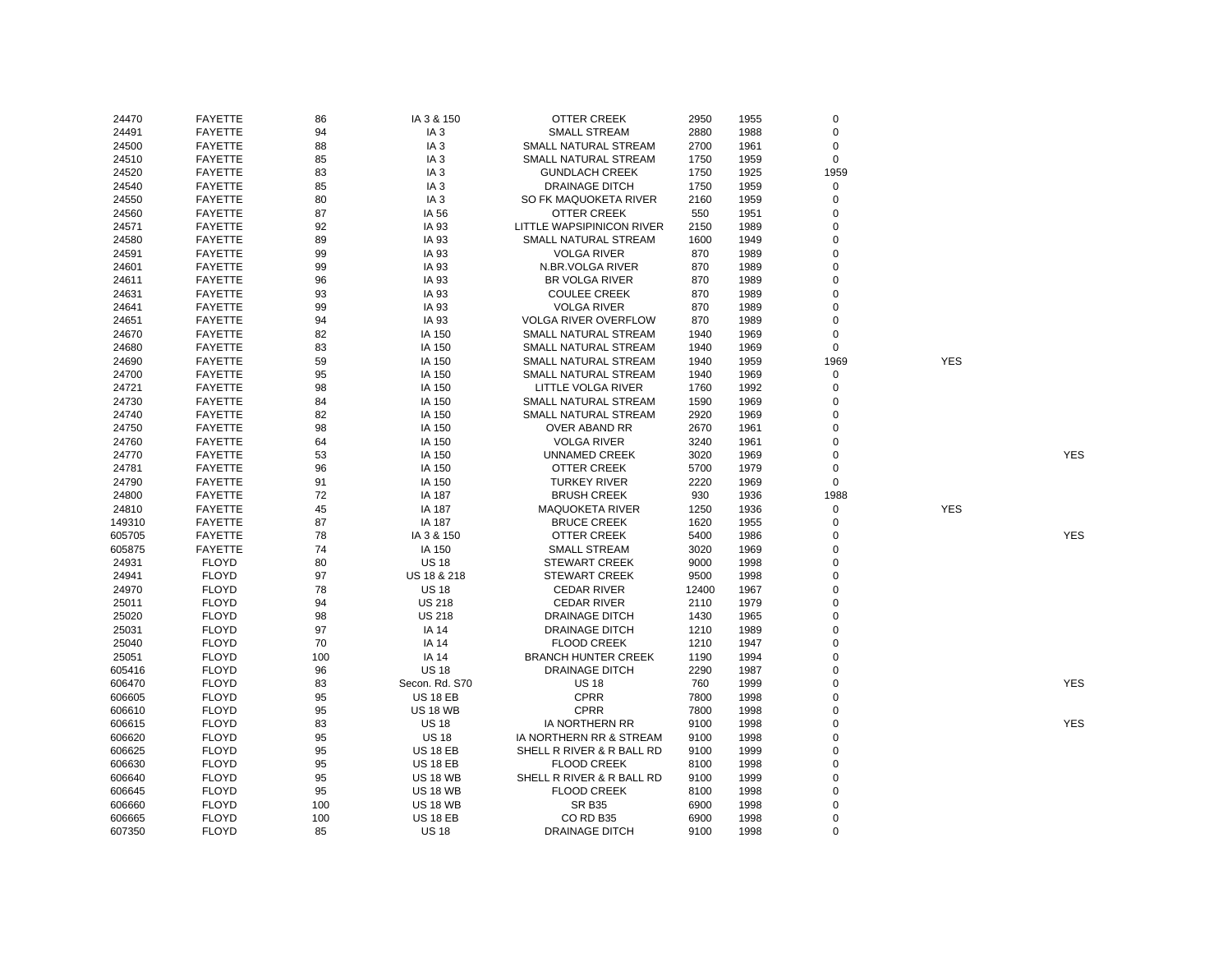| | | | | | | | | | |
|---|---|---|---|---|---|---|---|---|---|
| 24470 | FAYETTE | 86 | IA 3 & 150 | OTTER CREEK | 2950 | 1955 | 0 | | |
| 24491 | FAYETTE | 94 | IA 3 | SMALL STREAM | 2880 | 1988 | 0 | | |
| 24500 | FAYETTE | 88 | IA 3 | SMALL NATURAL STREAM | 2700 | 1961 | 0 | | |
| 24510 | FAYETTE | 85 | IA 3 | SMALL NATURAL STREAM | 1750 | 1959 | 0 | | |
| 24520 | FAYETTE | 83 | IA 3 | GUNDLACH CREEK | 1750 | 1925 | 1959 | | |
| 24540 | FAYETTE | 85 | IA 3 | DRAINAGE DITCH | 1750 | 1959 | 0 | | |
| 24550 | FAYETTE | 80 | IA 3 | SO FK MAQUOKETA RIVER | 2160 | 1959 | 0 | | |
| 24560 | FAYETTE | 87 | IA 56 | OTTER CREEK | 550 | 1951 | 0 | | |
| 24571 | FAYETTE | 92 | IA 93 | LITTLE WAPSIPINICON RIVER | 2150 | 1989 | 0 | | |
| 24580 | FAYETTE | 89 | IA 93 | SMALL NATURAL STREAM | 1600 | 1949 | 0 | | |
| 24591 | FAYETTE | 99 | IA 93 | VOLGA RIVER | 870 | 1989 | 0 | | |
| 24601 | FAYETTE | 99 | IA 93 | N.BR.VOLGA RIVER | 870 | 1989 | 0 | | |
| 24611 | FAYETTE | 96 | IA 93 | BR VOLGA RIVER | 870 | 1989 | 0 | | |
| 24631 | FAYETTE | 93 | IA 93 | COULEE CREEK | 870 | 1989 | 0 | | |
| 24641 | FAYETTE | 99 | IA 93 | VOLGA RIVER | 870 | 1989 | 0 | | |
| 24651 | FAYETTE | 94 | IA 93 | VOLGA RIVER OVERFLOW | 870 | 1989 | 0 | | |
| 24670 | FAYETTE | 82 | IA 150 | SMALL NATURAL STREAM | 1940 | 1969 | 0 | | |
| 24680 | FAYETTE | 83 | IA 150 | SMALL NATURAL STREAM | 1940 | 1969 | 0 | | |
| 24690 | FAYETTE | 59 | IA 150 | SMALL NATURAL STREAM | 1940 | 1959 | 1969 | YES | |
| 24700 | FAYETTE | 95 | IA 150 | SMALL NATURAL STREAM | 1940 | 1969 | 0 | | |
| 24721 | FAYETTE | 98 | IA 150 | LITTLE VOLGA RIVER | 1760 | 1992 | 0 | | |
| 24730 | FAYETTE | 84 | IA 150 | SMALL NATURAL STREAM | 1590 | 1969 | 0 | | |
| 24740 | FAYETTE | 82 | IA 150 | SMALL NATURAL STREAM | 2920 | 1969 | 0 | | |
| 24750 | FAYETTE | 98 | IA 150 | OVER ABAND RR | 2670 | 1961 | 0 | | |
| 24760 | FAYETTE | 64 | IA 150 | VOLGA RIVER | 3240 | 1961 | 0 | | |
| 24770 | FAYETTE | 53 | IA 150 | UNNAMED CREEK | 3020 | 1969 | 0 | | YES |
| 24781 | FAYETTE | 96 | IA 150 | OTTER CREEK | 5700 | 1979 | 0 | | |
| 24790 | FAYETTE | 91 | IA 150 | TURKEY RIVER | 2220 | 1969 | 0 | | |
| 24800 | FAYETTE | 72 | IA 187 | BRUSH CREEK | 930 | 1936 | 1988 | | |
| 24810 | FAYETTE | 45 | IA 187 | MAQUOKETA RIVER | 1250 | 1936 | 0 | YES | |
| 149310 | FAYETTE | 87 | IA 187 | BRUCE CREEK | 1620 | 1955 | 0 | | |
| 605705 | FAYETTE | 78 | IA 3 & 150 | OTTER CREEK | 5400 | 1986 | 0 | | YES |
| 605875 | FAYETTE | 74 | IA 150 | SMALL STREAM | 3020 | 1969 | 0 | | |
| 24931 | FLOYD | 80 | US 18 | STEWART CREEK | 9000 | 1998 | 0 | | |
| 24941 | FLOYD | 97 | US 18 & 218 | STEWART CREEK | 9500 | 1998 | 0 | | |
| 24970 | FLOYD | 78 | US 18 | CEDAR RIVER | 12400 | 1967 | 0 | | |
| 25011 | FLOYD | 94 | US 218 | CEDAR RIVER | 2110 | 1979 | 0 | | |
| 25020 | FLOYD | 98 | US 218 | DRAINAGE DITCH | 1430 | 1965 | 0 | | |
| 25031 | FLOYD | 97 | IA 14 | DRAINAGE DITCH | 1210 | 1989 | 0 | | |
| 25040 | FLOYD | 70 | IA 14 | FLOOD CREEK | 1210 | 1947 | 0 | | |
| 25051 | FLOYD | 100 | IA 14 | BRANCH HUNTER CREEK | 1190 | 1994 | 0 | | |
| 605416 | FLOYD | 96 | US 18 | DRAINAGE DITCH | 2290 | 1987 | 0 | | |
| 606470 | FLOYD | 83 | Secon. Rd. S70 | US 18 | 760 | 1999 | 0 | | YES |
| 606605 | FLOYD | 95 | US 18 EB | CPRR | 7800 | 1998 | 0 | | |
| 606610 | FLOYD | 95 | US 18 WB | CPRR | 7800 | 1998 | 0 | | |
| 606615 | FLOYD | 83 | US 18 | IA NORTHERN RR | 9100 | 1998 | 0 | | YES |
| 606620 | FLOYD | 95 | US 18 | IA NORTHERN RR & STREAM | 9100 | 1998 | 0 | | |
| 606625 | FLOYD | 95 | US 18 EB | SHELL R RIVER & R BALL RD | 9100 | 1999 | 0 | | |
| 606630 | FLOYD | 95 | US 18 EB | FLOOD CREEK | 8100 | 1998 | 0 | | |
| 606640 | FLOYD | 95 | US 18 WB | SHELL R RIVER & R BALL RD | 9100 | 1999 | 0 | | |
| 606645 | FLOYD | 95 | US 18 WB | FLOOD CREEK | 8100 | 1998 | 0 | | |
| 606660 | FLOYD | 100 | US 18 WB | SR B35 | 6900 | 1998 | 0 | | |
| 606665 | FLOYD | 100 | US 18 EB | CO RD B35 | 6900 | 1998 | 0 | | |
| 607350 | FLOYD | 85 | US 18 | DRAINAGE DITCH | 9100 | 1998 | 0 | | |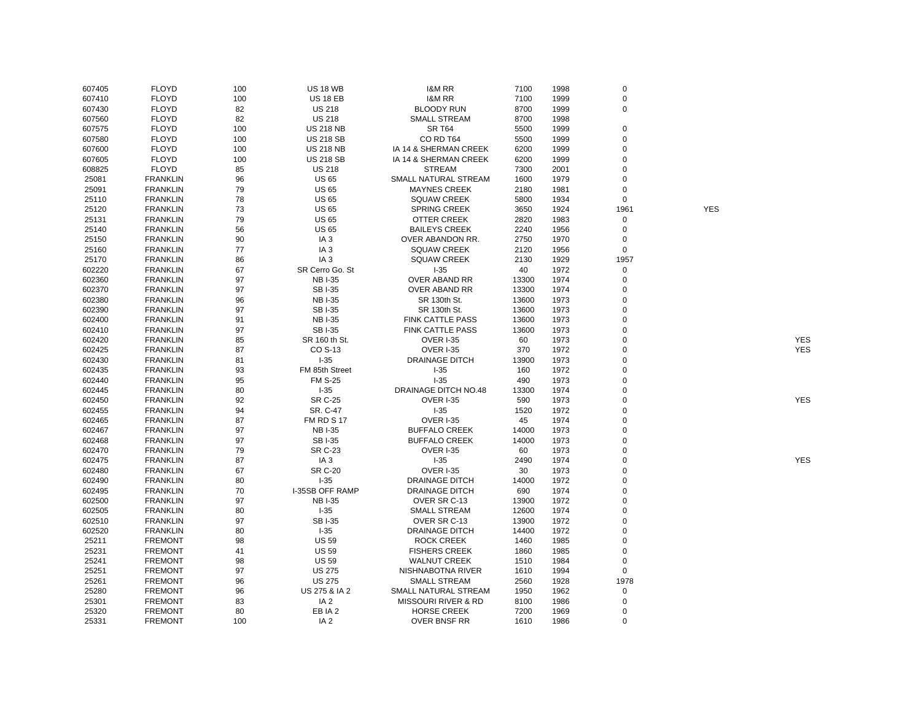| | | | | | | | | | |
|---|---|---|---|---|---|---|---|---|---|
| 607405 | FLOYD | 100 | US 18 WB | I&M RR | 7100 | 1998 | 0 | | |
| 607410 | FLOYD | 100 | US 18 EB | I&M RR | 7100 | 1999 | 0 | | |
| 607430 | FLOYD | 82 | US 218 | BLOODY RUN | 8700 | 1999 | 0 | | |
| 607560 | FLOYD | 82 | US 218 | SMALL STREAM | 8700 | 1998 | | | |
| 607575 | FLOYD | 100 | US 218 NB | SR T64 | 5500 | 1999 | 0 | | |
| 607580 | FLOYD | 100 | US 218 SB | CO RD T64 | 5500 | 1999 | 0 | | |
| 607600 | FLOYD | 100 | US 218 NB | IA 14 & SHERMAN CREEK | 6200 | 1999 | 0 | | |
| 607605 | FLOYD | 100 | US 218 SB | IA 14 & SHERMAN CREEK | 6200 | 1999 | 0 | | |
| 608825 | FLOYD | 85 | US 218 | STREAM | 7300 | 2001 | 0 | | |
| 25081 | FRANKLIN | 96 | US 65 | SMALL NATURAL STREAM | 1600 | 1979 | 0 | | |
| 25091 | FRANKLIN | 79 | US 65 | MAYNES CREEK | 2180 | 1981 | 0 | | |
| 25110 | FRANKLIN | 78 | US 65 | SQUAW CREEK | 5800 | 1934 | 0 | | |
| 25120 | FRANKLIN | 73 | US 65 | SPRING CREEK | 3650 | 1924 | 1961 | YES | |
| 25131 | FRANKLIN | 79 | US 65 | OTTER CREEK | 2820 | 1983 | 0 | | |
| 25140 | FRANKLIN | 56 | US 65 | BAILEYS CREEK | 2240 | 1956 | 0 | | |
| 25150 | FRANKLIN | 90 | IA 3 | OVER ABANDON RR. | 2750 | 1970 | 0 | | |
| 25160 | FRANKLIN | 77 | IA 3 | SQUAW CREEK | 2120 | 1956 | 0 | | |
| 25170 | FRANKLIN | 86 | IA 3 | SQUAW CREEK | 2130 | 1929 | 1957 | | |
| 602220 | FRANKLIN | 67 | SR Cerro Go. St | I-35 | 40 | 1972 | 0 | | |
| 602360 | FRANKLIN | 97 | NB I-35 | OVER ABAND RR | 13300 | 1974 | 0 | | |
| 602370 | FRANKLIN | 97 | SB I-35 | OVER ABAND RR | 13300 | 1974 | 0 | | |
| 602380 | FRANKLIN | 96 | NB I-35 | SR 130th St. | 13600 | 1973 | 0 | | |
| 602390 | FRANKLIN | 97 | SB I-35 | SR 130th St. | 13600 | 1973 | 0 | | |
| 602400 | FRANKLIN | 91 | NB I-35 | FINK CATTLE PASS | 13600 | 1973 | 0 | | |
| 602410 | FRANKLIN | 97 | SB I-35 | FINK CATTLE PASS | 13600 | 1973 | 0 | | |
| 602420 | FRANKLIN | 85 | SR 160 th St. | OVER I-35 | 60 | 1973 | 0 | | YES |
| 602425 | FRANKLIN | 87 | CO S-13 | OVER I-35 | 370 | 1972 | 0 | | YES |
| 602430 | FRANKLIN | 81 | I-35 | DRAINAGE DITCH | 13900 | 1973 | 0 | | |
| 602435 | FRANKLIN | 93 | FM 85th Street | I-35 | 160 | 1972 | 0 | | |
| 602440 | FRANKLIN | 95 | FM S-25 | I-35 | 490 | 1973 | 0 | | |
| 602445 | FRANKLIN | 80 | I-35 | DRAINAGE DITCH NO.48 | 13300 | 1974 | 0 | | |
| 602450 | FRANKLIN | 92 | SR C-25 | OVER I-35 | 590 | 1973 | 0 | | YES |
| 602455 | FRANKLIN | 94 | SR. C-47 | I-35 | 1520 | 1972 | 0 | | |
| 602465 | FRANKLIN | 87 | FM RD S 17 | OVER I-35 | 45 | 1974 | 0 | | |
| 602467 | FRANKLIN | 97 | NB I-35 | BUFFALO CREEK | 14000 | 1973 | 0 | | |
| 602468 | FRANKLIN | 97 | SB I-35 | BUFFALO CREEK | 14000 | 1973 | 0 | | |
| 602470 | FRANKLIN | 79 | SR C-23 | OVER I-35 | 60 | 1973 | 0 | | |
| 602475 | FRANKLIN | 87 | IA 3 | I-35 | 2490 | 1974 | 0 | | YES |
| 602480 | FRANKLIN | 67 | SR C-20 | OVER I-35 | 30 | 1973 | 0 | | |
| 602490 | FRANKLIN | 80 | I-35 | DRAINAGE DITCH | 14000 | 1972 | 0 | | |
| 602495 | FRANKLIN | 70 | I-35SB OFF RAMP | DRAINAGE DITCH | 690 | 1974 | 0 | | |
| 602500 | FRANKLIN | 97 | NB I-35 | OVER SR C-13 | 13900 | 1972 | 0 | | |
| 602505 | FRANKLIN | 80 | I-35 | SMALL STREAM | 12600 | 1974 | 0 | | |
| 602510 | FRANKLIN | 97 | SB I-35 | OVER SR C-13 | 13900 | 1972 | 0 | | |
| 602520 | FRANKLIN | 80 | I-35 | DRAINAGE DITCH | 14400 | 1972 | 0 | | |
| 25211 | FREMONT | 98 | US 59 | ROCK CREEK | 1460 | 1985 | 0 | | |
| 25231 | FREMONT | 41 | US 59 | FISHERS CREEK | 1860 | 1985 | 0 | | |
| 25241 | FREMONT | 98 | US 59 | WALNUT CREEK | 1510 | 1984 | 0 | | |
| 25251 | FREMONT | 97 | US 275 | NISHNABOTNA RIVER | 1610 | 1994 | 0 | | |
| 25261 | FREMONT | 96 | US 275 | SMALL STREAM | 2560 | 1928 | 1978 | | |
| 25280 | FREMONT | 96 | US 275 & IA 2 | SMALL NATURAL STREAM | 1950 | 1962 | 0 | | |
| 25301 | FREMONT | 83 | IA 2 | MISSOURI RIVER & RD | 8100 | 1986 | 0 | | |
| 25320 | FREMONT | 80 | EB IA 2 | HORSE CREEK | 7200 | 1969 | 0 | | |
| 25331 | FREMONT | 100 | IA 2 | OVER BNSF RR | 1610 | 1986 | 0 | | |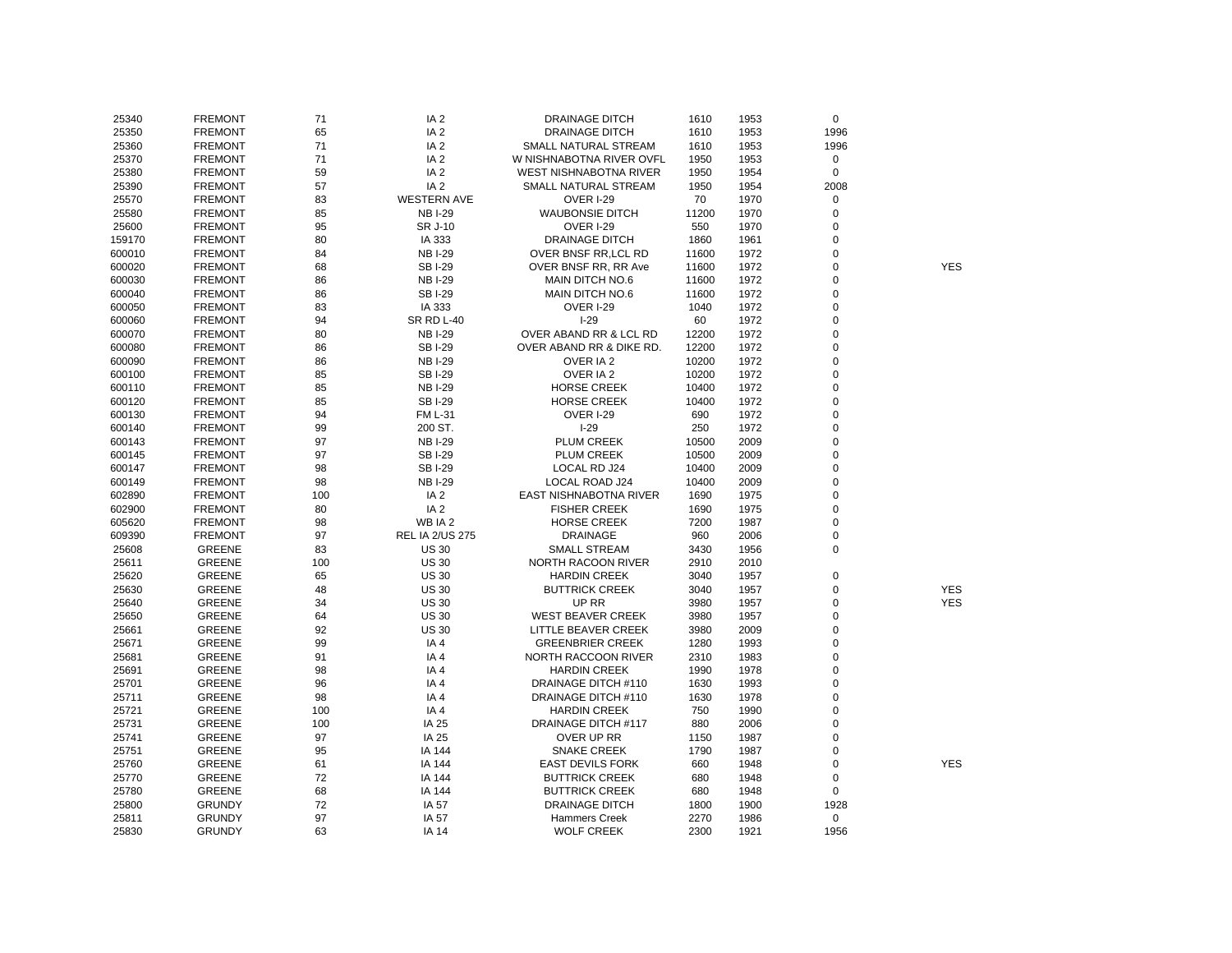| | | | | | | | | |
|---|---|---|---|---|---|---|---|---|
| 25340 | FREMONT | 71 | IA 2 | DRAINAGE DITCH | 1610 | 1953 | 0 | |
| 25350 | FREMONT | 65 | IA 2 | DRAINAGE DITCH | 1610 | 1953 | 1996 | |
| 25360 | FREMONT | 71 | IA 2 | SMALL NATURAL STREAM | 1610 | 1953 | 1996 | |
| 25370 | FREMONT | 71 | IA 2 | W NISHNABOTNA RIVER OVFL | 1950 | 1953 | 0 | |
| 25380 | FREMONT | 59 | IA 2 | WEST NISHNABOTNA RIVER | 1950 | 1954 | 0 | |
| 25390 | FREMONT | 57 | IA 2 | SMALL NATURAL STREAM | 1950 | 1954 | 2008 | |
| 25570 | FREMONT | 83 | WESTERN AVE | OVER I-29 | 70 | 1970 | 0 | |
| 25580 | FREMONT | 85 | NB I-29 | WAUBONSIE DITCH | 11200 | 1970 | 0 | |
| 25600 | FREMONT | 95 | SR J-10 | OVER I-29 | 550 | 1970 | 0 | |
| 159170 | FREMONT | 80 | IA 333 | DRAINAGE DITCH | 1860 | 1961 | 0 | |
| 600010 | FREMONT | 84 | NB I-29 | OVER BNSF RR,LCL RD | 11600 | 1972 | 0 | |
| 600020 | FREMONT | 68 | SB I-29 | OVER BNSF RR, RR Ave | 11600 | 1972 | 0 | YES |
| 600030 | FREMONT | 86 | NB I-29 | MAIN DITCH NO.6 | 11600 | 1972 | 0 | |
| 600040 | FREMONT | 86 | SB I-29 | MAIN DITCH NO.6 | 11600 | 1972 | 0 | |
| 600050 | FREMONT | 83 | IA 333 | OVER I-29 | 1040 | 1972 | 0 | |
| 600060 | FREMONT | 94 | SR RD L-40 | I-29 | 60 | 1972 | 0 | |
| 600070 | FREMONT | 80 | NB I-29 | OVER ABAND RR & LCL RD | 12200 | 1972 | 0 | |
| 600080 | FREMONT | 86 | SB I-29 | OVER ABAND RR & DIKE RD. | 12200 | 1972 | 0 | |
| 600090 | FREMONT | 86 | NB I-29 | OVER IA 2 | 10200 | 1972 | 0 | |
| 600100 | FREMONT | 85 | SB I-29 | OVER IA 2 | 10200 | 1972 | 0 | |
| 600110 | FREMONT | 85 | NB I-29 | HORSE CREEK | 10400 | 1972 | 0 | |
| 600120 | FREMONT | 85 | SB I-29 | HORSE CREEK | 10400 | 1972 | 0 | |
| 600130 | FREMONT | 94 | FM L-31 | OVER I-29 | 690 | 1972 | 0 | |
| 600140 | FREMONT | 99 | 200 ST. | I-29 | 250 | 1972 | 0 | |
| 600143 | FREMONT | 97 | NB I-29 | PLUM CREEK | 10500 | 2009 | 0 | |
| 600145 | FREMONT | 97 | SB I-29 | PLUM CREEK | 10500 | 2009 | 0 | |
| 600147 | FREMONT | 98 | SB I-29 | LOCAL RD J24 | 10400 | 2009 | 0 | |
| 600149 | FREMONT | 98 | NB I-29 | LOCAL ROAD J24 | 10400 | 2009 | 0 | |
| 602890 | FREMONT | 100 | IA 2 | EAST NISHNABOTNA RIVER | 1690 | 1975 | 0 | |
| 602900 | FREMONT | 80 | IA 2 | FISHER CREEK | 1690 | 1975 | 0 | |
| 605620 | FREMONT | 98 | WB IA 2 | HORSE CREEK | 7200 | 1987 | 0 | |
| 609390 | FREMONT | 97 | REL IA 2/US 275 | DRAINAGE | 960 | 2006 | 0 | |
| 25608 | GREENE | 83 | US 30 | SMALL STREAM | 3430 | 1956 | 0 | |
| 25611 | GREENE | 100 | US 30 | NORTH RACOON RIVER | 2910 | 2010 | | |
| 25620 | GREENE | 65 | US 30 | HARDIN CREEK | 3040 | 1957 | 0 | |
| 25630 | GREENE | 48 | US 30 | BUTTRICK CREEK | 3040 | 1957 | 0 | YES |
| 25640 | GREENE | 34 | US 30 | UP RR | 3980 | 1957 | 0 | YES |
| 25650 | GREENE | 64 | US 30 | WEST BEAVER CREEK | 3980 | 1957 | 0 | |
| 25661 | GREENE | 92 | US 30 | LITTLE BEAVER CREEK | 3980 | 2009 | 0 | |
| 25671 | GREENE | 99 | IA 4 | GREENBRIER CREEK | 1280 | 1993 | 0 | |
| 25681 | GREENE | 91 | IA 4 | NORTH RACCOON RIVER | 2310 | 1983 | 0 | |
| 25691 | GREENE | 98 | IA 4 | HARDIN CREEK | 1990 | 1978 | 0 | |
| 25701 | GREENE | 96 | IA 4 | DRAINAGE DITCH #110 | 1630 | 1993 | 0 | |
| 25711 | GREENE | 98 | IA 4 | DRAINAGE DITCH #110 | 1630 | 1978 | 0 | |
| 25721 | GREENE | 100 | IA 4 | HARDIN CREEK | 750 | 1990 | 0 | |
| 25731 | GREENE | 100 | IA 25 | DRAINAGE DITCH #117 | 880 | 2006 | 0 | |
| 25741 | GREENE | 97 | IA 25 | OVER UP RR | 1150 | 1987 | 0 | |
| 25751 | GREENE | 95 | IA 144 | SNAKE CREEK | 1790 | 1987 | 0 | |
| 25760 | GREENE | 61 | IA 144 | EAST DEVILS FORK | 660 | 1948 | 0 | YES |
| 25770 | GREENE | 72 | IA 144 | BUTTRICK CREEK | 680 | 1948 | 0 | |
| 25780 | GREENE | 68 | IA 144 | BUTTRICK CREEK | 680 | 1948 | 0 | |
| 25800 | GRUNDY | 72 | IA 57 | DRAINAGE DITCH | 1800 | 1900 | 1928 | |
| 25811 | GRUNDY | 97 | IA 57 | Hammers Creek | 2270 | 1986 | 0 | |
| 25830 | GRUNDY | 63 | IA 14 | WOLF CREEK | 2300 | 1921 | 1956 | |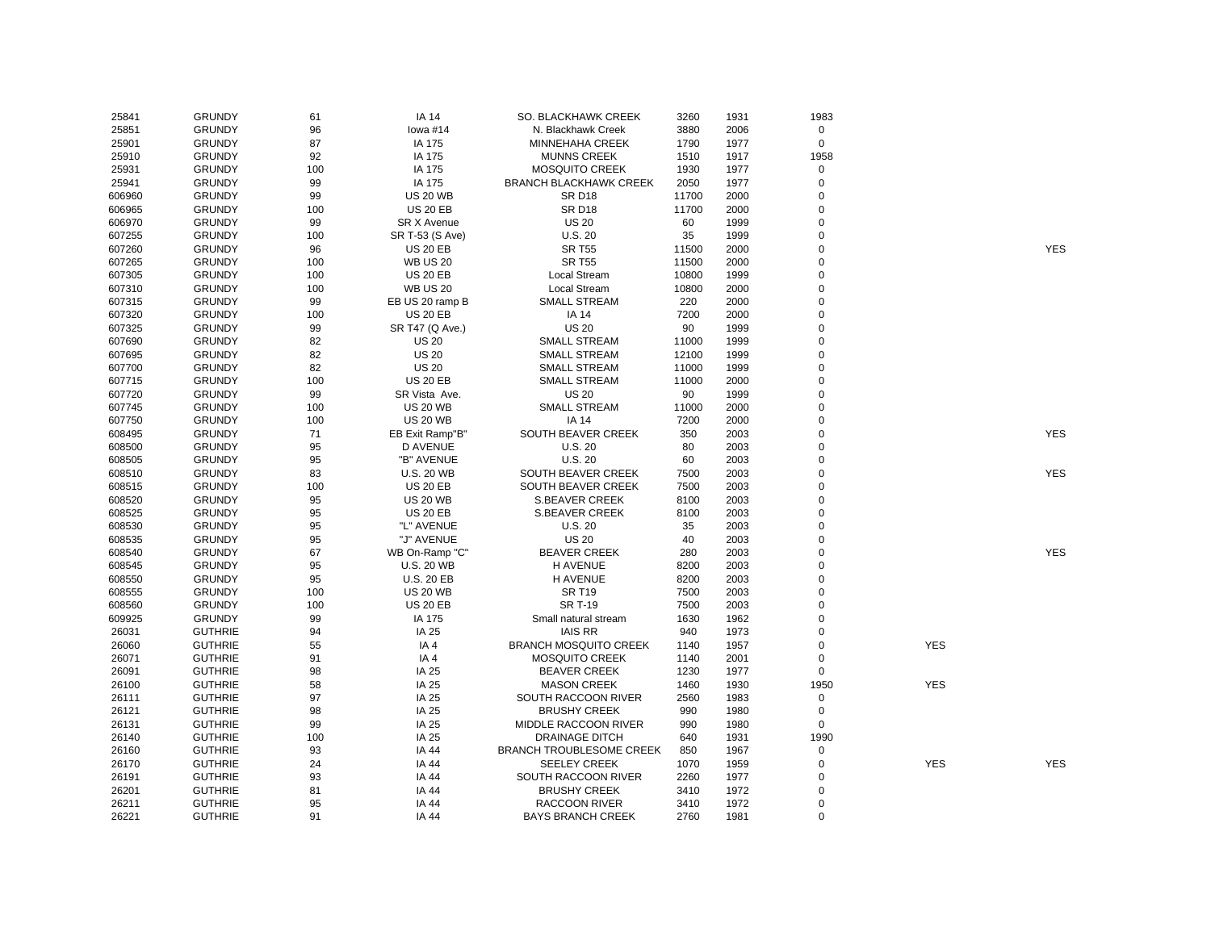| | | | | | | | | | |
|---|---|---|---|---|---|---|---|---|---|
| 25841 | GRUNDY | 61 | IA 14 | SO. BLACKHAWK CREEK | 3260 | 1931 | 1983 | | |
| 25851 | GRUNDY | 96 | Iowa #14 | N. Blackhawk Creek | 3880 | 2006 | 0 | | |
| 25901 | GRUNDY | 87 | IA 175 | MINNEHAHA CREEK | 1790 | 1977 | 0 | | |
| 25910 | GRUNDY | 92 | IA 175 | MUNNS CREEK | 1510 | 1917 | 1958 | | |
| 25931 | GRUNDY | 100 | IA 175 | MOSQUITO CREEK | 1930 | 1977 | 0 | | |
| 25941 | GRUNDY | 99 | IA 175 | BRANCH BLACKHAWK CREEK | 2050 | 1977 | 0 | | |
| 606960 | GRUNDY | 99 | US 20 WB | SR D18 | 11700 | 2000 | 0 | | |
| 606965 | GRUNDY | 100 | US 20 EB | SR D18 | 11700 | 2000 | 0 | | |
| 606970 | GRUNDY | 99 | SR X Avenue | US 20 | 60 | 1999 | 0 | | |
| 607255 | GRUNDY | 100 | SR T-53 (S Ave) | U.S. 20 | 35 | 1999 | 0 | | |
| 607260 | GRUNDY | 96 | US 20 EB | SR T55 | 11500 | 2000 | 0 | | YES |
| 607265 | GRUNDY | 100 | WB US 20 | SR T55 | 11500 | 2000 | 0 | | |
| 607305 | GRUNDY | 100 | US 20 EB | Local Stream | 10800 | 1999 | 0 | | |
| 607310 | GRUNDY | 100 | WB US 20 | Local Stream | 10800 | 2000 | 0 | | |
| 607315 | GRUNDY | 99 | EB US 20 ramp B | SMALL STREAM | 220 | 2000 | 0 | | |
| 607320 | GRUNDY | 100 | US 20 EB | IA 14 | 7200 | 2000 | 0 | | |
| 607325 | GRUNDY | 99 | SR T47 (Q Ave.) | US 20 | 90 | 1999 | 0 | | |
| 607690 | GRUNDY | 82 | US 20 | SMALL STREAM | 11000 | 1999 | 0 | | |
| 607695 | GRUNDY | 82 | US 20 | SMALL STREAM | 12100 | 1999 | 0 | | |
| 607700 | GRUNDY | 82 | US 20 | SMALL STREAM | 11000 | 1999 | 0 | | |
| 607715 | GRUNDY | 100 | US 20 EB | SMALL STREAM | 11000 | 2000 | 0 | | |
| 607720 | GRUNDY | 99 | SR Vista Ave. | US 20 | 90 | 1999 | 0 | | |
| 607745 | GRUNDY | 100 | US 20 WB | SMALL STREAM | 11000 | 2000 | 0 | | |
| 607750 | GRUNDY | 100 | US 20 WB | IA 14 | 7200 | 2000 | 0 | | |
| 608495 | GRUNDY | 71 | EB Exit Ramp"B" | SOUTH BEAVER CREEK | 350 | 2003 | 0 | | YES |
| 608500 | GRUNDY | 95 | D AVENUE | U.S. 20 | 80 | 2003 | 0 | | |
| 608505 | GRUNDY | 95 | "B" AVENUE | U.S. 20 | 60 | 2003 | 0 | | |
| 608510 | GRUNDY | 83 | U.S. 20 WB | SOUTH BEAVER CREEK | 7500 | 2003 | 0 | | YES |
| 608515 | GRUNDY | 100 | US 20 EB | SOUTH BEAVER CREEK | 7500 | 2003 | 0 | | |
| 608520 | GRUNDY | 95 | US 20 WB | S.BEAVER CREEK | 8100 | 2003 | 0 | | |
| 608525 | GRUNDY | 95 | US 20 EB | S.BEAVER CREEK | 8100 | 2003 | 0 | | |
| 608530 | GRUNDY | 95 | "L" AVENUE | U.S. 20 | 35 | 2003 | 0 | | |
| 608535 | GRUNDY | 95 | "J" AVENUE | US 20 | 40 | 2003 | 0 | | |
| 608540 | GRUNDY | 67 | WB On-Ramp "C" | BEAVER CREEK | 280 | 2003 | 0 | | YES |
| 608545 | GRUNDY | 95 | U.S. 20 WB | H AVENUE | 8200 | 2003 | 0 | | |
| 608550 | GRUNDY | 95 | U.S. 20 EB | H AVENUE | 8200 | 2003 | 0 | | |
| 608555 | GRUNDY | 100 | US 20 WB | SR T19 | 7500 | 2003 | 0 | | |
| 608560 | GRUNDY | 100 | US 20 EB | SR T-19 | 7500 | 2003 | 0 | | |
| 609925 | GRUNDY | 99 | IA 175 | Small natural stream | 1630 | 1962 | 0 | | |
| 26031 | GUTHRIE | 94 | IA 25 | IAIS RR | 940 | 1973 | 0 | | |
| 26060 | GUTHRIE | 55 | IA 4 | BRANCH MOSQUITO CREEK | 1140 | 1957 | 0 | YES | |
| 26071 | GUTHRIE | 91 | IA 4 | MOSQUITO CREEK | 1140 | 2001 | 0 | | |
| 26091 | GUTHRIE | 98 | IA 25 | BEAVER CREEK | 1230 | 1977 | 0 | | |
| 26100 | GUTHRIE | 58 | IA 25 | MASON CREEK | 1460 | 1930 | 1950 | YES | |
| 26111 | GUTHRIE | 97 | IA 25 | SOUTH RACCOON RIVER | 2560 | 1983 | 0 | | |
| 26121 | GUTHRIE | 98 | IA 25 | BRUSHY CREEK | 990 | 1980 | 0 | | |
| 26131 | GUTHRIE | 99 | IA 25 | MIDDLE RACCOON RIVER | 990 | 1980 | 0 | | |
| 26140 | GUTHRIE | 100 | IA 25 | DRAINAGE DITCH | 640 | 1931 | 1990 | | |
| 26160 | GUTHRIE | 93 | IA 44 | BRANCH TROUBLESOME CREEK | 850 | 1967 | 0 | | |
| 26170 | GUTHRIE | 24 | IA 44 | SEELEY CREEK | 1070 | 1959 | 0 | YES | YES |
| 26191 | GUTHRIE | 93 | IA 44 | SOUTH RACCOON RIVER | 2260 | 1977 | 0 | | |
| 26201 | GUTHRIE | 81 | IA 44 | BRUSHY CREEK | 3410 | 1972 | 0 | | |
| 26211 | GUTHRIE | 95 | IA 44 | RACCOON RIVER | 3410 | 1972 | 0 | | |
| 26221 | GUTHRIE | 91 | IA 44 | BAYS BRANCH CREEK | 2760 | 1981 | 0 | | |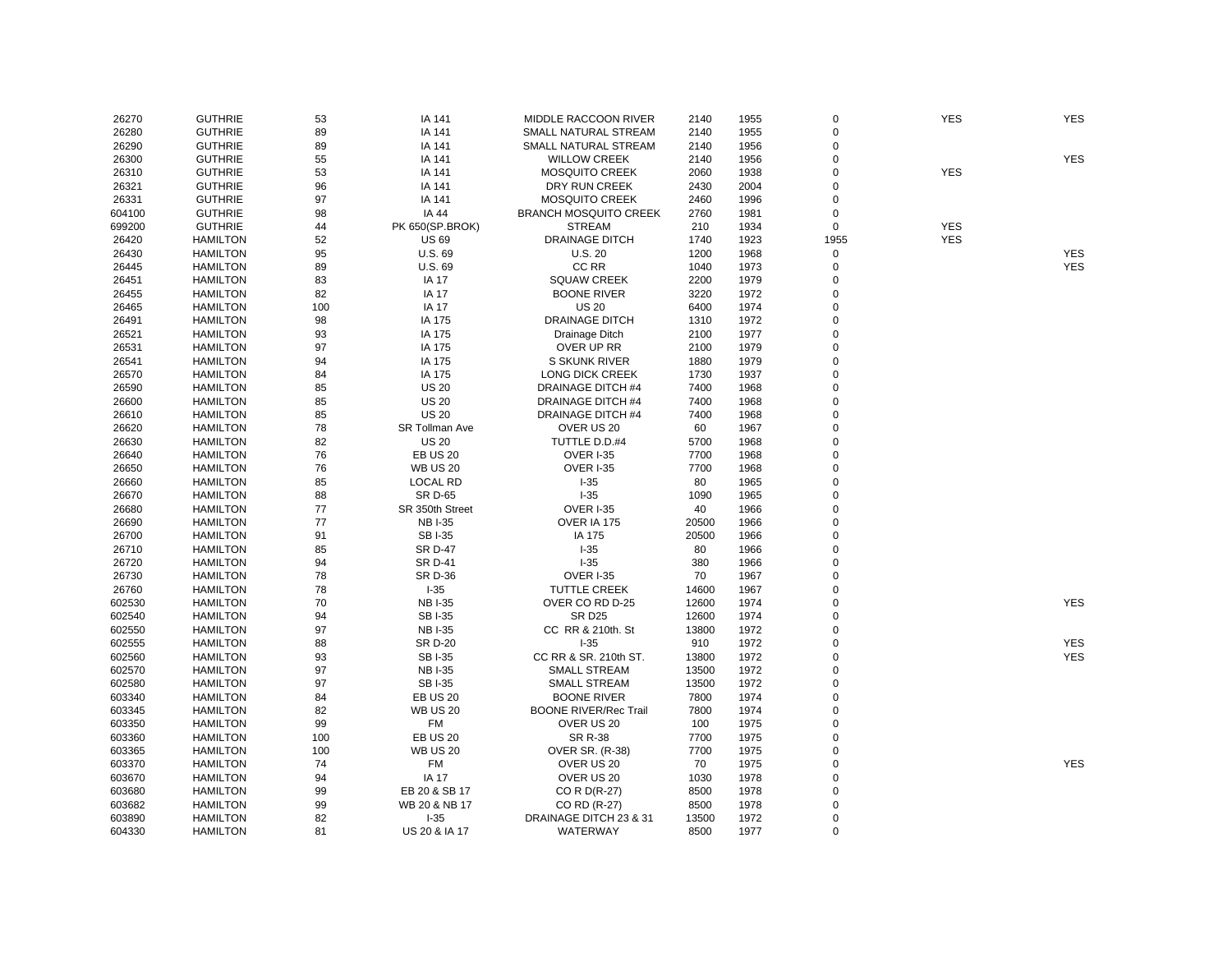| | | | | | | | | | |
|---|---|---|---|---|---|---|---|---|---|
| 26270 | GUTHRIE | 53 | IA 141 | MIDDLE RACCOON RIVER | 2140 | 1955 | 0 | YES | YES |
| 26280 | GUTHRIE | 89 | IA 141 | SMALL NATURAL STREAM | 2140 | 1955 | 0 | | |
| 26290 | GUTHRIE | 89 | IA 141 | SMALL NATURAL STREAM | 2140 | 1956 | 0 | | |
| 26300 | GUTHRIE | 55 | IA 141 | WILLOW CREEK | 2140 | 1956 | 0 | | YES |
| 26310 | GUTHRIE | 53 | IA 141 | MOSQUITO CREEK | 2060 | 1938 | 0 | YES | |
| 26321 | GUTHRIE | 96 | IA 141 | DRY RUN CREEK | 2430 | 2004 | 0 | | |
| 26331 | GUTHRIE | 97 | IA 141 | MOSQUITO CREEK | 2460 | 1996 | 0 | | |
| 604100 | GUTHRIE | 98 | IA 44 | BRANCH MOSQUITO CREEK | 2760 | 1981 | 0 | | |
| 699200 | GUTHRIE | 44 | PK 650(SP.BROK) | STREAM | 210 | 1934 | 0 | YES | |
| 26420 | HAMILTON | 52 | US 69 | DRAINAGE DITCH | 1740 | 1923 | 1955 | YES | |
| 26430 | HAMILTON | 95 | U.S. 69 | U.S. 20 | 1200 | 1968 | 0 | | YES |
| 26445 | HAMILTON | 89 | U.S. 69 | CC RR | 1040 | 1973 | 0 | | YES |
| 26451 | HAMILTON | 83 | IA 17 | SQUAW CREEK | 2200 | 1979 | 0 | | |
| 26455 | HAMILTON | 82 | IA 17 | BOONE RIVER | 3220 | 1972 | 0 | | |
| 26465 | HAMILTON | 100 | IA 17 | US 20 | 6400 | 1974 | 0 | | |
| 26491 | HAMILTON | 98 | IA 175 | DRAINAGE DITCH | 1310 | 1972 | 0 | | |
| 26521 | HAMILTON | 93 | IA 175 | Drainage Ditch | 2100 | 1977 | 0 | | |
| 26531 | HAMILTON | 97 | IA 175 | OVER UP RR | 2100 | 1979 | 0 | | |
| 26541 | HAMILTON | 94 | IA 175 | S SKUNK RIVER | 1880 | 1979 | 0 | | |
| 26570 | HAMILTON | 84 | IA 175 | LONG DICK CREEK | 1730 | 1937 | 0 | | |
| 26590 | HAMILTON | 85 | US 20 | DRAINAGE DITCH #4 | 7400 | 1968 | 0 | | |
| 26600 | HAMILTON | 85 | US 20 | DRAINAGE DITCH #4 | 7400 | 1968 | 0 | | |
| 26610 | HAMILTON | 85 | US 20 | DRAINAGE DITCH #4 | 7400 | 1968 | 0 | | |
| 26620 | HAMILTON | 78 | SR Tollman Ave | OVER US 20 | 60 | 1967 | 0 | | |
| 26630 | HAMILTON | 82 | US 20 | TUTTLE D.D.#4 | 5700 | 1968 | 0 | | |
| 26640 | HAMILTON | 76 | EB US 20 | OVER I-35 | 7700 | 1968 | 0 | | |
| 26650 | HAMILTON | 76 | WB US 20 | OVER I-35 | 7700 | 1968 | 0 | | |
| 26660 | HAMILTON | 85 | LOCAL RD | I-35 | 80 | 1965 | 0 | | |
| 26670 | HAMILTON | 88 | SR D-65 | I-35 | 1090 | 1965 | 0 | | |
| 26680 | HAMILTON | 77 | SR 350th Street | OVER I-35 | 40 | 1966 | 0 | | |
| 26690 | HAMILTON | 77 | NB I-35 | OVER IA 175 | 20500 | 1966 | 0 | | |
| 26700 | HAMILTON | 91 | SB I-35 | IA 175 | 20500 | 1966 | 0 | | |
| 26710 | HAMILTON | 85 | SR D-47 | I-35 | 80 | 1966 | 0 | | |
| 26720 | HAMILTON | 94 | SR D-41 | I-35 | 380 | 1966 | 0 | | |
| 26730 | HAMILTON | 78 | SR D-36 | OVER I-35 | 70 | 1967 | 0 | | |
| 26760 | HAMILTON | 78 | I-35 | TUTTLE CREEK | 14600 | 1967 | 0 | | |
| 602530 | HAMILTON | 70 | NB I-35 | OVER CO RD D-25 | 12600 | 1974 | 0 | | YES |
| 602540 | HAMILTON | 94 | SB I-35 | SR D25 | 12600 | 1974 | 0 | | |
| 602550 | HAMILTON | 97 | NB I-35 | CC RR & 210th. St | 13800 | 1972 | 0 | | |
| 602555 | HAMILTON | 88 | SR D-20 | I-35 | 910 | 1972 | 0 | | YES |
| 602560 | HAMILTON | 93 | SB I-35 | CC RR & SR. 210th ST. | 13800 | 1972 | 0 | | YES |
| 602570 | HAMILTON | 97 | NB I-35 | SMALL STREAM | 13500 | 1972 | 0 | | |
| 602580 | HAMILTON | 97 | SB I-35 | SMALL STREAM | 13500 | 1972 | 0 | | |
| 603340 | HAMILTON | 84 | EB US 20 | BOONE RIVER | 7800 | 1974 | 0 | | |
| 603345 | HAMILTON | 82 | WB US 20 | BOONE RIVER/Rec Trail | 7800 | 1974 | 0 | | |
| 603350 | HAMILTON | 99 | FM | OVER US 20 | 100 | 1975 | 0 | | |
| 603360 | HAMILTON | 100 | EB US 20 | SR R-38 | 7700 | 1975 | 0 | | |
| 603365 | HAMILTON | 100 | WB US 20 | OVER SR. (R-38) | 7700 | 1975 | 0 | | |
| 603370 | HAMILTON | 74 | FM | OVER US 20 | 70 | 1975 | 0 | | YES |
| 603670 | HAMILTON | 94 | IA 17 | OVER US 20 | 1030 | 1978 | 0 | | |
| 603680 | HAMILTON | 99 | EB 20 & SB 17 | CO R D(R-27) | 8500 | 1978 | 0 | | |
| 603682 | HAMILTON | 99 | WB 20 & NB 17 | CO RD (R-27) | 8500 | 1978 | 0 | | |
| 603890 | HAMILTON | 82 | I-35 | DRAINAGE DITCH 23 & 31 | 13500 | 1972 | 0 | | |
| 604330 | HAMILTON | 81 | US 20 & IA 17 | WATERWAY | 8500 | 1977 | 0 | | |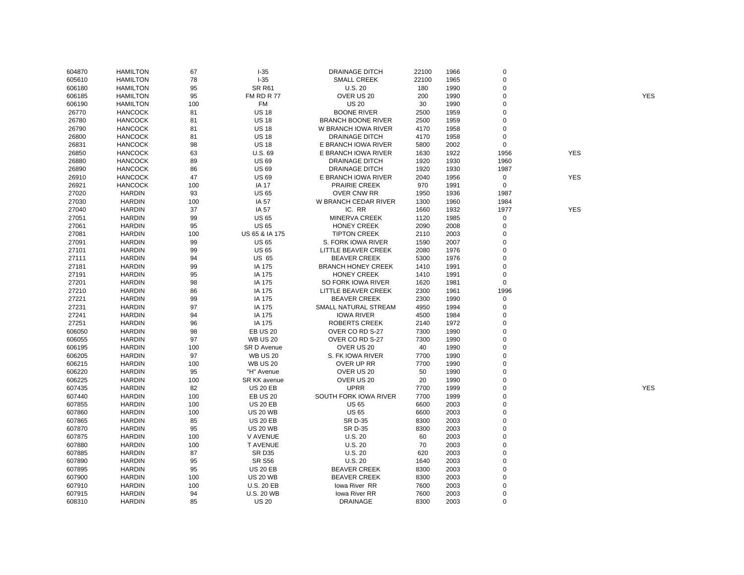| | | | | | | | | | |
|---|---|---|---|---|---|---|---|---|---|
| 604870 | HAMILTON | 67 | I-35 | DRAINAGE DITCH | 22100 | 1966 | 0 | | |
| 605610 | HAMILTON | 78 | I-35 | SMALL CREEK | 22100 | 1965 | 0 | | |
| 606180 | HAMILTON | 95 | SR R61 | U.S. 20 | 180 | 1990 | 0 | | |
| 606185 | HAMILTON | 95 | FM RD R 77 | OVER US 20 | 200 | 1990 | 0 | | YES |
| 606190 | HAMILTON | 100 | FM | US 20 | 30 | 1990 | 0 | | |
| 26770 | HANCOCK | 81 | US 18 | BOONE RIVER | 2500 | 1959 | 0 | | |
| 26780 | HANCOCK | 81 | US 18 | BRANCH BOONE RIVER | 2500 | 1959 | 0 | | |
| 26790 | HANCOCK | 81 | US 18 | W BRANCH IOWA RIVER | 4170 | 1958 | 0 | | |
| 26800 | HANCOCK | 81 | US 18 | DRAINAGE DITCH | 4170 | 1958 | 0 | | |
| 26831 | HANCOCK | 98 | US 18 | E BRANCH IOWA RIVER | 5800 | 2002 | 0 | | |
| 26850 | HANCOCK | 63 | U.S. 69 | E BRANCH IOWA RIVER | 1630 | 1922 | 1956 | YES | |
| 26880 | HANCOCK | 89 | US 69 | DRAINAGE DITCH | 1920 | 1930 | 1960 | | |
| 26890 | HANCOCK | 86 | US 69 | DRAINAGE DITCH | 1920 | 1930 | 1987 | | |
| 26910 | HANCOCK | 47 | US 69 | E BRANCH IOWA RIVER | 2040 | 1956 | 0 | YES | |
| 26921 | HANCOCK | 100 | IA 17 | PRAIRIE CREEK | 970 | 1991 | 0 | | |
| 27020 | HARDIN | 93 | US 65 | OVER CNW RR | 1950 | 1936 | 1987 | | |
| 27030 | HARDIN | 100 | IA 57 | W BRANCH CEDAR RIVER | 1300 | 1960 | 1984 | | |
| 27040 | HARDIN | 37 | IA 57 | IC. RR | 1660 | 1932 | 1977 | YES | |
| 27051 | HARDIN | 99 | US 65 | MINERVA CREEK | 1120 | 1985 | 0 | | |
| 27061 | HARDIN | 95 | US 65 | HONEY CREEK | 2090 | 2008 | 0 | | |
| 27081 | HARDIN | 100 | US 65 & IA 175 | TIPTON CREEK | 2110 | 2003 | 0 | | |
| 27091 | HARDIN | 99 | US 65 | S. FORK IOWA RIVER | 1590 | 2007 | 0 | | |
| 27101 | HARDIN | 99 | US 65 | LITTLE BEAVER CREEK | 2080 | 1976 | 0 | | |
| 27111 | HARDIN | 94 | US 65 | BEAVER CREEK | 5300 | 1976 | 0 | | |
| 27181 | HARDIN | 99 | IA 175 | BRANCH HONEY CREEK | 1410 | 1991 | 0 | | |
| 27191 | HARDIN | 95 | IA 175 | HONEY CREEK | 1410 | 1991 | 0 | | |
| 27201 | HARDIN | 98 | IA 175 | SO FORK IOWA RIVER | 1620 | 1981 | 0 | | |
| 27210 | HARDIN | 86 | IA 175 | LITTLE BEAVER CREEK | 2300 | 1961 | 1996 | | |
| 27221 | HARDIN | 99 | IA 175 | BEAVER CREEK | 2300 | 1990 | 0 | | |
| 27231 | HARDIN | 97 | IA 175 | SMALL NATURAL STREAM | 4950 | 1994 | 0 | | |
| 27241 | HARDIN | 94 | IA 175 | IOWA RIVER | 4500 | 1984 | 0 | | |
| 27251 | HARDIN | 96 | IA 175 | ROBERTS CREEK | 2140 | 1972 | 0 | | |
| 606050 | HARDIN | 98 | EB US 20 | OVER CO RD S-27 | 7300 | 1990 | 0 | | |
| 606055 | HARDIN | 97 | WB US 20 | OVER CO RD S-27 | 7300 | 1990 | 0 | | |
| 606195 | HARDIN | 100 | SR D Avenue | OVER US 20 | 40 | 1990 | 0 | | |
| 606205 | HARDIN | 97 | WB US 20 | S. FK IOWA RIVER | 7700 | 1990 | 0 | | |
| 606215 | HARDIN | 100 | WB US 20 | OVER UP RR | 7700 | 1990 | 0 | | |
| 606220 | HARDIN | 95 | "H" Avenue | OVER US 20 | 50 | 1990 | 0 | | |
| 606225 | HARDIN | 100 | SR KK avenue | OVER US 20 | 20 | 1990 | 0 | | |
| 607435 | HARDIN | 82 | US 20 EB | UPRR | 7700 | 1999 | 0 | | YES |
| 607440 | HARDIN | 100 | EB US 20 | SOUTH FORK IOWA RIVER | 7700 | 1999 | 0 | | |
| 607855 | HARDIN | 100 | US 20 EB | US 65 | 6600 | 2003 | 0 | | |
| 607860 | HARDIN | 100 | US 20 WB | US 65 | 6600 | 2003 | 0 | | |
| 607865 | HARDIN | 85 | US 20 EB | SR D-35 | 8300 | 2003 | 0 | | |
| 607870 | HARDIN | 95 | US 20 WB | SR D-35 | 8300 | 2003 | 0 | | |
| 607875 | HARDIN | 100 | V AVENUE | U.S. 20 | 60 | 2003 | 0 | | |
| 607880 | HARDIN | 100 | T AVENUE | U.S. 20 | 70 | 2003 | 0 | | |
| 607885 | HARDIN | 87 | SR D35 | U.S. 20 | 620 | 2003 | 0 | | |
| 607890 | HARDIN | 95 | SR S56 | U.S. 20 | 1640 | 2003 | 0 | | |
| 607895 | HARDIN | 95 | US 20 EB | BEAVER CREEK | 8300 | 2003 | 0 | | |
| 607900 | HARDIN | 100 | US 20 WB | BEAVER CREEK | 8300 | 2003 | 0 | | |
| 607910 | HARDIN | 100 | U.S. 20 EB | Iowa River RR | 7600 | 2003 | 0 | | |
| 607915 | HARDIN | 94 | U.S. 20 WB | Iowa River RR | 7600 | 2003 | 0 | | |
| 608310 | HARDIN | 85 | US 20 | DRAINAGE | 8300 | 2003 | 0 | | |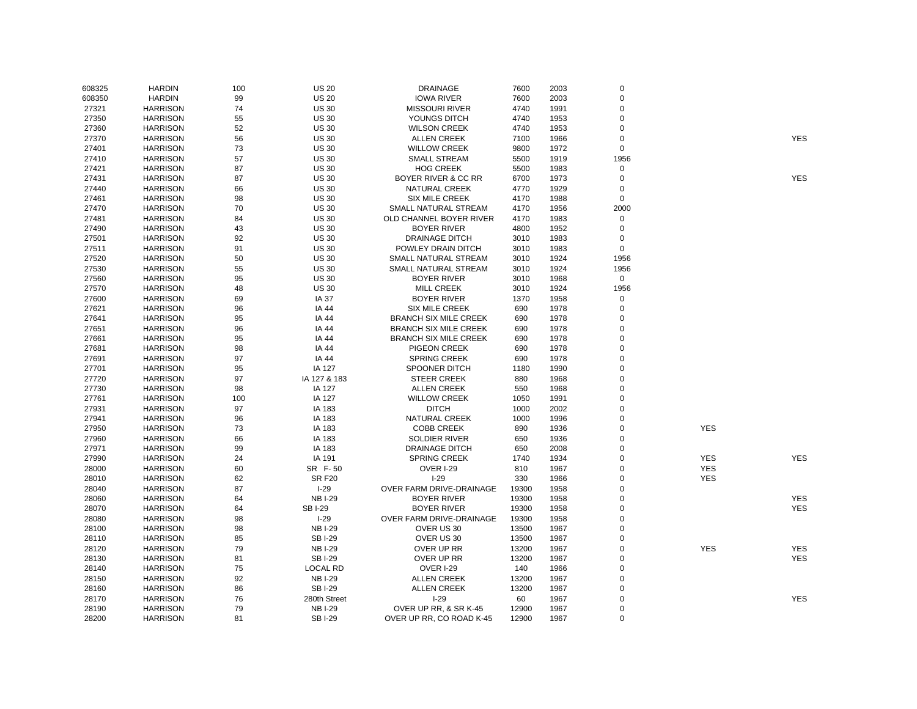| | | | | | | | | | |
|---|---|---|---|---|---|---|---|---|---|
| 608325 | HARDIN | 100 | US 20 | DRAINAGE | 7600 | 2003 | 0 | | |
| 608350 | HARDIN | 99 | US 20 | IOWA RIVER | 7600 | 2003 | 0 | | |
| 27321 | HARRISON | 74 | US 30 | MISSOURI RIVER | 4740 | 1991 | 0 | | |
| 27350 | HARRISON | 55 | US 30 | YOUNGS DITCH | 4740 | 1953 | 0 | | |
| 27360 | HARRISON | 52 | US 30 | WILSON CREEK | 4740 | 1953 | 0 | | |
| 27370 | HARRISON | 56 | US 30 | ALLEN CREEK | 7100 | 1966 | 0 | | YES |
| 27401 | HARRISON | 73 | US 30 | WILLOW CREEK | 9800 | 1972 | 0 | | |
| 27410 | HARRISON | 57 | US 30 | SMALL STREAM | 5500 | 1919 | 1956 | | |
| 27421 | HARRISON | 87 | US 30 | HOG CREEK | 5500 | 1983 | 0 | | |
| 27431 | HARRISON | 87 | US 30 | BOYER RIVER & CC RR | 6700 | 1973 | 0 | | YES |
| 27440 | HARRISON | 66 | US 30 | NATURAL CREEK | 4770 | 1929 | 0 | | |
| 27461 | HARRISON | 98 | US 30 | SIX MILE CREEK | 4170 | 1988 | 0 | | |
| 27470 | HARRISON | 70 | US 30 | SMALL NATURAL STREAM | 4170 | 1956 | 2000 | | |
| 27481 | HARRISON | 84 | US 30 | OLD CHANNEL BOYER RIVER | 4170 | 1983 | 0 | | |
| 27490 | HARRISON | 43 | US 30 | BOYER RIVER | 4800 | 1952 | 0 | | |
| 27501 | HARRISON | 92 | US 30 | DRAINAGE DITCH | 3010 | 1983 | 0 | | |
| 27511 | HARRISON | 91 | US 30 | POWLEY DRAIN DITCH | 3010 | 1983 | 0 | | |
| 27520 | HARRISON | 50 | US 30 | SMALL NATURAL STREAM | 3010 | 1924 | 1956 | | |
| 27530 | HARRISON | 55 | US 30 | SMALL NATURAL STREAM | 3010 | 1924 | 1956 | | |
| 27560 | HARRISON | 95 | US 30 | BOYER RIVER | 3010 | 1968 | 0 | | |
| 27570 | HARRISON | 48 | US 30 | MILL CREEK | 3010 | 1924 | 1956 | | |
| 27600 | HARRISON | 69 | IA 37 | BOYER RIVER | 1370 | 1958 | 0 | | |
| 27621 | HARRISON | 96 | IA 44 | SIX MILE CREEK | 690 | 1978 | 0 | | |
| 27641 | HARRISON | 95 | IA 44 | BRANCH SIX MILE CREEK | 690 | 1978 | 0 | | |
| 27651 | HARRISON | 96 | IA 44 | BRANCH SIX MILE CREEK | 690 | 1978 | 0 | | |
| 27661 | HARRISON | 95 | IA 44 | BRANCH SIX MILE CREEK | 690 | 1978 | 0 | | |
| 27681 | HARRISON | 98 | IA 44 | PIGEON CREEK | 690 | 1978 | 0 | | |
| 27691 | HARRISON | 97 | IA 44 | SPRING CREEK | 690 | 1978 | 0 | | |
| 27701 | HARRISON | 95 | IA 127 | SPOONER DITCH | 1180 | 1990 | 0 | | |
| 27720 | HARRISON | 97 | IA 127 & 183 | STEER CREEK | 880 | 1968 | 0 | | |
| 27730 | HARRISON | 98 | IA 127 | ALLEN CREEK | 550 | 1968 | 0 | | |
| 27761 | HARRISON | 100 | IA 127 | WILLOW CREEK | 1050 | 1991 | 0 | | |
| 27931 | HARRISON | 97 | IA 183 | DITCH | 1000 | 2002 | 0 | | |
| 27941 | HARRISON | 96 | IA 183 | NATURAL CREEK | 1000 | 1996 | 0 | | |
| 27950 | HARRISON | 73 | IA 183 | COBB CREEK | 890 | 1936 | 0 | YES | |
| 27960 | HARRISON | 66 | IA 183 | SOLDIER RIVER | 650 | 1936 | 0 | | |
| 27971 | HARRISON | 99 | IA 183 | DRAINAGE DITCH | 650 | 2008 | 0 | | |
| 27990 | HARRISON | 24 | IA 191 | SPRING CREEK | 1740 | 1934 | 0 | YES | YES |
| 28000 | HARRISON | 60 | SR F- 50 | OVER I-29 | 810 | 1967 | 0 | YES | |
| 28010 | HARRISON | 62 | SR F20 | I-29 | 330 | 1966 | 0 | YES | |
| 28040 | HARRISON | 87 | I-29 | OVER FARM DRIVE-DRAINAGE | 19300 | 1958 | 0 | | |
| 28060 | HARRISON | 64 | NB I-29 | BOYER RIVER | 19300 | 1958 | 0 | | YES |
| 28070 | HARRISON | 64 | SB I-29 | BOYER RIVER | 19300 | 1958 | 0 | | YES |
| 28080 | HARRISON | 98 | I-29 | OVER FARM DRIVE-DRAINAGE | 19300 | 1958 | 0 | | |
| 28100 | HARRISON | 98 | NB I-29 | OVER US 30 | 13500 | 1967 | 0 | | |
| 28110 | HARRISON | 85 | SB I-29 | OVER US 30 | 13500 | 1967 | 0 | | |
| 28120 | HARRISON | 79 | NB I-29 | OVER UP RR | 13200 | 1967 | 0 | YES | YES |
| 28130 | HARRISON | 81 | SB I-29 | OVER UP RR | 13200 | 1967 | 0 | | YES |
| 28140 | HARRISON | 75 | LOCAL RD | OVER I-29 | 140 | 1966 | 0 | | |
| 28150 | HARRISON | 92 | NB I-29 | ALLEN CREEK | 13200 | 1967 | 0 | | |
| 28160 | HARRISON | 86 | SB I-29 | ALLEN CREEK | 13200 | 1967 | 0 | | |
| 28170 | HARRISON | 76 | 280th Street | I-29 | 60 | 1967 | 0 | | YES |
| 28190 | HARRISON | 79 | NB I-29 | OVER UP RR, & SR K-45 | 12900 | 1967 | 0 | | |
| 28200 | HARRISON | 81 | SB I-29 | OVER UP RR, CO ROAD K-45 | 12900 | 1967 | 0 | | |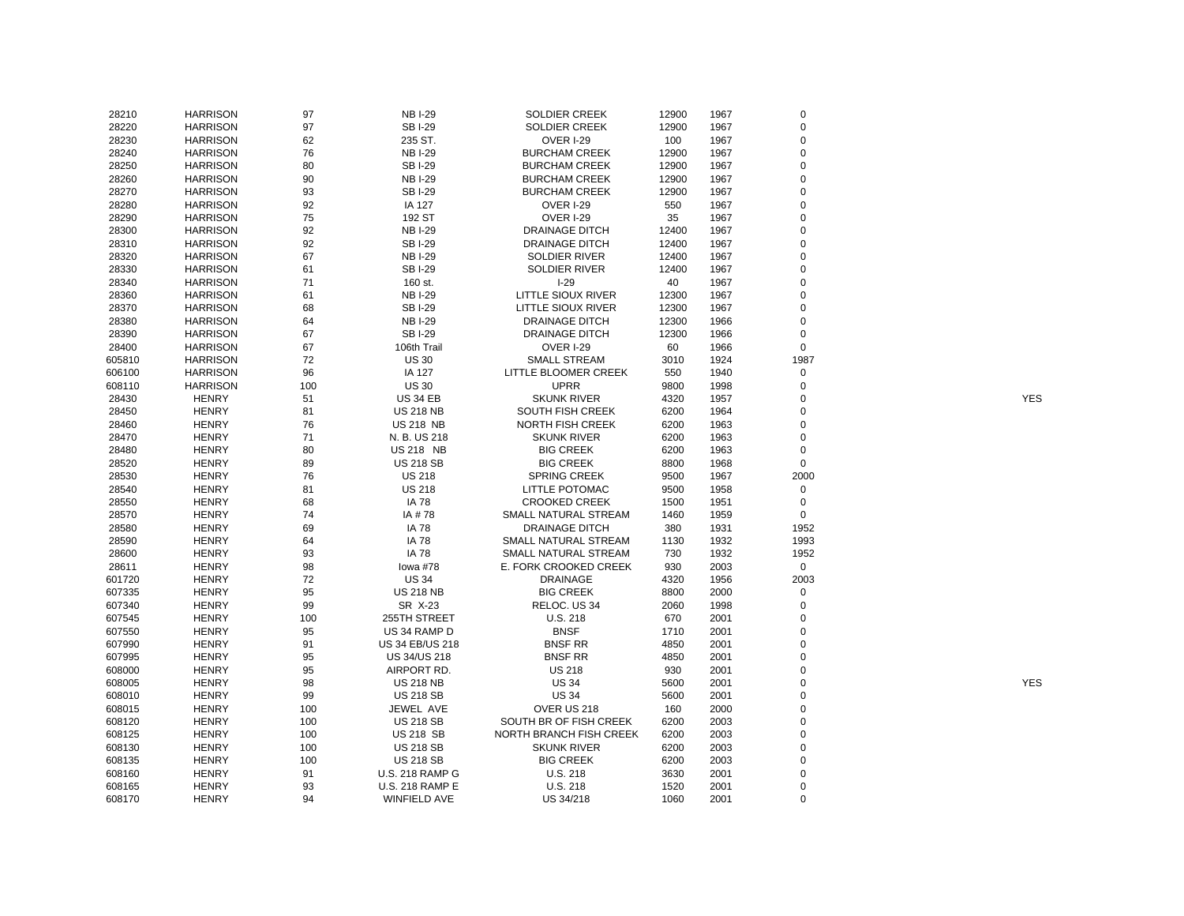| | | | | | | | | |
|---|---|---|---|---|---|---|---|---|
| 28210 | HARRISON | 97 | NB I-29 | SOLDIER CREEK | 12900 | 1967 | 0 | |
| 28220 | HARRISON | 97 | SB I-29 | SOLDIER CREEK | 12900 | 1967 | 0 | |
| 28230 | HARRISON | 62 | 235 ST. | OVER I-29 | 100 | 1967 | 0 | |
| 28240 | HARRISON | 76 | NB I-29 | BURCHAM CREEK | 12900 | 1967 | 0 | |
| 28250 | HARRISON | 80 | SB I-29 | BURCHAM CREEK | 12900 | 1967 | 0 | |
| 28260 | HARRISON | 90 | NB I-29 | BURCHAM CREEK | 12900 | 1967 | 0 | |
| 28270 | HARRISON | 93 | SB I-29 | BURCHAM CREEK | 12900 | 1967 | 0 | |
| 28280 | HARRISON | 92 | IA 127 | OVER I-29 | 550 | 1967 | 0 | |
| 28290 | HARRISON | 75 | 192 ST | OVER I-29 | 35 | 1967 | 0 | |
| 28300 | HARRISON | 92 | NB I-29 | DRAINAGE DITCH | 12400 | 1967 | 0 | |
| 28310 | HARRISON | 92 | SB I-29 | DRAINAGE DITCH | 12400 | 1967 | 0 | |
| 28320 | HARRISON | 67 | NB I-29 | SOLDIER RIVER | 12400 | 1967 | 0 | |
| 28330 | HARRISON | 61 | SB I-29 | SOLDIER RIVER | 12400 | 1967 | 0 | |
| 28340 | HARRISON | 71 | 160 st. | I-29 | 40 | 1967 | 0 | |
| 28360 | HARRISON | 61 | NB I-29 | LITTLE SIOUX RIVER | 12300 | 1967 | 0 | |
| 28370 | HARRISON | 68 | SB I-29 | LITTLE SIOUX RIVER | 12300 | 1967 | 0 | |
| 28380 | HARRISON | 64 | NB I-29 | DRAINAGE DITCH | 12300 | 1966 | 0 | |
| 28390 | HARRISON | 67 | SB I-29 | DRAINAGE DITCH | 12300 | 1966 | 0 | |
| 28400 | HARRISON | 67 | 106th Trail | OVER I-29 | 60 | 1966 | 0 | |
| 605810 | HARRISON | 72 | US 30 | SMALL STREAM | 3010 | 1924 | 1987 | |
| 606100 | HARRISON | 96 | IA 127 | LITTLE BLOOMER CREEK | 550 | 1940 | 0 | |
| 608110 | HARRISON | 100 | US 30 | UPRR | 9800 | 1998 | 0 | |
| 28430 | HENRY | 51 | US 34 EB | SKUNK RIVER | 4320 | 1957 | 0 | YES |
| 28450 | HENRY | 81 | US 218 NB | SOUTH FISH CREEK | 6200 | 1964 | 0 | |
| 28460 | HENRY | 76 | US 218 NB | NORTH FISH CREEK | 6200 | 1963 | 0 | |
| 28470 | HENRY | 71 | N. B. US 218 | SKUNK RIVER | 6200 | 1963 | 0 | |
| 28480 | HENRY | 80 | US 218 NB | BIG CREEK | 6200 | 1963 | 0 | |
| 28520 | HENRY | 89 | US 218 SB | BIG CREEK | 8800 | 1968 | 0 | |
| 28530 | HENRY | 76 | US 218 | SPRING CREEK | 9500 | 1967 | 2000 | |
| 28540 | HENRY | 81 | US 218 | LITTLE POTOMAC | 9500 | 1958 | 0 | |
| 28550 | HENRY | 68 | IA 78 | CROOKED CREEK | 1500 | 1951 | 0 | |
| 28570 | HENRY | 74 | IA # 78 | SMALL NATURAL STREAM | 1460 | 1959 | 0 | |
| 28580 | HENRY | 69 | IA 78 | DRAINAGE DITCH | 380 | 1931 | 1952 | |
| 28590 | HENRY | 64 | IA 78 | SMALL NATURAL STREAM | 1130 | 1932 | 1993 | |
| 28600 | HENRY | 93 | IA 78 | SMALL NATURAL STREAM | 730 | 1932 | 1952 | |
| 28611 | HENRY | 98 | Iowa #78 | E. FORK CROOKED CREEK | 930 | 2003 | 0 | |
| 601720 | HENRY | 72 | US 34 | DRAINAGE | 4320 | 1956 | 2003 | |
| 607335 | HENRY | 95 | US 218 NB | BIG CREEK | 8800 | 2000 | 0 | |
| 607340 | HENRY | 99 | SR X-23 | RELOC. US 34 | 2060 | 1998 | 0 | |
| 607545 | HENRY | 100 | 255TH STREET | U.S. 218 | 670 | 2001 | 0 | |
| 607550 | HENRY | 95 | US 34 RAMP D | BNSF | 1710 | 2001 | 0 | |
| 607990 | HENRY | 91 | US 34 EB/US 218 | BNSF RR | 4850 | 2001 | 0 | |
| 607995 | HENRY | 95 | US 34/US 218 | BNSF RR | 4850 | 2001 | 0 | |
| 608000 | HENRY | 95 | AIRPORT RD. | US 218 | 930 | 2001 | 0 | |
| 608005 | HENRY | 98 | US 218 NB | US 34 | 5600 | 2001 | 0 | YES |
| 608010 | HENRY | 99 | US 218 SB | US 34 | 5600 | 2001 | 0 | |
| 608015 | HENRY | 100 | JEWEL AVE | OVER US 218 | 160 | 2000 | 0 | |
| 608120 | HENRY | 100 | US 218 SB | SOUTH BR OF FISH CREEK | 6200 | 2003 | 0 | |
| 608125 | HENRY | 100 | US 218 SB | NORTH BRANCH FISH CREEK | 6200 | 2003 | 0 | |
| 608130 | HENRY | 100 | US 218 SB | SKUNK RIVER | 6200 | 2003 | 0 | |
| 608135 | HENRY | 100 | US 218 SB | BIG CREEK | 6200 | 2003 | 0 | |
| 608160 | HENRY | 91 | U.S. 218 RAMP G | U.S. 218 | 3630 | 2001 | 0 | |
| 608165 | HENRY | 93 | U.S. 218 RAMP E | U.S. 218 | 1520 | 2001 | 0 | |
| 608170 | HENRY | 94 | WINFIELD AVE | US 34/218 | 1060 | 2001 | 0 | |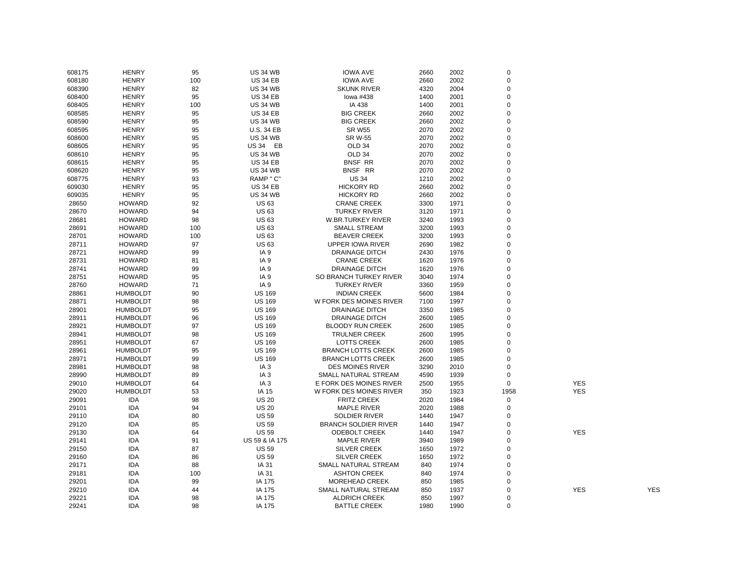| | | | | | | | | | |
|---|---|---|---|---|---|---|---|---|---|
| 608175 | HENRY | 95 | US 34 WB | IOWA AVE | 2660 | 2002 | 0 | | |
| 608180 | HENRY | 100 | US 34 EB | IOWA AVE | 2660 | 2002 | 0 | | |
| 608390 | HENRY | 82 | US 34 WB | SKUNK RIVER | 4320 | 2004 | 0 | | |
| 608400 | HENRY | 95 | US 34 EB | Iowa #438 | 1400 | 2001 | 0 | | |
| 608405 | HENRY | 100 | US 34 WB | IA 438 | 1400 | 2001 | 0 | | |
| 608585 | HENRY | 95 | US 34 EB | BIG CREEK | 2660 | 2002 | 0 | | |
| 608590 | HENRY | 95 | US 34 WB | BIG CREEK | 2660 | 2002 | 0 | | |
| 608595 | HENRY | 95 | U.S. 34 EB | SR W55 | 2070 | 2002 | 0 | | |
| 608600 | HENRY | 95 | US 34 WB | SR W-55 | 2070 | 2002 | 0 | | |
| 608605 | HENRY | 95 | US 34 EB | OLD 34 | 2070 | 2002 | 0 | | |
| 608610 | HENRY | 95 | US 34 WB | OLD 34 | 2070 | 2002 | 0 | | |
| 608615 | HENRY | 95 | US 34 EB | BNSF RR | 2070 | 2002 | 0 | | |
| 608620 | HENRY | 95 | US 34 WB | BNSF RR | 2070 | 2002 | 0 | | |
| 608775 | HENRY | 93 | RAMP " C" | US 34 | 1210 | 2002 | 0 | | |
| 609030 | HENRY | 95 | US 34 EB | HICKORY RD | 2660 | 2002 | 0 | | |
| 609035 | HENRY | 95 | US 34 WB | HICKORY RD | 2660 | 2002 | 0 | | |
| 28650 | HOWARD | 92 | US 63 | CRANE CREEK | 3300 | 1971 | 0 | | |
| 28670 | HOWARD | 94 | US 63 | TURKEY RIVER | 3120 | 1971 | 0 | | |
| 28681 | HOWARD | 98 | US 63 | W.BR.TURKEY RIVER | 3240 | 1993 | 0 | | |
| 28691 | HOWARD | 100 | US 63 | SMALL STREAM | 3200 | 1993 | 0 | | |
| 28701 | HOWARD | 100 | US 63 | BEAVER CREEK | 3200 | 1993 | 0 | | |
| 28711 | HOWARD | 97 | US 63 | UPPER IOWA RIVER | 2690 | 1982 | 0 | | |
| 28721 | HOWARD | 99 | IA 9 | DRAINAGE DITCH | 2430 | 1976 | 0 | | |
| 28731 | HOWARD | 81 | IA 9 | CRANE CREEK | 1620 | 1976 | 0 | | |
| 28741 | HOWARD | 99 | IA 9 | DRAINAGE DITCH | 1620 | 1976 | 0 | | |
| 28751 | HOWARD | 95 | IA 9 | SO BRANCH TURKEY RIVER | 3040 | 1974 | 0 | | |
| 28760 | HOWARD | 71 | IA 9 | TURKEY RIVER | 3360 | 1959 | 0 | | |
| 28861 | HUMBOLDT | 90 | US 169 | INDIAN CREEK | 5600 | 1984 | 0 | | |
| 28871 | HUMBOLDT | 98 | US 169 | W FORK DES MOINES RIVER | 7100 | 1997 | 0 | | |
| 28901 | HUMBOLDT | 95 | US 169 | DRAINAGE DITCH | 3350 | 1985 | 0 | | |
| 28911 | HUMBOLDT | 96 | US 169 | DRAINAGE DITCH | 2600 | 1985 | 0 | | |
| 28921 | HUMBOLDT | 97 | US 169 | BLOODY RUN CREEK | 2600 | 1985 | 0 | | |
| 28941 | HUMBOLDT | 98 | US 169 | TRULNER CREEK | 2600 | 1995 | 0 | | |
| 28951 | HUMBOLDT | 67 | US 169 | LOTTS CREEK | 2600 | 1985 | 0 | | |
| 28961 | HUMBOLDT | 95 | US 169 | BRANCH LOTTS CREEK | 2600 | 1985 | 0 | | |
| 28971 | HUMBOLDT | 99 | US 169 | BRANCH LOTTS CREEK | 2600 | 1985 | 0 | | |
| 28981 | HUMBOLDT | 98 | IA 3 | DES MOINES RIVER | 3290 | 2010 | 0 | | |
| 28990 | HUMBOLDT | 89 | IA 3 | SMALL NATURAL STREAM | 4590 | 1939 | 0 | | |
| 29010 | HUMBOLDT | 64 | IA 3 | E FORK DES MOINES RIVER | 2500 | 1955 | 0 | YES | |
| 29020 | HUMBOLDT | 53 | IA 15 | W FORK DES MOINES RIVER | 350 | 1923 | 1958 | YES | |
| 29091 | IDA | 98 | US 20 | FRITZ CREEK | 2020 | 1984 | 0 | | |
| 29101 | IDA | 94 | US 20 | MAPLE RIVER | 2020 | 1988 | 0 | | |
| 29110 | IDA | 80 | US 59 | SOLDIER RIVER | 1440 | 1947 | 0 | | |
| 29120 | IDA | 85 | US 59 | BRANCH SOLDIER RIVER | 1440 | 1947 | 0 | | |
| 29130 | IDA | 64 | US 59 | ODEBOLT CREEK | 1440 | 1947 | 0 | YES | |
| 29141 | IDA | 91 | US 59 & IA 175 | MAPLE RIVER | 3940 | 1989 | 0 | | |
| 29150 | IDA | 87 | US 59 | SILVER CREEK | 1650 | 1972 | 0 | | |
| 29160 | IDA | 86 | US 59 | SILVER CREEK | 1650 | 1972 | 0 | | |
| 29171 | IDA | 88 | IA 31 | SMALL NATURAL STREAM | 840 | 1974 | 0 | | |
| 29181 | IDA | 100 | IA 31 | ASHTON CREEK | 840 | 1974 | 0 | | |
| 29201 | IDA | 99 | IA 175 | MOREHEAD CREEK | 850 | 1985 | 0 | | |
| 29210 | IDA | 44 | IA 175 | SMALL NATURAL STREAM | 850 | 1937 | 0 | YES | YES |
| 29221 | IDA | 98 | IA 175 | ALDRICH CREEK | 850 | 1997 | 0 | | |
| 29241 | IDA | 98 | IA 175 | BATTLE CREEK | 1980 | 1990 | 0 | | |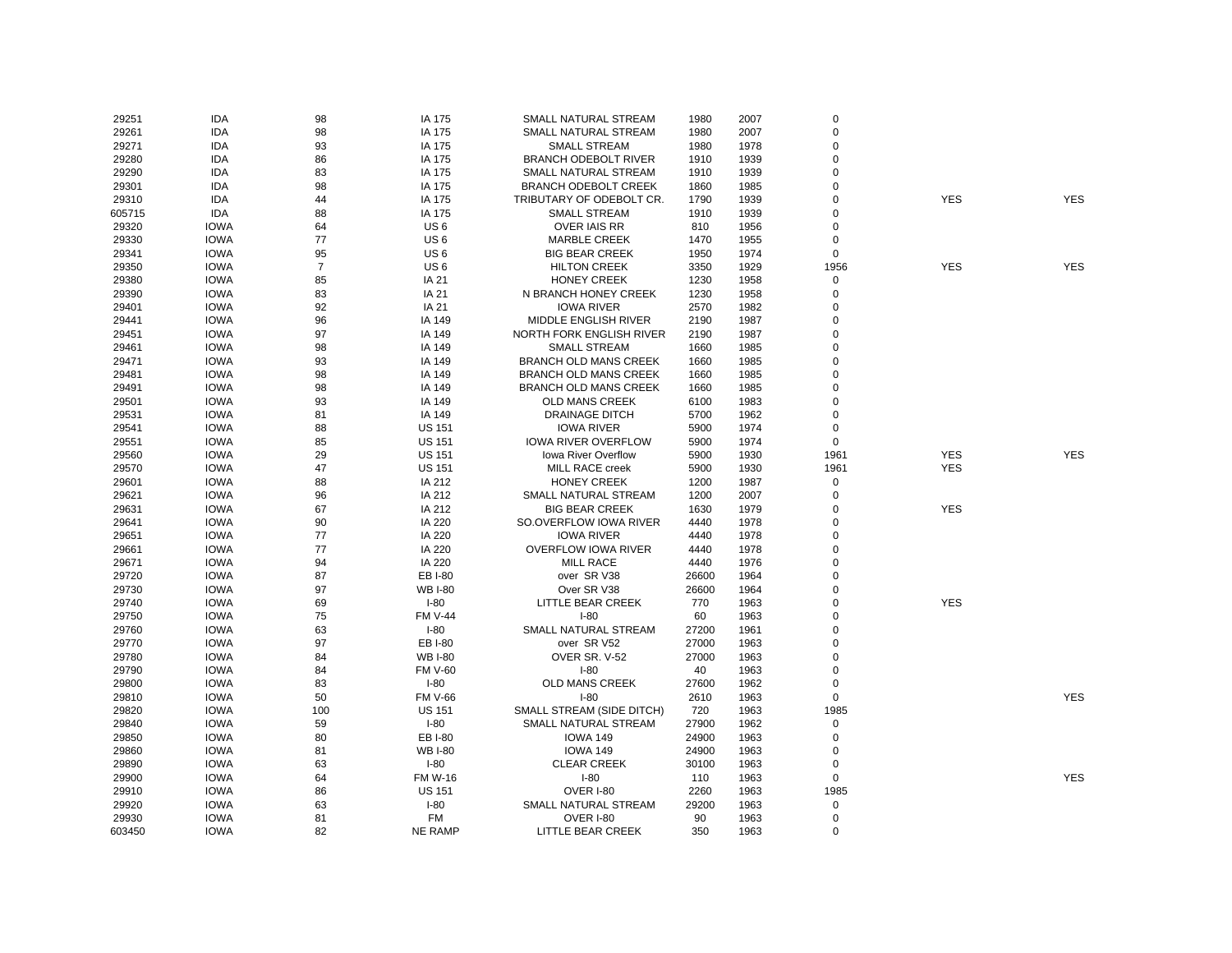| | | | | | | | | | |
|---|---|---|---|---|---|---|---|---|---|
| 29251 | IDA | 98 | IA 175 | SMALL NATURAL STREAM | 1980 | 2007 | 0 | | |
| 29261 | IDA | 98 | IA 175 | SMALL NATURAL STREAM | 1980 | 2007 | 0 | | |
| 29271 | IDA | 93 | IA 175 | SMALL STREAM | 1980 | 1978 | 0 | | |
| 29280 | IDA | 86 | IA 175 | BRANCH ODEBOLT RIVER | 1910 | 1939 | 0 | | |
| 29290 | IDA | 83 | IA 175 | SMALL NATURAL STREAM | 1910 | 1939 | 0 | | |
| 29301 | IDA | 98 | IA 175 | BRANCH ODEBOLT CREEK | 1860 | 1985 | 0 | | |
| 29310 | IDA | 44 | IA 175 | TRIBUTARY OF ODEBOLT CR. | 1790 | 1939 | 0 | YES | YES |
| 605715 | IDA | 88 | IA 175 | SMALL STREAM | 1910 | 1939 | 0 | | |
| 29320 | IOWA | 64 | US 6 | OVER IAIS RR | 810 | 1956 | 0 | | |
| 29330 | IOWA | 77 | US 6 | MARBLE CREEK | 1470 | 1955 | 0 | | |
| 29341 | IOWA | 95 | US 6 | BIG BEAR CREEK | 1950 | 1974 | 0 | | |
| 29350 | IOWA | 7 | US 6 | HILTON CREEK | 3350 | 1929 | 1956 | YES | YES |
| 29380 | IOWA | 85 | IA 21 | HONEY CREEK | 1230 | 1958 | 0 | | |
| 29390 | IOWA | 83 | IA 21 | N BRANCH HONEY CREEK | 1230 | 1958 | 0 | | |
| 29401 | IOWA | 92 | IA 21 | IOWA RIVER | 2570 | 1982 | 0 | | |
| 29441 | IOWA | 96 | IA 149 | MIDDLE ENGLISH RIVER | 2190 | 1987 | 0 | | |
| 29451 | IOWA | 97 | IA 149 | NORTH FORK ENGLISH RIVER | 2190 | 1987 | 0 | | |
| 29461 | IOWA | 98 | IA 149 | SMALL STREAM | 1660 | 1985 | 0 | | |
| 29471 | IOWA | 93 | IA 149 | BRANCH OLD MANS CREEK | 1660 | 1985 | 0 | | |
| 29481 | IOWA | 98 | IA 149 | BRANCH OLD MANS CREEK | 1660 | 1985 | 0 | | |
| 29491 | IOWA | 98 | IA 149 | BRANCH OLD MANS CREEK | 1660 | 1985 | 0 | | |
| 29501 | IOWA | 93 | IA 149 | OLD MANS CREEK | 6100 | 1983 | 0 | | |
| 29531 | IOWA | 81 | IA 149 | DRAINAGE DITCH | 5700 | 1962 | 0 | | |
| 29541 | IOWA | 88 | US 151 | IOWA RIVER | 5900 | 1974 | 0 | | |
| 29551 | IOWA | 85 | US 151 | IOWA RIVER OVERFLOW | 5900 | 1974 | 0 | | |
| 29560 | IOWA | 29 | US 151 | Iowa River Overflow | 5900 | 1930 | 1961 | YES | YES |
| 29570 | IOWA | 47 | US 151 | MILL RACE creek | 5900 | 1930 | 1961 | YES | |
| 29601 | IOWA | 88 | IA 212 | HONEY CREEK | 1200 | 1987 | 0 | | |
| 29621 | IOWA | 96 | IA 212 | SMALL NATURAL STREAM | 1200 | 2007 | 0 | | |
| 29631 | IOWA | 67 | IA 212 | BIG BEAR CREEK | 1630 | 1979 | 0 | YES | |
| 29641 | IOWA | 90 | IA 220 | SO.OVERFLOW IOWA RIVER | 4440 | 1978 | 0 | | |
| 29651 | IOWA | 77 | IA 220 | IOWA RIVER | 4440 | 1978 | 0 | | |
| 29661 | IOWA | 77 | IA 220 | OVERFLOW IOWA RIVER | 4440 | 1978 | 0 | | |
| 29671 | IOWA | 94 | IA 220 | MILL RACE | 4440 | 1976 | 0 | | |
| 29720 | IOWA | 87 | EB I-80 | over SR V38 | 26600 | 1964 | 0 | | |
| 29730 | IOWA | 97 | WB I-80 | Over SR V38 | 26600 | 1964 | 0 | | |
| 29740 | IOWA | 69 | I-80 | LITTLE BEAR CREEK | 770 | 1963 | 0 | YES | |
| 29750 | IOWA | 75 | FM V-44 | I-80 | 60 | 1963 | 0 | | |
| 29760 | IOWA | 63 | I-80 | SMALL NATURAL STREAM | 27200 | 1961 | 0 | | |
| 29770 | IOWA | 97 | EB I-80 | over SR V52 | 27000 | 1963 | 0 | | |
| 29780 | IOWA | 84 | WB I-80 | OVER SR. V-52 | 27000 | 1963 | 0 | | |
| 29790 | IOWA | 84 | FM V-60 | I-80 | 40 | 1963 | 0 | | |
| 29800 | IOWA | 83 | I-80 | OLD MANS CREEK | 27600 | 1962 | 0 | | |
| 29810 | IOWA | 50 | FM V-66 | I-80 | 2610 | 1963 | 0 | | YES |
| 29820 | IOWA | 100 | US 151 | SMALL STREAM (SIDE DITCH) | 720 | 1963 | 1985 | | |
| 29840 | IOWA | 59 | I-80 | SMALL NATURAL STREAM | 27900 | 1962 | 0 | | |
| 29850 | IOWA | 80 | EB I-80 | IOWA 149 | 24900 | 1963 | 0 | | |
| 29860 | IOWA | 81 | WB I-80 | IOWA 149 | 24900 | 1963 | 0 | | |
| 29890 | IOWA | 63 | I-80 | CLEAR CREEK | 30100 | 1963 | 0 | | |
| 29900 | IOWA | 64 | FM W-16 | I-80 | 110 | 1963 | 0 | | YES |
| 29910 | IOWA | 86 | US 151 | OVER I-80 | 2260 | 1963 | 1985 | | |
| 29920 | IOWA | 63 | I-80 | SMALL NATURAL STREAM | 29200 | 1963 | 0 | | |
| 29930 | IOWA | 81 | FM | OVER I-80 | 90 | 1963 | 0 | | |
| 603450 | IOWA | 82 | NE RAMP | LITTLE BEAR CREEK | 350 | 1963 | 0 | | |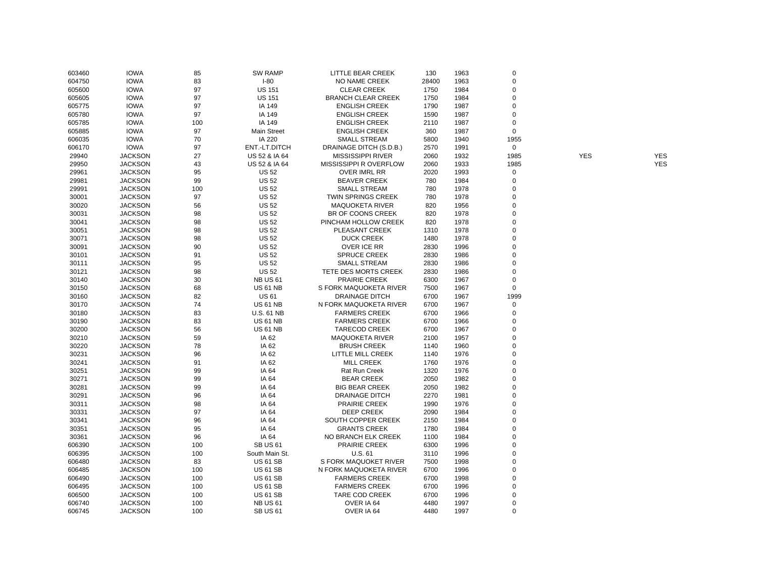| | | | | | | | | | |
|---|---|---|---|---|---|---|---|---|---|
| 603460 | IOWA | 85 | SW RAMP | LITTLE BEAR CREEK | 130 | 1963 | 0 | | |
| 604750 | IOWA | 83 | I-80 | NO NAME CREEK | 28400 | 1963 | 0 | | |
| 605600 | IOWA | 97 | US 151 | CLEAR CREEK | 1750 | 1984 | 0 | | |
| 605605 | IOWA | 97 | US 151 | BRANCH CLEAR CREEK | 1750 | 1984 | 0 | | |
| 605775 | IOWA | 97 | IA 149 | ENGLISH CREEK | 1790 | 1987 | 0 | | |
| 605780 | IOWA | 97 | IA 149 | ENGLISH CREEK | 1590 | 1987 | 0 | | |
| 605785 | IOWA | 100 | IA 149 | ENGLISH CREEK | 2110 | 1987 | 0 | | |
| 605885 | IOWA | 97 | Main Street | ENGLISH CREEK | 360 | 1987 | 0 | | |
| 606035 | IOWA | 70 | IA 220 | SMALL STREAM | 5800 | 1940 | 1955 | | |
| 606170 | IOWA | 97 | ENT.-LT.DITCH | DRAINAGE DITCH (S.D.B.) | 2570 | 1991 | 0 | | |
| 29940 | JACKSON | 27 | US 52 & IA 64 | MISSISSIPPI RIVER | 2060 | 1932 | 1985 | YES | YES |
| 29950 | JACKSON | 43 | US 52 & IA 64 | MISSISSIPPI R OVERFLOW | 2060 | 1933 | 1985 | | YES |
| 29961 | JACKSON | 95 | US 52 | OVER IMRL RR | 2020 | 1993 | 0 | | |
| 29981 | JACKSON | 99 | US 52 | BEAVER CREEK | 780 | 1984 | 0 | | |
| 29991 | JACKSON | 100 | US 52 | SMALL STREAM | 780 | 1978 | 0 | | |
| 30001 | JACKSON | 97 | US 52 | TWIN SPRINGS CREEK | 780 | 1978 | 0 | | |
| 30020 | JACKSON | 56 | US 52 | MAQUOKETA RIVER | 820 | 1956 | 0 | | |
| 30031 | JACKSON | 98 | US 52 | BR OF COONS CREEK | 820 | 1978 | 0 | | |
| 30041 | JACKSON | 98 | US 52 | PINCHAM HOLLOW CREEK | 820 | 1978 | 0 | | |
| 30051 | JACKSON | 98 | US 52 | PLEASANT CREEK | 1310 | 1978 | 0 | | |
| 30071 | JACKSON | 98 | US 52 | DUCK CREEK | 1480 | 1978 | 0 | | |
| 30091 | JACKSON | 90 | US 52 | OVER ICE RR | 2830 | 1996 | 0 | | |
| 30101 | JACKSON | 91 | US 52 | SPRUCE CREEK | 2830 | 1986 | 0 | | |
| 30111 | JACKSON | 95 | US 52 | SMALL STREAM | 2830 | 1986 | 0 | | |
| 30121 | JACKSON | 98 | US 52 | TETE DES MORTS CREEK | 2830 | 1986 | 0 | | |
| 30140 | JACKSON | 30 | NB US 61 | PRAIRIE CREEK | 6300 | 1967 | 0 | | |
| 30150 | JACKSON | 68 | US 61 NB | S FORK MAQUOKETA RIVER | 7500 | 1967 | 0 | | |
| 30160 | JACKSON | 82 | US 61 | DRAINAGE DITCH | 6700 | 1967 | 1999 | | |
| 30170 | JACKSON | 74 | US 61 NB | N FORK MAQUOKETA RIVER | 6700 | 1967 | 0 | | |
| 30180 | JACKSON | 83 | U.S. 61 NB | FARMERS CREEK | 6700 | 1966 | 0 | | |
| 30190 | JACKSON | 83 | US 61 NB | FARMERS CREEK | 6700 | 1966 | 0 | | |
| 30200 | JACKSON | 56 | US 61 NB | TARECOD CREEK | 6700 | 1967 | 0 | | |
| 30210 | JACKSON | 59 | IA 62 | MAQUOKETA RIVER | 2100 | 1957 | 0 | | |
| 30220 | JACKSON | 78 | IA 62 | BRUSH CREEK | 1140 | 1960 | 0 | | |
| 30231 | JACKSON | 96 | IA 62 | LITTLE MILL CREEK | 1140 | 1976 | 0 | | |
| 30241 | JACKSON | 91 | IA 62 | MILL CREEK | 1760 | 1976 | 0 | | |
| 30251 | JACKSON | 99 | IA 64 | Rat Run Creek | 1320 | 1976 | 0 | | |
| 30271 | JACKSON | 99 | IA 64 | BEAR CREEK | 2050 | 1982 | 0 | | |
| 30281 | JACKSON | 99 | IA 64 | BIG BEAR CREEK | 2050 | 1982 | 0 | | |
| 30291 | JACKSON | 96 | IA 64 | DRAINAGE DITCH | 2270 | 1981 | 0 | | |
| 30311 | JACKSON | 98 | IA 64 | PRAIRIE CREEK | 1990 | 1976 | 0 | | |
| 30331 | JACKSON | 97 | IA 64 | DEEP CREEK | 2090 | 1984 | 0 | | |
| 30341 | JACKSON | 96 | IA 64 | SOUTH COPPER CREEK | 2150 | 1984 | 0 | | |
| 30351 | JACKSON | 95 | IA 64 | GRANTS CREEK | 1780 | 1984 | 0 | | |
| 30361 | JACKSON | 96 | IA 64 | NO BRANCH ELK CREEK | 1100 | 1984 | 0 | | |
| 606390 | JACKSON | 100 | SB US 61 | PRAIRIE CREEK | 6300 | 1996 | 0 | | |
| 606395 | JACKSON | 100 | South Main St. | U.S. 61 | 3110 | 1996 | 0 | | |
| 606480 | JACKSON | 83 | US 61 SB | S FORK MAQUOKET RIVER | 7500 | 1998 | 0 | | |
| 606485 | JACKSON | 100 | US 61 SB | N FORK MAQUOKETA RIVER | 6700 | 1996 | 0 | | |
| 606490 | JACKSON | 100 | US 61 SB | FARMERS CREEK | 6700 | 1998 | 0 | | |
| 606495 | JACKSON | 100 | US 61 SB | FARMERS CREEK | 6700 | 1996 | 0 | | |
| 606500 | JACKSON | 100 | US 61 SB | TARE COD CREEK | 6700 | 1996 | 0 | | |
| 606740 | JACKSON | 100 | NB US 61 | OVER IA 64 | 4480 | 1997 | 0 | | |
| 606745 | JACKSON | 100 | SB US 61 | OVER IA 64 | 4480 | 1997 | 0 | | |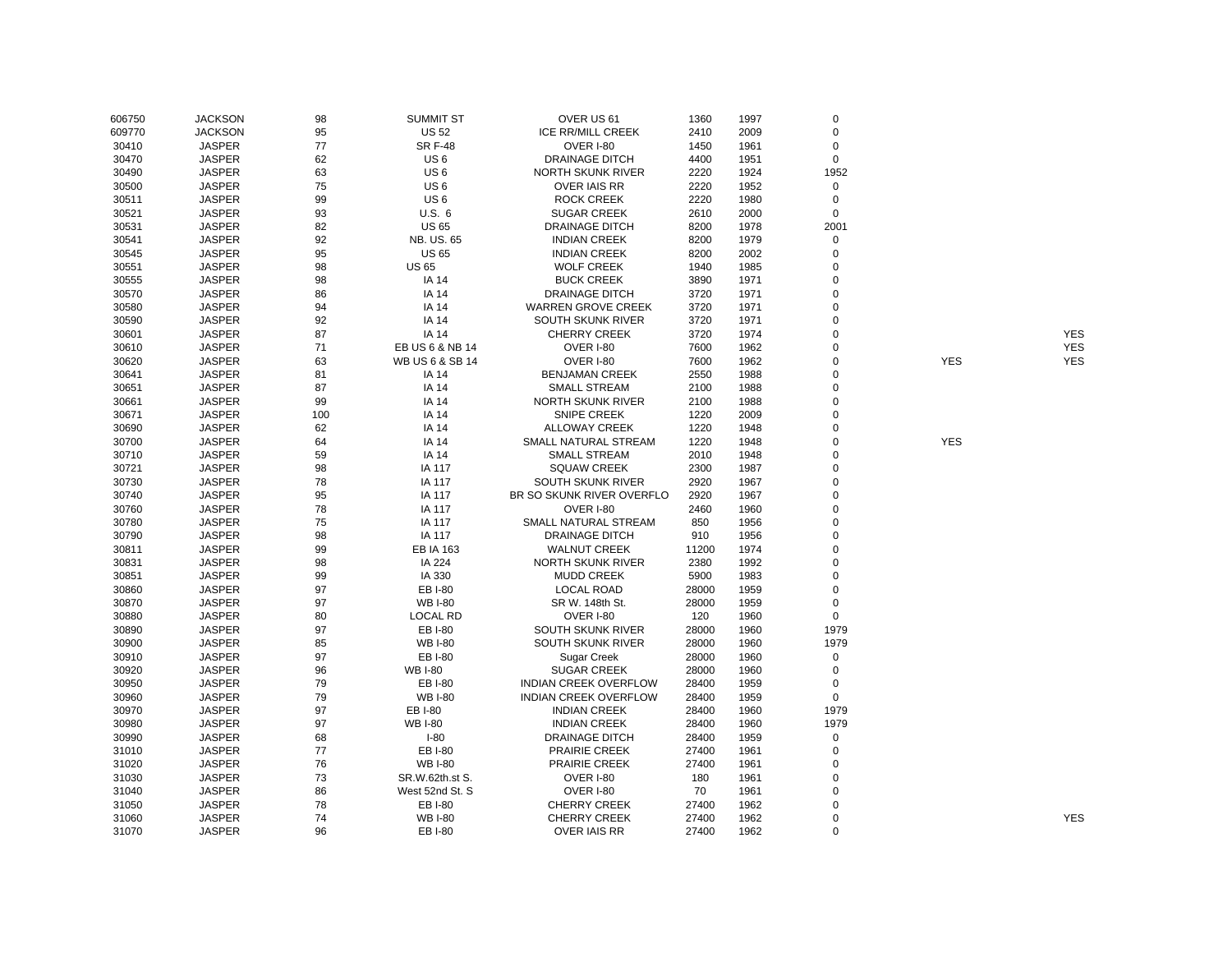| | | | | | | | | | |
|---|---|---|---|---|---|---|---|---|---|
| 606750 | JACKSON | 98 | SUMMIT ST | OVER US 61 | 1360 | 1997 | 0 | | |
| 609770 | JACKSON | 95 | US 52 | ICE RR/MILL CREEK | 2410 | 2009 | 0 | | |
| 30410 | JASPER | 77 | SR F-48 | OVER I-80 | 1450 | 1961 | 0 | | |
| 30470 | JASPER | 62 | US 6 | DRAINAGE DITCH | 4400 | 1951 | 0 | | |
| 30490 | JASPER | 63 | US 6 | NORTH SKUNK RIVER | 2220 | 1924 | 1952 | | |
| 30500 | JASPER | 75 | US 6 | OVER IAIS RR | 2220 | 1952 | 0 | | |
| 30511 | JASPER | 99 | US 6 | ROCK CREEK | 2220 | 1980 | 0 | | |
| 30521 | JASPER | 93 | U.S. 6 | SUGAR CREEK | 2610 | 2000 | 0 | | |
| 30531 | JASPER | 82 | US 65 | DRAINAGE DITCH | 8200 | 1978 | 2001 | | |
| 30541 | JASPER | 92 | NB. US. 65 | INDIAN CREEK | 8200 | 1979 | 0 | | |
| 30545 | JASPER | 95 | US 65 | INDIAN CREEK | 8200 | 2002 | 0 | | |
| 30551 | JASPER | 98 | US 65 | WOLF CREEK | 1940 | 1985 | 0 | | |
| 30555 | JASPER | 98 | IA 14 | BUCK CREEK | 3890 | 1971 | 0 | | |
| 30570 | JASPER | 86 | IA 14 | DRAINAGE DITCH | 3720 | 1971 | 0 | | |
| 30580 | JASPER | 94 | IA 14 | WARREN GROVE CREEK | 3720 | 1971 | 0 | | |
| 30590 | JASPER | 92 | IA 14 | SOUTH SKUNK RIVER | 3720 | 1971 | 0 | | |
| 30601 | JASPER | 87 | IA 14 | CHERRY CREEK | 3720 | 1974 | 0 | | YES |
| 30610 | JASPER | 71 | EB US 6 & NB 14 | OVER I-80 | 7600 | 1962 | 0 | | YES |
| 30620 | JASPER | 63 | WB US 6 & SB 14 | OVER I-80 | 7600 | 1962 | 0 | YES | YES |
| 30641 | JASPER | 81 | IA 14 | BENJAMAN CREEK | 2550 | 1988 | 0 | | |
| 30651 | JASPER | 87 | IA 14 | SMALL STREAM | 2100 | 1988 | 0 | | |
| 30661 | JASPER | 99 | IA 14 | NORTH SKUNK RIVER | 2100 | 1988 | 0 | | |
| 30671 | JASPER | 100 | IA 14 | SNIPE CREEK | 1220 | 2009 | 0 | | |
| 30690 | JASPER | 62 | IA 14 | ALLOWAY CREEK | 1220 | 1948 | 0 | | |
| 30700 | JASPER | 64 | IA 14 | SMALL NATURAL STREAM | 1220 | 1948 | 0 | YES | |
| 30710 | JASPER | 59 | IA 14 | SMALL STREAM | 2010 | 1948 | 0 | | |
| 30721 | JASPER | 98 | IA 117 | SQUAW CREEK | 2300 | 1987 | 0 | | |
| 30730 | JASPER | 78 | IA 117 | SOUTH SKUNK RIVER | 2920 | 1967 | 0 | | |
| 30740 | JASPER | 95 | IA 117 | BR SO SKUNK RIVER OVERFLO | 2920 | 1967 | 0 | | |
| 30760 | JASPER | 78 | IA 117 | OVER I-80 | 2460 | 1960 | 0 | | |
| 30780 | JASPER | 75 | IA 117 | SMALL NATURAL STREAM | 850 | 1956 | 0 | | |
| 30790 | JASPER | 98 | IA 117 | DRAINAGE DITCH | 910 | 1956 | 0 | | |
| 30811 | JASPER | 99 | EB IA 163 | WALNUT CREEK | 11200 | 1974 | 0 | | |
| 30831 | JASPER | 98 | IA 224 | NORTH SKUNK RIVER | 2380 | 1992 | 0 | | |
| 30851 | JASPER | 99 | IA 330 | MUDD CREEK | 5900 | 1983 | 0 | | |
| 30860 | JASPER | 97 | EB I-80 | LOCAL ROAD | 28000 | 1959 | 0 | | |
| 30870 | JASPER | 97 | WB I-80 | SR W. 148th St. | 28000 | 1959 | 0 | | |
| 30880 | JASPER | 80 | LOCAL RD | OVER I-80 | 120 | 1960 | 0 | | |
| 30890 | JASPER | 97 | EB I-80 | SOUTH SKUNK RIVER | 28000 | 1960 | 1979 | | |
| 30900 | JASPER | 85 | WB I-80 | SOUTH SKUNK RIVER | 28000 | 1960 | 1979 | | |
| 30910 | JASPER | 97 | EB I-80 | Sugar Creek | 28000 | 1960 | 0 | | |
| 30920 | JASPER | 96 | WB I-80 | SUGAR CREEK | 28000 | 1960 | 0 | | |
| 30950 | JASPER | 79 | EB I-80 | INDIAN CREEK OVERFLOW | 28400 | 1959 | 0 | | |
| 30960 | JASPER | 79 | WB I-80 | INDIAN CREEK OVERFLOW | 28400 | 1959 | 0 | | |
| 30970 | JASPER | 97 | EB I-80 | INDIAN CREEK | 28400 | 1960 | 1979 | | |
| 30980 | JASPER | 97 | WB I-80 | INDIAN CREEK | 28400 | 1960 | 1979 | | |
| 30990 | JASPER | 68 | I-80 | DRAINAGE DITCH | 28400 | 1959 | 0 | | |
| 31010 | JASPER | 77 | EB I-80 | PRAIRIE CREEK | 27400 | 1961 | 0 | | |
| 31020 | JASPER | 76 | WB I-80 | PRAIRIE CREEK | 27400 | 1961 | 0 | | |
| 31030 | JASPER | 73 | SR.W.62th.st S. | OVER I-80 | 180 | 1961 | 0 | | |
| 31040 | JASPER | 86 | West 52nd St. S | OVER I-80 | 70 | 1961 | 0 | | |
| 31050 | JASPER | 78 | EB I-80 | CHERRY CREEK | 27400 | 1962 | 0 | | |
| 31060 | JASPER | 74 | WB I-80 | CHERRY CREEK | 27400 | 1962 | 0 | | YES |
| 31070 | JASPER | 96 | EB I-80 | OVER IAIS RR | 27400 | 1962 | 0 | | |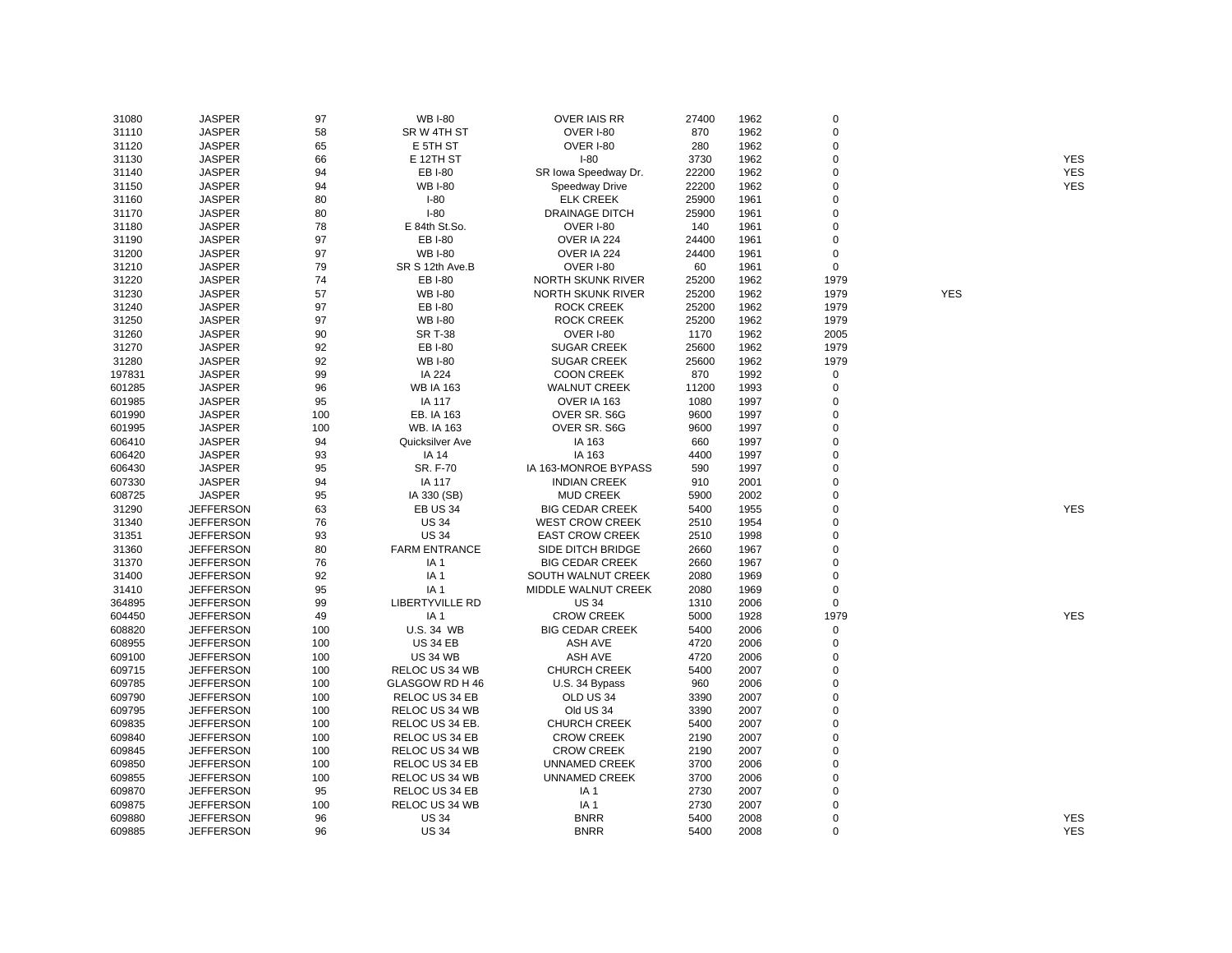| | | | | | | | | | |
|---|---|---|---|---|---|---|---|---|---|
| 31080 | JASPER | 97 | WB I-80 | OVER IAIS RR | 27400 | 1962 | 0 | | |
| 31110 | JASPER | 58 | SR W 4TH ST | OVER I-80 | 870 | 1962 | 0 | | |
| 31120 | JASPER | 65 | E 5TH ST | OVER I-80 | 280 | 1962 | 0 | | |
| 31130 | JASPER | 66 | E 12TH ST | I-80 | 3730 | 1962 | 0 | | YES |
| 31140 | JASPER | 94 | EB I-80 | SR Iowa Speedway Dr. | 22200 | 1962 | 0 | | YES |
| 31150 | JASPER | 94 | WB I-80 | Speedway Drive | 22200 | 1962 | 0 | | YES |
| 31160 | JASPER | 80 | I-80 | ELK CREEK | 25900 | 1961 | 0 | | |
| 31170 | JASPER | 80 | I-80 | DRAINAGE DITCH | 25900 | 1961 | 0 | | |
| 31180 | JASPER | 78 | E 84th St.So. | OVER I-80 | 140 | 1961 | 0 | | |
| 31190 | JASPER | 97 | EB I-80 | OVER IA 224 | 24400 | 1961 | 0 | | |
| 31200 | JASPER | 97 | WB I-80 | OVER IA 224 | 24400 | 1961 | 0 | | |
| 31210 | JASPER | 79 | SR S 12th Ave.B | OVER I-80 | 60 | 1961 | 0 | | |
| 31220 | JASPER | 74 | EB I-80 | NORTH SKUNK RIVER | 25200 | 1962 | 1979 | | |
| 31230 | JASPER | 57 | WB I-80 | NORTH SKUNK RIVER | 25200 | 1962 | 1979 | YES | |
| 31240 | JASPER | 97 | EB I-80 | ROCK CREEK | 25200 | 1962 | 1979 | | |
| 31250 | JASPER | 97 | WB I-80 | ROCK CREEK | 25200 | 1962 | 1979 | | |
| 31260 | JASPER | 90 | SR T-38 | OVER I-80 | 1170 | 1962 | 2005 | | |
| 31270 | JASPER | 92 | EB I-80 | SUGAR CREEK | 25600 | 1962 | 1979 | | |
| 31280 | JASPER | 92 | WB I-80 | SUGAR CREEK | 25600 | 1962 | 1979 | | |
| 197831 | JASPER | 99 | IA 224 | COON CREEK | 870 | 1992 | 0 | | |
| 601285 | JASPER | 96 | WB IA 163 | WALNUT CREEK | 11200 | 1993 | 0 | | |
| 601985 | JASPER | 95 | IA 117 | OVER IA 163 | 1080 | 1997 | 0 | | |
| 601990 | JASPER | 100 | EB. IA 163 | OVER SR. S6G | 9600 | 1997 | 0 | | |
| 601995 | JASPER | 100 | WB. IA 163 | OVER SR. S6G | 9600 | 1997 | 0 | | |
| 606410 | JASPER | 94 | Quicksilver Ave | IA 163 | 660 | 1997 | 0 | | |
| 606420 | JASPER | 93 | IA 14 | IA 163 | 4400 | 1997 | 0 | | |
| 606430 | JASPER | 95 | SR. F-70 | IA 163-MONROE BYPASS | 590 | 1997 | 0 | | |
| 607330 | JASPER | 94 | IA 117 | INDIAN CREEK | 910 | 2001 | 0 | | |
| 608725 | JASPER | 95 | IA 330 (SB) | MUD CREEK | 5900 | 2002 | 0 | | |
| 31290 | JEFFERSON | 63 | EB US 34 | BIG CEDAR CREEK | 5400 | 1955 | 0 | | YES |
| 31340 | JEFFERSON | 76 | US 34 | WEST CROW CREEK | 2510 | 1954 | 0 | | |
| 31351 | JEFFERSON | 93 | US 34 | EAST CROW CREEK | 2510 | 1998 | 0 | | |
| 31360 | JEFFERSON | 80 | FARM ENTRANCE | SIDE DITCH BRIDGE | 2660 | 1967 | 0 | | |
| 31370 | JEFFERSON | 76 | IA 1 | BIG CEDAR CREEK | 2660 | 1967 | 0 | | |
| 31400 | JEFFERSON | 92 | IA 1 | SOUTH WALNUT CREEK | 2080 | 1969 | 0 | | |
| 31410 | JEFFERSON | 95 | IA 1 | MIDDLE WALNUT CREEK | 2080 | 1969 | 0 | | |
| 364895 | JEFFERSON | 99 | LIBERTYVILLE RD | US 34 | 1310 | 2006 | 0 | | |
| 604450 | JEFFERSON | 49 | IA 1 | CROW CREEK | 5000 | 1928 | 1979 | | YES |
| 608820 | JEFFERSON | 100 | U.S. 34 WB | BIG CEDAR CREEK | 5400 | 2006 | 0 | | |
| 608955 | JEFFERSON | 100 | US 34 EB | ASH AVE | 4720 | 2006 | 0 | | |
| 609100 | JEFFERSON | 100 | US 34 WB | ASH AVE | 4720 | 2006 | 0 | | |
| 609715 | JEFFERSON | 100 | RELOC US 34 WB | CHURCH CREEK | 5400 | 2007 | 0 | | |
| 609785 | JEFFERSON | 100 | GLASGOW RD H 46 | U.S. 34 Bypass | 960 | 2006 | 0 | | |
| 609790 | JEFFERSON | 100 | RELOC US 34 EB | OLD US 34 | 3390 | 2007 | 0 | | |
| 609795 | JEFFERSON | 100 | RELOC US 34 WB | Old US 34 | 3390 | 2007 | 0 | | |
| 609835 | JEFFERSON | 100 | RELOC US 34 EB. | CHURCH CREEK | 5400 | 2007 | 0 | | |
| 609840 | JEFFERSON | 100 | RELOC US 34 EB | CROW CREEK | 2190 | 2007 | 0 | | |
| 609845 | JEFFERSON | 100 | RELOC US 34 WB | CROW CREEK | 2190 | 2007 | 0 | | |
| 609850 | JEFFERSON | 100 | RELOC US 34 EB | UNNAMED CREEK | 3700 | 2006 | 0 | | |
| 609855 | JEFFERSON | 100 | RELOC US 34 WB | UNNAMED CREEK | 3700 | 2006 | 0 | | |
| 609870 | JEFFERSON | 95 | RELOC US 34 EB | IA 1 | 2730 | 2007 | 0 | | |
| 609875 | JEFFERSON | 100 | RELOC US 34 WB | IA 1 | 2730 | 2007 | 0 | | |
| 609880 | JEFFERSON | 96 | US 34 | BNRR | 5400 | 2008 | 0 | | YES |
| 609885 | JEFFERSON | 96 | US 34 | BNRR | 5400 | 2008 | 0 | | YES |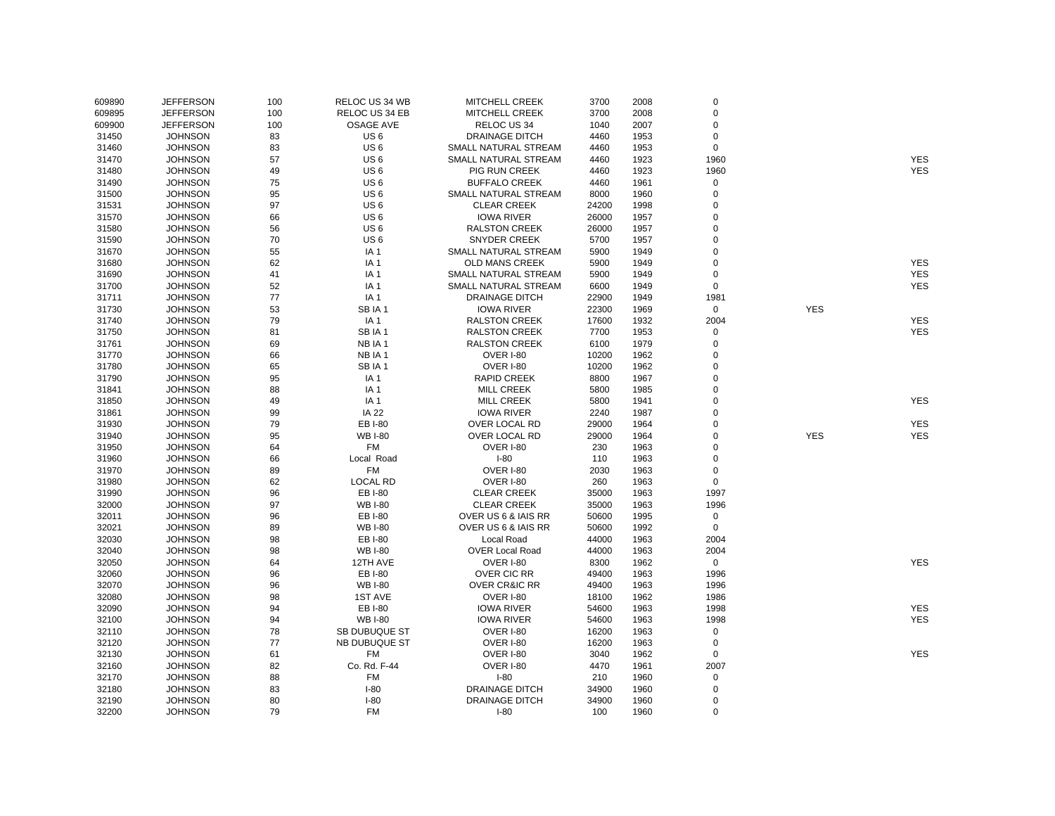| | | | | | | | | | |
|---|---|---|---|---|---|---|---|---|---|
| 609890 | JEFFERSON | 100 | RELOC US 34 WB | MITCHELL CREEK | 3700 | 2008 | 0 | | |
| 609895 | JEFFERSON | 100 | RELOC US 34 EB | MITCHELL CREEK | 3700 | 2008 | 0 | | |
| 609900 | JEFFERSON | 100 | OSAGE AVE | RELOC US 34 | 1040 | 2007 | 0 | | |
| 31450 | JOHNSON | 83 | US 6 | DRAINAGE DITCH | 4460 | 1953 | 0 | | |
| 31460 | JOHNSON | 83 | US 6 | SMALL NATURAL STREAM | 4460 | 1953 | 0 | | |
| 31470 | JOHNSON | 57 | US 6 | SMALL NATURAL STREAM | 4460 | 1923 | 1960 | | YES |
| 31480 | JOHNSON | 49 | US 6 | PIG RUN CREEK | 4460 | 1923 | 1960 | | YES |
| 31490 | JOHNSON | 75 | US 6 | BUFFALO CREEK | 4460 | 1961 | 0 | | |
| 31500 | JOHNSON | 95 | US 6 | SMALL NATURAL STREAM | 8000 | 1960 | 0 | | |
| 31531 | JOHNSON | 97 | US 6 | CLEAR CREEK | 24200 | 1998 | 0 | | |
| 31570 | JOHNSON | 66 | US 6 | IOWA RIVER | 26000 | 1957 | 0 | | |
| 31580 | JOHNSON | 56 | US 6 | RALSTON CREEK | 26000 | 1957 | 0 | | |
| 31590 | JOHNSON | 70 | US 6 | SNYDER CREEK | 5700 | 1957 | 0 | | |
| 31670 | JOHNSON | 55 | IA 1 | SMALL NATURAL STREAM | 5900 | 1949 | 0 | | |
| 31680 | JOHNSON | 62 | IA 1 | OLD MANS CREEK | 5900 | 1949 | 0 | | YES |
| 31690 | JOHNSON | 41 | IA 1 | SMALL NATURAL STREAM | 5900 | 1949 | 0 | | YES |
| 31700 | JOHNSON | 52 | IA 1 | SMALL NATURAL STREAM | 6600 | 1949 | 0 | | YES |
| 31711 | JOHNSON | 77 | IA 1 | DRAINAGE DITCH | 22900 | 1949 | 1981 | | |
| 31730 | JOHNSON | 53 | SB IA 1 | IOWA RIVER | 22300 | 1969 | 0 | YES | |
| 31740 | JOHNSON | 79 | IA 1 | RALSTON CREEK | 17600 | 1932 | 2004 | | YES |
| 31750 | JOHNSON | 81 | SB IA 1 | RALSTON CREEK | 7700 | 1953 | 0 | | YES |
| 31761 | JOHNSON | 69 | NB IA 1 | RALSTON CREEK | 6100 | 1979 | 0 | | |
| 31770 | JOHNSON | 66 | NB IA 1 | OVER I-80 | 10200 | 1962 | 0 | | |
| 31780 | JOHNSON | 65 | SB IA 1 | OVER I-80 | 10200 | 1962 | 0 | | |
| 31790 | JOHNSON | 95 | IA 1 | RAPID CREEK | 8800 | 1967 | 0 | | |
| 31841 | JOHNSON | 88 | IA 1 | MILL CREEK | 5800 | 1985 | 0 | | |
| 31850 | JOHNSON | 49 | IA 1 | MILL CREEK | 5800 | 1941 | 0 | | YES |
| 31861 | JOHNSON | 99 | IA 22 | IOWA RIVER | 2240 | 1987 | 0 | | |
| 31930 | JOHNSON | 79 | EB I-80 | OVER LOCAL RD | 29000 | 1964 | 0 | | YES |
| 31940 | JOHNSON | 95 | WB I-80 | OVER LOCAL RD | 29000 | 1964 | 0 | YES | YES |
| 31950 | JOHNSON | 64 | FM | OVER I-80 | 230 | 1963 | 0 | | |
| 31960 | JOHNSON | 66 | Local Road | I-80 | 110 | 1963 | 0 | | |
| 31970 | JOHNSON | 89 | FM | OVER I-80 | 2030 | 1963 | 0 | | |
| 31980 | JOHNSON | 62 | LOCAL RD | OVER I-80 | 260 | 1963 | 0 | | |
| 31990 | JOHNSON | 96 | EB I-80 | CLEAR CREEK | 35000 | 1963 | 1997 | | |
| 32000 | JOHNSON | 97 | WB I-80 | CLEAR CREEK | 35000 | 1963 | 1996 | | |
| 32011 | JOHNSON | 96 | EB I-80 | OVER US 6 & IAIS RR | 50600 | 1995 | 0 | | |
| 32021 | JOHNSON | 89 | WB I-80 | OVER US 6 & IAIS RR | 50600 | 1992 | 0 | | |
| 32030 | JOHNSON | 98 | EB I-80 | Local Road | 44000 | 1963 | 2004 | | |
| 32040 | JOHNSON | 98 | WB I-80 | OVER Local Road | 44000 | 1963 | 2004 | | |
| 32050 | JOHNSON | 64 | 12TH AVE | OVER I-80 | 8300 | 1962 | 0 | | YES |
| 32060 | JOHNSON | 96 | EB I-80 | OVER CIC RR | 49400 | 1963 | 1996 | | |
| 32070 | JOHNSON | 96 | WB I-80 | OVER CR&IC RR | 49400 | 1963 | 1996 | | |
| 32080 | JOHNSON | 98 | 1ST AVE | OVER I-80 | 18100 | 1962 | 1986 | | |
| 32090 | JOHNSON | 94 | EB I-80 | IOWA RIVER | 54600 | 1963 | 1998 | | YES |
| 32100 | JOHNSON | 94 | WB I-80 | IOWA RIVER | 54600 | 1963 | 1998 | | YES |
| 32110 | JOHNSON | 78 | SB DUBUQUE ST | OVER I-80 | 16200 | 1963 | 0 | | |
| 32120 | JOHNSON | 77 | NB DUBUQUE ST | OVER I-80 | 16200 | 1963 | 0 | | |
| 32130 | JOHNSON | 61 | FM | OVER I-80 | 3040 | 1962 | 0 | | YES |
| 32160 | JOHNSON | 82 | Co. Rd. F-44 | OVER I-80 | 4470 | 1961 | 2007 | | |
| 32170 | JOHNSON | 88 | FM | I-80 | 210 | 1960 | 0 | | |
| 32180 | JOHNSON | 83 | I-80 | DRAINAGE DITCH | 34900 | 1960 | 0 | | |
| 32190 | JOHNSON | 80 | I-80 | DRAINAGE DITCH | 34900 | 1960 | 0 | | |
| 32200 | JOHNSON | 79 | FM | I-80 | 100 | 1960 | 0 | | |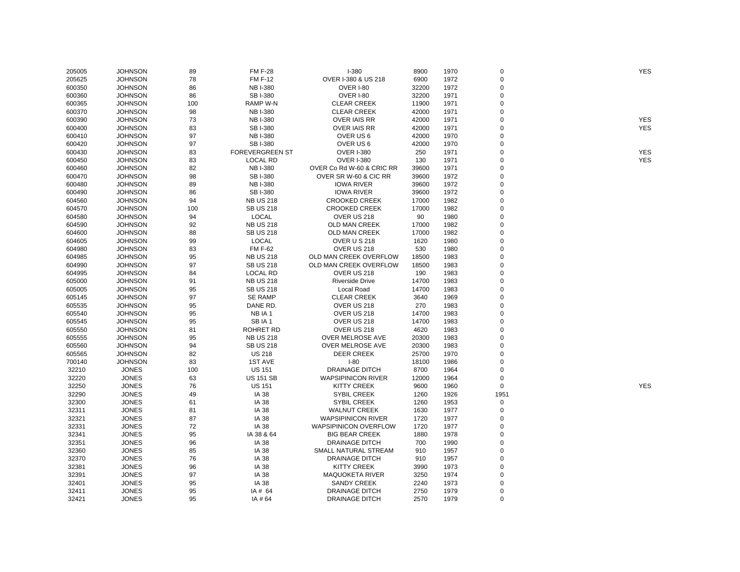| | | | | | | | | |
|---|---|---|---|---|---|---|---|---|
| 205005 | JOHNSON | 89 | FM F-28 | I-380 | 8900 | 1970 | 0 | YES |
| 205625 | JOHNSON | 78 | FM F-12 | OVER I-380 & US 218 | 6900 | 1972 | 0 | |
| 600350 | JOHNSON | 86 | NB I-380 | OVER I-80 | 32200 | 1972 | 0 | |
| 600360 | JOHNSON | 86 | SB I-380 | OVER I-80 | 32200 | 1971 | 0 | |
| 600365 | JOHNSON | 100 | RAMP W-N | CLEAR CREEK | 11900 | 1971 | 0 | |
| 600370 | JOHNSON | 98 | NB I-380 | CLEAR CREEK | 42000 | 1971 | 0 | |
| 600390 | JOHNSON | 73 | NB I-380 | OVER IAIS RR | 42000 | 1971 | 0 | YES |
| 600400 | JOHNSON | 83 | SB I-380 | OVER IAIS RR | 42000 | 1971 | 0 | YES |
| 600410 | JOHNSON | 97 | NB I-380 | OVER US 6 | 42000 | 1970 | 0 | |
| 600420 | JOHNSON | 97 | SB I-380 | OVER US 6 | 42000 | 1970 | 0 | |
| 600430 | JOHNSON | 83 | FOREVERGREEN ST | OVER I-380 | 250 | 1971 | 0 | YES |
| 600450 | JOHNSON | 83 | LOCAL RD | OVER I-380 | 130 | 1971 | 0 | YES |
| 600460 | JOHNSON | 82 | NB I-380 | OVER Co Rd W-60 & CRIC RR | 39600 | 1971 | 0 | |
| 600470 | JOHNSON | 98 | SB I-380 | OVER SR W-60 & CIC RR | 39600 | 1972 | 0 | |
| 600480 | JOHNSON | 89 | NB I-380 | IOWA RIVER | 39600 | 1972 | 0 | |
| 600490 | JOHNSON | 86 | SB I-380 | IOWA RIVER | 39600 | 1972 | 0 | |
| 604560 | JOHNSON | 94 | NB US 218 | CROOKED CREEK | 17000 | 1982 | 0 | |
| 604570 | JOHNSON | 100 | SB US 218 | CROOKED CREEK | 17000 | 1982 | 0 | |
| 604580 | JOHNSON | 94 | LOCAL | OVER US 218 | 90 | 1980 | 0 | |
| 604590 | JOHNSON | 92 | NB US 218 | OLD MAN CREEK | 17000 | 1982 | 0 | |
| 604600 | JOHNSON | 88 | SB US 218 | OLD MAN CREEK | 17000 | 1982 | 0 | |
| 604605 | JOHNSON | 99 | LOCAL | OVER U S 218 | 1620 | 1980 | 0 | |
| 604980 | JOHNSON | 83 | FM F-62 | OVER US 218 | 530 | 1980 | 0 | |
| 604985 | JOHNSON | 95 | NB US 218 | OLD MAN CREEK OVERFLOW | 18500 | 1983 | 0 | |
| 604990 | JOHNSON | 97 | SB US 218 | OLD MAN CREEK OVERFLOW | 18500 | 1983 | 0 | |
| 604995 | JOHNSON | 84 | LOCAL RD | OVER US 218 | 190 | 1983 | 0 | |
| 605000 | JOHNSON | 91 | NB US 218 | Riverside Drive | 14700 | 1983 | 0 | |
| 605005 | JOHNSON | 95 | SB US 218 | Local Road | 14700 | 1983 | 0 | |
| 605145 | JOHNSON | 97 | SE RAMP | CLEAR CREEK | 3640 | 1969 | 0 | |
| 605535 | JOHNSON | 95 | DANE RD. | OVER US 218 | 270 | 1983 | 0 | |
| 605540 | JOHNSON | 95 | NB IA 1 | OVER US 218 | 14700 | 1983 | 0 | |
| 605545 | JOHNSON | 95 | SB IA 1 | OVER US 218 | 14700 | 1983 | 0 | |
| 605550 | JOHNSON | 81 | ROHRET RD | OVER US 218 | 4620 | 1983 | 0 | |
| 605555 | JOHNSON | 95 | NB US 218 | OVER MELROSE AVE | 20300 | 1983 | 0 | |
| 605560 | JOHNSON | 94 | SB US 218 | OVER MELROSE AVE | 20300 | 1983 | 0 | |
| 605565 | JOHNSON | 82 | US 218 | DEER CREEK | 25700 | 1970 | 0 | |
| 700140 | JOHNSON | 83 | 1ST AVE | I-80 | 18100 | 1986 | 0 | |
| 32210 | JONES | 100 | US 151 | DRAINAGE DITCH | 8700 | 1964 | 0 | |
| 32220 | JONES | 63 | US 151 SB | WAPSIPINICON RIVER | 12000 | 1964 | 0 | |
| 32250 | JONES | 76 | US 151 | KITTY CREEK | 9600 | 1960 | 0 | YES |
| 32290 | JONES | 49 | IA 38 | SYBIL CREEK | 1260 | 1926 | 1951 | |
| 32300 | JONES | 61 | IA 38 | SYBIL CREEK | 1260 | 1953 | 0 | |
| 32311 | JONES | 81 | IA 38 | WALNUT CREEK | 1630 | 1977 | 0 | |
| 32321 | JONES | 87 | IA 38 | WAPSIPINICON RIVER | 1720 | 1977 | 0 | |
| 32331 | JONES | 72 | IA 38 | WAPSIPINICON OVERFLOW | 1720 | 1977 | 0 | |
| 32341 | JONES | 95 | IA 38 & 64 | BIG BEAR CREEK | 1880 | 1978 | 0 | |
| 32351 | JONES | 96 | IA 38 | DRAINAGE DITCH | 700 | 1990 | 0 | |
| 32360 | JONES | 85 | IA 38 | SMALL NATURAL STREAM | 910 | 1957 | 0 | |
| 32370 | JONES | 76 | IA 38 | DRAINAGE DITCH | 910 | 1957 | 0 | |
| 32381 | JONES | 96 | IA 38 | KITTY CREEK | 3990 | 1973 | 0 | |
| 32391 | JONES | 97 | IA 38 | MAQUOKETA RIVER | 3250 | 1974 | 0 | |
| 32401 | JONES | 95 | IA 38 | SANDY CREEK | 2240 | 1973 | 0 | |
| 32411 | JONES | 95 | IA # 64 | DRAINAGE DITCH | 2750 | 1979 | 0 | |
| 32421 | JONES | 95 | IA # 64 | DRAINAGE DITCH | 2570 | 1979 | 0 | |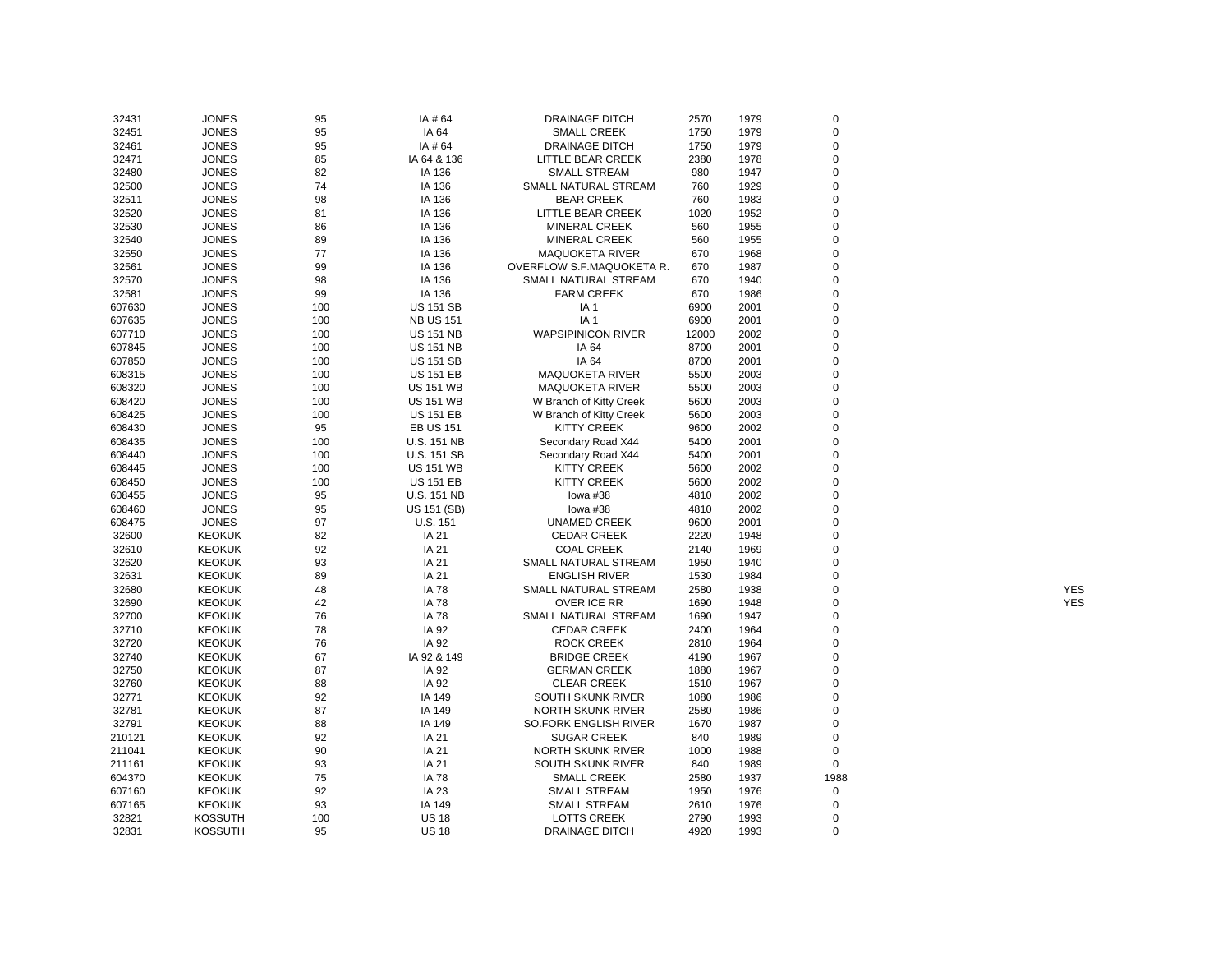| | | | | | | | | |
|---|---|---|---|---|---|---|---|---|
| 32431 | JONES | 95 | IA # 64 | DRAINAGE DITCH | 2570 | 1979 | 0 | |
| 32451 | JONES | 95 | IA 64 | SMALL CREEK | 1750 | 1979 | 0 | |
| 32461 | JONES | 95 | IA # 64 | DRAINAGE DITCH | 1750 | 1979 | 0 | |
| 32471 | JONES | 85 | IA 64 & 136 | LITTLE BEAR CREEK | 2380 | 1978 | 0 | |
| 32480 | JONES | 82 | IA 136 | SMALL STREAM | 980 | 1947 | 0 | |
| 32500 | JONES | 74 | IA 136 | SMALL NATURAL STREAM | 760 | 1929 | 0 | |
| 32511 | JONES | 98 | IA 136 | BEAR CREEK | 760 | 1983 | 0 | |
| 32520 | JONES | 81 | IA 136 | LITTLE BEAR CREEK | 1020 | 1952 | 0 | |
| 32530 | JONES | 86 | IA 136 | MINERAL CREEK | 560 | 1955 | 0 | |
| 32540 | JONES | 89 | IA 136 | MINERAL CREEK | 560 | 1955 | 0 | |
| 32550 | JONES | 77 | IA 136 | MAQUOKETA RIVER | 670 | 1968 | 0 | |
| 32561 | JONES | 99 | IA 136 | OVERFLOW S.F.MAQUOKETA R. | 670 | 1987 | 0 | |
| 32570 | JONES | 98 | IA 136 | SMALL NATURAL STREAM | 670 | 1940 | 0 | |
| 32581 | JONES | 99 | IA 136 | FARM CREEK | 670 | 1986 | 0 | |
| 607630 | JONES | 100 | US 151 SB | IA 1 | 6900 | 2001 | 0 | |
| 607635 | JONES | 100 | NB US 151 | IA 1 | 6900 | 2001 | 0 | |
| 607710 | JONES | 100 | US 151 NB | WAPSIPINICON RIVER | 12000 | 2002 | 0 | |
| 607845 | JONES | 100 | US 151 NB | IA 64 | 8700 | 2001 | 0 | |
| 607850 | JONES | 100 | US 151 SB | IA 64 | 8700 | 2001 | 0 | |
| 608315 | JONES | 100 | US 151 EB | MAQUOKETA RIVER | 5500 | 2003 | 0 | |
| 608320 | JONES | 100 | US 151 WB | MAQUOKETA RIVER | 5500 | 2003 | 0 | |
| 608420 | JONES | 100 | US 151 WB | W Branch of Kitty Creek | 5600 | 2003 | 0 | |
| 608425 | JONES | 100 | US 151 EB | W Branch of Kitty Creek | 5600 | 2003 | 0 | |
| 608430 | JONES | 95 | EB US 151 | KITTY CREEK | 9600 | 2002 | 0 | |
| 608435 | JONES | 100 | U.S. 151 NB | Secondary Road X44 | 5400 | 2001 | 0 | |
| 608440 | JONES | 100 | U.S. 151 SB | Secondary Road X44 | 5400 | 2001 | 0 | |
| 608445 | JONES | 100 | US 151 WB | KITTY CREEK | 5600 | 2002 | 0 | |
| 608450 | JONES | 100 | US 151 EB | KITTY CREEK | 5600 | 2002 | 0 | |
| 608455 | JONES | 95 | U.S. 151 NB | Iowa #38 | 4810 | 2002 | 0 | |
| 608460 | JONES | 95 | US 151 (SB) | Iowa #38 | 4810 | 2002 | 0 | |
| 608475 | JONES | 97 | U.S. 151 | UNAMED CREEK | 9600 | 2001 | 0 | |
| 32600 | KEOKUK | 82 | IA 21 | CEDAR CREEK | 2220 | 1948 | 0 | |
| 32610 | KEOKUK | 92 | IA 21 | COAL CREEK | 2140 | 1969 | 0 | |
| 32620 | KEOKUK | 93 | IA 21 | SMALL NATURAL STREAM | 1950 | 1940 | 0 | |
| 32631 | KEOKUK | 89 | IA 21 | ENGLISH RIVER | 1530 | 1984 | 0 | |
| 32680 | KEOKUK | 48 | IA 78 | SMALL NATURAL STREAM | 2580 | 1938 | 0 | YES |
| 32690 | KEOKUK | 42 | IA 78 | OVER ICE RR | 1690 | 1948 | 0 | YES |
| 32700 | KEOKUK | 76 | IA 78 | SMALL NATURAL STREAM | 1690 | 1947 | 0 | |
| 32710 | KEOKUK | 78 | IA 92 | CEDAR CREEK | 2400 | 1964 | 0 | |
| 32720 | KEOKUK | 76 | IA 92 | ROCK CREEK | 2810 | 1964 | 0 | |
| 32740 | KEOKUK | 67 | IA 92 & 149 | BRIDGE CREEK | 4190 | 1967 | 0 | |
| 32750 | KEOKUK | 87 | IA 92 | GERMAN CREEK | 1880 | 1967 | 0 | |
| 32760 | KEOKUK | 88 | IA 92 | CLEAR CREEK | 1510 | 1967 | 0 | |
| 32771 | KEOKUK | 92 | IA 149 | SOUTH SKUNK RIVER | 1080 | 1986 | 0 | |
| 32781 | KEOKUK | 87 | IA 149 | NORTH SKUNK RIVER | 2580 | 1986 | 0 | |
| 32791 | KEOKUK | 88 | IA 149 | SO.FORK ENGLISH RIVER | 1670 | 1987 | 0 | |
| 210121 | KEOKUK | 92 | IA 21 | SUGAR CREEK | 840 | 1989 | 0 | |
| 211041 | KEOKUK | 90 | IA 21 | NORTH SKUNK RIVER | 1000 | 1988 | 0 | |
| 211161 | KEOKUK | 93 | IA 21 | SOUTH SKUNK RIVER | 840 | 1989 | 0 | |
| 604370 | KEOKUK | 75 | IA 78 | SMALL CREEK | 2580 | 1937 | 1988 | |
| 607160 | KEOKUK | 92 | IA 23 | SMALL STREAM | 1950 | 1976 | 0 | |
| 607165 | KEOKUK | 93 | IA 149 | SMALL STREAM | 2610 | 1976 | 0 | |
| 32821 | KOSSUTH | 100 | US 18 | LOTTS CREEK | 2790 | 1993 | 0 | |
| 32831 | KOSSUTH | 95 | US 18 | DRAINAGE DITCH | 4920 | 1993 | 0 | |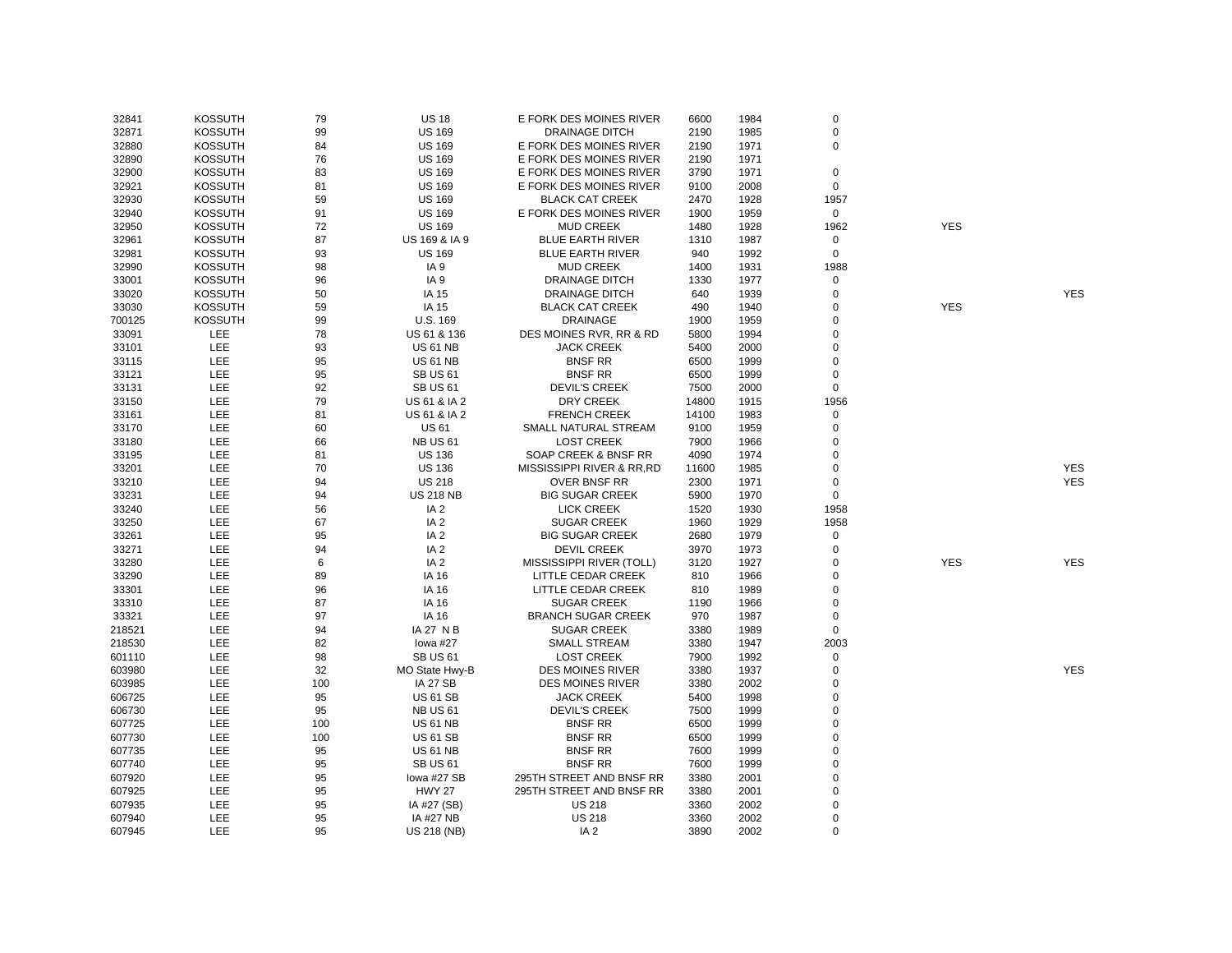| | | | | | | | | | |
|---|---|---|---|---|---|---|---|---|---|
| 32841 | KOSSUTH | 79 | US 18 | E FORK DES MOINES RIVER | 6600 | 1984 | 0 | | |
| 32871 | KOSSUTH | 99 | US 169 | DRAINAGE DITCH | 2190 | 1985 | 0 | | |
| 32880 | KOSSUTH | 84 | US 169 | E FORK DES MOINES RIVER | 2190 | 1971 | 0 | | |
| 32890 | KOSSUTH | 76 | US 169 | E FORK DES MOINES RIVER | 2190 | 1971 | | | |
| 32900 | KOSSUTH | 83 | US 169 | E FORK DES MOINES RIVER | 3790 | 1971 | 0 | | |
| 32921 | KOSSUTH | 81 | US 169 | E FORK DES MOINES RIVER | 9100 | 2008 | 0 | | |
| 32930 | KOSSUTH | 59 | US 169 | BLACK CAT CREEK | 2470 | 1928 | 1957 | | |
| 32940 | KOSSUTH | 91 | US 169 | E FORK DES MOINES RIVER | 1900 | 1959 | 0 | | |
| 32950 | KOSSUTH | 72 | US 169 | MUD CREEK | 1480 | 1928 | 1962 | YES | |
| 32961 | KOSSUTH | 87 | US 169 & IA 9 | BLUE EARTH RIVER | 1310 | 1987 | 0 | | |
| 32981 | KOSSUTH | 93 | US 169 | BLUE EARTH RIVER | 940 | 1992 | 0 | | |
| 32990 | KOSSUTH | 98 | IA 9 | MUD CREEK | 1400 | 1931 | 1988 | | |
| 33001 | KOSSUTH | 96 | IA 9 | DRAINAGE DITCH | 1330 | 1977 | 0 | | |
| 33020 | KOSSUTH | 50 | IA 15 | DRAINAGE DITCH | 640 | 1939 | 0 | | YES |
| 33030 | KOSSUTH | 59 | IA 15 | BLACK CAT CREEK | 490 | 1940 | 0 | YES | |
| 700125 | KOSSUTH | 99 | U.S. 169 | DRAINAGE | 1900 | 1959 | 0 | | |
| 33091 | LEE | 78 | US 61 & 136 | DES MOINES RVR, RR & RD | 5800 | 1994 | 0 | | |
| 33101 | LEE | 93 | US 61 NB | JACK CREEK | 5400 | 2000 | 0 | | |
| 33115 | LEE | 95 | US 61 NB | BNSF RR | 6500 | 1999 | 0 | | |
| 33121 | LEE | 95 | SB US 61 | BNSF RR | 6500 | 1999 | 0 | | |
| 33131 | LEE | 92 | SB US 61 | DEVIL'S CREEK | 7500 | 2000 | 0 | | |
| 33150 | LEE | 79 | US 61 & IA 2 | DRY CREEK | 14800 | 1915 | 1956 | | |
| 33161 | LEE | 81 | US 61 & IA 2 | FRENCH CREEK | 14100 | 1983 | 0 | | |
| 33170 | LEE | 60 | US 61 | SMALL NATURAL STREAM | 9100 | 1959 | 0 | | |
| 33180 | LEE | 66 | NB US 61 | LOST CREEK | 7900 | 1966 | 0 | | |
| 33195 | LEE | 81 | US 136 | SOAP CREEK & BNSF RR | 4090 | 1974 | 0 | | |
| 33201 | LEE | 70 | US 136 | MISSISSIPPI RIVER & RR,RD | 11600 | 1985 | 0 | | YES |
| 33210 | LEE | 94 | US 218 | OVER BNSF RR | 2300 | 1971 | 0 | | YES |
| 33231 | LEE | 94 | US 218 NB | BIG SUGAR CREEK | 5900 | 1970 | 0 | | |
| 33240 | LEE | 56 | IA 2 | LICK CREEK | 1520 | 1930 | 1958 | | |
| 33250 | LEE | 67 | IA 2 | SUGAR CREEK | 1960 | 1929 | 1958 | | |
| 33261 | LEE | 95 | IA 2 | BIG SUGAR CREEK | 2680 | 1979 | 0 | | |
| 33271 | LEE | 94 | IA 2 | DEVIL CREEK | 3970 | 1973 | 0 | | |
| 33280 | LEE | 6 | IA 2 | MISSISSIPPI RIVER (TOLL) | 3120 | 1927 | 0 | YES | YES |
| 33290 | LEE | 89 | IA 16 | LITTLE CEDAR CREEK | 810 | 1966 | 0 | | |
| 33301 | LEE | 96 | IA 16 | LITTLE CEDAR CREEK | 810 | 1989 | 0 | | |
| 33310 | LEE | 87 | IA 16 | SUGAR CREEK | 1190 | 1966 | 0 | | |
| 33321 | LEE | 97 | IA 16 | BRANCH SUGAR CREEK | 970 | 1987 | 0 | | |
| 218521 | LEE | 94 | IA 27 N B | SUGAR CREEK | 3380 | 1989 | 0 | | |
| 218530 | LEE | 82 | Iowa #27 | SMALL STREAM | 3380 | 1947 | 2003 | | |
| 601110 | LEE | 98 | SB US 61 | LOST CREEK | 7900 | 1992 | 0 | | |
| 603980 | LEE | 32 | MO State Hwy-B | DES MOINES RIVER | 3380 | 1937 | 0 | | YES |
| 603985 | LEE | 100 | IA 27 SB | DES MOINES RIVER | 3380 | 2002 | 0 | | |
| 606725 | LEE | 95 | US 61 SB | JACK CREEK | 5400 | 1998 | 0 | | |
| 606730 | LEE | 95 | NB US 61 | DEVIL'S CREEK | 7500 | 1999 | 0 | | |
| 607725 | LEE | 100 | US 61 NB | BNSF RR | 6500 | 1999 | 0 | | |
| 607730 | LEE | 100 | US 61 SB | BNSF RR | 6500 | 1999 | 0 | | |
| 607735 | LEE | 95 | US 61 NB | BNSF RR | 7600 | 1999 | 0 | | |
| 607740 | LEE | 95 | SB US 61 | BNSF RR | 7600 | 1999 | 0 | | |
| 607920 | LEE | 95 | Iowa #27 SB | 295TH STREET AND BNSF RR | 3380 | 2001 | 0 | | |
| 607925 | LEE | 95 | HWY 27 | 295TH STREET AND BNSF RR | 3380 | 2001 | 0 | | |
| 607935 | LEE | 95 | IA #27 (SB) | US 218 | 3360 | 2002 | 0 | | |
| 607940 | LEE | 95 | IA #27 NB | US 218 | 3360 | 2002 | 0 | | |
| 607945 | LEE | 95 | US 218 (NB) | IA 2 | 3890 | 2002 | 0 | | |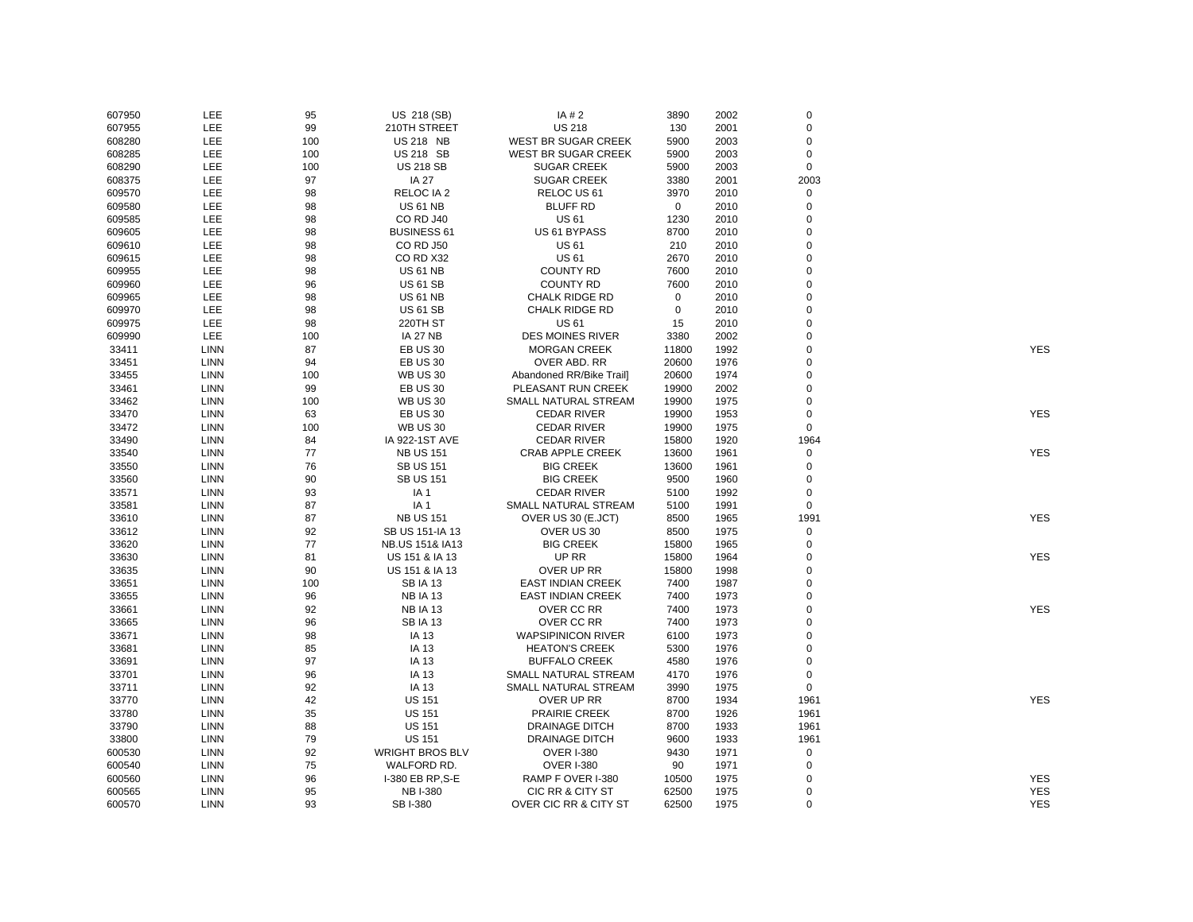| | | | | | | | | |
|---|---|---|---|---|---|---|---|---|
| 607950 | LEE | 95 | US 218 (SB) | IA # 2 | 3890 | 2002 | 0 | |
| 607955 | LEE | 99 | 210TH STREET | US 218 | 130 | 2001 | 0 | |
| 608280 | LEE | 100 | US 218 NB | WEST BR SUGAR CREEK | 5900 | 2003 | 0 | |
| 608285 | LEE | 100 | US 218 SB | WEST BR SUGAR CREEK | 5900 | 2003 | 0 | |
| 608290 | LEE | 100 | US 218 SB | SUGAR CREEK | 5900 | 2003 | 0 | |
| 608375 | LEE | 97 | IA 27 | SUGAR CREEK | 3380 | 2001 | 2003 | |
| 609570 | LEE | 98 | RELOC IA 2 | RELOC US 61 | 3970 | 2010 | 0 | |
| 609580 | LEE | 98 | US 61 NB | BLUFF RD | 0 | 2010 | 0 | |
| 609585 | LEE | 98 | CO RD J40 | US 61 | 1230 | 2010 | 0 | |
| 609605 | LEE | 98 | BUSINESS 61 | US 61 BYPASS | 8700 | 2010 | 0 | |
| 609610 | LEE | 98 | CO RD J50 | US 61 | 210 | 2010 | 0 | |
| 609615 | LEE | 98 | CO RD X32 | US 61 | 2670 | 2010 | 0 | |
| 609955 | LEE | 98 | US 61 NB | COUNTY RD | 7600 | 2010 | 0 | |
| 609960 | LEE | 96 | US 61 SB | COUNTY RD | 7600 | 2010 | 0 | |
| 609965 | LEE | 98 | US 61 NB | CHALK RIDGE RD | 0 | 2010 | 0 | |
| 609970 | LEE | 98 | US 61 SB | CHALK RIDGE RD | 0 | 2010 | 0 | |
| 609975 | LEE | 98 | 220TH ST | US 61 | 15 | 2010 | 0 | |
| 609990 | LEE | 100 | IA 27 NB | DES MOINES RIVER | 3380 | 2002 | 0 | |
| 33411 | LINN | 87 | EB US 30 | MORGAN CREEK | 11800 | 1992 | 0 | YES |
| 33451 | LINN | 94 | EB US 30 | OVER ABD. RR | 20600 | 1976 | 0 | |
| 33455 | LINN | 100 | WB US 30 | Abandoned RR/Bike Trail] | 20600 | 1974 | 0 | |
| 33461 | LINN | 99 | EB US 30 | PLEASANT RUN CREEK | 19900 | 2002 | 0 | |
| 33462 | LINN | 100 | WB US 30 | SMALL NATURAL STREAM | 19900 | 1975 | 0 | |
| 33470 | LINN | 63 | EB US 30 | CEDAR RIVER | 19900 | 1953 | 0 | YES |
| 33472 | LINN | 100 | WB US 30 | CEDAR RIVER | 19900 | 1975 | 0 | |
| 33490 | LINN | 84 | IA 922-1ST AVE | CEDAR RIVER | 15800 | 1920 | 1964 | |
| 33540 | LINN | 77 | NB US 151 | CRAB APPLE CREEK | 13600 | 1961 | 0 | YES |
| 33550 | LINN | 76 | SB US 151 | BIG CREEK | 13600 | 1961 | 0 | |
| 33560 | LINN | 90 | SB US 151 | BIG CREEK | 9500 | 1960 | 0 | |
| 33571 | LINN | 93 | IA 1 | CEDAR RIVER | 5100 | 1992 | 0 | |
| 33581 | LINN | 87 | IA 1 | SMALL NATURAL STREAM | 5100 | 1991 | 0 | |
| 33610 | LINN | 87 | NB US 151 | OVER US 30 (E.JCT) | 8500 | 1965 | 1991 | YES |
| 33612 | LINN | 92 | SB US 151-IA 13 | OVER US 30 | 8500 | 1975 | 0 | |
| 33620 | LINN | 77 | NB.US 151& IA13 | BIG CREEK | 15800 | 1965 | 0 | |
| 33630 | LINN | 81 | US 151 & IA 13 | UP RR | 15800 | 1964 | 0 | YES |
| 33635 | LINN | 90 | US 151 & IA 13 | OVER UP RR | 15800 | 1998 | 0 | |
| 33651 | LINN | 100 | SB IA 13 | EAST INDIAN CREEK | 7400 | 1987 | 0 | |
| 33655 | LINN | 96 | NB IA 13 | EAST INDIAN CREEK | 7400 | 1973 | 0 | |
| 33661 | LINN | 92 | NB IA 13 | OVER CC RR | 7400 | 1973 | 0 | YES |
| 33665 | LINN | 96 | SB IA 13 | OVER CC RR | 7400 | 1973 | 0 | |
| 33671 | LINN | 98 | IA 13 | WAPSIPINICON RIVER | 6100 | 1973 | 0 | |
| 33681 | LINN | 85 | IA 13 | HEATON'S CREEK | 5300 | 1976 | 0 | |
| 33691 | LINN | 97 | IA 13 | BUFFALO CREEK | 4580 | 1976 | 0 | |
| 33701 | LINN | 96 | IA 13 | SMALL NATURAL STREAM | 4170 | 1976 | 0 | |
| 33711 | LINN | 92 | IA 13 | SMALL NATURAL STREAM | 3990 | 1975 | 0 | |
| 33770 | LINN | 42 | US 151 | OVER UP RR | 8700 | 1934 | 1961 | YES |
| 33780 | LINN | 35 | US 151 | PRAIRIE CREEK | 8700 | 1926 | 1961 | |
| 33790 | LINN | 88 | US 151 | DRAINAGE DITCH | 8700 | 1933 | 1961 | |
| 33800 | LINN | 79 | US 151 | DRAINAGE DITCH | 9600 | 1933 | 1961 | |
| 600530 | LINN | 92 | WRIGHT BROS BLV | OVER I-380 | 9430 | 1971 | 0 | |
| 600540 | LINN | 75 | WALFORD RD. | OVER I-380 | 90 | 1971 | 0 | |
| 600560 | LINN | 96 | I-380 EB RP,S-E | RAMP F OVER I-380 | 10500 | 1975 | 0 | YES |
| 600565 | LINN | 95 | NB I-380 | CIC RR & CITY ST | 62500 | 1975 | 0 | YES |
| 600570 | LINN | 93 | SB I-380 | OVER CIC RR & CITY ST | 62500 | 1975 | 0 | YES |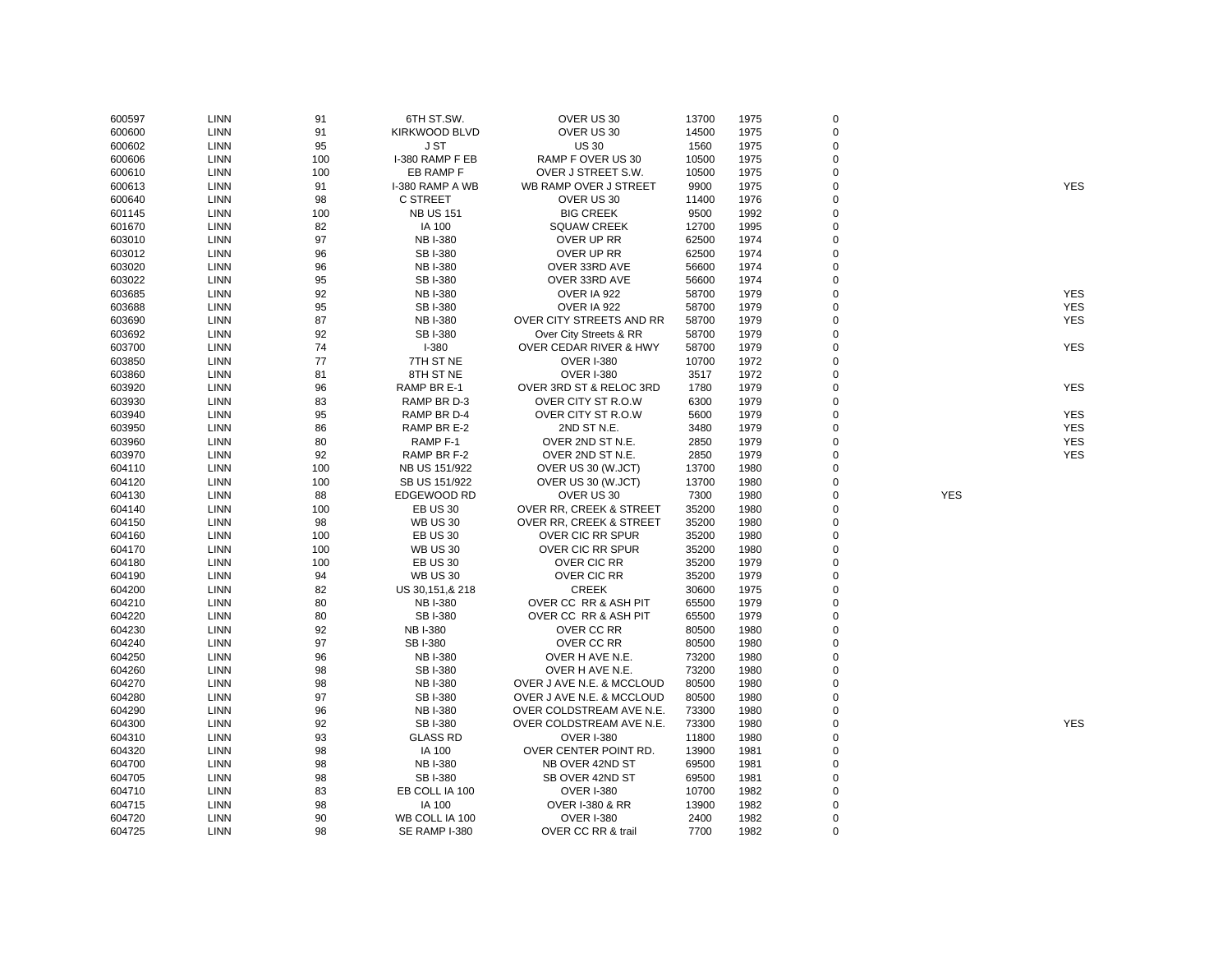| | | | | | | | | | |
|---|---|---|---|---|---|---|---|---|---|
| 600597 | LINN | 91 | 6TH ST.SW. | OVER US 30 | 13700 | 1975 | 0 | | |
| 600600 | LINN | 91 | KIRKWOOD BLVD | OVER US 30 | 14500 | 1975 | 0 | | |
| 600602 | LINN | 95 | J ST | US 30 | 1560 | 1975 | 0 | | |
| 600606 | LINN | 100 | I-380 RAMP F EB | RAMP F OVER US 30 | 10500 | 1975 | 0 | | |
| 600610 | LINN | 100 | EB RAMP F | OVER J STREET S.W. | 10500 | 1975 | 0 | | |
| 600613 | LINN | 91 | I-380 RAMP A WB | WB RAMP OVER J STREET | 9900 | 1975 | 0 | | YES |
| 600640 | LINN | 98 | C STREET | OVER US 30 | 11400 | 1976 | 0 | | |
| 601145 | LINN | 100 | NB US 151 | BIG CREEK | 9500 | 1992 | 0 | | |
| 601670 | LINN | 82 | IA 100 | SQUAW CREEK | 12700 | 1995 | 0 | | |
| 603010 | LINN | 97 | NB I-380 | OVER UP RR | 62500 | 1974 | 0 | | |
| 603012 | LINN | 96 | SB I-380 | OVER UP RR | 62500 | 1974 | 0 | | |
| 603020 | LINN | 96 | NB I-380 | OVER 33RD AVE | 56600 | 1974 | 0 | | |
| 603022 | LINN | 95 | SB I-380 | OVER 33RD AVE | 56600 | 1974 | 0 | | |
| 603685 | LINN | 92 | NB I-380 | OVER IA 922 | 58700 | 1979 | 0 | | YES |
| 603688 | LINN | 95 | SB I-380 | OVER IA 922 | 58700 | 1979 | 0 | | YES |
| 603690 | LINN | 87 | NB I-380 | OVER CITY STREETS AND RR | 58700 | 1979 | 0 | | YES |
| 603692 | LINN | 92 | SB I-380 | Over City Streets & RR | 58700 | 1979 | 0 | | |
| 603700 | LINN | 74 | I-380 | OVER CEDAR RIVER & HWY | 58700 | 1979 | 0 | | YES |
| 603850 | LINN | 77 | 7TH ST NE | OVER I-380 | 10700 | 1972 | 0 | | |
| 603860 | LINN | 81 | 8TH ST NE | OVER I-380 | 3517 | 1972 | 0 | | |
| 603920 | LINN | 96 | RAMP BR E-1 | OVER 3RD ST & RELOC 3RD | 1780 | 1979 | 0 | | YES |
| 603930 | LINN | 83 | RAMP BR D-3 | OVER CITY ST R.O.W | 6300 | 1979 | 0 | | |
| 603940 | LINN | 95 | RAMP BR D-4 | OVER CITY ST R.O.W | 5600 | 1979 | 0 | | YES |
| 603950 | LINN | 86 | RAMP BR E-2 | 2ND ST N.E. | 3480 | 1979 | 0 | | YES |
| 603960 | LINN | 80 | RAMP F-1 | OVER 2ND ST N.E. | 2850 | 1979 | 0 | | YES |
| 603970 | LINN | 92 | RAMP BR F-2 | OVER 2ND ST N.E. | 2850 | 1979 | 0 | | YES |
| 604110 | LINN | 100 | NB US 151/922 | OVER US 30 (W.JCT) | 13700 | 1980 | 0 | | |
| 604120 | LINN | 100 | SB US 151/922 | OVER US 30 (W.JCT) | 13700 | 1980 | 0 | | |
| 604130 | LINN | 88 | EDGEWOOD RD | OVER US 30 | 7300 | 1980 | 0 | YES | |
| 604140 | LINN | 100 | EB US 30 | OVER RR, CREEK & STREET | 35200 | 1980 | 0 | | |
| 604150 | LINN | 98 | WB US 30 | OVER RR, CREEK & STREET | 35200 | 1980 | 0 | | |
| 604160 | LINN | 100 | EB US 30 | OVER CIC RR SPUR | 35200 | 1980 | 0 | | |
| 604170 | LINN | 100 | WB US 30 | OVER CIC RR SPUR | 35200 | 1980 | 0 | | |
| 604180 | LINN | 100 | EB US 30 | OVER CIC RR | 35200 | 1979 | 0 | | |
| 604190 | LINN | 94 | WB US 30 | OVER CIC RR | 35200 | 1979 | 0 | | |
| 604200 | LINN | 82 | US 30,151,& 218 | CREEK | 30600 | 1975 | 0 | | |
| 604210 | LINN | 80 | NB I-380 | OVER CC RR & ASH PIT | 65500 | 1979 | 0 | | |
| 604220 | LINN | 80 | SB I-380 | OVER CC RR & ASH PIT | 65500 | 1979 | 0 | | |
| 604230 | LINN | 92 | NB I-380 | OVER CC RR | 80500 | 1980 | 0 | | |
| 604240 | LINN | 97 | SB I-380 | OVER CC RR | 80500 | 1980 | 0 | | |
| 604250 | LINN | 96 | NB I-380 | OVER H AVE N.E. | 73200 | 1980 | 0 | | |
| 604260 | LINN | 98 | SB I-380 | OVER H AVE N.E. | 73200 | 1980 | 0 | | |
| 604270 | LINN | 98 | NB I-380 | OVER J AVE N.E. & MCCLOUD | 80500 | 1980 | 0 | | |
| 604280 | LINN | 97 | SB I-380 | OVER J AVE N.E. & MCCLOUD | 80500 | 1980 | 0 | | |
| 604290 | LINN | 96 | NB I-380 | OVER COLDSTREAM AVE N.E. | 73300 | 1980 | 0 | | |
| 604300 | LINN | 92 | SB I-380 | OVER COLDSTREAM AVE N.E. | 73300 | 1980 | 0 | | YES |
| 604310 | LINN | 93 | GLASS RD | OVER I-380 | 11800 | 1980 | 0 | | |
| 604320 | LINN | 98 | IA 100 | OVER CENTER POINT RD. | 13900 | 1981 | 0 | | |
| 604700 | LINN | 98 | NB I-380 | NB OVER 42ND ST | 69500 | 1981 | 0 | | |
| 604705 | LINN | 98 | SB I-380 | SB OVER 42ND ST | 69500 | 1981 | 0 | | |
| 604710 | LINN | 83 | EB COLL IA 100 | OVER I-380 | 10700 | 1982 | 0 | | |
| 604715 | LINN | 98 | IA 100 | OVER I-380 & RR | 13900 | 1982 | 0 | | |
| 604720 | LINN | 90 | WB COLL IA 100 | OVER I-380 | 2400 | 1982 | 0 | | |
| 604725 | LINN | 98 | SE RAMP I-380 | OVER CC RR & trail | 7700 | 1982 | 0 | | |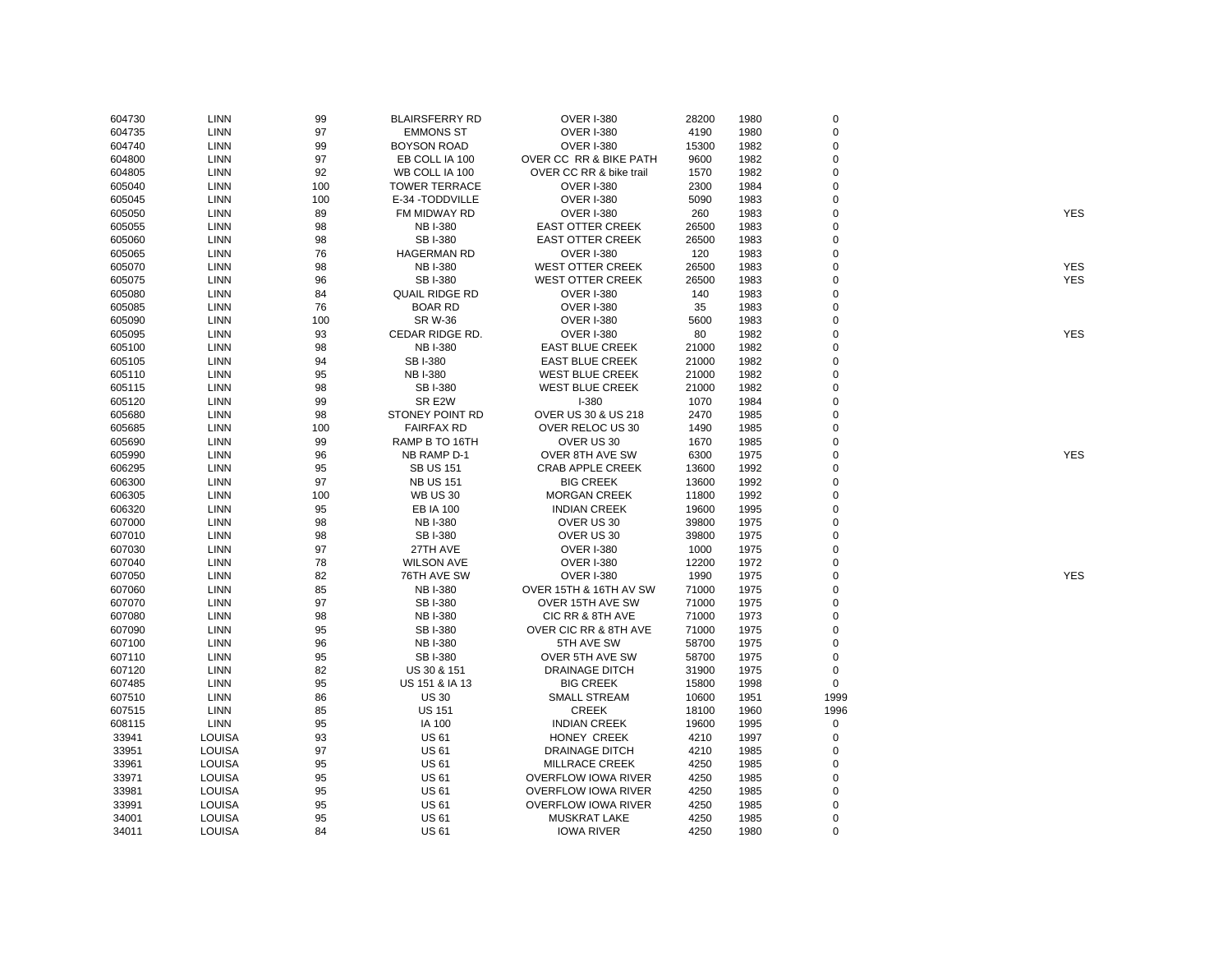| | | | | | | | | |
|---|---|---|---|---|---|---|---|---|
| 604730 | LINN | 99 | BLAIRSFERRY RD | OVER I-380 | 28200 | 1980 | 0 | |
| 604735 | LINN | 97 | EMMONS ST | OVER I-380 | 4190 | 1980 | 0 | |
| 604740 | LINN | 99 | BOYSON ROAD | OVER I-380 | 15300 | 1982 | 0 | |
| 604800 | LINN | 97 | EB COLL IA 100 | OVER CC RR & BIKE PATH | 9600 | 1982 | 0 | |
| 604805 | LINN | 92 | WB COLL IA 100 | OVER CC RR & bike trail | 1570 | 1982 | 0 | |
| 605040 | LINN | 100 | TOWER TERRACE | OVER I-380 | 2300 | 1984 | 0 | |
| 605045 | LINN | 100 | E-34 -TODDVILLE | OVER I-380 | 5090 | 1983 | 0 | |
| 605050 | LINN | 89 | FM MIDWAY RD | OVER I-380 | 260 | 1983 | 0 | YES |
| 605055 | LINN | 98 | NB I-380 | EAST OTTER CREEK | 26500 | 1983 | 0 | |
| 605060 | LINN | 98 | SB I-380 | EAST OTTER CREEK | 26500 | 1983 | 0 | |
| 605065 | LINN | 76 | HAGERMAN RD | OVER I-380 | 120 | 1983 | 0 | |
| 605070 | LINN | 98 | NB I-380 | WEST OTTER CREEK | 26500 | 1983 | 0 | YES |
| 605075 | LINN | 96 | SB I-380 | WEST OTTER CREEK | 26500 | 1983 | 0 | YES |
| 605080 | LINN | 84 | QUAIL RIDGE RD | OVER I-380 | 140 | 1983 | 0 | |
| 605085 | LINN | 76 | BOAR RD | OVER I-380 | 35 | 1983 | 0 | |
| 605090 | LINN | 100 | SR W-36 | OVER I-380 | 5600 | 1983 | 0 | |
| 605095 | LINN | 93 | CEDAR RIDGE RD. | OVER I-380 | 80 | 1982 | 0 | YES |
| 605100 | LINN | 98 | NB I-380 | EAST BLUE CREEK | 21000 | 1982 | 0 | |
| 605105 | LINN | 94 | SB I-380 | EAST BLUE CREEK | 21000 | 1982 | 0 | |
| 605110 | LINN | 95 | NB I-380 | WEST BLUE CREEK | 21000 | 1982 | 0 | |
| 605115 | LINN | 98 | SB I-380 | WEST BLUE CREEK | 21000 | 1982 | 0 | |
| 605120 | LINN | 99 | SR E2W | I-380 | 1070 | 1984 | 0 | |
| 605680 | LINN | 98 | STONEY POINT RD | OVER US 30 & US 218 | 2470 | 1985 | 0 | |
| 605685 | LINN | 100 | FAIRFAX RD | OVER RELOC US 30 | 1490 | 1985 | 0 | |
| 605690 | LINN | 99 | RAMP B TO 16TH | OVER US 30 | 1670 | 1985 | 0 | |
| 605990 | LINN | 96 | NB RAMP D-1 | OVER 8TH AVE SW | 6300 | 1975 | 0 | YES |
| 606295 | LINN | 95 | SB US 151 | CRAB APPLE CREEK | 13600 | 1992 | 0 | |
| 606300 | LINN | 97 | NB US 151 | BIG CREEK | 13600 | 1992 | 0 | |
| 606305 | LINN | 100 | WB US 30 | MORGAN CREEK | 11800 | 1992 | 0 | |
| 606320 | LINN | 95 | EB IA 100 | INDIAN CREEK | 19600 | 1995 | 0 | |
| 607000 | LINN | 98 | NB I-380 | OVER US 30 | 39800 | 1975 | 0 | |
| 607010 | LINN | 98 | SB I-380 | OVER US 30 | 39800 | 1975 | 0 | |
| 607030 | LINN | 97 | 27TH AVE | OVER I-380 | 1000 | 1975 | 0 | |
| 607040 | LINN | 78 | WILSON AVE | OVER I-380 | 12200 | 1972 | 0 | |
| 607050 | LINN | 82 | 76TH AVE SW | OVER I-380 | 1990 | 1975 | 0 | YES |
| 607060 | LINN | 85 | NB I-380 | OVER 15TH & 16TH AV SW | 71000 | 1975 | 0 | |
| 607070 | LINN | 97 | SB I-380 | OVER 15TH AVE SW | 71000 | 1975 | 0 | |
| 607080 | LINN | 98 | NB I-380 | CIC RR & 8TH AVE | 71000 | 1973 | 0 | |
| 607090 | LINN | 95 | SB I-380 | OVER CIC RR & 8TH AVE | 71000 | 1975 | 0 | |
| 607100 | LINN | 96 | NB I-380 | 5TH AVE SW | 58700 | 1975 | 0 | |
| 607110 | LINN | 95 | SB I-380 | OVER 5TH AVE SW | 58700 | 1975 | 0 | |
| 607120 | LINN | 82 | US 30 & 151 | DRAINAGE DITCH | 31900 | 1975 | 0 | |
| 607485 | LINN | 95 | US 151 & IA 13 | BIG CREEK | 15800 | 1998 | 0 | |
| 607510 | LINN | 86 | US 30 | SMALL STREAM | 10600 | 1951 | 1999 | |
| 607515 | LINN | 85 | US 151 | CREEK | 18100 | 1960 | 1996 | |
| 608115 | LINN | 95 | IA 100 | INDIAN CREEK | 19600 | 1995 | 0 | |
| 33941 | LOUISA | 93 | US 61 | HONEY CREEK | 4210 | 1997 | 0 | |
| 33951 | LOUISA | 97 | US 61 | DRAINAGE DITCH | 4210 | 1985 | 0 | |
| 33961 | LOUISA | 95 | US 61 | MILLRACE CREEK | 4250 | 1985 | 0 | |
| 33971 | LOUISA | 95 | US 61 | OVERFLOW IOWA RIVER | 4250 | 1985 | 0 | |
| 33981 | LOUISA | 95 | US 61 | OVERFLOW IOWA RIVER | 4250 | 1985 | 0 | |
| 33991 | LOUISA | 95 | US 61 | OVERFLOW IOWA RIVER | 4250 | 1985 | 0 | |
| 34001 | LOUISA | 95 | US 61 | MUSKRAT LAKE | 4250 | 1985 | 0 | |
| 34011 | LOUISA | 84 | US 61 | IOWA RIVER | 4250 | 1980 | 0 | |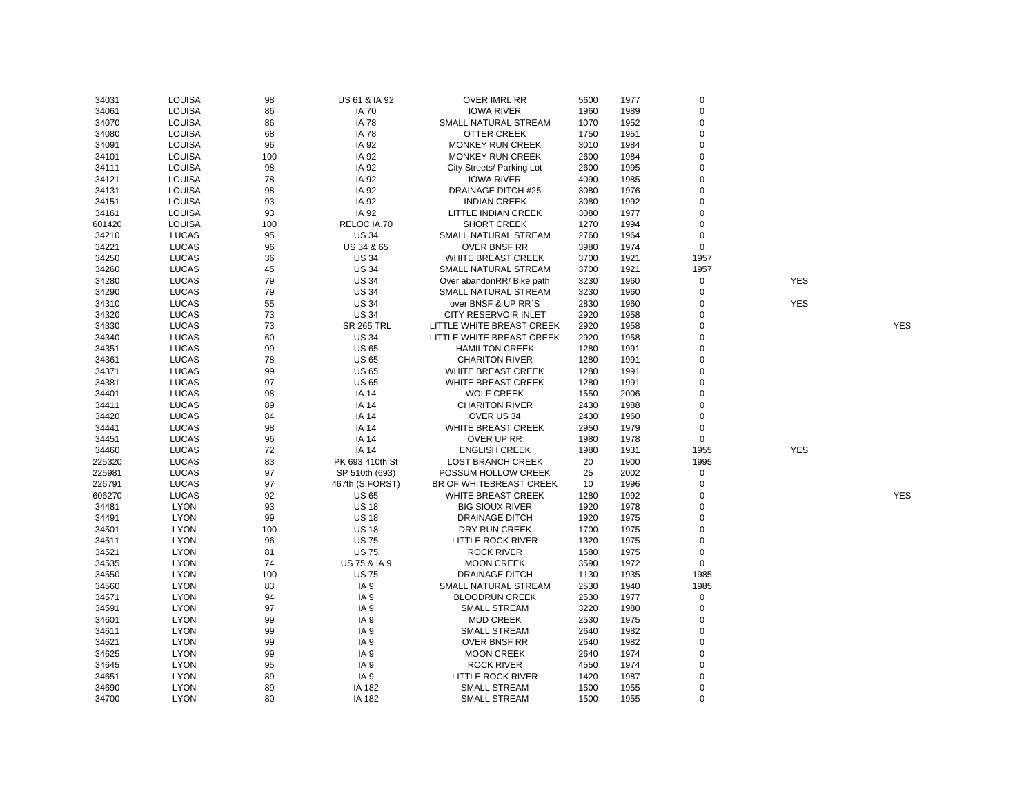| | | | | | | | | | |
|---|---|---|---|---|---|---|---|---|---|
| 34031 | LOUISA | 98 | US 61 & IA 92 | OVER IMRL RR | 5600 | 1977 | 0 | | |
| 34061 | LOUISA | 86 | IA 70 | IOWA RIVER | 1960 | 1989 | 0 | | |
| 34070 | LOUISA | 86 | IA 78 | SMALL NATURAL STREAM | 1070 | 1952 | 0 | | |
| 34080 | LOUISA | 68 | IA 78 | OTTER CREEK | 1750 | 1951 | 0 | | |
| 34091 | LOUISA | 96 | IA 92 | MONKEY RUN CREEK | 3010 | 1984 | 0 | | |
| 34101 | LOUISA | 100 | IA 92 | MONKEY RUN CREEK | 2600 | 1984 | 0 | | |
| 34111 | LOUISA | 98 | IA 92 | City Streets/ Parking Lot | 2600 | 1995 | 0 | | |
| 34121 | LOUISA | 78 | IA 92 | IOWA RIVER | 4090 | 1985 | 0 | | |
| 34131 | LOUISA | 98 | IA 92 | DRAINAGE DITCH #25 | 3080 | 1976 | 0 | | |
| 34151 | LOUISA | 93 | IA 92 | INDIAN CREEK | 3080 | 1992 | 0 | | |
| 34161 | LOUISA | 93 | IA 92 | LITTLE INDIAN CREEK | 3080 | 1977 | 0 | | |
| 601420 | LOUISA | 100 | RELOC.IA.70 | SHORT CREEK | 1270 | 1994 | 0 | | |
| 34210 | LUCAS | 95 | US 34 | SMALL NATURAL STREAM | 2760 | 1964 | 0 | | |
| 34221 | LUCAS | 96 | US 34 & 65 | OVER BNSF RR | 3980 | 1974 | 0 | | |
| 34250 | LUCAS | 36 | US 34 | WHITE BREAST CREEK | 3700 | 1921 | 1957 | | |
| 34260 | LUCAS | 45 | US 34 | SMALL NATURAL STREAM | 3700 | 1921 | 1957 | | |
| 34280 | LUCAS | 79 | US 34 | Over abandonRR/ Bike path | 3230 | 1960 | 0 | YES | |
| 34290 | LUCAS | 79 | US 34 | SMALL NATURAL STREAM | 3230 | 1960 | 0 | | |
| 34310 | LUCAS | 55 | US 34 | over BNSF & UP RR`S | 2830 | 1960 | 0 | YES | |
| 34320 | LUCAS | 73 | US 34 | CITY RESERVOIR INLET | 2920 | 1958 | 0 | | |
| 34330 | LUCAS | 73 | SR 265 TRL | LITTLE WHITE BREAST CREEK | 2920 | 1958 | 0 | | YES |
| 34340 | LUCAS | 60 | US 34 | LITTLE WHITE BREAST CREEK | 2920 | 1958 | 0 | | |
| 34351 | LUCAS | 99 | US 65 | HAMILTON CREEK | 1280 | 1991 | 0 | | |
| 34361 | LUCAS | 78 | US 65 | CHARITON RIVER | 1280 | 1991 | 0 | | |
| 34371 | LUCAS | 99 | US 65 | WHITE BREAST CREEK | 1280 | 1991 | 0 | | |
| 34381 | LUCAS | 97 | US 65 | WHITE BREAST CREEK | 1280 | 1991 | 0 | | |
| 34401 | LUCAS | 98 | IA 14 | WOLF CREEK | 1550 | 2006 | 0 | | |
| 34411 | LUCAS | 89 | IA 14 | CHARITON RIVER | 2430 | 1988 | 0 | | |
| 34420 | LUCAS | 84 | IA 14 | OVER US 34 | 2430 | 1960 | 0 | | |
| 34441 | LUCAS | 98 | IA 14 | WHITE BREAST CREEK | 2950 | 1979 | 0 | | |
| 34451 | LUCAS | 96 | IA 14 | OVER UP RR | 1980 | 1978 | 0 | | |
| 34460 | LUCAS | 72 | IA 14 | ENGLISH CREEK | 1980 | 1931 | 1955 | YES | |
| 225320 | LUCAS | 83 | PK 693 410th St | LOST BRANCH CREEK | 20 | 1900 | 1995 | | |
| 225981 | LUCAS | 97 | SP 510th (693) | POSSUM HOLLOW CREEK | 25 | 2002 | 0 | | |
| 226791 | LUCAS | 97 | 467th (S.FORST) | BR OF WHITEBREAST CREEK | 10 | 1996 | 0 | | |
| 606270 | LUCAS | 92 | US 65 | WHITE BREAST CREEK | 1280 | 1992 | 0 | | YES |
| 34481 | LYON | 93 | US 18 | BIG SIOUX RIVER | 1920 | 1978 | 0 | | |
| 34491 | LYON | 99 | US 18 | DRAINAGE DITCH | 1920 | 1975 | 0 | | |
| 34501 | LYON | 100 | US 18 | DRY RUN CREEK | 1700 | 1975 | 0 | | |
| 34511 | LYON | 96 | US 75 | LITTLE ROCK RIVER | 1320 | 1975 | 0 | | |
| 34521 | LYON | 81 | US 75 | ROCK RIVER | 1580 | 1975 | 0 | | |
| 34535 | LYON | 74 | US 75 & IA 9 | MOON CREEK | 3590 | 1972 | 0 | | |
| 34550 | LYON | 100 | US 75 | DRAINAGE DITCH | 1130 | 1935 | 1985 | | |
| 34560 | LYON | 83 | IA 9 | SMALL NATURAL STREAM | 2530 | 1940 | 1985 | | |
| 34571 | LYON | 94 | IA 9 | BLOODRUN CREEK | 2530 | 1977 | 0 | | |
| 34591 | LYON | 97 | IA 9 | SMALL STREAM | 3220 | 1980 | 0 | | |
| 34601 | LYON | 99 | IA 9 | MUD CREEK | 2530 | 1975 | 0 | | |
| 34611 | LYON | 99 | IA 9 | SMALL STREAM | 2640 | 1982 | 0 | | |
| 34621 | LYON | 99 | IA 9 | OVER BNSF RR | 2640 | 1982 | 0 | | |
| 34625 | LYON | 99 | IA 9 | MOON CREEK | 2640 | 1974 | 0 | | |
| 34645 | LYON | 95 | IA 9 | ROCK RIVER | 4550 | 1974 | 0 | | |
| 34651 | LYON | 89 | IA 9 | LITTLE ROCK RIVER | 1420 | 1987 | 0 | | |
| 34690 | LYON | 89 | IA 182 | SMALL STREAM | 1500 | 1955 | 0 | | |
| 34700 | LYON | 80 | IA 182 | SMALL STREAM | 1500 | 1955 | 0 | | |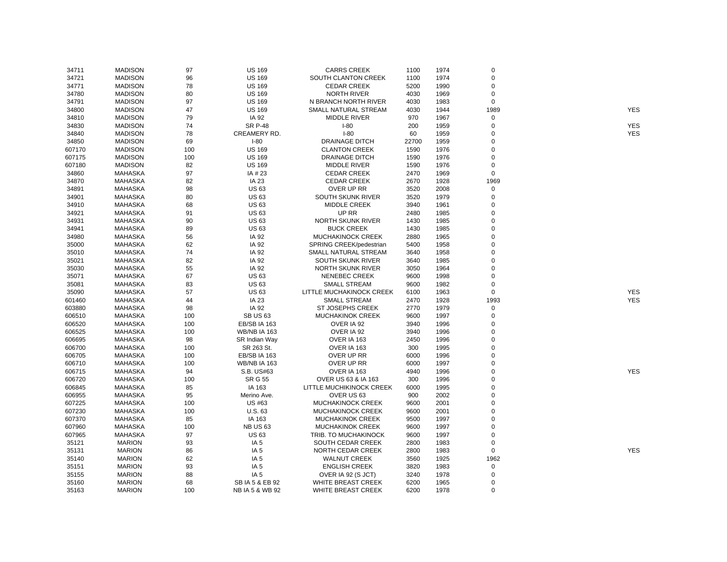| | | | | | | | | | |
|---|---|---|---|---|---|---|---|---|---|
| 34711 | MADISON | 97 | US 169 | CARRS CREEK | 1100 | 1974 | 0 | | |
| 34721 | MADISON | 96 | US 169 | SOUTH CLANTON CREEK | 1100 | 1974 | 0 | | |
| 34771 | MADISON | 78 | US 169 | CEDAR CREEK | 5200 | 1990 | 0 | | |
| 34780 | MADISON | 80 | US 169 | NORTH RIVER | 4030 | 1969 | 0 | | |
| 34791 | MADISON | 97 | US 169 | N BRANCH NORTH RIVER | 4030 | 1983 | 0 | | |
| 34800 | MADISON | 47 | US 169 | SMALL NATURAL STREAM | 4030 | 1944 | 1989 | | YES |
| 34810 | MADISON | 79 | IA 92 | MIDDLE RIVER | 970 | 1967 | 0 | | |
| 34830 | MADISON | 74 | SR P-48 | I-80 | 200 | 1959 | 0 | | YES |
| 34840 | MADISON | 78 | CREAMERY RD. | I-80 | 60 | 1959 | 0 | | YES |
| 34850 | MADISON | 69 | I-80 | DRAINAGE DITCH | 22700 | 1959 | 0 | | |
| 607170 | MADISON | 100 | US 169 | CLANTON CREEK | 1590 | 1976 | 0 | | |
| 607175 | MADISON | 100 | US 169 | DRAINAGE DITCH | 1590 | 1976 | 0 | | |
| 607180 | MADISON | 82 | US 169 | MIDDLE RIVER | 1590 | 1976 | 0 | | |
| 34860 | MAHASKA | 97 | IA # 23 | CEDAR CREEK | 2470 | 1969 | 0 | | |
| 34870 | MAHASKA | 82 | IA 23 | CEDAR CREEK | 2670 | 1928 | 1969 | | |
| 34891 | MAHASKA | 98 | US 63 | OVER UP RR | 3520 | 2008 | 0 | | |
| 34901 | MAHASKA | 80 | US 63 | SOUTH SKUNK RIVER | 3520 | 1979 | 0 | | |
| 34910 | MAHASKA | 68 | US 63 | MIDDLE CREEK | 3940 | 1961 | 0 | | |
| 34921 | MAHASKA | 91 | US 63 | UP RR | 2480 | 1985 | 0 | | |
| 34931 | MAHASKA | 90 | US 63 | NORTH SKUNK RIVER | 1430 | 1985 | 0 | | |
| 34941 | MAHASKA | 89 | US 63 | BUCK CREEK | 1430 | 1985 | 0 | | |
| 34980 | MAHASKA | 56 | IA 92 | MUCHAKINOCK CREEK | 2880 | 1965 | 0 | | |
| 35000 | MAHASKA | 62 | IA 92 | SPRING CREEK/pedestrian | 5400 | 1958 | 0 | | |
| 35010 | MAHASKA | 74 | IA 92 | SMALL NATURAL STREAM | 3640 | 1958 | 0 | | |
| 35021 | MAHASKA | 82 | IA 92 | SOUTH SKUNK RIVER | 3640 | 1985 | 0 | | |
| 35030 | MAHASKA | 55 | IA 92 | NORTH SKUNK RIVER | 3050 | 1964 | 0 | | |
| 35071 | MAHASKA | 67 | US 63 | NENEBEC CREEK | 9600 | 1998 | 0 | | |
| 35081 | MAHASKA | 83 | US 63 | SMALL STREAM | 9600 | 1982 | 0 | | |
| 35090 | MAHASKA | 57 | US 63 | LITTLE MUCHAKINOCK CREEK | 6100 | 1963 | 0 | | YES |
| 601460 | MAHASKA | 44 | IA 23 | SMALL STREAM | 2470 | 1928 | 1993 | | YES |
| 603880 | MAHASKA | 98 | IA 92 | ST JOSEPHS CREEK | 2770 | 1979 | 0 | | |
| 606510 | MAHASKA | 100 | SB US 63 | MUCHAKINOK CREEK | 9600 | 1997 | 0 | | |
| 606520 | MAHASKA | 100 | EB/SB IA 163 | OVER IA 92 | 3940 | 1996 | 0 | | |
| 606525 | MAHASKA | 100 | WB/NB IA 163 | OVER IA 92 | 3940 | 1996 | 0 | | |
| 606695 | MAHASKA | 98 | SR Indian Way | OVER IA 163 | 2450 | 1996 | 0 | | |
| 606700 | MAHASKA | 100 | SR 263 St. | OVER IA 163 | 300 | 1995 | 0 | | |
| 606705 | MAHASKA | 100 | EB/SB IA 163 | OVER UP RR | 6000 | 1996 | 0 | | |
| 606710 | MAHASKA | 100 | WB/NB IA 163 | OVER UP RR | 6000 | 1997 | 0 | | |
| 606715 | MAHASKA | 94 | S.B. US#63 | OVER IA 163 | 4940 | 1996 | 0 | | YES |
| 606720 | MAHASKA | 100 | SR G 55 | OVER US 63 & IA 163 | 300 | 1996 | 0 | | |
| 606845 | MAHASKA | 85 | IA 163 | LITTLE MUCHIKINOCK CREEK | 6000 | 1995 | 0 | | |
| 606955 | MAHASKA | 95 | Merino Ave. | OVER US 63 | 900 | 2002 | 0 | | |
| 607225 | MAHASKA | 100 | US #63 | MUCHAKINOCK CREEK | 9600 | 2001 | 0 | | |
| 607230 | MAHASKA | 100 | U.S. 63 | MUCHAKINOCK CREEK | 9600 | 2001 | 0 | | |
| 607370 | MAHASKA | 85 | IA 163 | MUCHAKINOK CREEK | 9500 | 1997 | 0 | | |
| 607960 | MAHASKA | 100 | NB US 63 | MUCHAKINOCK CREEK | 9600 | 1997 | 0 | | |
| 607965 | MAHASKA | 97 | US 63 | TRIB. TO MUCHAKINOCK | 9600 | 1997 | 0 | | |
| 35121 | MARION | 93 | IA 5 | SOUTH CEDAR CREEK | 2800 | 1983 | 0 | | |
| 35131 | MARION | 86 | IA 5 | NORTH CEDAR CREEK | 2800 | 1983 | 0 | | YES |
| 35140 | MARION | 62 | IA 5 | WALNUT CREEK | 3560 | 1925 | 1962 | | |
| 35151 | MARION | 93 | IA 5 | ENGLISH CREEK | 3820 | 1983 | 0 | | |
| 35155 | MARION | 88 | IA 5 | OVER IA 92 (S JCT) | 3240 | 1978 | 0 | | |
| 35160 | MARION | 68 | SB IA 5 & EB 92 | WHITE BREAST CREEK | 6200 | 1965 | 0 | | |
| 35163 | MARION | 100 | NB IA 5 & WB 92 | WHITE BREAST CREEK | 6200 | 1978 | 0 | | |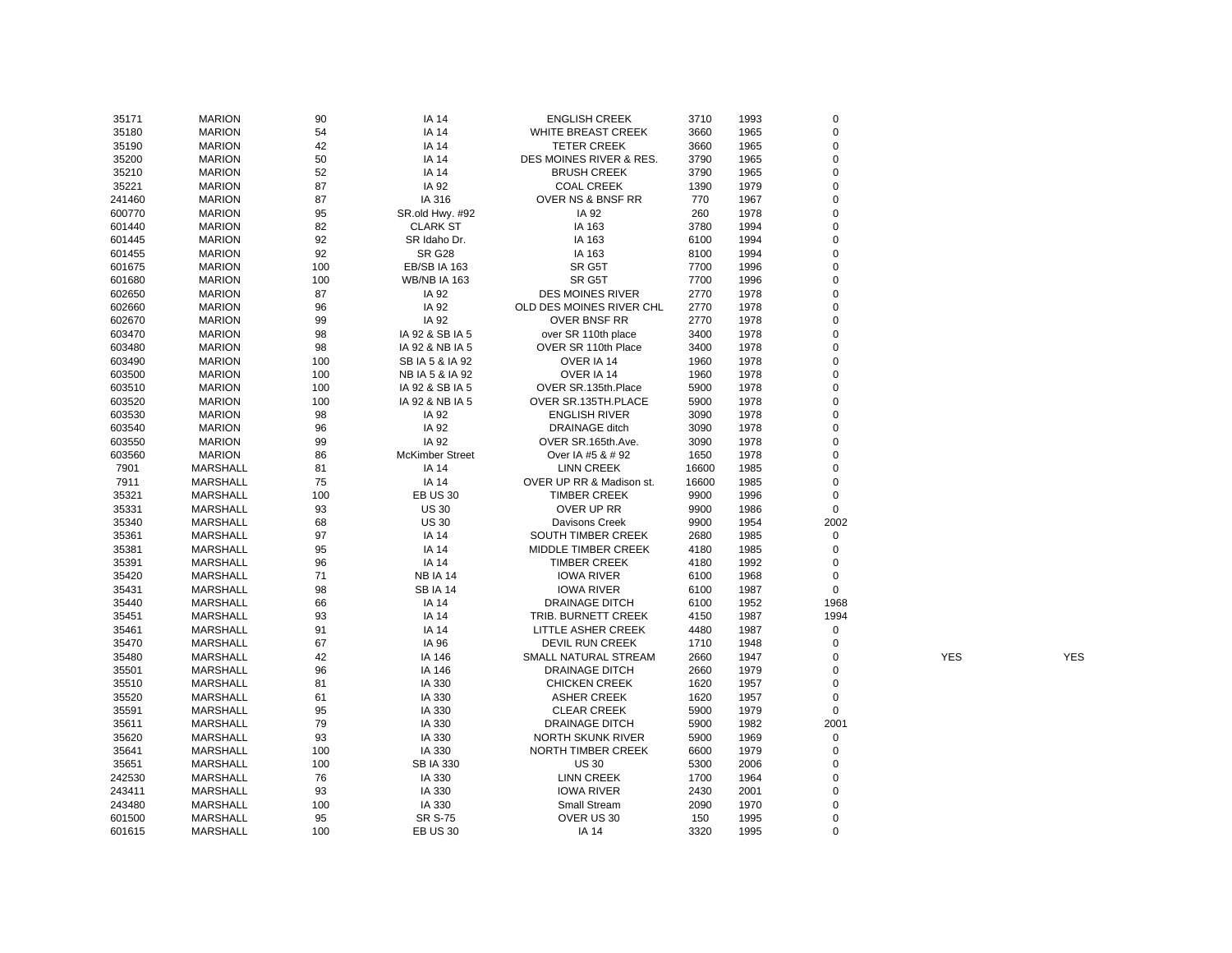|  |  |  |  |  |  |  |  |  |  |
|---|---|---|---|---|---|---|---|---|---|
| 35171 | MARION | 90 | IA 14 | ENGLISH CREEK | 3710 | 1993 | 0 |  |  |
| 35180 | MARION | 54 | IA 14 | WHITE BREAST CREEK | 3660 | 1965 | 0 |  |  |
| 35190 | MARION | 42 | IA 14 | TETER CREEK | 3660 | 1965 | 0 |  |  |
| 35200 | MARION | 50 | IA 14 | DES MOINES RIVER & RES. | 3790 | 1965 | 0 |  |  |
| 35210 | MARION | 52 | IA 14 | BRUSH CREEK | 3790 | 1965 | 0 |  |  |
| 35221 | MARION | 87 | IA 92 | COAL CREEK | 1390 | 1979 | 0 |  |  |
| 241460 | MARION | 87 | IA 316 | OVER NS & BNSF RR | 770 | 1967 | 0 |  |  |
| 600770 | MARION | 95 | SR.old Hwy. #92 | IA 92 | 260 | 1978 | 0 |  |  |
| 601440 | MARION | 82 | CLARK ST | IA 163 | 3780 | 1994 | 0 |  |  |
| 601445 | MARION | 92 | SR Idaho Dr. | IA 163 | 6100 | 1994 | 0 |  |  |
| 601455 | MARION | 92 | SR G28 | IA 163 | 8100 | 1994 | 0 |  |  |
| 601675 | MARION | 100 | EB/SB IA 163 | SR G5T | 7700 | 1996 | 0 |  |  |
| 601680 | MARION | 100 | WB/NB IA 163 | SR G5T | 7700 | 1996 | 0 |  |  |
| 602650 | MARION | 87 | IA 92 | DES MOINES RIVER | 2770 | 1978 | 0 |  |  |
| 602660 | MARION | 96 | IA 92 | OLD DES MOINES RIVER CHL | 2770 | 1978 | 0 |  |  |
| 602670 | MARION | 99 | IA 92 | OVER BNSF RR | 2770 | 1978 | 0 |  |  |
| 603470 | MARION | 98 | IA 92 & SB IA 5 | over SR 110th place | 3400 | 1978 | 0 |  |  |
| 603480 | MARION | 98 | IA 92 & NB IA 5 | OVER SR 110th Place | 3400 | 1978 | 0 |  |  |
| 603490 | MARION | 100 | SB IA 5 & IA 92 | OVER IA 14 | 1960 | 1978 | 0 |  |  |
| 603500 | MARION | 100 | NB IA 5 & IA 92 | OVER IA 14 | 1960 | 1978 | 0 |  |  |
| 603510 | MARION | 100 | IA 92 & SB IA 5 | OVER SR.135th.Place | 5900 | 1978 | 0 |  |  |
| 603520 | MARION | 100 | IA 92 & NB IA 5 | OVER SR.135TH.PLACE | 5900 | 1978 | 0 |  |  |
| 603530 | MARION | 98 | IA 92 | ENGLISH RIVER | 3090 | 1978 | 0 |  |  |
| 603540 | MARION | 96 | IA 92 | DRAINAGE ditch | 3090 | 1978 | 0 |  |  |
| 603550 | MARION | 99 | IA 92 | OVER SR.165th.Ave. | 3090 | 1978 | 0 |  |  |
| 603560 | MARION | 86 | McKimber Street | Over IA #5 & # 92 | 1650 | 1978 | 0 |  |  |
| 7901 | MARSHALL | 81 | IA 14 | LINN CREEK | 16600 | 1985 | 0 |  |  |
| 7911 | MARSHALL | 75 | IA 14 | OVER UP RR & Madison st. | 16600 | 1985 | 0 |  |  |
| 35321 | MARSHALL | 100 | EB US 30 | TIMBER CREEK | 9900 | 1996 | 0 |  |  |
| 35331 | MARSHALL | 93 | US 30 | OVER UP RR | 9900 | 1986 | 0 |  |  |
| 35340 | MARSHALL | 68 | US 30 | Davisons Creek | 9900 | 1954 | 2002 |  |  |
| 35361 | MARSHALL | 97 | IA 14 | SOUTH TIMBER CREEK | 2680 | 1985 | 0 |  |  |
| 35381 | MARSHALL | 95 | IA 14 | MIDDLE TIMBER CREEK | 4180 | 1985 | 0 |  |  |
| 35391 | MARSHALL | 96 | IA 14 | TIMBER CREEK | 4180 | 1992 | 0 |  |  |
| 35420 | MARSHALL | 71 | NB IA 14 | IOWA RIVER | 6100 | 1968 | 0 |  |  |
| 35431 | MARSHALL | 98 | SB IA 14 | IOWA RIVER | 6100 | 1987 | 0 |  |  |
| 35440 | MARSHALL | 66 | IA 14 | DRAINAGE DITCH | 6100 | 1952 | 1968 |  |  |
| 35451 | MARSHALL | 93 | IA 14 | TRIB. BURNETT CREEK | 4150 | 1987 | 1994 |  |  |
| 35461 | MARSHALL | 91 | IA 14 | LITTLE ASHER CREEK | 4480 | 1987 | 0 |  |  |
| 35470 | MARSHALL | 67 | IA 96 | DEVIL RUN CREEK | 1710 | 1948 | 0 |  |  |
| 35480 | MARSHALL | 42 | IA 146 | SMALL NATURAL STREAM | 2660 | 1947 | 0 | YES | YES |
| 35501 | MARSHALL | 96 | IA 146 | DRAINAGE DITCH | 2660 | 1979 | 0 |  |  |
| 35510 | MARSHALL | 81 | IA 330 | CHICKEN CREEK | 1620 | 1957 | 0 |  |  |
| 35520 | MARSHALL | 61 | IA 330 | ASHER CREEK | 1620 | 1957 | 0 |  |  |
| 35591 | MARSHALL | 95 | IA 330 | CLEAR CREEK | 5900 | 1979 | 0 |  |  |
| 35611 | MARSHALL | 79 | IA 330 | DRAINAGE DITCH | 5900 | 1982 | 2001 |  |  |
| 35620 | MARSHALL | 93 | IA 330 | NORTH SKUNK RIVER | 5900 | 1969 | 0 |  |  |
| 35641 | MARSHALL | 100 | IA 330 | NORTH TIMBER CREEK | 6600 | 1979 | 0 |  |  |
| 35651 | MARSHALL | 100 | SB IA 330 | US 30 | 5300 | 2006 | 0 |  |  |
| 242530 | MARSHALL | 76 | IA 330 | LINN CREEK | 1700 | 1964 | 0 |  |  |
| 243411 | MARSHALL | 93 | IA 330 | IOWA RIVER | 2430 | 2001 | 0 |  |  |
| 243480 | MARSHALL | 100 | IA 330 | Small Stream | 2090 | 1970 | 0 |  |  |
| 601500 | MARSHALL | 95 | SR S-75 | OVER US 30 | 150 | 1995 | 0 |  |  |
| 601615 | MARSHALL | 100 | EB US 30 | IA 14 | 3320 | 1995 | 0 |  |  |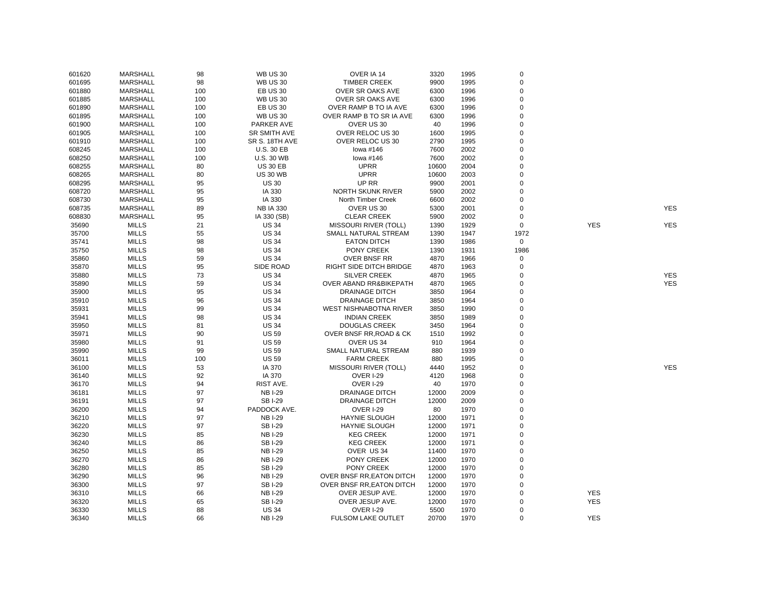| | | | | | | | | | |
|---|---|---|---|---|---|---|---|---|---|
| 601620 | MARSHALL | 98 | WB US 30 | OVER IA 14 | 3320 | 1995 | 0 | | |
| 601695 | MARSHALL | 98 | WB US 30 | TIMBER CREEK | 9900 | 1995 | 0 | | |
| 601880 | MARSHALL | 100 | EB US 30 | OVER SR OAKS AVE | 6300 | 1996 | 0 | | |
| 601885 | MARSHALL | 100 | WB US 30 | OVER SR OAKS AVE | 6300 | 1996 | 0 | | |
| 601890 | MARSHALL | 100 | EB US 30 | OVER RAMP B TO IA AVE | 6300 | 1996 | 0 | | |
| 601895 | MARSHALL | 100 | WB US 30 | OVER RAMP B TO SR IA AVE | 6300 | 1996 | 0 | | |
| 601900 | MARSHALL | 100 | PARKER AVE | OVER US 30 | 40 | 1996 | 0 | | |
| 601905 | MARSHALL | 100 | SR SMITH AVE | OVER RELOC US 30 | 1600 | 1995 | 0 | | |
| 601910 | MARSHALL | 100 | SR S. 18TH AVE | OVER RELOC US 30 | 2790 | 1995 | 0 | | |
| 608245 | MARSHALL | 100 | U.S. 30 EB | Iowa #146 | 7600 | 2002 | 0 | | |
| 608250 | MARSHALL | 100 | U.S. 30 WB | Iowa #146 | 7600 | 2002 | 0 | | |
| 608255 | MARSHALL | 80 | US 30 EB | UPRR | 10600 | 2004 | 0 | | |
| 608265 | MARSHALL | 80 | US 30 WB | UPRR | 10600 | 2003 | 0 | | |
| 608295 | MARSHALL | 95 | US 30 | UP RR | 9900 | 2001 | 0 | | |
| 608720 | MARSHALL | 95 | IA 330 | NORTH SKUNK RIVER | 5900 | 2002 | 0 | | |
| 608730 | MARSHALL | 95 | IA 330 | North Timber Creek | 6600 | 2002 | 0 | | |
| 608735 | MARSHALL | 89 | NB IA 330 | OVER US 30 | 5300 | 2001 | 0 | | YES |
| 608830 | MARSHALL | 95 | IA 330 (SB) | CLEAR CREEK | 5900 | 2002 | 0 | | |
| 35690 | MILLS | 21 | US 34 | MISSOURI RIVER (TOLL) | 1390 | 1929 | 0 | YES | YES |
| 35700 | MILLS | 55 | US 34 | SMALL NATURAL STREAM | 1390 | 1947 | 1972 | | |
| 35741 | MILLS | 98 | US 34 | EATON DITCH | 1390 | 1986 | 0 | | |
| 35750 | MILLS | 98 | US 34 | PONY CREEK | 1390 | 1931 | 1986 | | |
| 35860 | MILLS | 59 | US 34 | OVER BNSF RR | 4870 | 1966 | 0 | | |
| 35870 | MILLS | 95 | SIDE ROAD | RIGHT SIDE DITCH BRIDGE | 4870 | 1963 | 0 | | |
| 35880 | MILLS | 73 | US 34 | SILVER CREEK | 4870 | 1965 | 0 | | YES |
| 35890 | MILLS | 59 | US 34 | OVER ABAND RR&BIKEPATH | 4870 | 1965 | 0 | | YES |
| 35900 | MILLS | 95 | US 34 | DRAINAGE DITCH | 3850 | 1964 | 0 | | |
| 35910 | MILLS | 96 | US 34 | DRAINAGE DITCH | 3850 | 1964 | 0 | | |
| 35931 | MILLS | 99 | US 34 | WEST NISHNABOTNA RIVER | 3850 | 1990 | 0 | | |
| 35941 | MILLS | 98 | US 34 | INDIAN CREEK | 3850 | 1989 | 0 | | |
| 35950 | MILLS | 81 | US 34 | DOUGLAS CREEK | 3450 | 1964 | 0 | | |
| 35971 | MILLS | 90 | US 59 | OVER BNSF RR,ROAD & CK | 1510 | 1992 | 0 | | |
| 35980 | MILLS | 91 | US 59 | OVER US 34 | 910 | 1964 | 0 | | |
| 35990 | MILLS | 99 | US 59 | SMALL NATURAL STREAM | 880 | 1939 | 0 | | |
| 36011 | MILLS | 100 | US 59 | FARM CREEK | 880 | 1995 | 0 | | |
| 36100 | MILLS | 53 | IA 370 | MISSOURI RIVER (TOLL) | 4440 | 1952 | 0 | | YES |
| 36140 | MILLS | 92 | IA 370 | OVER I-29 | 4120 | 1968 | 0 | | |
| 36170 | MILLS | 94 | RIST AVE. | OVER I-29 | 40 | 1970 | 0 | | |
| 36181 | MILLS | 97 | NB I-29 | DRAINAGE DITCH | 12000 | 2009 | 0 | | |
| 36191 | MILLS | 97 | SB I-29 | DRAINAGE DITCH | 12000 | 2009 | 0 | | |
| 36200 | MILLS | 94 | PADDOCK AVE. | OVER I-29 | 80 | 1970 | 0 | | |
| 36210 | MILLS | 97 | NB I-29 | HAYNIE SLOUGH | 12000 | 1971 | 0 | | |
| 36220 | MILLS | 97 | SB I-29 | HAYNIE SLOUGH | 12000 | 1971 | 0 | | |
| 36230 | MILLS | 85 | NB I-29 | KEG CREEK | 12000 | 1971 | 0 | | |
| 36240 | MILLS | 86 | SB I-29 | KEG CREEK | 12000 | 1971 | 0 | | |
| 36250 | MILLS | 85 | NB I-29 | OVER US 34 | 11400 | 1970 | 0 | | |
| 36270 | MILLS | 86 | NB I-29 | PONY CREEK | 12000 | 1970 | 0 | | |
| 36280 | MILLS | 85 | SB I-29 | PONY CREEK | 12000 | 1970 | 0 | | |
| 36290 | MILLS | 96 | NB I-29 | OVER BNSF RR,EATON DITCH | 12000 | 1970 | 0 | | |
| 36300 | MILLS | 97 | SB I-29 | OVER BNSF RR,EATON DITCH | 12000 | 1970 | 0 | | |
| 36310 | MILLS | 66 | NB I-29 | OVER JESUP AVE. | 12000 | 1970 | 0 | YES | |
| 36320 | MILLS | 65 | SB I-29 | OVER JESUP AVE. | 12000 | 1970 | 0 | YES | |
| 36330 | MILLS | 88 | US 34 | OVER I-29 | 5500 | 1970 | 0 | | |
| 36340 | MILLS | 66 | NB I-29 | FULSOM LAKE OUTLET | 20700 | 1970 | 0 | YES | |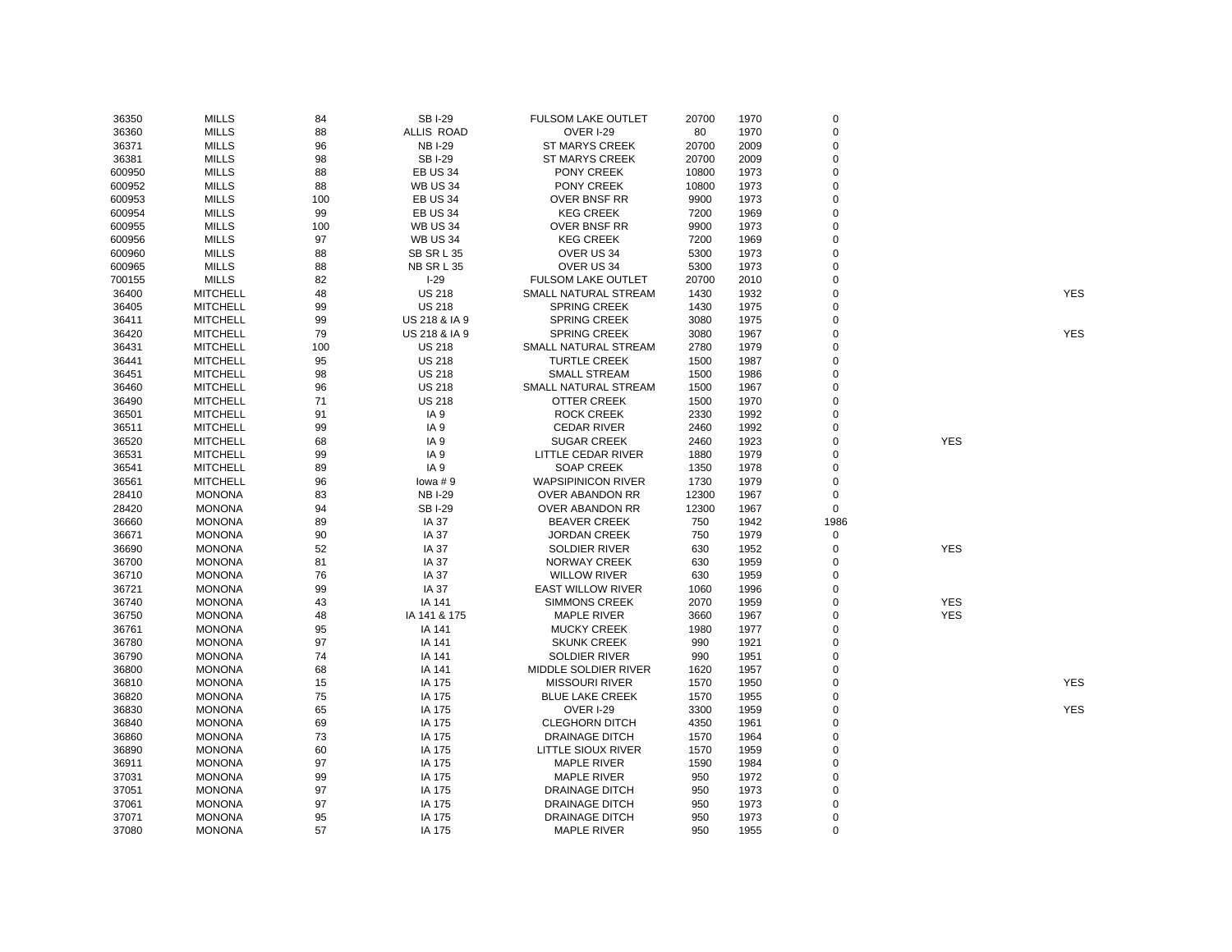| | | | | | | | | | |
|---|---|---|---|---|---|---|---|---|---|
| 36350 | MILLS | 84 | SB I-29 | FULSOM LAKE OUTLET | 20700 | 1970 | 0 | | |
| 36360 | MILLS | 88 | ALLIS ROAD | OVER I-29 | 80 | 1970 | 0 | | |
| 36371 | MILLS | 96 | NB I-29 | ST MARYS CREEK | 20700 | 2009 | 0 | | |
| 36381 | MILLS | 98 | SB I-29 | ST MARYS CREEK | 20700 | 2009 | 0 | | |
| 600950 | MILLS | 88 | EB US 34 | PONY CREEK | 10800 | 1973 | 0 | | |
| 600952 | MILLS | 88 | WB US 34 | PONY CREEK | 10800 | 1973 | 0 | | |
| 600953 | MILLS | 100 | EB US 34 | OVER BNSF RR | 9900 | 1973 | 0 | | |
| 600954 | MILLS | 99 | EB US 34 | KEG CREEK | 7200 | 1969 | 0 | | |
| 600955 | MILLS | 100 | WB US 34 | OVER BNSF RR | 9900 | 1973 | 0 | | |
| 600956 | MILLS | 97 | WB US 34 | KEG CREEK | 7200 | 1969 | 0 | | |
| 600960 | MILLS | 88 | SB SR L 35 | OVER US 34 | 5300 | 1973 | 0 | | |
| 600965 | MILLS | 88 | NB SR L 35 | OVER US 34 | 5300 | 1973 | 0 | | |
| 700155 | MILLS | 82 | I-29 | FULSOM LAKE OUTLET | 20700 | 2010 | 0 | | |
| 36400 | MITCHELL | 48 | US 218 | SMALL NATURAL STREAM | 1430 | 1932 | 0 | | YES |
| 36405 | MITCHELL | 99 | US 218 | SPRING CREEK | 1430 | 1975 | 0 | | |
| 36411 | MITCHELL | 99 | US 218 & IA 9 | SPRING CREEK | 3080 | 1975 | 0 | | |
| 36420 | MITCHELL | 79 | US 218 & IA 9 | SPRING CREEK | 3080 | 1967 | 0 | | YES |
| 36431 | MITCHELL | 100 | US 218 | SMALL NATURAL STREAM | 2780 | 1979 | 0 | | |
| 36441 | MITCHELL | 95 | US 218 | TURTLE CREEK | 1500 | 1987 | 0 | | |
| 36451 | MITCHELL | 98 | US 218 | SMALL STREAM | 1500 | 1986 | 0 | | |
| 36460 | MITCHELL | 96 | US 218 | SMALL NATURAL STREAM | 1500 | 1967 | 0 | | |
| 36490 | MITCHELL | 71 | US 218 | OTTER CREEK | 1500 | 1970 | 0 | | |
| 36501 | MITCHELL | 91 | IA 9 | ROCK CREEK | 2330 | 1992 | 0 | | |
| 36511 | MITCHELL | 99 | IA 9 | CEDAR RIVER | 2460 | 1992 | 0 | | |
| 36520 | MITCHELL | 68 | IA 9 | SUGAR CREEK | 2460 | 1923 | 0 | YES | |
| 36531 | MITCHELL | 99 | IA 9 | LITTLE CEDAR RIVER | 1880 | 1979 | 0 | | |
| 36541 | MITCHELL | 89 | IA 9 | SOAP CREEK | 1350 | 1978 | 0 | | |
| 36561 | MITCHELL | 96 | Iowa # 9 | WAPSIPINICON RIVER | 1730 | 1979 | 0 | | |
| 28410 | MONONA | 83 | NB I-29 | OVER ABANDON RR | 12300 | 1967 | 0 | | |
| 28420 | MONONA | 94 | SB I-29 | OVER ABANDON RR | 12300 | 1967 | 0 | | |
| 36660 | MONONA | 89 | IA 37 | BEAVER CREEK | 750 | 1942 | 1986 | | |
| 36671 | MONONA | 90 | IA 37 | JORDAN CREEK | 750 | 1979 | 0 | | |
| 36690 | MONONA | 52 | IA 37 | SOLDIER RIVER | 630 | 1952 | 0 | YES | |
| 36700 | MONONA | 81 | IA 37 | NORWAY CREEK | 630 | 1959 | 0 | | |
| 36710 | MONONA | 76 | IA 37 | WILLOW RIVER | 630 | 1959 | 0 | | |
| 36721 | MONONA | 99 | IA 37 | EAST WILLOW RIVER | 1060 | 1996 | 0 | | |
| 36740 | MONONA | 43 | IA 141 | SIMMONS CREEK | 2070 | 1959 | 0 | YES | |
| 36750 | MONONA | 48 | IA 141 & 175 | MAPLE RIVER | 3660 | 1967 | 0 | YES | |
| 36761 | MONONA | 95 | IA 141 | MUCKY CREEK | 1980 | 1977 | 0 | | |
| 36780 | MONONA | 97 | IA 141 | SKUNK CREEK | 990 | 1921 | 0 | | |
| 36790 | MONONA | 74 | IA 141 | SOLDIER RIVER | 990 | 1951 | 0 | | |
| 36800 | MONONA | 68 | IA 141 | MIDDLE SOLDIER RIVER | 1620 | 1957 | 0 | | |
| 36810 | MONONA | 15 | IA 175 | MISSOURI RIVER | 1570 | 1950 | 0 | | YES |
| 36820 | MONONA | 75 | IA 175 | BLUE LAKE CREEK | 1570 | 1955 | 0 | | |
| 36830 | MONONA | 65 | IA 175 | OVER I-29 | 3300 | 1959 | 0 | | YES |
| 36840 | MONONA | 69 | IA 175 | CLEGHORN DITCH | 4350 | 1961 | 0 | | |
| 36860 | MONONA | 73 | IA 175 | DRAINAGE DITCH | 1570 | 1964 | 0 | | |
| 36890 | MONONA | 60 | IA 175 | LITTLE SIOUX RIVER | 1570 | 1959 | 0 | | |
| 36911 | MONONA | 97 | IA 175 | MAPLE RIVER | 1590 | 1984 | 0 | | |
| 37031 | MONONA | 99 | IA 175 | MAPLE RIVER | 950 | 1972 | 0 | | |
| 37051 | MONONA | 97 | IA 175 | DRAINAGE DITCH | 950 | 1973 | 0 | | |
| 37061 | MONONA | 97 | IA 175 | DRAINAGE DITCH | 950 | 1973 | 0 | | |
| 37071 | MONONA | 95 | IA 175 | DRAINAGE DITCH | 950 | 1973 | 0 | | |
| 37080 | MONONA | 57 | IA 175 | MAPLE RIVER | 950 | 1955 | 0 | | |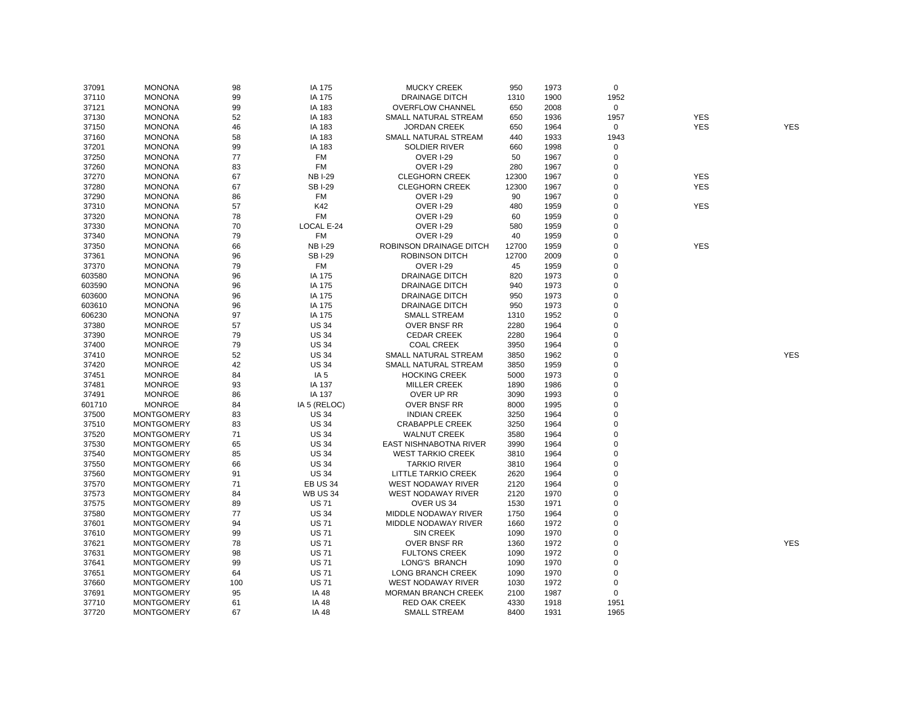| | | | | | | | | | |
|---|---|---|---|---|---|---|---|---|---|
| 37091 | MONONA | 98 | IA 175 | MUCKY CREEK | 950 | 1973 | 0 | | |
| 37110 | MONONA | 99 | IA 175 | DRAINAGE DITCH | 1310 | 1900 | 1952 | | |
| 37121 | MONONA | 99 | IA 183 | OVERFLOW CHANNEL | 650 | 2008 | 0 | | |
| 37130 | MONONA | 52 | IA 183 | SMALL NATURAL STREAM | 650 | 1936 | 1957 | YES | |
| 37150 | MONONA | 46 | IA 183 | JORDAN CREEK | 650 | 1964 | 0 | YES | YES |
| 37160 | MONONA | 58 | IA 183 | SMALL NATURAL STREAM | 440 | 1933 | 1943 | | |
| 37201 | MONONA | 99 | IA 183 | SOLDIER RIVER | 660 | 1998 | 0 | | |
| 37250 | MONONA | 77 | FM | OVER I-29 | 50 | 1967 | 0 | | |
| 37260 | MONONA | 83 | FM | OVER I-29 | 280 | 1967 | 0 | | |
| 37270 | MONONA | 67 | NB I-29 | CLEGHORN CREEK | 12300 | 1967 | 0 | YES | |
| 37280 | MONONA | 67 | SB I-29 | CLEGHORN CREEK | 12300 | 1967 | 0 | YES | |
| 37290 | MONONA | 86 | FM | OVER I-29 | 90 | 1967 | 0 | | |
| 37310 | MONONA | 57 | K42 | OVER I-29 | 480 | 1959 | 0 | YES | |
| 37320 | MONONA | 78 | FM | OVER I-29 | 60 | 1959 | 0 | | |
| 37330 | MONONA | 70 | LOCAL E-24 | OVER I-29 | 580 | 1959 | 0 | | |
| 37340 | MONONA | 79 | FM | OVER I-29 | 40 | 1959 | 0 | | |
| 37350 | MONONA | 66 | NB I-29 | ROBINSON DRAINAGE DITCH | 12700 | 1959 | 0 | YES | |
| 37361 | MONONA | 96 | SB I-29 | ROBINSON DITCH | 12700 | 2009 | 0 | | |
| 37370 | MONONA | 79 | FM | OVER I-29 | 45 | 1959 | 0 | | |
| 603580 | MONONA | 96 | IA 175 | DRAINAGE DITCH | 820 | 1973 | 0 | | |
| 603590 | MONONA | 96 | IA 175 | DRAINAGE DITCH | 940 | 1973 | 0 | | |
| 603600 | MONONA | 96 | IA 175 | DRAINAGE DITCH | 950 | 1973 | 0 | | |
| 603610 | MONONA | 96 | IA 175 | DRAINAGE DITCH | 950 | 1973 | 0 | | |
| 606230 | MONONA | 97 | IA 175 | SMALL STREAM | 1310 | 1952 | 0 | | |
| 37380 | MONROE | 57 | US 34 | OVER BNSF RR | 2280 | 1964 | 0 | | |
| 37390 | MONROE | 79 | US 34 | CEDAR CREEK | 2280 | 1964 | 0 | | |
| 37400 | MONROE | 79 | US 34 | COAL CREEK | 3950 | 1964 | 0 | | |
| 37410 | MONROE | 52 | US 34 | SMALL NATURAL STREAM | 3850 | 1962 | 0 | | YES |
| 37420 | MONROE | 42 | US 34 | SMALL NATURAL STREAM | 3850 | 1959 | 0 | | |
| 37451 | MONROE | 84 | IA 5 | HOCKING CREEK | 5000 | 1973 | 0 | | |
| 37481 | MONROE | 93 | IA 137 | MILLER CREEK | 1890 | 1986 | 0 | | |
| 37491 | MONROE | 86 | IA 137 | OVER UP RR | 3090 | 1993 | 0 | | |
| 601710 | MONROE | 84 | IA 5 (RELOC) | OVER BNSF RR | 8000 | 1995 | 0 | | |
| 37500 | MONTGOMERY | 83 | US 34 | INDIAN CREEK | 3250 | 1964 | 0 | | |
| 37510 | MONTGOMERY | 83 | US 34 | CRABAPPLE CREEK | 3250 | 1964 | 0 | | |
| 37520 | MONTGOMERY | 71 | US 34 | WALNUT CREEK | 3580 | 1964 | 0 | | |
| 37530 | MONTGOMERY | 65 | US 34 | EAST NISHNABOTNA RIVER | 3990 | 1964 | 0 | | |
| 37540 | MONTGOMERY | 85 | US 34 | WEST TARKIO CREEK | 3810 | 1964 | 0 | | |
| 37550 | MONTGOMERY | 66 | US 34 | TARKIO RIVER | 3810 | 1964 | 0 | | |
| 37560 | MONTGOMERY | 91 | US 34 | LITTLE TARKIO CREEK | 2620 | 1964 | 0 | | |
| 37570 | MONTGOMERY | 71 | EB US 34 | WEST NODAWAY RIVER | 2120 | 1964 | 0 | | |
| 37573 | MONTGOMERY | 84 | WB US 34 | WEST NODAWAY RIVER | 2120 | 1970 | 0 | | |
| 37575 | MONTGOMERY | 89 | US 71 | OVER US 34 | 1530 | 1971 | 0 | | |
| 37580 | MONTGOMERY | 77 | US 34 | MIDDLE NODAWAY RIVER | 1750 | 1964 | 0 | | |
| 37601 | MONTGOMERY | 94 | US 71 | MIDDLE NODAWAY RIVER | 1660 | 1972 | 0 | | |
| 37610 | MONTGOMERY | 99 | US 71 | SIN CREEK | 1090 | 1970 | 0 | | |
| 37621 | MONTGOMERY | 78 | US 71 | OVER BNSF RR | 1360 | 1972 | 0 | | YES |
| 37631 | MONTGOMERY | 98 | US 71 | FULTONS CREEK | 1090 | 1972 | 0 | | |
| 37641 | MONTGOMERY | 99 | US 71 | LONG'S BRANCH | 1090 | 1970 | 0 | | |
| 37651 | MONTGOMERY | 64 | US 71 | LONG BRANCH CREEK | 1090 | 1970 | 0 | | |
| 37660 | MONTGOMERY | 100 | US 71 | WEST NODAWAY RIVER | 1030 | 1972 | 0 | | |
| 37691 | MONTGOMERY | 95 | IA 48 | MORMAN BRANCH CREEK | 2100 | 1987 | 0 | | |
| 37710 | MONTGOMERY | 61 | IA 48 | RED OAK CREEK | 4330 | 1918 | 1951 | | |
| 37720 | MONTGOMERY | 67 | IA 48 | SMALL STREAM | 8400 | 1931 | 1965 | | |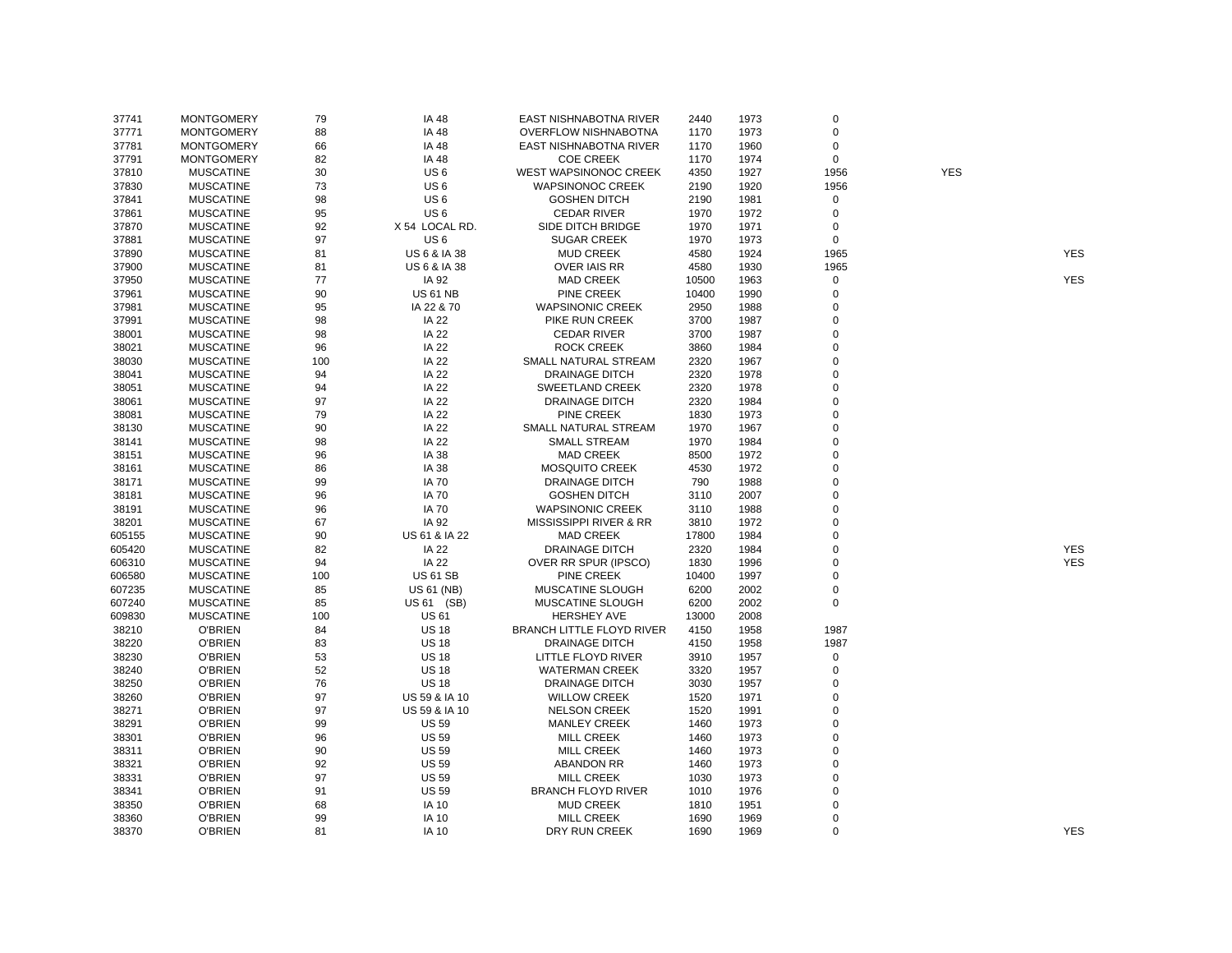| | | | | | | | | | |
|---|---|---|---|---|---|---|---|---|---|
| 37741 | MONTGOMERY | 79 | IA 48 | EAST NISHNABOTNA RIVER | 2440 | 1973 | 0 | | |
| 37771 | MONTGOMERY | 88 | IA 48 | OVERFLOW NISHNABOTNA | 1170 | 1973 | 0 | | |
| 37781 | MONTGOMERY | 66 | IA 48 | EAST NISHNABOTNA RIVER | 1170 | 1960 | 0 | | |
| 37791 | MONTGOMERY | 82 | IA 48 | COE CREEK | 1170 | 1974 | 0 | | |
| 37810 | MUSCATINE | 30 | US 6 | WEST WAPSINONOC CREEK | 4350 | 1927 | 1956 | YES | |
| 37830 | MUSCATINE | 73 | US 6 | WAPSINONOC CREEK | 2190 | 1920 | 1956 | | |
| 37841 | MUSCATINE | 98 | US 6 | GOSHEN DITCH | 2190 | 1981 | 0 | | |
| 37861 | MUSCATINE | 95 | US 6 | CEDAR RIVER | 1970 | 1972 | 0 | | |
| 37870 | MUSCATINE | 92 | X 54 LOCAL RD. | SIDE DITCH BRIDGE | 1970 | 1971 | 0 | | |
| 37881 | MUSCATINE | 97 | US 6 | SUGAR CREEK | 1970 | 1973 | 0 | | |
| 37890 | MUSCATINE | 81 | US 6 & IA 38 | MUD CREEK | 4580 | 1924 | 1965 | | YES |
| 37900 | MUSCATINE | 81 | US 6 & IA 38 | OVER IAIS RR | 4580 | 1930 | 1965 | | |
| 37950 | MUSCATINE | 77 | IA 92 | MAD CREEK | 10500 | 1963 | 0 | | YES |
| 37961 | MUSCATINE | 90 | US 61 NB | PINE CREEK | 10400 | 1990 | 0 | | |
| 37981 | MUSCATINE | 95 | IA 22 & 70 | WAPSINONIC CREEK | 2950 | 1988 | 0 | | |
| 37991 | MUSCATINE | 98 | IA 22 | PIKE RUN CREEK | 3700 | 1987 | 0 | | |
| 38001 | MUSCATINE | 98 | IA 22 | CEDAR RIVER | 3700 | 1987 | 0 | | |
| 38021 | MUSCATINE | 96 | IA 22 | ROCK CREEK | 3860 | 1984 | 0 | | |
| 38030 | MUSCATINE | 100 | IA 22 | SMALL NATURAL STREAM | 2320 | 1967 | 0 | | |
| 38041 | MUSCATINE | 94 | IA 22 | DRAINAGE DITCH | 2320 | 1978 | 0 | | |
| 38051 | MUSCATINE | 94 | IA 22 | SWEETLAND CREEK | 2320 | 1978 | 0 | | |
| 38061 | MUSCATINE | 97 | IA 22 | DRAINAGE DITCH | 2320 | 1984 | 0 | | |
| 38081 | MUSCATINE | 79 | IA 22 | PINE CREEK | 1830 | 1973 | 0 | | |
| 38130 | MUSCATINE | 90 | IA 22 | SMALL NATURAL STREAM | 1970 | 1967 | 0 | | |
| 38141 | MUSCATINE | 98 | IA 22 | SMALL STREAM | 1970 | 1984 | 0 | | |
| 38151 | MUSCATINE | 96 | IA 38 | MAD CREEK | 8500 | 1972 | 0 | | |
| 38161 | MUSCATINE | 86 | IA 38 | MOSQUITO CREEK | 4530 | 1972 | 0 | | |
| 38171 | MUSCATINE | 99 | IA 70 | DRAINAGE DITCH | 790 | 1988 | 0 | | |
| 38181 | MUSCATINE | 96 | IA 70 | GOSHEN DITCH | 3110 | 2007 | 0 | | |
| 38191 | MUSCATINE | 96 | IA 70 | WAPSINONIC CREEK | 3110 | 1988 | 0 | | |
| 38201 | MUSCATINE | 67 | IA 92 | MISSISSIPPI RIVER & RR | 3810 | 1972 | 0 | | |
| 605155 | MUSCATINE | 90 | US 61 & IA 22 | MAD CREEK | 17800 | 1984 | 0 | | |
| 605420 | MUSCATINE | 82 | IA 22 | DRAINAGE DITCH | 2320 | 1984 | 0 | | YES |
| 606310 | MUSCATINE | 94 | IA 22 | OVER RR SPUR (IPSCO) | 1830 | 1996 | 0 | | YES |
| 606580 | MUSCATINE | 100 | US 61 SB | PINE CREEK | 10400 | 1997 | 0 | | |
| 607235 | MUSCATINE | 85 | US 61 (NB) | MUSCATINE SLOUGH | 6200 | 2002 | 0 | | |
| 607240 | MUSCATINE | 85 | US 61 (SB) | MUSCATINE SLOUGH | 6200 | 2002 | 0 | | |
| 609830 | MUSCATINE | 100 | US 61 | HERSHEY AVE | 13000 | 2008 | | | |
| 38210 | O'BRIEN | 84 | US 18 | BRANCH LITTLE FLOYD RIVER | 4150 | 1958 | 1987 | | |
| 38220 | O'BRIEN | 83 | US 18 | DRAINAGE DITCH | 4150 | 1958 | 1987 | | |
| 38230 | O'BRIEN | 53 | US 18 | LITTLE FLOYD RIVER | 3910 | 1957 | 0 | | |
| 38240 | O'BRIEN | 52 | US 18 | WATERMAN CREEK | 3320 | 1957 | 0 | | |
| 38250 | O'BRIEN | 76 | US 18 | DRAINAGE DITCH | 3030 | 1957 | 0 | | |
| 38260 | O'BRIEN | 97 | US 59 & IA 10 | WILLOW CREEK | 1520 | 1971 | 0 | | |
| 38271 | O'BRIEN | 97 | US 59 & IA 10 | NELSON CREEK | 1520 | 1991 | 0 | | |
| 38291 | O'BRIEN | 99 | US 59 | MANLEY CREEK | 1460 | 1973 | 0 | | |
| 38301 | O'BRIEN | 96 | US 59 | MILL CREEK | 1460 | 1973 | 0 | | |
| 38311 | O'BRIEN | 90 | US 59 | MILL CREEK | 1460 | 1973 | 0 | | |
| 38321 | O'BRIEN | 92 | US 59 | ABANDON RR | 1460 | 1973 | 0 | | |
| 38331 | O'BRIEN | 97 | US 59 | MILL CREEK | 1030 | 1973 | 0 | | |
| 38341 | O'BRIEN | 91 | US 59 | BRANCH FLOYD RIVER | 1010 | 1976 | 0 | | |
| 38350 | O'BRIEN | 68 | IA 10 | MUD CREEK | 1810 | 1951 | 0 | | |
| 38360 | O'BRIEN | 99 | IA 10 | MILL CREEK | 1690 | 1969 | 0 | | |
| 38370 | O'BRIEN | 81 | IA 10 | DRY RUN CREEK | 1690 | 1969 | 0 | | YES |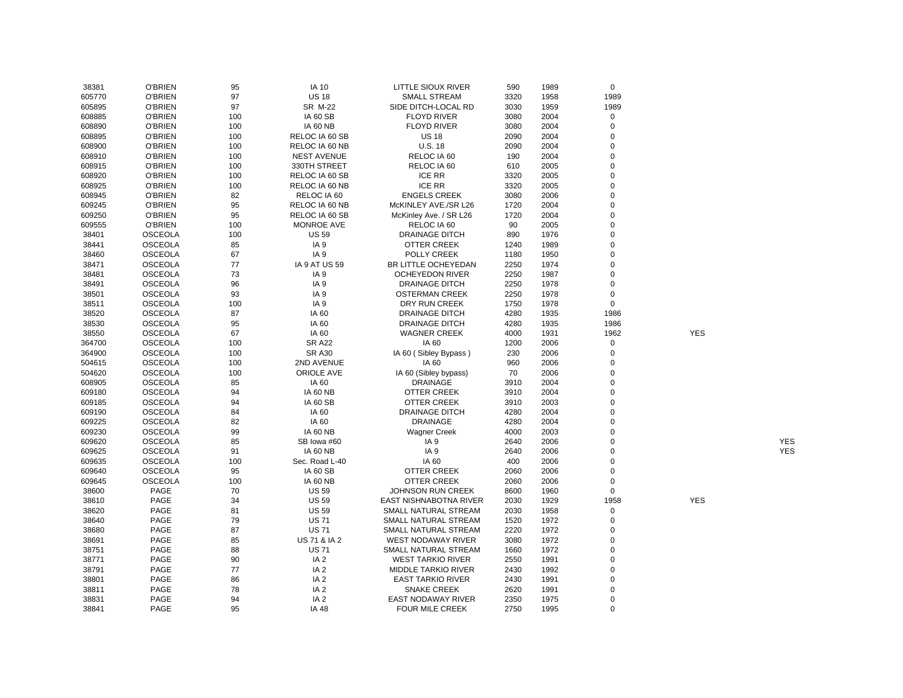| | | | | | | | | | |
|---|---|---|---|---|---|---|---|---|---|
| 38381 | O'BRIEN | 95 | IA 10 | LITTLE SIOUX RIVER | 590 | 1989 | 0 | | |
| 605770 | O'BRIEN | 97 | US 18 | SMALL STREAM | 3320 | 1958 | 1989 | | |
| 605895 | O'BRIEN | 97 | SR M-22 | SIDE DITCH-LOCAL RD | 3030 | 1959 | 1989 | | |
| 608885 | O'BRIEN | 100 | IA 60 SB | FLOYD RIVER | 3080 | 2004 | 0 | | |
| 608890 | O'BRIEN | 100 | IA 60 NB | FLOYD RIVER | 3080 | 2004 | 0 | | |
| 608895 | O'BRIEN | 100 | RELOC IA 60 SB | US 18 | 2090 | 2004 | 0 | | |
| 608900 | O'BRIEN | 100 | RELOC IA 60 NB | U.S. 18 | 2090 | 2004 | 0 | | |
| 608910 | O'BRIEN | 100 | NEST AVENUE | RELOC IA 60 | 190 | 2004 | 0 | | |
| 608915 | O'BRIEN | 100 | 330TH STREET | RELOC IA 60 | 610 | 2005 | 0 | | |
| 608920 | O'BRIEN | 100 | RELOC IA 60 SB | ICE RR | 3320 | 2005 | 0 | | |
| 608925 | O'BRIEN | 100 | RELOC IA 60 NB | ICE RR | 3320 | 2005 | 0 | | |
| 608945 | O'BRIEN | 82 | RELOC IA 60 | ENGELS CREEK | 3080 | 2006 | 0 | | |
| 609245 | O'BRIEN | 95 | RELOC IA 60 NB | McKINLEY AVE./SR L26 | 1720 | 2004 | 0 | | |
| 609250 | O'BRIEN | 95 | RELOC IA 60 SB | McKinley Ave. / SR L26 | 1720 | 2004 | 0 | | |
| 609555 | O'BRIEN | 100 | MONROE AVE | RELOC IA 60 | 90 | 2005 | 0 | | |
| 38401 | OSCEOLA | 100 | US 59 | DRAINAGE DITCH | 890 | 1976 | 0 | | |
| 38441 | OSCEOLA | 85 | IA 9 | OTTER CREEK | 1240 | 1989 | 0 | | |
| 38460 | OSCEOLA | 67 | IA 9 | POLLY CREEK | 1180 | 1950 | 0 | | |
| 38471 | OSCEOLA | 77 | IA 9 AT US 59 | BR LITTLE OCHEYEDAN | 2250 | 1974 | 0 | | |
| 38481 | OSCEOLA | 73 | IA 9 | OCHEYEDON RIVER | 2250 | 1987 | 0 | | |
| 38491 | OSCEOLA | 96 | IA 9 | DRAINAGE DITCH | 2250 | 1978 | 0 | | |
| 38501 | OSCEOLA | 93 | IA 9 | OSTERMAN CREEK | 2250 | 1978 | 0 | | |
| 38511 | OSCEOLA | 100 | IA 9 | DRY RUN CREEK | 1750 | 1978 | 0 | | |
| 38520 | OSCEOLA | 87 | IA 60 | DRAINAGE DITCH | 4280 | 1935 | 1986 | | |
| 38530 | OSCEOLA | 95 | IA 60 | DRAINAGE DITCH | 4280 | 1935 | 1986 | | |
| 38550 | OSCEOLA | 67 | IA 60 | WAGNER CREEK | 4000 | 1931 | 1962 | YES | |
| 364700 | OSCEOLA | 100 | SR A22 | IA 60 | 1200 | 2006 | 0 | | |
| 364900 | OSCEOLA | 100 | SR A30 | IA 60 ( Sibley Bypass ) | 230 | 2006 | 0 | | |
| 504615 | OSCEOLA | 100 | 2ND AVENUE | IA 60 | 960 | 2006 | 0 | | |
| 504620 | OSCEOLA | 100 | ORIOLE AVE | IA 60 (Sibley bypass) | 70 | 2006 | 0 | | |
| 608905 | OSCEOLA | 85 | IA 60 | DRAINAGE | 3910 | 2004 | 0 | | |
| 609180 | OSCEOLA | 94 | IA 60 NB | OTTER CREEK | 3910 | 2004 | 0 | | |
| 609185 | OSCEOLA | 94 | IA 60 SB | OTTER CREEK | 3910 | 2003 | 0 | | |
| 609190 | OSCEOLA | 84 | IA 60 | DRAINAGE DITCH | 4280 | 2004 | 0 | | |
| 609225 | OSCEOLA | 82 | IA 60 | DRAINAGE | 4280 | 2004 | 0 | | |
| 609230 | OSCEOLA | 99 | IA 60 NB | Wagner Creek | 4000 | 2003 | 0 | | |
| 609620 | OSCEOLA | 85 | SB Iowa #60 | IA 9 | 2640 | 2006 | 0 | | YES |
| 609625 | OSCEOLA | 91 | IA 60 NB | IA 9 | 2640 | 2006 | 0 | | YES |
| 609635 | OSCEOLA | 100 | Sec. Road L-40 | IA 60 | 400 | 2006 | 0 | | |
| 609640 | OSCEOLA | 95 | IA 60 SB | OTTER CREEK | 2060 | 2006 | 0 | | |
| 609645 | OSCEOLA | 100 | IA 60 NB | OTTER CREEK | 2060 | 2006 | 0 | | |
| 38600 | PAGE | 70 | US 59 | JOHNSON RUN CREEK | 8600 | 1960 | 0 | | |
| 38610 | PAGE | 34 | US 59 | EAST NISHNABOTNA RIVER | 2030 | 1929 | 1958 | YES | |
| 38620 | PAGE | 81 | US 59 | SMALL NATURAL STREAM | 2030 | 1958 | 0 | | |
| 38640 | PAGE | 79 | US 71 | SMALL NATURAL STREAM | 1520 | 1972 | 0 | | |
| 38680 | PAGE | 87 | US 71 | SMALL NATURAL STREAM | 2220 | 1972 | 0 | | |
| 38691 | PAGE | 85 | US 71 & IA 2 | WEST NODAWAY RIVER | 3080 | 1972 | 0 | | |
| 38751 | PAGE | 88 | US 71 | SMALL NATURAL STREAM | 1660 | 1972 | 0 | | |
| 38771 | PAGE | 90 | IA 2 | WEST TARKIO RIVER | 2550 | 1991 | 0 | | |
| 38791 | PAGE | 77 | IA 2 | MIDDLE TARKIO RIVER | 2430 | 1992 | 0 | | |
| 38801 | PAGE | 86 | IA 2 | EAST TARKIO RIVER | 2430 | 1991 | 0 | | |
| 38811 | PAGE | 78 | IA 2 | SNAKE CREEK | 2620 | 1991 | 0 | | |
| 38831 | PAGE | 94 | IA 2 | EAST NODAWAY RIVER | 2350 | 1975 | 0 | | |
| 38841 | PAGE | 95 | IA 48 | FOUR MILE CREEK | 2750 | 1995 | 0 | | |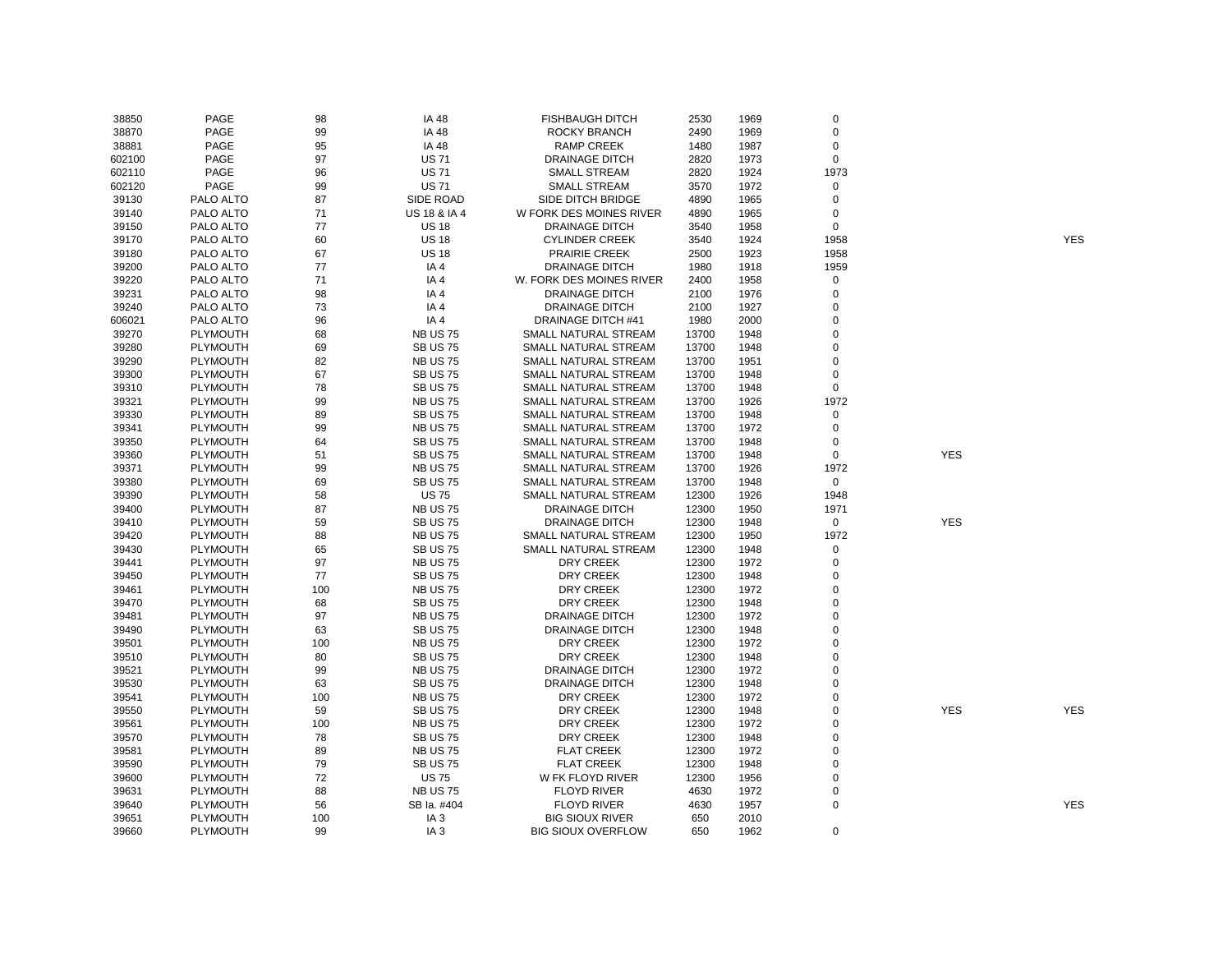| | | | | | | | | | |
|---|---|---|---|---|---|---|---|---|---|
| 38850 | PAGE | 98 | IA 48 | FISHBAUGH DITCH | 2530 | 1969 | 0 | | |
| 38870 | PAGE | 99 | IA 48 | ROCKY BRANCH | 2490 | 1969 | 0 | | |
| 38881 | PAGE | 95 | IA 48 | RAMP CREEK | 1480 | 1987 | 0 | | |
| 602100 | PAGE | 97 | US 71 | DRAINAGE DITCH | 2820 | 1973 | 0 | | |
| 602110 | PAGE | 96 | US 71 | SMALL STREAM | 2820 | 1924 | 1973 | | |
| 602120 | PAGE | 99 | US 71 | SMALL STREAM | 3570 | 1972 | 0 | | |
| 39130 | PALO ALTO | 87 | SIDE ROAD | SIDE DITCH BRIDGE | 4890 | 1965 | 0 | | |
| 39140 | PALO ALTO | 71 | US 18 & IA 4 | W FORK DES MOINES RIVER | 4890 | 1965 | 0 | | |
| 39150 | PALO ALTO | 77 | US 18 | DRAINAGE DITCH | 3540 | 1958 | 0 | | |
| 39170 | PALO ALTO | 60 | US 18 | CYLINDER CREEK | 3540 | 1924 | 1958 | | YES |
| 39180 | PALO ALTO | 67 | US 18 | PRAIRIE CREEK | 2500 | 1923 | 1958 | | |
| 39200 | PALO ALTO | 77 | IA 4 | DRAINAGE DITCH | 1980 | 1918 | 1959 | | |
| 39220 | PALO ALTO | 71 | IA 4 | W. FORK DES MOINES RIVER | 2400 | 1958 | 0 | | |
| 39231 | PALO ALTO | 98 | IA 4 | DRAINAGE DITCH | 2100 | 1976 | 0 | | |
| 39240 | PALO ALTO | 73 | IA 4 | DRAINAGE DITCH | 2100 | 1927 | 0 | | |
| 606021 | PALO ALTO | 96 | IA 4 | DRAINAGE DITCH #41 | 1980 | 2000 | 0 | | |
| 39270 | PLYMOUTH | 68 | NB US 75 | SMALL NATURAL STREAM | 13700 | 1948 | 0 | | |
| 39280 | PLYMOUTH | 69 | SB US 75 | SMALL NATURAL STREAM | 13700 | 1948 | 0 | | |
| 39290 | PLYMOUTH | 82 | NB US 75 | SMALL NATURAL STREAM | 13700 | 1951 | 0 | | |
| 39300 | PLYMOUTH | 67 | SB US 75 | SMALL NATURAL STREAM | 13700 | 1948 | 0 | | |
| 39310 | PLYMOUTH | 78 | SB US 75 | SMALL NATURAL STREAM | 13700 | 1948 | 0 | | |
| 39321 | PLYMOUTH | 99 | NB US 75 | SMALL NATURAL STREAM | 13700 | 1926 | 1972 | | |
| 39330 | PLYMOUTH | 89 | SB US 75 | SMALL NATURAL STREAM | 13700 | 1948 | 0 | | |
| 39341 | PLYMOUTH | 99 | NB US 75 | SMALL NATURAL STREAM | 13700 | 1972 | 0 | | |
| 39350 | PLYMOUTH | 64 | SB US 75 | SMALL NATURAL STREAM | 13700 | 1948 | 0 | | |
| 39360 | PLYMOUTH | 51 | SB US 75 | SMALL NATURAL STREAM | 13700 | 1948 | 0 | YES | |
| 39371 | PLYMOUTH | 99 | NB US 75 | SMALL NATURAL STREAM | 13700 | 1926 | 1972 | | |
| 39380 | PLYMOUTH | 69 | SB US 75 | SMALL NATURAL STREAM | 13700 | 1948 | 0 | | |
| 39390 | PLYMOUTH | 58 | US 75 | SMALL NATURAL STREAM | 12300 | 1926 | 1948 | | |
| 39400 | PLYMOUTH | 87 | NB US 75 | DRAINAGE DITCH | 12300 | 1950 | 1971 | | |
| 39410 | PLYMOUTH | 59 | SB US 75 | DRAINAGE DITCH | 12300 | 1948 | 0 | YES | |
| 39420 | PLYMOUTH | 88 | NB US 75 | SMALL NATURAL STREAM | 12300 | 1950 | 1972 | | |
| 39430 | PLYMOUTH | 65 | SB US 75 | SMALL NATURAL STREAM | 12300 | 1948 | 0 | | |
| 39441 | PLYMOUTH | 97 | NB US 75 | DRY CREEK | 12300 | 1972 | 0 | | |
| 39450 | PLYMOUTH | 77 | SB US 75 | DRY CREEK | 12300 | 1948 | 0 | | |
| 39461 | PLYMOUTH | 100 | NB US 75 | DRY CREEK | 12300 | 1972 | 0 | | |
| 39470 | PLYMOUTH | 68 | SB US 75 | DRY CREEK | 12300 | 1948 | 0 | | |
| 39481 | PLYMOUTH | 97 | NB US 75 | DRAINAGE DITCH | 12300 | 1972 | 0 | | |
| 39490 | PLYMOUTH | 63 | SB US 75 | DRAINAGE DITCH | 12300 | 1948 | 0 | | |
| 39501 | PLYMOUTH | 100 | NB US 75 | DRY CREEK | 12300 | 1972 | 0 | | |
| 39510 | PLYMOUTH | 80 | SB US 75 | DRY CREEK | 12300 | 1948 | 0 | | |
| 39521 | PLYMOUTH | 99 | NB US 75 | DRAINAGE DITCH | 12300 | 1972 | 0 | | |
| 39530 | PLYMOUTH | 63 | SB US 75 | DRAINAGE DITCH | 12300 | 1948 | 0 | | |
| 39541 | PLYMOUTH | 100 | NB US 75 | DRY CREEK | 12300 | 1972 | 0 | | |
| 39550 | PLYMOUTH | 59 | SB US 75 | DRY CREEK | 12300 | 1948 | 0 | YES | YES |
| 39561 | PLYMOUTH | 100 | NB US 75 | DRY CREEK | 12300 | 1972 | 0 | | |
| 39570 | PLYMOUTH | 78 | SB US 75 | DRY CREEK | 12300 | 1948 | 0 | | |
| 39581 | PLYMOUTH | 89 | NB US 75 | FLAT CREEK | 12300 | 1972 | 0 | | |
| 39590 | PLYMOUTH | 79 | SB US 75 | FLAT CREEK | 12300 | 1948 | 0 | | |
| 39600 | PLYMOUTH | 72 | US 75 | W FK FLOYD RIVER | 12300 | 1956 | 0 | | |
| 39631 | PLYMOUTH | 88 | NB US 75 | FLOYD RIVER | 4630 | 1972 | 0 | | |
| 39640 | PLYMOUTH | 56 | SB Ia. #404 | FLOYD RIVER | 4630 | 1957 | 0 | | YES |
| 39651 | PLYMOUTH | 100 | IA 3 | BIG SIOUX RIVER | 650 | 2010 | | | |
| 39660 | PLYMOUTH | 99 | IA 3 | BIG SIOUX OVERFLOW | 650 | 1962 | 0 | | |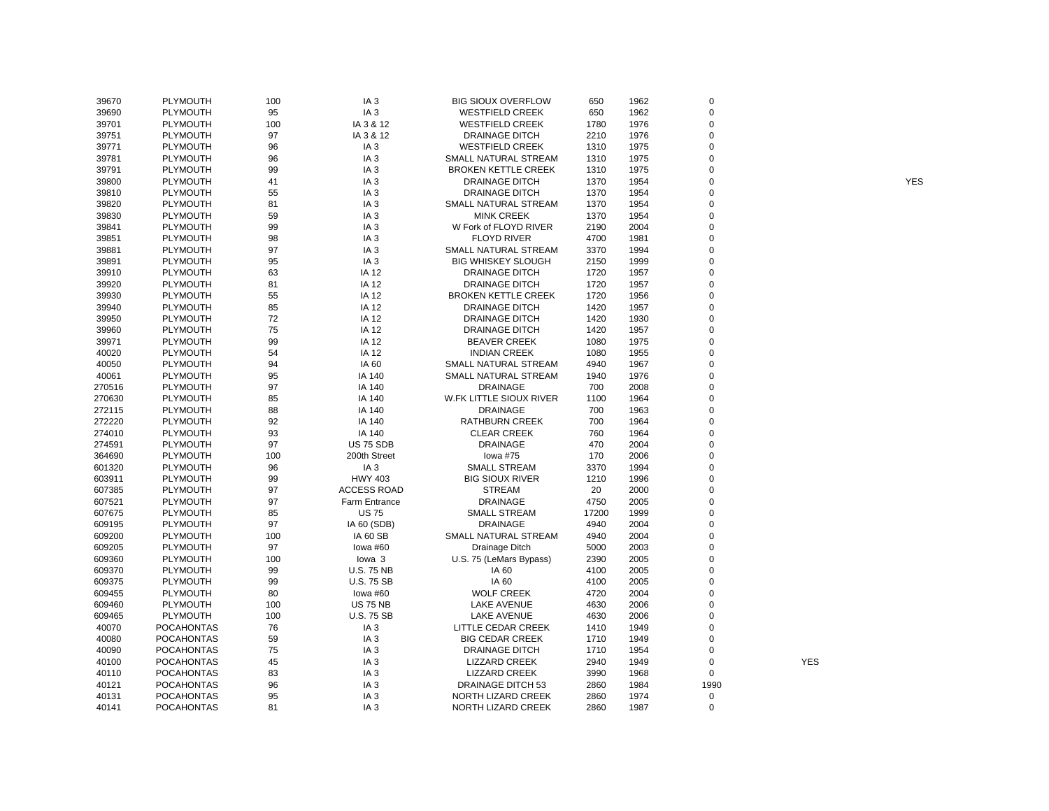| | | | | | | | | | |
|---|---|---|---|---|---|---|---|---|---|
| 39670 | PLYMOUTH | 100 | IA 3 | BIG SIOUX OVERFLOW | 650 | 1962 | 0 | | |
| 39690 | PLYMOUTH | 95 | IA 3 | WESTFIELD CREEK | 650 | 1962 | 0 | | |
| 39701 | PLYMOUTH | 100 | IA 3 & 12 | WESTFIELD CREEK | 1780 | 1976 | 0 | | |
| 39751 | PLYMOUTH | 97 | IA 3 & 12 | DRAINAGE DITCH | 2210 | 1976 | 0 | | |
| 39771 | PLYMOUTH | 96 | IA 3 | WESTFIELD CREEK | 1310 | 1975 | 0 | | |
| 39781 | PLYMOUTH | 96 | IA 3 | SMALL NATURAL STREAM | 1310 | 1975 | 0 | | |
| 39791 | PLYMOUTH | 99 | IA 3 | BROKEN KETTLE CREEK | 1310 | 1975 | 0 | | |
| 39800 | PLYMOUTH | 41 | IA 3 | DRAINAGE DITCH | 1370 | 1954 | 0 | | YES |
| 39810 | PLYMOUTH | 55 | IA 3 | DRAINAGE DITCH | 1370 | 1954 | 0 | | |
| 39820 | PLYMOUTH | 81 | IA 3 | SMALL NATURAL STREAM | 1370 | 1954 | 0 | | |
| 39830 | PLYMOUTH | 59 | IA 3 | MINK CREEK | 1370 | 1954 | 0 | | |
| 39841 | PLYMOUTH | 99 | IA 3 | W Fork of FLOYD RIVER | 2190 | 2004 | 0 | | |
| 39851 | PLYMOUTH | 98 | IA 3 | FLOYD RIVER | 4700 | 1981 | 0 | | |
| 39881 | PLYMOUTH | 97 | IA 3 | SMALL NATURAL STREAM | 3370 | 1994 | 0 | | |
| 39891 | PLYMOUTH | 95 | IA 3 | BIG WHISKEY SLOUGH | 2150 | 1999 | 0 | | |
| 39910 | PLYMOUTH | 63 | IA 12 | DRAINAGE DITCH | 1720 | 1957 | 0 | | |
| 39920 | PLYMOUTH | 81 | IA 12 | DRAINAGE DITCH | 1720 | 1957 | 0 | | |
| 39930 | PLYMOUTH | 55 | IA 12 | BROKEN KETTLE CREEK | 1720 | 1956 | 0 | | |
| 39940 | PLYMOUTH | 85 | IA 12 | DRAINAGE DITCH | 1420 | 1957 | 0 | | |
| 39950 | PLYMOUTH | 72 | IA 12 | DRAINAGE DITCH | 1420 | 1930 | 0 | | |
| 39960 | PLYMOUTH | 75 | IA 12 | DRAINAGE DITCH | 1420 | 1957 | 0 | | |
| 39971 | PLYMOUTH | 99 | IA 12 | BEAVER CREEK | 1080 | 1975 | 0 | | |
| 40020 | PLYMOUTH | 54 | IA 12 | INDIAN CREEK | 1080 | 1955 | 0 | | |
| 40050 | PLYMOUTH | 94 | IA 60 | SMALL NATURAL STREAM | 4940 | 1967 | 0 | | |
| 40061 | PLYMOUTH | 95 | IA 140 | SMALL NATURAL STREAM | 1940 | 1976 | 0 | | |
| 270516 | PLYMOUTH | 97 | IA 140 | DRAINAGE | 700 | 2008 | 0 | | |
| 270630 | PLYMOUTH | 85 | IA 140 | W.FK LITTLE SIOUX RIVER | 1100 | 1964 | 0 | | |
| 272115 | PLYMOUTH | 88 | IA 140 | DRAINAGE | 700 | 1963 | 0 | | |
| 272220 | PLYMOUTH | 92 | IA 140 | RATHBURN CREEK | 700 | 1964 | 0 | | |
| 274010 | PLYMOUTH | 93 | IA 140 | CLEAR CREEK | 760 | 1964 | 0 | | |
| 274591 | PLYMOUTH | 97 | US 75 SDB | DRAINAGE | 470 | 2004 | 0 | | |
| 364690 | PLYMOUTH | 100 | 200th Street | Iowa #75 | 170 | 2006 | 0 | | |
| 601320 | PLYMOUTH | 96 | IA 3 | SMALL STREAM | 3370 | 1994 | 0 | | |
| 603911 | PLYMOUTH | 99 | HWY 403 | BIG SIOUX RIVER | 1210 | 1996 | 0 | | |
| 607385 | PLYMOUTH | 97 | ACCESS ROAD | STREAM | 20 | 2000 | 0 | | |
| 607521 | PLYMOUTH | 97 | Farm Entrance | DRAINAGE | 4750 | 2005 | 0 | | |
| 607675 | PLYMOUTH | 85 | US 75 | SMALL STREAM | 17200 | 1999 | 0 | | |
| 609195 | PLYMOUTH | 97 | IA 60 (SDB) | DRAINAGE | 4940 | 2004 | 0 | | |
| 609200 | PLYMOUTH | 100 | IA 60 SB | SMALL NATURAL STREAM | 4940 | 2004 | 0 | | |
| 609205 | PLYMOUTH | 97 | Iowa #60 | Drainage Ditch | 5000 | 2003 | 0 | | |
| 609360 | PLYMOUTH | 100 | Iowa 3 | U.S. 75 (LeMars Bypass) | 2390 | 2005 | 0 | | |
| 609370 | PLYMOUTH | 99 | U.S. 75 NB | IA 60 | 4100 | 2005 | 0 | | |
| 609375 | PLYMOUTH | 99 | U.S. 75 SB | IA 60 | 4100 | 2005 | 0 | | |
| 609455 | PLYMOUTH | 80 | Iowa #60 | WOLF CREEK | 4720 | 2004 | 0 | | |
| 609460 | PLYMOUTH | 100 | US 75 NB | LAKE AVENUE | 4630 | 2006 | 0 | | |
| 609465 | PLYMOUTH | 100 | U.S. 75 SB | LAKE AVENUE | 4630 | 2006 | 0 | | |
| 40070 | POCAHONTAS | 76 | IA 3 | LITTLE CEDAR CREEK | 1410 | 1949 | 0 | | |
| 40080 | POCAHONTAS | 59 | IA 3 | BIG CEDAR CREEK | 1710 | 1949 | 0 | | |
| 40090 | POCAHONTAS | 75 | IA 3 | DRAINAGE DITCH | 1710 | 1954 | 0 | | |
| 40100 | POCAHONTAS | 45 | IA 3 | LIZZARD CREEK | 2940 | 1949 | 0 | YES | |
| 40110 | POCAHONTAS | 83 | IA 3 | LIZZARD CREEK | 3990 | 1968 | 0 | | |
| 40121 | POCAHONTAS | 96 | IA 3 | DRAINAGE DITCH 53 | 2860 | 1984 | 1990 | | |
| 40131 | POCAHONTAS | 95 | IA 3 | NORTH LIZARD CREEK | 2860 | 1974 | 0 | | |
| 40141 | POCAHONTAS | 81 | IA 3 | NORTH LIZARD CREEK | 2860 | 1987 | 0 | | |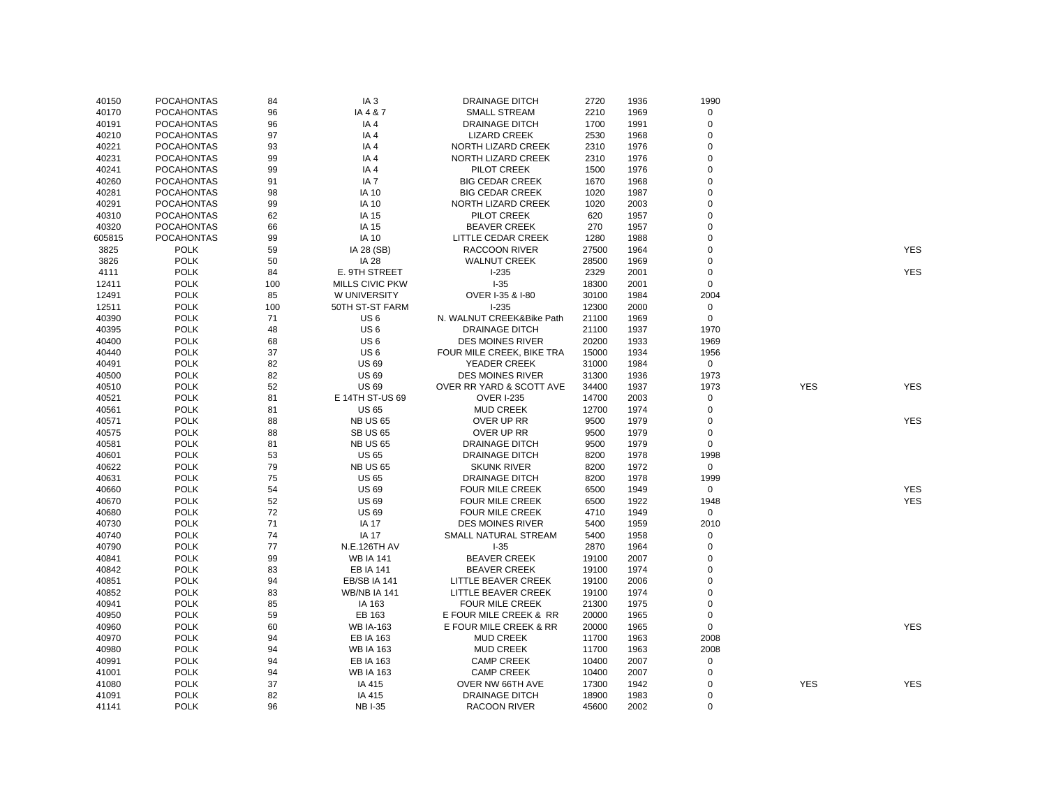| | | | | | | | | | |
|---|---|---|---|---|---|---|---|---|---|
| 40150 | POCAHONTAS | 84 | IA 3 | DRAINAGE DITCH | 2720 | 1936 | 1990 | | |
| 40170 | POCAHONTAS | 96 | IA 4 & 7 | SMALL STREAM | 2210 | 1969 | 0 | | |
| 40191 | POCAHONTAS | 96 | IA 4 | DRAINAGE DITCH | 1700 | 1991 | 0 | | |
| 40210 | POCAHONTAS | 97 | IA 4 | LIZARD CREEK | 2530 | 1968 | 0 | | |
| 40221 | POCAHONTAS | 93 | IA 4 | NORTH LIZARD CREEK | 2310 | 1976 | 0 | | |
| 40231 | POCAHONTAS | 99 | IA 4 | NORTH LIZARD CREEK | 2310 | 1976 | 0 | | |
| 40241 | POCAHONTAS | 99 | IA 4 | PILOT CREEK | 1500 | 1976 | 0 | | |
| 40260 | POCAHONTAS | 91 | IA 7 | BIG CEDAR CREEK | 1670 | 1968 | 0 | | |
| 40281 | POCAHONTAS | 98 | IA 10 | BIG CEDAR CREEK | 1020 | 1987 | 0 | | |
| 40291 | POCAHONTAS | 99 | IA 10 | NORTH LIZARD CREEK | 1020 | 2003 | 0 | | |
| 40310 | POCAHONTAS | 62 | IA 15 | PILOT CREEK | 620 | 1957 | 0 | | |
| 40320 | POCAHONTAS | 66 | IA 15 | BEAVER CREEK | 270 | 1957 | 0 | | |
| 605815 | POCAHONTAS | 99 | IA 10 | LITTLE CEDAR CREEK | 1280 | 1988 | 0 | | |
| 3825 | POLK | 59 | IA 28 (SB) | RACCOON RIVER | 27500 | 1964 | 0 | | YES |
| 3826 | POLK | 50 | IA 28 | WALNUT CREEK | 28500 | 1969 | 0 | | |
| 4111 | POLK | 84 | E. 9TH STREET | I-235 | 2329 | 2001 | 0 | | YES |
| 12411 | POLK | 100 | MILLS CIVIC PKW | I-35 | 18300 | 2001 | 0 | | |
| 12491 | POLK | 85 | W UNIVERSITY | OVER I-35 & I-80 | 30100 | 1984 | 2004 | | |
| 12511 | POLK | 100 | 50TH ST-ST FARM | I-235 | 12300 | 2000 | 0 | | |
| 40390 | POLK | 71 | US 6 | N. WALNUT CREEK&Bike Path | 21100 | 1969 | 0 | | |
| 40395 | POLK | 48 | US 6 | DRAINAGE DITCH | 21100 | 1937 | 1970 | | |
| 40400 | POLK | 68 | US 6 | DES MOINES RIVER | 20200 | 1933 | 1969 | | |
| 40440 | POLK | 37 | US 6 | FOUR MILE CREEK, BIKE TRA | 15000 | 1934 | 1956 | | |
| 40491 | POLK | 82 | US 69 | YEADER CREEK | 31000 | 1984 | 0 | | |
| 40500 | POLK | 82 | US 69 | DES MOINES RIVER | 31300 | 1936 | 1973 | | |
| 40510 | POLK | 52 | US 69 | OVER RR YARD & SCOTT AVE | 34400 | 1937 | 1973 | YES | YES |
| 40521 | POLK | 81 | E 14TH ST-US 69 | OVER I-235 | 14700 | 2003 | 0 | | |
| 40561 | POLK | 81 | US 65 | MUD CREEK | 12700 | 1974 | 0 | | |
| 40571 | POLK | 88 | NB US 65 | OVER UP RR | 9500 | 1979 | 0 | | YES |
| 40575 | POLK | 88 | SB US 65 | OVER UP RR | 9500 | 1979 | 0 | | |
| 40581 | POLK | 81 | NB US 65 | DRAINAGE DITCH | 9500 | 1979 | 0 | | |
| 40601 | POLK | 53 | US 65 | DRAINAGE DITCH | 8200 | 1978 | 1998 | | |
| 40622 | POLK | 79 | NB US 65 | SKUNK RIVER | 8200 | 1972 | 0 | | |
| 40631 | POLK | 75 | US 65 | DRAINAGE DITCH | 8200 | 1978 | 1999 | | |
| 40660 | POLK | 54 | US 69 | FOUR MILE CREEK | 6500 | 1949 | 0 | | YES |
| 40670 | POLK | 52 | US 69 | FOUR MILE CREEK | 6500 | 1922 | 1948 | | YES |
| 40680 | POLK | 72 | US 69 | FOUR MILE CREEK | 4710 | 1949 | 0 | | |
| 40730 | POLK | 71 | IA 17 | DES MOINES RIVER | 5400 | 1959 | 2010 | | |
| 40740 | POLK | 74 | IA 17 | SMALL NATURAL STREAM | 5400 | 1958 | 0 | | |
| 40790 | POLK | 77 | N.E.126TH AV | I-35 | 2870 | 1964 | 0 | | |
| 40841 | POLK | 99 | WB IA 141 | BEAVER CREEK | 19100 | 2007 | 0 | | |
| 40842 | POLK | 83 | EB IA 141 | BEAVER CREEK | 19100 | 1974 | 0 | | |
| 40851 | POLK | 94 | EB/SB IA 141 | LITTLE BEAVER CREEK | 19100 | 2006 | 0 | | |
| 40852 | POLK | 83 | WB/NB IA 141 | LITTLE BEAVER CREEK | 19100 | 1974 | 0 | | |
| 40941 | POLK | 85 | IA 163 | FOUR MILE CREEK | 21300 | 1975 | 0 | | |
| 40950 | POLK | 59 | EB 163 | E FOUR MILE CREEK & RR | 20000 | 1965 | 0 | | |
| 40960 | POLK | 60 | WB IA-163 | E FOUR MILE CREEK & RR | 20000 | 1965 | 0 | | YES |
| 40970 | POLK | 94 | EB IA 163 | MUD CREEK | 11700 | 1963 | 2008 | | |
| 40980 | POLK | 94 | WB IA 163 | MUD CREEK | 11700 | 1963 | 2008 | | |
| 40991 | POLK | 94 | EB IA 163 | CAMP CREEK | 10400 | 2007 | 0 | | |
| 41001 | POLK | 94 | WB IA 163 | CAMP CREEK | 10400 | 2007 | 0 | | |
| 41080 | POLK | 37 | IA 415 | OVER NW 66TH AVE | 17300 | 1942 | 0 | YES | YES |
| 41091 | POLK | 82 | IA 415 | DRAINAGE DITCH | 18900 | 1983 | 0 | | |
| 41141 | POLK | 96 | NB I-35 | RACOON RIVER | 45600 | 2002 | 0 | | |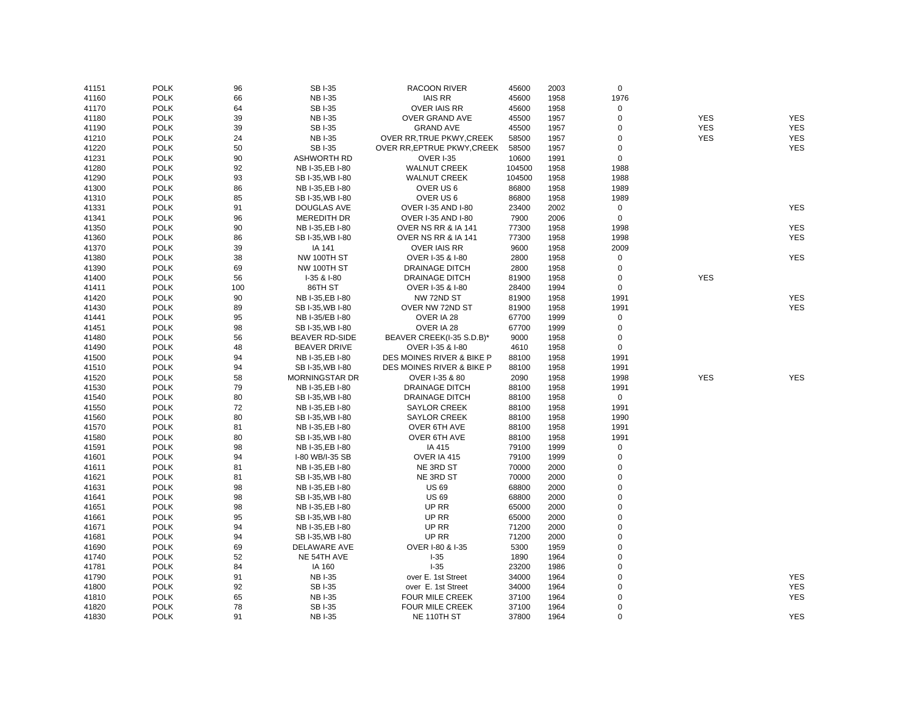| | | | | | | | | | |
|---|---|---|---|---|---|---|---|---|---|
| 41151 | POLK | 96 | SB I-35 | RACOON RIVER | 45600 | 2003 | 0 | | |
| 41160 | POLK | 66 | NB I-35 | IAIS RR | 45600 | 1958 | 1976 | | |
| 41170 | POLK | 64 | SB I-35 | OVER IAIS RR | 45600 | 1958 | 0 | | |
| 41180 | POLK | 39 | NB I-35 | OVER GRAND AVE | 45500 | 1957 | 0 | YES | YES |
| 41190 | POLK | 39 | SB I-35 | GRAND AVE | 45500 | 1957 | 0 | YES | YES |
| 41210 | POLK | 24 | NB I-35 | OVER RR,TRUE PKWY,CREEK | 58500 | 1957 | 0 | YES | YES |
| 41220 | POLK | 50 | SB I-35 | OVER RR,EPTRUE PKWY,CREEK | 58500 | 1957 | 0 | | YES |
| 41231 | POLK | 90 | ASHWORTH RD | OVER I-35 | 10600 | 1991 | 0 | | |
| 41280 | POLK | 92 | NB I-35,EB I-80 | WALNUT CREEK | 104500 | 1958 | 1988 | | |
| 41290 | POLK | 93 | SB I-35,WB I-80 | WALNUT CREEK | 104500 | 1958 | 1988 | | |
| 41300 | POLK | 86 | NB I-35,EB I-80 | OVER US 6 | 86800 | 1958 | 1989 | | |
| 41310 | POLK | 85 | SB I-35,WB I-80 | OVER US 6 | 86800 | 1958 | 1989 | | |
| 41331 | POLK | 91 | DOUGLAS AVE | OVER I-35 AND I-80 | 23400 | 2002 | 0 | | YES |
| 41341 | POLK | 96 | MEREDITH DR | OVER I-35 AND I-80 | 7900 | 2006 | 0 | | |
| 41350 | POLK | 90 | NB I-35,EB I-80 | OVER NS RR & IA 141 | 77300 | 1958 | 1998 | | YES |
| 41360 | POLK | 86 | SB I-35,WB I-80 | OVER NS RR & IA 141 | 77300 | 1958 | 1998 | | YES |
| 41370 | POLK | 39 | IA 141 | OVER IAIS RR | 9600 | 1958 | 2009 | | |
| 41380 | POLK | 38 | NW 100TH ST | OVER I-35 & I-80 | 2800 | 1958 | 0 | | YES |
| 41390 | POLK | 69 | NW 100TH ST | DRAINAGE DITCH | 2800 | 1958 | 0 | | |
| 41400 | POLK | 56 | I-35 & I-80 | DRAINAGE DITCH | 81900 | 1958 | 0 | YES | |
| 41411 | POLK | 100 | 86TH ST | OVER I-35 & I-80 | 28400 | 1994 | 0 | | |
| 41420 | POLK | 90 | NB I-35,EB I-80 | NW 72ND ST | 81900 | 1958 | 1991 | | YES |
| 41430 | POLK | 89 | SB I-35,WB I-80 | OVER NW 72ND ST | 81900 | 1958 | 1991 | | YES |
| 41441 | POLK | 95 | NB I-35/EB I-80 | OVER IA 28 | 67700 | 1999 | 0 | | |
| 41451 | POLK | 98 | SB I-35,WB I-80 | OVER IA 28 | 67700 | 1999 | 0 | | |
| 41480 | POLK | 56 | BEAVER RD-SIDE | BEAVER CREEK(I-35 S.D.B)* | 9000 | 1958 | 0 | | |
| 41490 | POLK | 48 | BEAVER DRIVE | OVER I-35 & I-80 | 4610 | 1958 | 0 | | |
| 41500 | POLK | 94 | NB I-35,EB I-80 | DES MOINES RIVER & BIKE P | 88100 | 1958 | 1991 | | |
| 41510 | POLK | 94 | SB I-35,WB I-80 | DES MOINES RIVER & BIKE P | 88100 | 1958 | 1991 | | |
| 41520 | POLK | 58 | MORNINGSTAR DR | OVER I-35 & 80 | 2090 | 1958 | 1998 | YES | YES |
| 41530 | POLK | 79 | NB I-35,EB I-80 | DRAINAGE DITCH | 88100 | 1958 | 1991 | | |
| 41540 | POLK | 80 | SB I-35,WB I-80 | DRAINAGE DITCH | 88100 | 1958 | 0 | | |
| 41550 | POLK | 72 | NB I-35,EB I-80 | SAYLOR CREEK | 88100 | 1958 | 1991 | | |
| 41560 | POLK | 80 | SB I-35,WB I-80 | SAYLOR CREEK | 88100 | 1958 | 1990 | | |
| 41570 | POLK | 81 | NB I-35,EB I-80 | OVER 6TH AVE | 88100 | 1958 | 1991 | | |
| 41580 | POLK | 80 | SB I-35,WB I-80 | OVER 6TH AVE | 88100 | 1958 | 1991 | | |
| 41591 | POLK | 98 | NB I-35,EB I-80 | IA 415 | 79100 | 1999 | 0 | | |
| 41601 | POLK | 94 | I-80 WB/I-35 SB | OVER IA 415 | 79100 | 1999 | 0 | | |
| 41611 | POLK | 81 | NB I-35,EB I-80 | NE 3RD ST | 70000 | 2000 | 0 | | |
| 41621 | POLK | 81 | SB I-35,WB I-80 | NE 3RD ST | 70000 | 2000 | 0 | | |
| 41631 | POLK | 98 | NB I-35,EB I-80 | US 69 | 68800 | 2000 | 0 | | |
| 41641 | POLK | 98 | SB I-35,WB I-80 | US 69 | 68800 | 2000 | 0 | | |
| 41651 | POLK | 98 | NB I-35,EB I-80 | UP RR | 65000 | 2000 | 0 | | |
| 41661 | POLK | 95 | SB I-35,WB I-80 | UP RR | 65000 | 2000 | 0 | | |
| 41671 | POLK | 94 | NB I-35,EB I-80 | UP RR | 71200 | 2000 | 0 | | |
| 41681 | POLK | 94 | SB I-35,WB I-80 | UP RR | 71200 | 2000 | 0 | | |
| 41690 | POLK | 69 | DELAWARE AVE | OVER I-80 & I-35 | 5300 | 1959 | 0 | | |
| 41740 | POLK | 52 | NE 54TH AVE | I-35 | 1890 | 1964 | 0 | | |
| 41781 | POLK | 84 | IA 160 | I-35 | 23200 | 1986 | 0 | | |
| 41790 | POLK | 91 | NB I-35 | over E. 1st Street | 34000 | 1964 | 0 | | YES |
| 41800 | POLK | 92 | SB I-35 | over E. 1st Street | 34000 | 1964 | 0 | | YES |
| 41810 | POLK | 65 | NB I-35 | FOUR MILE CREEK | 37100 | 1964 | 0 | | YES |
| 41820 | POLK | 78 | SB I-35 | FOUR MILE CREEK | 37100 | 1964 | 0 | | |
| 41830 | POLK | 91 | NB I-35 | NE 110TH ST | 37800 | 1964 | 0 | | YES |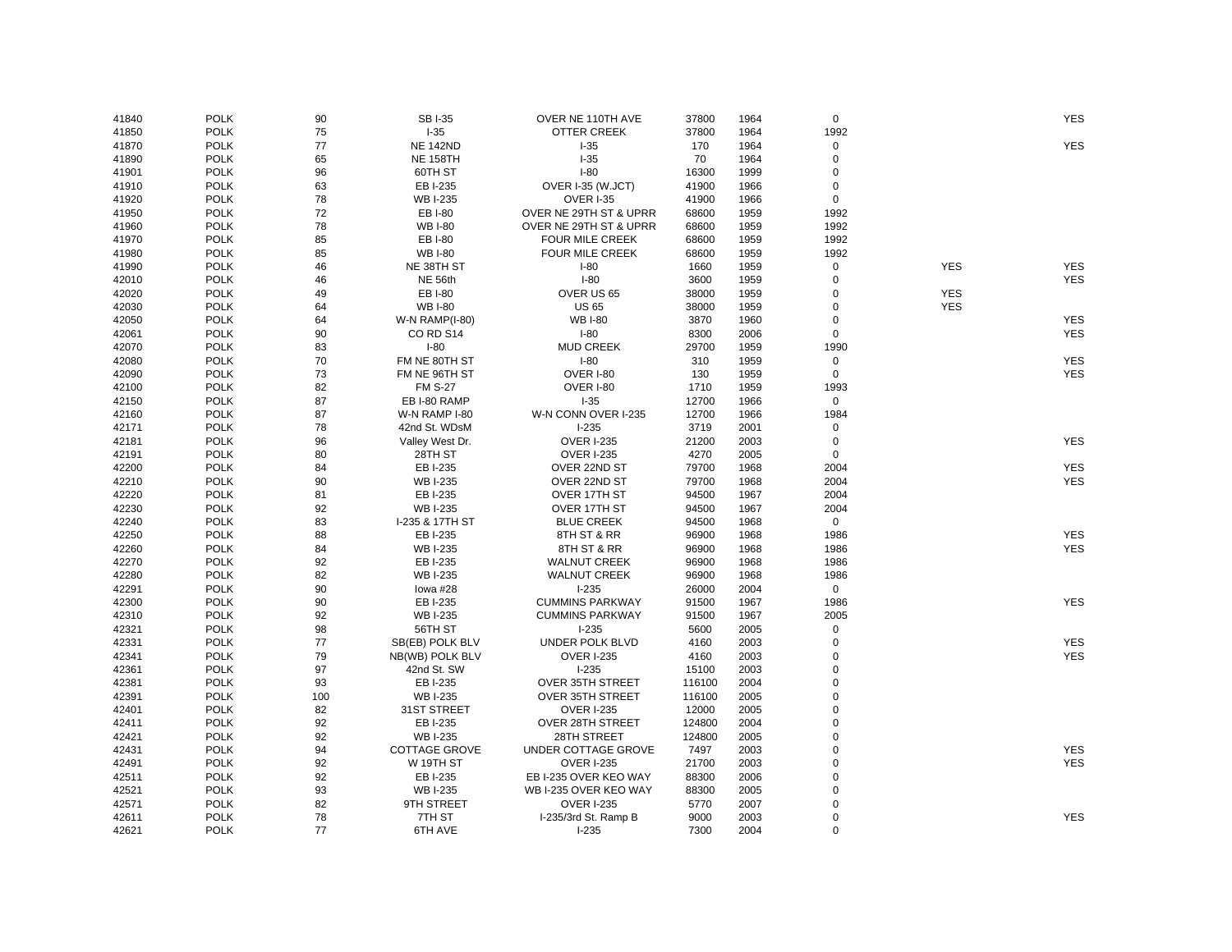| | | | | | | | | | |
|---|---|---|---|---|---|---|---|---|---|
| 41840 | POLK | 90 | SB I-35 | OVER NE 110TH AVE | 37800 | 1964 | 0 | | YES |
| 41850 | POLK | 75 | I-35 | OTTER CREEK | 37800 | 1964 | 1992 | | |
| 41870 | POLK | 77 | NE 142ND | I-35 | 170 | 1964 | 0 | | YES |
| 41890 | POLK | 65 | NE 158TH | I-35 | 70 | 1964 | 0 | | |
| 41901 | POLK | 96 | 60TH ST | I-80 | 16300 | 1999 | 0 | | |
| 41910 | POLK | 63 | EB I-235 | OVER I-35 (W.JCT) | 41900 | 1966 | 0 | | |
| 41920 | POLK | 78 | WB I-235 | OVER I-35 | 41900 | 1966 | 0 | | |
| 41950 | POLK | 72 | EB I-80 | OVER NE 29TH ST & UPRR | 68600 | 1959 | 1992 | | |
| 41960 | POLK | 78 | WB I-80 | OVER NE 29TH ST & UPRR | 68600 | 1959 | 1992 | | |
| 41970 | POLK | 85 | EB I-80 | FOUR MILE CREEK | 68600 | 1959 | 1992 | | |
| 41980 | POLK | 85 | WB I-80 | FOUR MILE CREEK | 68600 | 1959 | 1992 | | |
| 41990 | POLK | 46 | NE 38TH ST | I-80 | 1660 | 1959 | 0 | YES | YES |
| 42010 | POLK | 46 | NE 56th | I-80 | 3600 | 1959 | 0 | | YES |
| 42020 | POLK | 49 | EB I-80 | OVER US 65 | 38000 | 1959 | 0 | YES | |
| 42030 | POLK | 64 | WB I-80 | US 65 | 38000 | 1959 | 0 | YES | |
| 42050 | POLK | 64 | W-N RAMP(I-80) | WB I-80 | 3870 | 1960 | 0 | | YES |
| 42061 | POLK | 90 | CO RD S14 | I-80 | 8300 | 2006 | 0 | | YES |
| 42070 | POLK | 83 | I-80 | MUD CREEK | 29700 | 1959 | 1990 | | |
| 42080 | POLK | 70 | FM NE 80TH ST | I-80 | 310 | 1959 | 0 | | YES |
| 42090 | POLK | 73 | FM NE 96TH ST | OVER I-80 | 130 | 1959 | 0 | | YES |
| 42100 | POLK | 82 | FM S-27 | OVER I-80 | 1710 | 1959 | 1993 | | |
| 42150 | POLK | 87 | EB I-80 RAMP | I-35 | 12700 | 1966 | 0 | | |
| 42160 | POLK | 87 | W-N RAMP I-80 | W-N CONN OVER I-235 | 12700 | 1966 | 1984 | | |
| 42171 | POLK | 78 | 42nd St. WDsM | I-235 | 3719 | 2001 | 0 | | |
| 42181 | POLK | 96 | Valley West Dr. | OVER I-235 | 21200 | 2003 | 0 | | YES |
| 42191 | POLK | 80 | 28TH ST | OVER I-235 | 4270 | 2005 | 0 | | |
| 42200 | POLK | 84 | EB I-235 | OVER 22ND ST | 79700 | 1968 | 2004 | | YES |
| 42210 | POLK | 90 | WB I-235 | OVER 22ND ST | 79700 | 1968 | 2004 | | YES |
| 42220 | POLK | 81 | EB I-235 | OVER 17TH ST | 94500 | 1967 | 2004 | | |
| 42230 | POLK | 92 | WB I-235 | OVER 17TH ST | 94500 | 1967 | 2004 | | |
| 42240 | POLK | 83 | I-235 & 17TH ST | BLUE CREEK | 94500 | 1968 | 0 | | |
| 42250 | POLK | 88 | EB I-235 | 8TH ST & RR | 96900 | 1968 | 1986 | | YES |
| 42260 | POLK | 84 | WB I-235 | 8TH ST & RR | 96900 | 1968 | 1986 | | YES |
| 42270 | POLK | 92 | EB I-235 | WALNUT CREEK | 96900 | 1968 | 1986 | | |
| 42280 | POLK | 82 | WB I-235 | WALNUT CREEK | 96900 | 1968 | 1986 | | |
| 42291 | POLK | 90 | Iowa #28 | I-235 | 26000 | 2004 | 0 | | |
| 42300 | POLK | 90 | EB I-235 | CUMMINS PARKWAY | 91500 | 1967 | 1986 | | YES |
| 42310 | POLK | 92 | WB I-235 | CUMMINS PARKWAY | 91500 | 1967 | 2005 | | |
| 42321 | POLK | 98 | 56TH ST | I-235 | 5600 | 2005 | 0 | | |
| 42331 | POLK | 77 | SB(EB) POLK BLV | UNDER POLK BLVD | 4160 | 2003 | 0 | | YES |
| 42341 | POLK | 79 | NB(WB) POLK BLV | OVER I-235 | 4160 | 2003 | 0 | | YES |
| 42361 | POLK | 97 | 42nd St. SW | I-235 | 15100 | 2003 | 0 | | |
| 42381 | POLK | 93 | EB I-235 | OVER 35TH STREET | 116100 | 2004 | 0 | | |
| 42391 | POLK | 100 | WB I-235 | OVER 35TH STREET | 116100 | 2005 | 0 | | |
| 42401 | POLK | 82 | 31ST STREET | OVER I-235 | 12000 | 2005 | 0 | | |
| 42411 | POLK | 92 | EB I-235 | OVER 28TH STREET | 124800 | 2004 | 0 | | |
| 42421 | POLK | 92 | WB I-235 | 28TH STREET | 124800 | 2005 | 0 | | |
| 42431 | POLK | 94 | COTTAGE GROVE | UNDER COTTAGE GROVE | 7497 | 2003 | 0 | | YES |
| 42491 | POLK | 92 | W 19TH ST | OVER I-235 | 21700 | 2003 | 0 | | YES |
| 42511 | POLK | 92 | EB I-235 | EB I-235 OVER KEO WAY | 88300 | 2006 | 0 | | |
| 42521 | POLK | 93 | WB I-235 | WB I-235 OVER KEO WAY | 88300 | 2005 | 0 | | |
| 42571 | POLK | 82 | 9TH STREET | OVER I-235 | 5770 | 2007 | 0 | | |
| 42611 | POLK | 78 | 7TH ST | I-235/3rd St. Ramp B | 9000 | 2003 | 0 | | YES |
| 42621 | POLK | 77 | 6TH AVE | I-235 | 7300 | 2004 | 0 | | |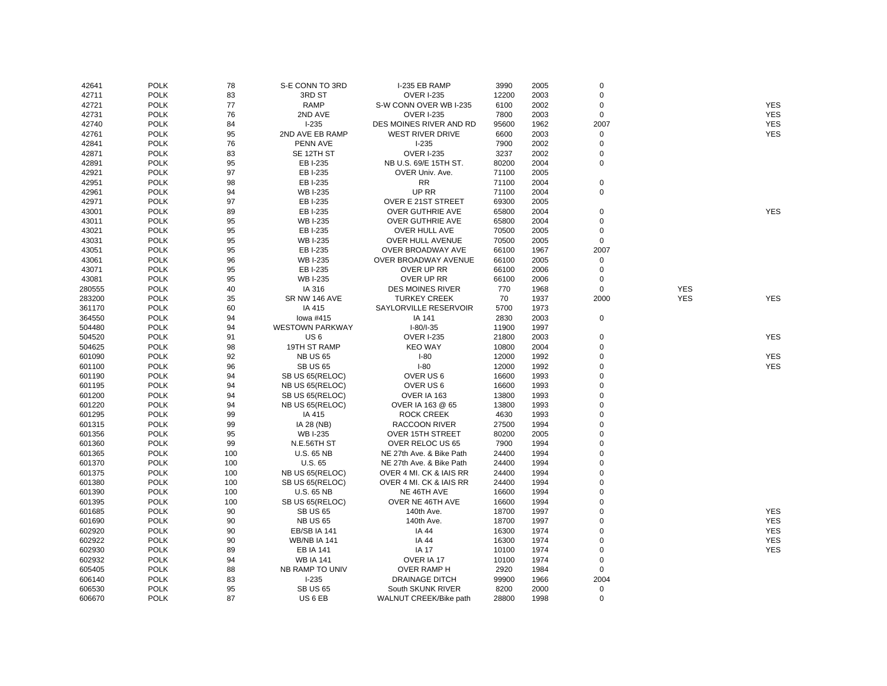| | | | | | | | | | |
|---|---|---|---|---|---|---|---|---|---|
| 42641 | POLK | 78 | S-E CONN TO 3RD | I-235 EB RAMP | 3990 | 2005 | 0 | | |
| 42711 | POLK | 83 | 3RD ST | OVER I-235 | 12200 | 2003 | 0 | | |
| 42721 | POLK | 77 | RAMP | S-W CONN OVER WB I-235 | 6100 | 2002 | 0 | | YES |
| 42731 | POLK | 76 | 2ND AVE | OVER I-235 | 7800 | 2003 | 0 | | YES |
| 42740 | POLK | 84 | I-235 | DES MOINES RIVER AND RD | 95600 | 1962 | 2007 | | YES |
| 42761 | POLK | 95 | 2ND AVE EB RAMP | WEST RIVER DRIVE | 6600 | 2003 | 0 | | YES |
| 42841 | POLK | 76 | PENN AVE | I-235 | 7900 | 2002 | 0 | | |
| 42871 | POLK | 83 | SE 12TH ST | OVER I-235 | 3237 | 2002 | 0 | | |
| 42891 | POLK | 95 | EB I-235 | NB U.S. 69/E 15TH ST. | 80200 | 2004 | 0 | | |
| 42921 | POLK | 97 | EB I-235 | OVER Univ. Ave. | 71100 | 2005 | | | |
| 42951 | POLK | 98 | EB I-235 | RR | 71100 | 2004 | 0 | | |
| 42961 | POLK | 94 | WB I-235 | UP RR | 71100 | 2004 | 0 | | |
| 42971 | POLK | 97 | EB I-235 | OVER E 21ST STREET | 69300 | 2005 | | | |
| 43001 | POLK | 89 | EB I-235 | OVER GUTHRIE AVE | 65800 | 2004 | 0 | | YES |
| 43011 | POLK | 95 | WB I-235 | OVER GUTHRIE AVE | 65800 | 2004 | 0 | | |
| 43021 | POLK | 95 | EB I-235 | OVER HULL AVE | 70500 | 2005 | 0 | | |
| 43031 | POLK | 95 | WB I-235 | OVER HULL AVENUE | 70500 | 2005 | 0 | | |
| 43051 | POLK | 95 | EB I-235 | OVER BROADWAY AVE | 66100 | 1967 | 2007 | | |
| 43061 | POLK | 96 | WB I-235 | OVER BROADWAY AVENUE | 66100 | 2005 | 0 | | |
| 43071 | POLK | 95 | EB I-235 | OVER UP RR | 66100 | 2006 | 0 | | |
| 43081 | POLK | 95 | WB I-235 | OVER UP RR | 66100 | 2006 | 0 | | |
| 280555 | POLK | 40 | IA 316 | DES MOINES RIVER | 770 | 1968 | 0 | YES | |
| 283200 | POLK | 35 | SR NW 146 AVE | TURKEY CREEK | 70 | 1937 | 2000 | YES | YES |
| 361170 | POLK | 60 | IA 415 | SAYLORVILLE RESERVOIR | 5700 | 1973 | | | |
| 364550 | POLK | 94 | Iowa #415 | IA 141 | 2830 | 2003 | 0 | | |
| 504480 | POLK | 94 | WESTOWN PARKWAY | I-80/I-35 | 11900 | 1997 | | | |
| 504520 | POLK | 91 | US 6 | OVER I-235 | 21800 | 2003 | 0 | | YES |
| 504625 | POLK | 98 | 19TH ST RAMP | KEO WAY | 10800 | 2004 | 0 | | |
| 601090 | POLK | 92 | NB US 65 | I-80 | 12000 | 1992 | 0 | | YES |
| 601100 | POLK | 96 | SB US 65 | I-80 | 12000 | 1992 | 0 | | YES |
| 601190 | POLK | 94 | SB US 65(RELOC) | OVER US 6 | 16600 | 1993 | 0 | | |
| 601195 | POLK | 94 | NB US 65(RELOC) | OVER US 6 | 16600 | 1993 | 0 | | |
| 601200 | POLK | 94 | SB US 65(RELOC) | OVER IA 163 | 13800 | 1993 | 0 | | |
| 601220 | POLK | 94 | NB US 65(RELOC) | OVER IA 163 @ 65 | 13800 | 1993 | 0 | | |
| 601295 | POLK | 99 | IA 415 | ROCK CREEK | 4630 | 1993 | 0 | | |
| 601315 | POLK | 99 | IA 28 (NB) | RACCOON RIVER | 27500 | 1994 | 0 | | |
| 601356 | POLK | 95 | WB I-235 | OVER 15TH STREET | 80200 | 2005 | 0 | | |
| 601360 | POLK | 99 | N.E.56TH ST | OVER RELOC US 65 | 7900 | 1994 | 0 | | |
| 601365 | POLK | 100 | U.S. 65 NB | NE 27th Ave. & Bike Path | 24400 | 1994 | 0 | | |
| 601370 | POLK | 100 | U.S. 65 | NE 27th Ave. & Bike Path | 24400 | 1994 | 0 | | |
| 601375 | POLK | 100 | NB US 65(RELOC) | OVER 4 MI. CK & IAIS RR | 24400 | 1994 | 0 | | |
| 601380 | POLK | 100 | SB US 65(RELOC) | OVER 4 MI. CK & IAIS RR | 24400 | 1994 | 0 | | |
| 601390 | POLK | 100 | U.S. 65 NB | NE 46TH AVE | 16600 | 1994 | 0 | | |
| 601395 | POLK | 100 | SB US 65(RELOC) | OVER NE 46TH AVE | 16600 | 1994 | 0 | | |
| 601685 | POLK | 90 | SB US 65 | 140th Ave. | 18700 | 1997 | 0 | | YES |
| 601690 | POLK | 90 | NB US 65 | 140th Ave. | 18700 | 1997 | 0 | | YES |
| 602920 | POLK | 90 | EB/SB IA 141 | IA 44 | 16300 | 1974 | 0 | | YES |
| 602922 | POLK | 90 | WB/NB IA 141 | IA 44 | 16300 | 1974 | 0 | | YES |
| 602930 | POLK | 89 | EB IA 141 | IA 17 | 10100 | 1974 | 0 | | YES |
| 602932 | POLK | 94 | WB IA 141 | OVER IA 17 | 10100 | 1974 | 0 | | |
| 605405 | POLK | 88 | NB RAMP TO UNIV | OVER RAMP H | 2920 | 1984 | 0 | | |
| 606140 | POLK | 83 | I-235 | DRAINAGE DITCH | 99900 | 1966 | 2004 | | |
| 606530 | POLK | 95 | SB US 65 | South SKUNK RIVER | 8200 | 2000 | 0 | | |
| 606670 | POLK | 87 | US 6 EB | WALNUT CREEK/Bike path | 28800 | 1998 | 0 | | |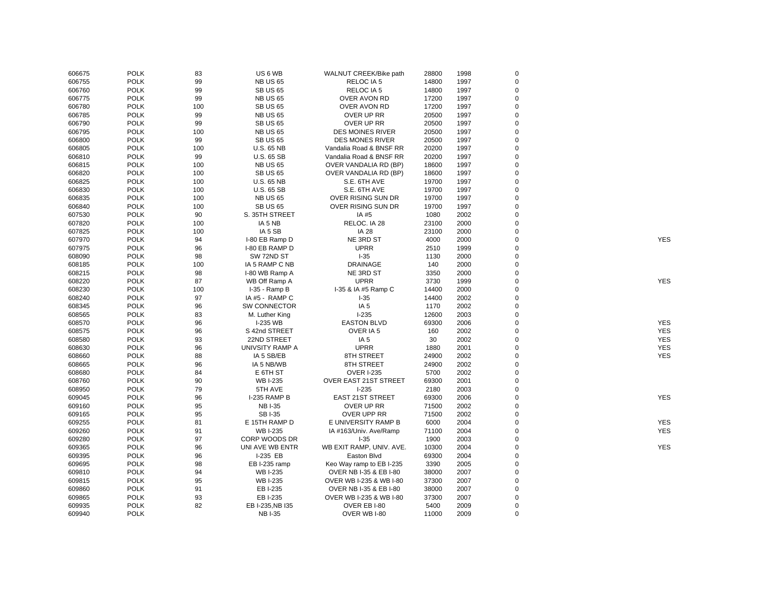| | | | | | | | | |
|---|---|---|---|---|---|---|---|---|
| 606675 | POLK | 83 | US 6 WB | WALNUT CREEK/Bike path | 28800 | 1998 | 0 | |
| 606755 | POLK | 99 | NB US 65 | RELOC IA 5 | 14800 | 1997 | 0 | |
| 606760 | POLK | 99 | SB US 65 | RELOC IA 5 | 14800 | 1997 | 0 | |
| 606775 | POLK | 99 | NB US 65 | OVER AVON RD | 17200 | 1997 | 0 | |
| 606780 | POLK | 100 | SB US 65 | OVER AVON RD | 17200 | 1997 | 0 | |
| 606785 | POLK | 99 | NB US 65 | OVER UP RR | 20500 | 1997 | 0 | |
| 606790 | POLK | 99 | SB US 65 | OVER UP RR | 20500 | 1997 | 0 | |
| 606795 | POLK | 100 | NB US 65 | DES MOINES RIVER | 20500 | 1997 | 0 | |
| 606800 | POLK | 99 | SB US 65 | DES MONES RIVER | 20500 | 1997 | 0 | |
| 606805 | POLK | 100 | U.S. 65 NB | Vandalia Road & BNSF RR | 20200 | 1997 | 0 | |
| 606810 | POLK | 99 | U.S. 65 SB | Vandalia Road & BNSF RR | 20200 | 1997 | 0 | |
| 606815 | POLK | 100 | NB US 65 | OVER VANDALIA RD (BP) | 18600 | 1997 | 0 | |
| 606820 | POLK | 100 | SB US 65 | OVER VANDALIA RD (BP) | 18600 | 1997 | 0 | |
| 606825 | POLK | 100 | U.S. 65 NB | S.E. 6TH AVE | 19700 | 1997 | 0 | |
| 606830 | POLK | 100 | U.S. 65 SB | S.E. 6TH AVE | 19700 | 1997 | 0 | |
| 606835 | POLK | 100 | NB US 65 | OVER RISING SUN DR | 19700 | 1997 | 0 | |
| 606840 | POLK | 100 | SB US 65 | OVER RISING SUN DR | 19700 | 1997 | 0 | |
| 607530 | POLK | 90 | S. 35TH STREET | IA #5 | 1080 | 2002 | 0 | |
| 607820 | POLK | 100 | IA 5 NB | RELOC. IA 28 | 23100 | 2000 | 0 | |
| 607825 | POLK | 100 | IA 5 SB | IA 28 | 23100 | 2000 | 0 | |
| 607970 | POLK | 94 | I-80 EB Ramp D | NE 3RD ST | 4000 | 2000 | 0 | YES |
| 607975 | POLK | 96 | I-80 EB RAMP D | UPRR | 2510 | 1999 | 0 | |
| 608090 | POLK | 98 | SW 72ND ST | I-35 | 1130 | 2000 | 0 | |
| 608185 | POLK | 100 | IA 5 RAMP C NB | DRAINAGE | 140 | 2000 | 0 | |
| 608215 | POLK | 98 | I-80 WB Ramp A | NE 3RD ST | 3350 | 2000 | 0 | |
| 608220 | POLK | 87 | WB Off Ramp A | UPRR | 3730 | 1999 | 0 | YES |
| 608230 | POLK | 100 | I-35 - Ramp B | I-35 & IA #5 Ramp C | 14400 | 2000 | 0 | |
| 608240 | POLK | 97 | IA #5 - RAMP C | I-35 | 14400 | 2002 | 0 | |
| 608345 | POLK | 96 | SW CONNECTOR | IA 5 | 1170 | 2002 | 0 | |
| 608565 | POLK | 83 | M. Luther King | I-235 | 12600 | 2003 | 0 | |
| 608570 | POLK | 96 | I-235 WB | EASTON BLVD | 69300 | 2006 | 0 | YES |
| 608575 | POLK | 96 | S 42nd STREET | OVER IA 5 | 160 | 2002 | 0 | YES |
| 608580 | POLK | 93 | 22ND STREET | IA 5 | 30 | 2002 | 0 | YES |
| 608630 | POLK | 96 | UNIVSITY RAMP A | UPRR | 1880 | 2001 | 0 | YES |
| 608660 | POLK | 88 | IA 5 SB/EB | 8TH STREET | 24900 | 2002 | 0 | YES |
| 608665 | POLK | 96 | IA 5 NB/WB | 8TH STREET | 24900 | 2002 | 0 | |
| 608680 | POLK | 84 | E 6TH ST | OVER I-235 | 5700 | 2002 | 0 | |
| 608760 | POLK | 90 | WB I-235 | OVER EAST 21ST STREET | 69300 | 2001 | 0 | |
| 608950 | POLK | 79 | 5TH AVE | I-235 | 2180 | 2003 | 0 | |
| 609045 | POLK | 96 | I-235 RAMP B | EAST 21ST STREET | 69300 | 2006 | 0 | YES |
| 609160 | POLK | 95 | NB I-35 | OVER UP RR | 71500 | 2002 | 0 | |
| 609165 | POLK | 95 | SB I-35 | OVER UPP RR | 71500 | 2002 | 0 | |
| 609255 | POLK | 81 | E 15TH RAMP D | E UNIVERSITY RAMP B | 6000 | 2004 | 0 | YES |
| 609260 | POLK | 91 | WB I-235 | IA #163/Univ. Ave/Ramp | 71100 | 2004 | 0 | YES |
| 609280 | POLK | 97 | CORP WOODS DR | I-35 | 1900 | 2003 | 0 | |
| 609365 | POLK | 96 | UNI AVE WB ENTR | WB EXIT RAMP, UNIV. AVE. | 10300 | 2004 | 0 | YES |
| 609395 | POLK | 96 | I-235 EB | Easton Blvd | 69300 | 2004 | 0 | |
| 609695 | POLK | 98 | EB I-235 ramp | Keo Way ramp to EB I-235 | 3390 | 2005 | 0 | |
| 609810 | POLK | 94 | WB I-235 | OVER NB I-35 & EB I-80 | 38000 | 2007 | 0 | |
| 609815 | POLK | 95 | WB I-235 | OVER WB I-235 & WB I-80 | 37300 | 2007 | 0 | |
| 609860 | POLK | 91 | EB I-235 | OVER NB I-35 & EB I-80 | 38000 | 2007 | 0 | |
| 609865 | POLK | 93 | EB I-235 | OVER WB I-235 & WB I-80 | 37300 | 2007 | 0 | |
| 609935 | POLK | 82 | EB I-235,NB I35 | OVER EB I-80 | 5400 | 2009 | 0 | |
| 609940 | POLK | | NB I-35 | OVER WB I-80 | 11000 | 2009 | 0 | |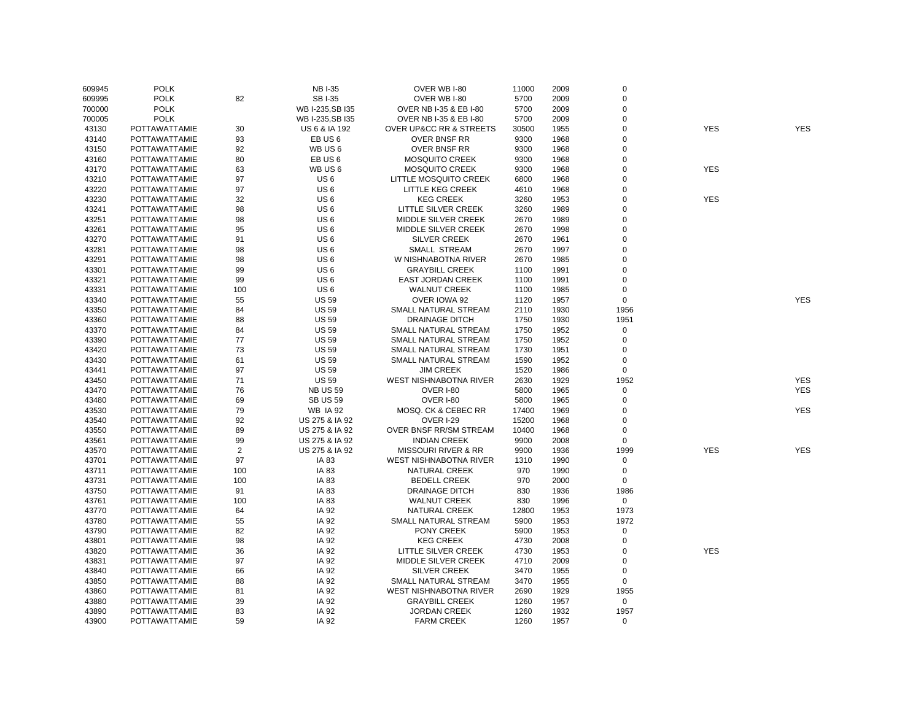| | | | | | | | | | |
|---|---|---|---|---|---|---|---|---|---|
| 609945 | POLK | | NB I-35 | OVER WB I-80 | 11000 | 2009 | 0 | | |
| 609995 | POLK | 82 | SB I-35 | OVER WB I-80 | 5700 | 2009 | 0 | | |
| 700000 | POLK | | WB I-235,SB I35 | OVER NB I-35 & EB I-80 | 5700 | 2009 | 0 | | |
| 700005 | POLK | | WB I-235,SB I35 | OVER NB I-35 & EB I-80 | 5700 | 2009 | 0 | | |
| 43130 | POTTAWATTAMIE | 30 | US 6 & IA 192 | OVER UP&CC RR & STREETS | 30500 | 1955 | 0 | YES | YES |
| 43140 | POTTAWATTAMIE | 93 | EB US 6 | OVER BNSF RR | 9300 | 1968 | 0 | | |
| 43150 | POTTAWATTAMIE | 92 | WB US 6 | OVER BNSF RR | 9300 | 1968 | 0 | | |
| 43160 | POTTAWATTAMIE | 80 | EB US 6 | MOSQUITO CREEK | 9300 | 1968 | 0 | | |
| 43170 | POTTAWATTAMIE | 63 | WB US 6 | MOSQUITO CREEK | 9300 | 1968 | 0 | YES | |
| 43210 | POTTAWATTAMIE | 97 | US 6 | LITTLE MOSQUITO CREEK | 6800 | 1968 | 0 | | |
| 43220 | POTTAWATTAMIE | 97 | US 6 | LITTLE KEG CREEK | 4610 | 1968 | 0 | | |
| 43230 | POTTAWATTAMIE | 32 | US 6 | KEG CREEK | 3260 | 1953 | 0 | YES | |
| 43241 | POTTAWATTAMIE | 98 | US 6 | LITTLE SILVER CREEK | 3260 | 1989 | 0 | | |
| 43251 | POTTAWATTAMIE | 98 | US 6 | MIDDLE SILVER CREEK | 2670 | 1989 | 0 | | |
| 43261 | POTTAWATTAMIE | 95 | US 6 | MIDDLE SILVER CREEK | 2670 | 1998 | 0 | | |
| 43270 | POTTAWATTAMIE | 91 | US 6 | SILVER CREEK | 2670 | 1961 | 0 | | |
| 43281 | POTTAWATTAMIE | 98 | US 6 | SMALL STREAM | 2670 | 1997 | 0 | | |
| 43291 | POTTAWATTAMIE | 98 | US 6 | W NISHNABOTNA RIVER | 2670 | 1985 | 0 | | |
| 43301 | POTTAWATTAMIE | 99 | US 6 | GRAYBILL CREEK | 1100 | 1991 | 0 | | |
| 43321 | POTTAWATTAMIE | 99 | US 6 | EAST JORDAN CREEK | 1100 | 1991 | 0 | | |
| 43331 | POTTAWATTAMIE | 100 | US 6 | WALNUT CREEK | 1100 | 1985 | 0 | | |
| 43340 | POTTAWATTAMIE | 55 | US 59 | OVER IOWA 92 | 1120 | 1957 | 0 | | YES |
| 43350 | POTTAWATTAMIE | 84 | US 59 | SMALL NATURAL STREAM | 2110 | 1930 | 1956 | | |
| 43360 | POTTAWATTAMIE | 88 | US 59 | DRAINAGE DITCH | 1750 | 1930 | 1951 | | |
| 43370 | POTTAWATTAMIE | 84 | US 59 | SMALL NATURAL STREAM | 1750 | 1952 | 0 | | |
| 43390 | POTTAWATTAMIE | 77 | US 59 | SMALL NATURAL STREAM | 1750 | 1952 | 0 | | |
| 43420 | POTTAWATTAMIE | 73 | US 59 | SMALL NATURAL STREAM | 1730 | 1951 | 0 | | |
| 43430 | POTTAWATTAMIE | 61 | US 59 | SMALL NATURAL STREAM | 1590 | 1952 | 0 | | |
| 43441 | POTTAWATTAMIE | 97 | US 59 | JIM CREEK | 1520 | 1986 | 0 | | |
| 43450 | POTTAWATTAMIE | 71 | US 59 | WEST NISHNABOTNA RIVER | 2630 | 1929 | 1952 | | YES |
| 43470 | POTTAWATTAMIE | 76 | NB US 59 | OVER I-80 | 5800 | 1965 | 0 | | YES |
| 43480 | POTTAWATTAMIE | 69 | SB US 59 | OVER I-80 | 5800 | 1965 | 0 | | |
| 43530 | POTTAWATTAMIE | 79 | WB IA 92 | MOSQ. CK & CEBEC RR | 17400 | 1969 | 0 | | YES |
| 43540 | POTTAWATTAMIE | 92 | US 275 & IA 92 | OVER I-29 | 15200 | 1968 | 0 | | |
| 43550 | POTTAWATTAMIE | 89 | US 275 & IA 92 | OVER BNSF RR/SM STREAM | 10400 | 1968 | 0 | | |
| 43561 | POTTAWATTAMIE | 99 | US 275 & IA 92 | INDIAN CREEK | 9900 | 2008 | 0 | | |
| 43570 | POTTAWATTAMIE | 2 | US 275 & IA 92 | MISSOURI RIVER & RR | 9900 | 1936 | 1999 | YES | YES |
| 43701 | POTTAWATTAMIE | 97 | IA 83 | WEST NISHNABOTNA RIVER | 1310 | 1990 | 0 | | |
| 43711 | POTTAWATTAMIE | 100 | IA 83 | NATURAL CREEK | 970 | 1990 | 0 | | |
| 43731 | POTTAWATTAMIE | 100 | IA 83 | BEDELL CREEK | 970 | 2000 | 0 | | |
| 43750 | POTTAWATTAMIE | 91 | IA 83 | DRAINAGE DITCH | 830 | 1936 | 1986 | | |
| 43761 | POTTAWATTAMIE | 100 | IA 83 | WALNUT CREEK | 830 | 1996 | 0 | | |
| 43770 | POTTAWATTAMIE | 64 | IA 92 | NATURAL CREEK | 12800 | 1953 | 1973 | | |
| 43780 | POTTAWATTAMIE | 55 | IA 92 | SMALL NATURAL STREAM | 5900 | 1953 | 1972 | | |
| 43790 | POTTAWATTAMIE | 82 | IA 92 | PONY CREEK | 5900 | 1953 | 0 | | |
| 43801 | POTTAWATTAMIE | 98 | IA 92 | KEG CREEK | 4730 | 2008 | 0 | | |
| 43820 | POTTAWATTAMIE | 36 | IA 92 | LITTLE SILVER CREEK | 4730 | 1953 | 0 | YES | |
| 43831 | POTTAWATTAMIE | 97 | IA 92 | MIDDLE SILVER CREEK | 4710 | 2009 | 0 | | |
| 43840 | POTTAWATTAMIE | 66 | IA 92 | SILVER CREEK | 3470 | 1955 | 0 | | |
| 43850 | POTTAWATTAMIE | 88 | IA 92 | SMALL NATURAL STREAM | 3470 | 1955 | 0 | | |
| 43860 | POTTAWATTAMIE | 81 | IA 92 | WEST NISHNABOTNA RIVER | 2690 | 1929 | 1955 | | |
| 43880 | POTTAWATTAMIE | 39 | IA 92 | GRAYBILL CREEK | 1260 | 1957 | 0 | | |
| 43890 | POTTAWATTAMIE | 83 | IA 92 | JORDAN CREEK | 1260 | 1932 | 1957 | | |
| 43900 | POTTAWATTAMIE | 59 | IA 92 | FARM CREEK | 1260 | 1957 | 0 | | |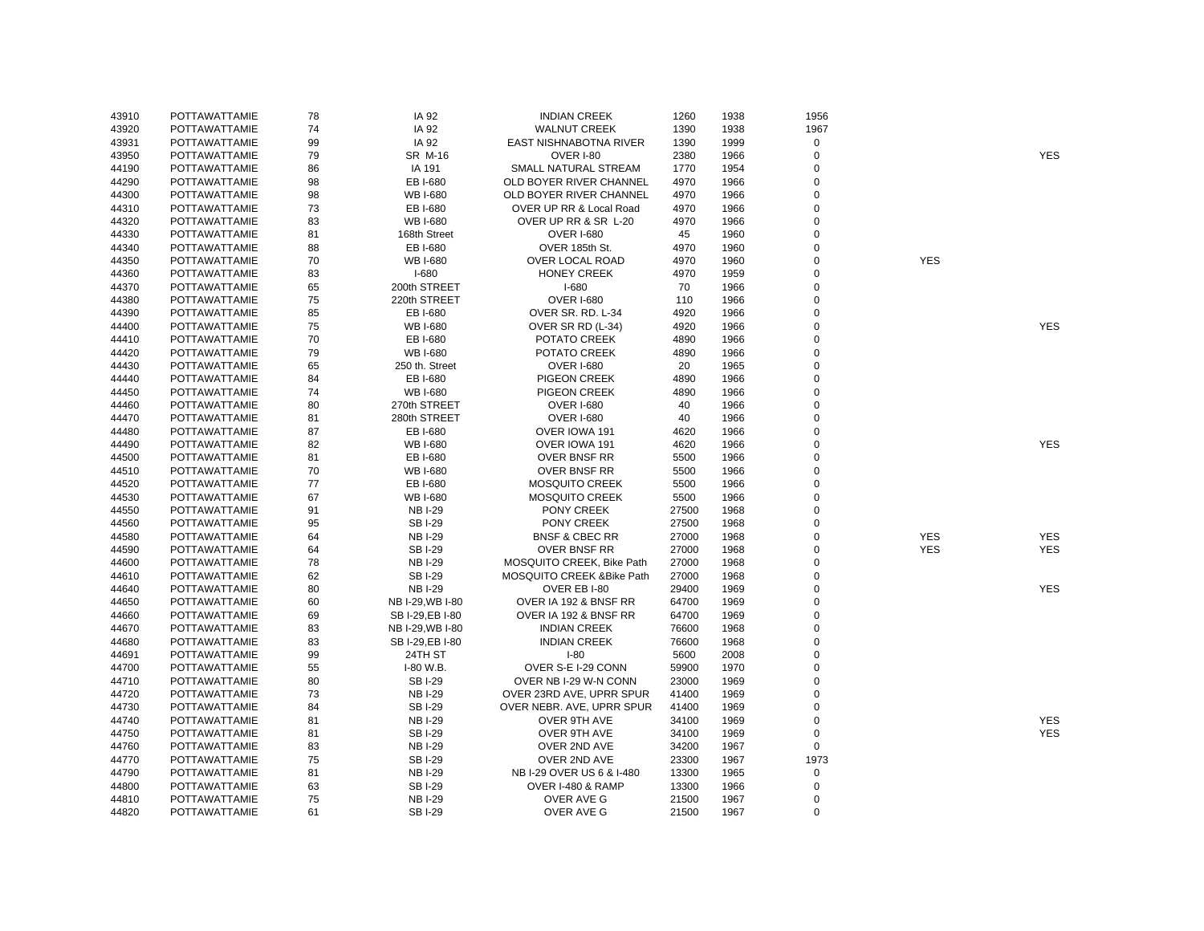| | | | | | | | | | |
|---|---|---|---|---|---|---|---|---|---|
| 43910 | POTTAWATTAMIE | 78 | IA 92 | INDIAN CREEK | 1260 | 1938 | 1956 | | |
| 43920 | POTTAWATTAMIE | 74 | IA 92 | WALNUT CREEK | 1390 | 1938 | 1967 | | |
| 43931 | POTTAWATTAMIE | 99 | IA 92 | EAST NISHNABOTNA RIVER | 1390 | 1999 | 0 | | |
| 43950 | POTTAWATTAMIE | 79 | SR M-16 | OVER I-80 | 2380 | 1966 | 0 | | YES |
| 44190 | POTTAWATTAMIE | 86 | IA 191 | SMALL NATURAL STREAM | 1770 | 1954 | 0 | | |
| 44290 | POTTAWATTAMIE | 98 | EB I-680 | OLD BOYER RIVER CHANNEL | 4970 | 1966 | 0 | | |
| 44300 | POTTAWATTAMIE | 98 | WB I-680 | OLD BOYER RIVER CHANNEL | 4970 | 1966 | 0 | | |
| 44310 | POTTAWATTAMIE | 73 | EB I-680 | OVER UP RR & Local Road | 4970 | 1966 | 0 | | |
| 44320 | POTTAWATTAMIE | 83 | WB I-680 | OVER UP RR & SR L-20 | 4970 | 1966 | 0 | | |
| 44330 | POTTAWATTAMIE | 81 | 168th Street | OVER I-680 | 45 | 1960 | 0 | | |
| 44340 | POTTAWATTAMIE | 88 | EB I-680 | OVER 185th St. | 4970 | 1960 | 0 | | |
| 44350 | POTTAWATTAMIE | 70 | WB I-680 | OVER LOCAL ROAD | 4970 | 1960 | 0 | YES | |
| 44360 | POTTAWATTAMIE | 83 | I-680 | HONEY CREEK | 4970 | 1959 | 0 | | |
| 44370 | POTTAWATTAMIE | 65 | 200th STREET | I-680 | 70 | 1966 | 0 | | |
| 44380 | POTTAWATTAMIE | 75 | 220th STREET | OVER I-680 | 110 | 1966 | 0 | | |
| 44390 | POTTAWATTAMIE | 85 | EB I-680 | OVER SR. RD. L-34 | 4920 | 1966 | 0 | | |
| 44400 | POTTAWATTAMIE | 75 | WB I-680 | OVER SR RD (L-34) | 4920 | 1966 | 0 | | YES |
| 44410 | POTTAWATTAMIE | 70 | EB I-680 | POTATO CREEK | 4890 | 1966 | 0 | | |
| 44420 | POTTAWATTAMIE | 79 | WB I-680 | POTATO CREEK | 4890 | 1966 | 0 | | |
| 44430 | POTTAWATTAMIE | 65 | 250 th. Street | OVER I-680 | 20 | 1965 | 0 | | |
| 44440 | POTTAWATTAMIE | 84 | EB I-680 | PIGEON CREEK | 4890 | 1966 | 0 | | |
| 44450 | POTTAWATTAMIE | 74 | WB I-680 | PIGEON CREEK | 4890 | 1966 | 0 | | |
| 44460 | POTTAWATTAMIE | 80 | 270th STREET | OVER I-680 | 40 | 1966 | 0 | | |
| 44470 | POTTAWATTAMIE | 81 | 280th STREET | OVER I-680 | 40 | 1966 | 0 | | |
| 44480 | POTTAWATTAMIE | 87 | EB I-680 | OVER IOWA 191 | 4620 | 1966 | 0 | | |
| 44490 | POTTAWATTAMIE | 82 | WB I-680 | OVER IOWA 191 | 4620 | 1966 | 0 | | YES |
| 44500 | POTTAWATTAMIE | 81 | EB I-680 | OVER BNSF RR | 5500 | 1966 | 0 | | |
| 44510 | POTTAWATTAMIE | 70 | WB I-680 | OVER BNSF RR | 5500 | 1966 | 0 | | |
| 44520 | POTTAWATTAMIE | 77 | EB I-680 | MOSQUITO CREEK | 5500 | 1966 | 0 | | |
| 44530 | POTTAWATTAMIE | 67 | WB I-680 | MOSQUITO CREEK | 5500 | 1966 | 0 | | |
| 44550 | POTTAWATTAMIE | 91 | NB I-29 | PONY CREEK | 27500 | 1968 | 0 | | |
| 44560 | POTTAWATTAMIE | 95 | SB I-29 | PONY CREEK | 27500 | 1968 | 0 | | |
| 44580 | POTTAWATTAMIE | 64 | NB I-29 | BNSF & CBEC RR | 27000 | 1968 | 0 | YES | YES |
| 44590 | POTTAWATTAMIE | 64 | SB I-29 | OVER BNSF RR | 27000 | 1968 | 0 | YES | YES |
| 44600 | POTTAWATTAMIE | 78 | NB I-29 | MOSQUITO CREEK, Bike Path | 27000 | 1968 | 0 | | |
| 44610 | POTTAWATTAMIE | 62 | SB I-29 | MOSQUITO CREEK &Bike Path | 27000 | 1968 | 0 | | |
| 44640 | POTTAWATTAMIE | 80 | NB I-29 | OVER EB I-80 | 29400 | 1969 | 0 | | YES |
| 44650 | POTTAWATTAMIE | 60 | NB I-29,WB I-80 | OVER IA 192 & BNSF RR | 64700 | 1969 | 0 | | |
| 44660 | POTTAWATTAMIE | 69 | SB I-29,EB I-80 | OVER IA 192 & BNSF RR | 64700 | 1969 | 0 | | |
| 44670 | POTTAWATTAMIE | 83 | NB I-29,WB I-80 | INDIAN CREEK | 76600 | 1968 | 0 | | |
| 44680 | POTTAWATTAMIE | 83 | SB I-29,EB I-80 | INDIAN CREEK | 76600 | 1968 | 0 | | |
| 44691 | POTTAWATTAMIE | 99 | 24TH ST | I-80 | 5600 | 2008 | 0 | | |
| 44700 | POTTAWATTAMIE | 55 | I-80 W.B. | OVER S-E I-29 CONN | 59900 | 1970 | 0 | | |
| 44710 | POTTAWATTAMIE | 80 | SB I-29 | OVER NB I-29 W-N CONN | 23000 | 1969 | 0 | | |
| 44720 | POTTAWATTAMIE | 73 | NB I-29 | OVER 23RD AVE, UPRR SPUR | 41400 | 1969 | 0 | | |
| 44730 | POTTAWATTAMIE | 84 | SB I-29 | OVER NEBR. AVE, UPRR SPUR | 41400 | 1969 | 0 | | |
| 44740 | POTTAWATTAMIE | 81 | NB I-29 | OVER 9TH AVE | 34100 | 1969 | 0 | | YES |
| 44750 | POTTAWATTAMIE | 81 | SB I-29 | OVER 9TH AVE | 34100 | 1969 | 0 | | YES |
| 44760 | POTTAWATTAMIE | 83 | NB I-29 | OVER 2ND AVE | 34200 | 1967 | 0 | | |
| 44770 | POTTAWATTAMIE | 75 | SB I-29 | OVER 2ND AVE | 23300 | 1967 | 1973 | | |
| 44790 | POTTAWATTAMIE | 81 | NB I-29 | NB I-29 OVER US 6 & I-480 | 13300 | 1965 | 0 | | |
| 44800 | POTTAWATTAMIE | 63 | SB I-29 | OVER I-480 & RAMP | 13300 | 1966 | 0 | | |
| 44810 | POTTAWATTAMIE | 75 | NB I-29 | OVER AVE G | 21500 | 1967 | 0 | | |
| 44820 | POTTAWATTAMIE | 61 | SB I-29 | OVER AVE G | 21500 | 1967 | 0 | | |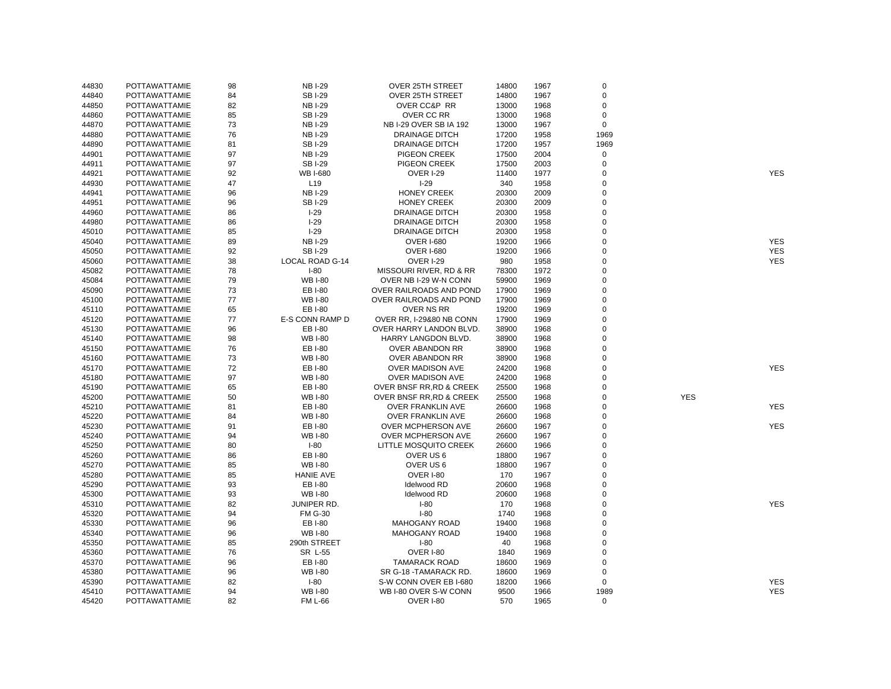| | | | | | | | | | |
|---|---|---|---|---|---|---|---|---|---|
| 44830 | POTTAWATTAMIE | 98 | NB I-29 | OVER 25TH STREET | 14800 | 1967 | 0 | | |
| 44840 | POTTAWATTAMIE | 84 | SB I-29 | OVER 25TH STREET | 14800 | 1967 | 0 | | |
| 44850 | POTTAWATTAMIE | 82 | NB I-29 | OVER CC&P RR | 13000 | 1968 | 0 | | |
| 44860 | POTTAWATTAMIE | 85 | SB I-29 | OVER CC RR | 13000 | 1968 | 0 | | |
| 44870 | POTTAWATTAMIE | 73 | NB I-29 | NB I-29 OVER SB IA 192 | 13000 | 1967 | 0 | | |
| 44880 | POTTAWATTAMIE | 76 | NB I-29 | DRAINAGE DITCH | 17200 | 1958 | 1969 | | |
| 44890 | POTTAWATTAMIE | 81 | SB I-29 | DRAINAGE DITCH | 17200 | 1957 | 1969 | | |
| 44901 | POTTAWATTAMIE | 97 | NB I-29 | PIGEON CREEK | 17500 | 2004 | 0 | | |
| 44911 | POTTAWATTAMIE | 97 | SB I-29 | PIGEON CREEK | 17500 | 2003 | 0 | | |
| 44921 | POTTAWATTAMIE | 92 | WB I-680 | OVER I-29 | 11400 | 1977 | 0 | | YES |
| 44930 | POTTAWATTAMIE | 47 | L19 | I-29 | 340 | 1958 | 0 | | |
| 44941 | POTTAWATTAMIE | 96 | NB I-29 | HONEY CREEK | 20300 | 2009 | 0 | | |
| 44951 | POTTAWATTAMIE | 96 | SB I-29 | HONEY CREEK | 20300 | 2009 | 0 | | |
| 44960 | POTTAWATTAMIE | 86 | I-29 | DRAINAGE DITCH | 20300 | 1958 | 0 | | |
| 44980 | POTTAWATTAMIE | 86 | I-29 | DRAINAGE DITCH | 20300 | 1958 | 0 | | |
| 45010 | POTTAWATTAMIE | 85 | I-29 | DRAINAGE DITCH | 20300 | 1958 | 0 | | |
| 45040 | POTTAWATTAMIE | 89 | NB I-29 | OVER I-680 | 19200 | 1966 | 0 | | YES |
| 45050 | POTTAWATTAMIE | 92 | SB I-29 | OVER I-680 | 19200 | 1966 | 0 | | YES |
| 45060 | POTTAWATTAMIE | 38 | LOCAL ROAD G-14 | OVER I-29 | 980 | 1958 | 0 | | YES |
| 45082 | POTTAWATTAMIE | 78 | I-80 | MISSOURI RIVER, RD & RR | 78300 | 1972 | 0 | | |
| 45084 | POTTAWATTAMIE | 79 | WB I-80 | OVER NB I-29 W-N CONN | 59900 | 1969 | 0 | | |
| 45090 | POTTAWATTAMIE | 73 | EB I-80 | OVER RAILROADS AND POND | 17900 | 1969 | 0 | | |
| 45100 | POTTAWATTAMIE | 77 | WB I-80 | OVER RAILROADS AND POND | 17900 | 1969 | 0 | | |
| 45110 | POTTAWATTAMIE | 65 | EB I-80 | OVER NS RR | 19200 | 1969 | 0 | | |
| 45120 | POTTAWATTAMIE | 77 | E-S CONN RAMP D | OVER RR, I-29&80 NB CONN | 17900 | 1969 | 0 | | |
| 45130 | POTTAWATTAMIE | 96 | EB I-80 | OVER HARRY LANDON BLVD. | 38900 | 1968 | 0 | | |
| 45140 | POTTAWATTAMIE | 98 | WB I-80 | HARRY LANGDON BLVD. | 38900 | 1968 | 0 | | |
| 45150 | POTTAWATTAMIE | 76 | EB I-80 | OVER ABANDON RR | 38900 | 1968 | 0 | | |
| 45160 | POTTAWATTAMIE | 73 | WB I-80 | OVER ABANDON RR | 38900 | 1968 | 0 | | |
| 45170 | POTTAWATTAMIE | 72 | EB I-80 | OVER MADISON AVE | 24200 | 1968 | 0 | | YES |
| 45180 | POTTAWATTAMIE | 97 | WB I-80 | OVER MADISON AVE | 24200 | 1968 | 0 | | |
| 45190 | POTTAWATTAMIE | 65 | EB I-80 | OVER BNSF RR,RD & CREEK | 25500 | 1968 | 0 | | |
| 45200 | POTTAWATTAMIE | 50 | WB I-80 | OVER BNSF RR,RD & CREEK | 25500 | 1968 | 0 | YES | |
| 45210 | POTTAWATTAMIE | 81 | EB I-80 | OVER FRANKLIN AVE | 26600 | 1968 | 0 | | YES |
| 45220 | POTTAWATTAMIE | 84 | WB I-80 | OVER FRANKLIN AVE | 26600 | 1968 | 0 | | |
| 45230 | POTTAWATTAMIE | 91 | EB I-80 | OVER MCPHERSON AVE | 26600 | 1967 | 0 | | YES |
| 45240 | POTTAWATTAMIE | 94 | WB I-80 | OVER MCPHERSON AVE | 26600 | 1967 | 0 | | |
| 45250 | POTTAWATTAMIE | 80 | I-80 | LITTLE MOSQUITO CREEK | 26600 | 1966 | 0 | | |
| 45260 | POTTAWATTAMIE | 86 | EB I-80 | OVER US 6 | 18800 | 1967 | 0 | | |
| 45270 | POTTAWATTAMIE | 85 | WB I-80 | OVER US 6 | 18800 | 1967 | 0 | | |
| 45280 | POTTAWATTAMIE | 85 | HANIE AVE | OVER I-80 | 170 | 1967 | 0 | | |
| 45290 | POTTAWATTAMIE | 93 | EB I-80 | Idelwood RD | 20600 | 1968 | 0 | | |
| 45300 | POTTAWATTAMIE | 93 | WB I-80 | Idelwood RD | 20600 | 1968 | 0 | | |
| 45310 | POTTAWATTAMIE | 82 | JUNIPER RD. | I-80 | 170 | 1968 | 0 | | YES |
| 45320 | POTTAWATTAMIE | 94 | FM G-30 | I-80 | 1740 | 1968 | 0 | | |
| 45330 | POTTAWATTAMIE | 96 | EB I-80 | MAHOGANY ROAD | 19400 | 1968 | 0 | | |
| 45340 | POTTAWATTAMIE | 96 | WB I-80 | MAHOGANY ROAD | 19400 | 1968 | 0 | | |
| 45350 | POTTAWATTAMIE | 85 | 290th STREET | I-80 | 40 | 1968 | 0 | | |
| 45360 | POTTAWATTAMIE | 76 | SR L-55 | OVER I-80 | 1840 | 1969 | 0 | | |
| 45370 | POTTAWATTAMIE | 96 | EB I-80 | TAMARACK ROAD | 18600 | 1969 | 0 | | |
| 45380 | POTTAWATTAMIE | 96 | WB I-80 | SR G-18 -TAMARACK RD. | 18600 | 1969 | 0 | | |
| 45390 | POTTAWATTAMIE | 82 | I-80 | S-W CONN OVER EB I-680 | 18200 | 1966 | 0 | | YES |
| 45410 | POTTAWATTAMIE | 94 | WB I-80 | WB I-80 OVER S-W CONN | 9500 | 1966 | 1989 | | YES |
| 45420 | POTTAWATTAMIE | 82 | FM L-66 | OVER I-80 | 570 | 1965 | 0 | | |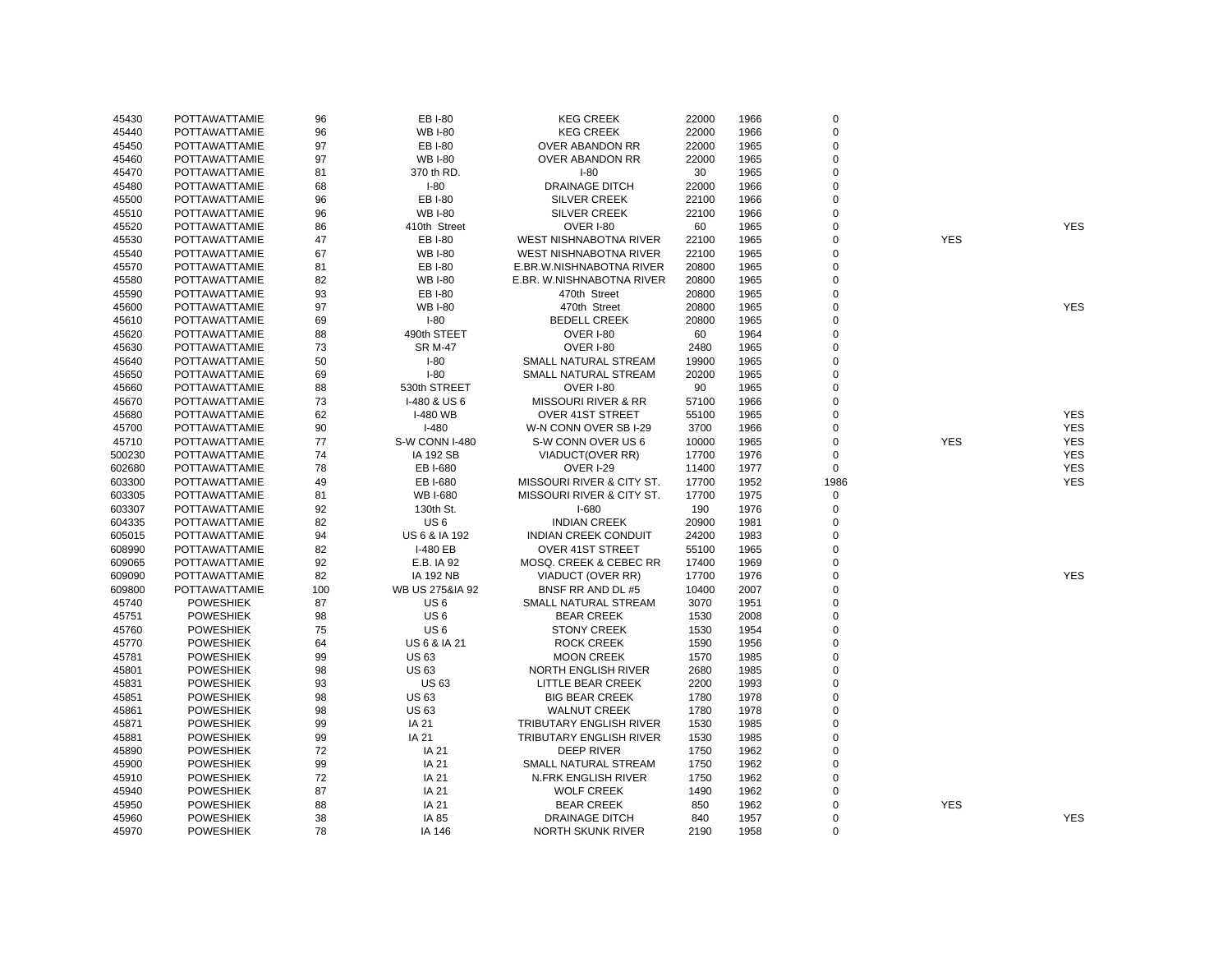| | | | | | | | | | |
|---|---|---|---|---|---|---|---|---|---|
| 45430 | POTTAWATTAMIE | 96 | EB I-80 | KEG CREEK | 22000 | 1966 | 0 | | |
| 45440 | POTTAWATTAMIE | 96 | WB I-80 | KEG CREEK | 22000 | 1966 | 0 | | |
| 45450 | POTTAWATTAMIE | 97 | EB I-80 | OVER ABANDON RR | 22000 | 1965 | 0 | | |
| 45460 | POTTAWATTAMIE | 97 | WB I-80 | OVER ABANDON RR | 22000 | 1965 | 0 | | |
| 45470 | POTTAWATTAMIE | 81 | 370 th RD. | I-80 | 30 | 1965 | 0 | | |
| 45480 | POTTAWATTAMIE | 68 | I-80 | DRAINAGE DITCH | 22000 | 1966 | 0 | | |
| 45500 | POTTAWATTAMIE | 96 | EB I-80 | SILVER CREEK | 22100 | 1966 | 0 | | |
| 45510 | POTTAWATTAMIE | 96 | WB I-80 | SILVER CREEK | 22100 | 1966 | 0 | | |
| 45520 | POTTAWATTAMIE | 86 | 410th Street | OVER I-80 | 60 | 1965 | 0 | | YES |
| 45530 | POTTAWATTAMIE | 47 | EB I-80 | WEST NISHNABOTNA RIVER | 22100 | 1965 | 0 | YES | |
| 45540 | POTTAWATTAMIE | 67 | WB I-80 | WEST NISHNABOTNA RIVER | 22100 | 1965 | 0 | | |
| 45570 | POTTAWATTAMIE | 81 | EB I-80 | E.BR.W.NISHNABOTNA RIVER | 20800 | 1965 | 0 | | |
| 45580 | POTTAWATTAMIE | 82 | WB I-80 | E.BR. W.NISHNABOTNA RIVER | 20800 | 1965 | 0 | | |
| 45590 | POTTAWATTAMIE | 93 | EB I-80 | 470th Street | 20800 | 1965 | 0 | | |
| 45600 | POTTAWATTAMIE | 97 | WB I-80 | 470th Street | 20800 | 1965 | 0 | | YES |
| 45610 | POTTAWATTAMIE | 69 | I-80 | BEDELL CREEK | 20800 | 1965 | 0 | | |
| 45620 | POTTAWATTAMIE | 88 | 490th STEET | OVER I-80 | 60 | 1964 | 0 | | |
| 45630 | POTTAWATTAMIE | 73 | SR M-47 | OVER I-80 | 2480 | 1965 | 0 | | |
| 45640 | POTTAWATTAMIE | 50 | I-80 | SMALL NATURAL STREAM | 19900 | 1965 | 0 | | |
| 45650 | POTTAWATTAMIE | 69 | I-80 | SMALL NATURAL STREAM | 20200 | 1965 | 0 | | |
| 45660 | POTTAWATTAMIE | 88 | 530th STREET | OVER I-80 | 90 | 1965 | 0 | | |
| 45670 | POTTAWATTAMIE | 73 | I-480 & US 6 | MISSOURI RIVER & RR | 57100 | 1966 | 0 | | |
| 45680 | POTTAWATTAMIE | 62 | I-480 WB | OVER 41ST STREET | 55100 | 1965 | 0 | | YES |
| 45700 | POTTAWATTAMIE | 90 | I-480 | W-N CONN OVER SB I-29 | 3700 | 1966 | 0 | | YES |
| 45710 | POTTAWATTAMIE | 77 | S-W CONN I-480 | S-W CONN OVER US 6 | 10000 | 1965 | 0 | YES | YES |
| 500230 | POTTAWATTAMIE | 74 | IA 192 SB | VIADUCT(OVER RR) | 17700 | 1976 | 0 | | YES |
| 602680 | POTTAWATTAMIE | 78 | EB I-680 | OVER I-29 | 11400 | 1977 | 0 | | YES |
| 603300 | POTTAWATTAMIE | 49 | EB I-680 | MISSOURI RIVER & CITY ST. | 17700 | 1952 | 1986 | | YES |
| 603305 | POTTAWATTAMIE | 81 | WB I-680 | MISSOURI RIVER & CITY ST. | 17700 | 1975 | 0 | | |
| 603307 | POTTAWATTAMIE | 92 | 130th St. | I-680 | 190 | 1976 | 0 | | |
| 604335 | POTTAWATTAMIE | 82 | US 6 | INDIAN CREEK | 20900 | 1981 | 0 | | |
| 605015 | POTTAWATTAMIE | 94 | US 6 & IA 192 | INDIAN CREEK CONDUIT | 24200 | 1983 | 0 | | |
| 608990 | POTTAWATTAMIE | 82 | I-480 EB | OVER 41ST STREET | 55100 | 1965 | 0 | | |
| 609065 | POTTAWATTAMIE | 92 | E.B. IA 92 | MOSQ. CREEK & CEBEC RR | 17400 | 1969 | 0 | | |
| 609090 | POTTAWATTAMIE | 82 | IA 192 NB | VIADUCT (OVER RR) | 17700 | 1976 | 0 | | YES |
| 609800 | POTTAWATTAMIE | 100 | WB US 275&IA 92 | BNSF RR AND DL #5 | 10400 | 2007 | 0 | | |
| 45740 | POWESHIEK | 87 | US 6 | SMALL NATURAL STREAM | 3070 | 1951 | 0 | | |
| 45751 | POWESHIEK | 98 | US 6 | BEAR CREEK | 1530 | 2008 | 0 | | |
| 45760 | POWESHIEK | 75 | US 6 | STONY CREEK | 1530 | 1954 | 0 | | |
| 45770 | POWESHIEK | 64 | US 6 & IA 21 | ROCK CREEK | 1590 | 1956 | 0 | | |
| 45781 | POWESHIEK | 99 | US 63 | MOON CREEK | 1570 | 1985 | 0 | | |
| 45801 | POWESHIEK | 98 | US 63 | NORTH ENGLISH RIVER | 2680 | 1985 | 0 | | |
| 45831 | POWESHIEK | 93 | US 63 | LITTLE BEAR CREEK | 2200 | 1993 | 0 | | |
| 45851 | POWESHIEK | 98 | US 63 | BIG BEAR CREEK | 1780 | 1978 | 0 | | |
| 45861 | POWESHIEK | 98 | US 63 | WALNUT CREEK | 1780 | 1978 | 0 | | |
| 45871 | POWESHIEK | 99 | IA 21 | TRIBUTARY ENGLISH RIVER | 1530 | 1985 | 0 | | |
| 45881 | POWESHIEK | 99 | IA 21 | TRIBUTARY ENGLISH RIVER | 1530 | 1985 | 0 | | |
| 45890 | POWESHIEK | 72 | IA 21 | DEEP RIVER | 1750 | 1962 | 0 | | |
| 45900 | POWESHIEK | 99 | IA 21 | SMALL NATURAL STREAM | 1750 | 1962 | 0 | | |
| 45910 | POWESHIEK | 72 | IA 21 | N.FRK ENGLISH RIVER | 1750 | 1962 | 0 | | |
| 45940 | POWESHIEK | 87 | IA 21 | WOLF CREEK | 1490 | 1962 | 0 | | |
| 45950 | POWESHIEK | 88 | IA 21 | BEAR CREEK | 850 | 1962 | 0 | YES | |
| 45960 | POWESHIEK | 38 | IA 85 | DRAINAGE DITCH | 840 | 1957 | 0 | | YES |
| 45970 | POWESHIEK | 78 | IA 146 | NORTH SKUNK RIVER | 2190 | 1958 | 0 | | |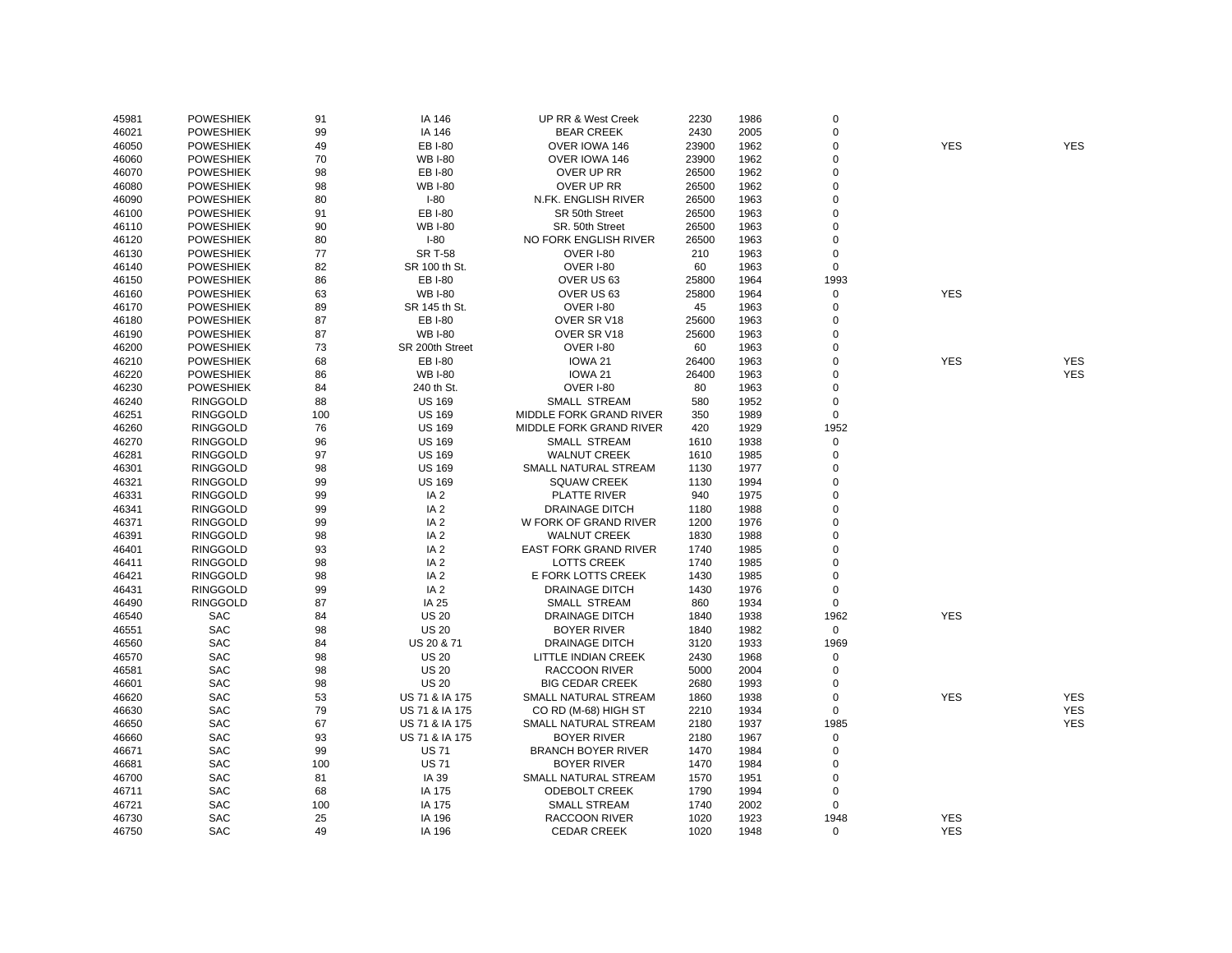| | | | | | | | | | |
|---|---|---|---|---|---|---|---|---|---|
| 45981 | POWESHIEK | 91 | IA 146 | UP RR & West Creek | 2230 | 1986 | 0 | | |
| 46021 | POWESHIEK | 99 | IA 146 | BEAR CREEK | 2430 | 2005 | 0 | | |
| 46050 | POWESHIEK | 49 | EB I-80 | OVER IOWA 146 | 23900 | 1962 | 0 | YES | YES |
| 46060 | POWESHIEK | 70 | WB I-80 | OVER IOWA 146 | 23900 | 1962 | 0 | | |
| 46070 | POWESHIEK | 98 | EB I-80 | OVER UP RR | 26500 | 1962 | 0 | | |
| 46080 | POWESHIEK | 98 | WB I-80 | OVER UP RR | 26500 | 1962 | 0 | | |
| 46090 | POWESHIEK | 80 | I-80 | N.FK. ENGLISH RIVER | 26500 | 1963 | 0 | | |
| 46100 | POWESHIEK | 91 | EB I-80 | SR 50th Street | 26500 | 1963 | 0 | | |
| 46110 | POWESHIEK | 90 | WB I-80 | SR. 50th Street | 26500 | 1963 | 0 | | |
| 46120 | POWESHIEK | 80 | I-80 | NO FORK ENGLISH RIVER | 26500 | 1963 | 0 | | |
| 46130 | POWESHIEK | 77 | SR T-58 | OVER I-80 | 210 | 1963 | 0 | | |
| 46140 | POWESHIEK | 82 | SR 100 th St. | OVER I-80 | 60 | 1963 | 0 | | |
| 46150 | POWESHIEK | 86 | EB I-80 | OVER US 63 | 25800 | 1964 | 1993 | | |
| 46160 | POWESHIEK | 63 | WB I-80 | OVER US 63 | 25800 | 1964 | 0 | YES | |
| 46170 | POWESHIEK | 89 | SR 145 th St. | OVER I-80 | 45 | 1963 | 0 | | |
| 46180 | POWESHIEK | 87 | EB I-80 | OVER SR V18 | 25600 | 1963 | 0 | | |
| 46190 | POWESHIEK | 87 | WB I-80 | OVER SR V18 | 25600 | 1963 | 0 | | |
| 46200 | POWESHIEK | 73 | SR 200th Street | OVER I-80 | 60 | 1963 | 0 | | |
| 46210 | POWESHIEK | 68 | EB I-80 | IOWA 21 | 26400 | 1963 | 0 | YES | YES |
| 46220 | POWESHIEK | 86 | WB I-80 | IOWA 21 | 26400 | 1963 | 0 | | YES |
| 46230 | POWESHIEK | 84 | 240 th St. | OVER I-80 | 80 | 1963 | 0 | | |
| 46240 | RINGGOLD | 88 | US 169 | SMALL STREAM | 580 | 1952 | 0 | | |
| 46251 | RINGGOLD | 100 | US 169 | MIDDLE FORK GRAND RIVER | 350 | 1989 | 0 | | |
| 46260 | RINGGOLD | 76 | US 169 | MIDDLE FORK GRAND RIVER | 420 | 1929 | 1952 | | |
| 46270 | RINGGOLD | 96 | US 169 | SMALL STREAM | 1610 | 1938 | 0 | | |
| 46281 | RINGGOLD | 97 | US 169 | WALNUT CREEK | 1610 | 1985 | 0 | | |
| 46301 | RINGGOLD | 98 | US 169 | SMALL NATURAL STREAM | 1130 | 1977 | 0 | | |
| 46321 | RINGGOLD | 99 | US 169 | SQUAW CREEK | 1130 | 1994 | 0 | | |
| 46331 | RINGGOLD | 99 | IA 2 | PLATTE RIVER | 940 | 1975 | 0 | | |
| 46341 | RINGGOLD | 99 | IA 2 | DRAINAGE DITCH | 1180 | 1988 | 0 | | |
| 46371 | RINGGOLD | 99 | IA 2 | W FORK OF GRAND RIVER | 1200 | 1976 | 0 | | |
| 46391 | RINGGOLD | 98 | IA 2 | WALNUT CREEK | 1830 | 1988 | 0 | | |
| 46401 | RINGGOLD | 93 | IA 2 | EAST FORK GRAND RIVER | 1740 | 1985 | 0 | | |
| 46411 | RINGGOLD | 98 | IA 2 | LOTTS CREEK | 1740 | 1985 | 0 | | |
| 46421 | RINGGOLD | 98 | IA 2 | E FORK LOTTS CREEK | 1430 | 1985 | 0 | | |
| 46431 | RINGGOLD | 99 | IA 2 | DRAINAGE DITCH | 1430 | 1976 | 0 | | |
| 46490 | RINGGOLD | 87 | IA 25 | SMALL STREAM | 860 | 1934 | 0 | | |
| 46540 | SAC | 84 | US 20 | DRAINAGE DITCH | 1840 | 1938 | 1962 | YES | |
| 46551 | SAC | 98 | US 20 | BOYER RIVER | 1840 | 1982 | 0 | | |
| 46560 | SAC | 84 | US 20 & 71 | DRAINAGE DITCH | 3120 | 1933 | 1969 | | |
| 46570 | SAC | 98 | US 20 | LITTLE INDIAN CREEK | 2430 | 1968 | 0 | | |
| 46581 | SAC | 98 | US 20 | RACCOON RIVER | 5000 | 2004 | 0 | | |
| 46601 | SAC | 98 | US 20 | BIG CEDAR CREEK | 2680 | 1993 | 0 | | |
| 46620 | SAC | 53 | US 71 & IA 175 | SMALL NATURAL STREAM | 1860 | 1938 | 0 | YES | YES |
| 46630 | SAC | 79 | US 71 & IA 175 | CO RD (M-68) HIGH ST | 2210 | 1934 | 0 | | YES |
| 46650 | SAC | 67 | US 71 & IA 175 | SMALL NATURAL STREAM | 2180 | 1937 | 1985 | | YES |
| 46660 | SAC | 93 | US 71 & IA 175 | BOYER RIVER | 2180 | 1967 | 0 | | |
| 46671 | SAC | 99 | US 71 | BRANCH BOYER RIVER | 1470 | 1984 | 0 | | |
| 46681 | SAC | 100 | US 71 | BOYER RIVER | 1470 | 1984 | 0 | | |
| 46700 | SAC | 81 | IA 39 | SMALL NATURAL STREAM | 1570 | 1951 | 0 | | |
| 46711 | SAC | 68 | IA 175 | ODEBOLT CREEK | 1790 | 1994 | 0 | | |
| 46721 | SAC | 100 | IA 175 | SMALL STREAM | 1740 | 2002 | 0 | | |
| 46730 | SAC | 25 | IA 196 | RACCOON RIVER | 1020 | 1923 | 1948 | YES | |
| 46750 | SAC | 49 | IA 196 | CEDAR CREEK | 1020 | 1948 | 0 | YES | |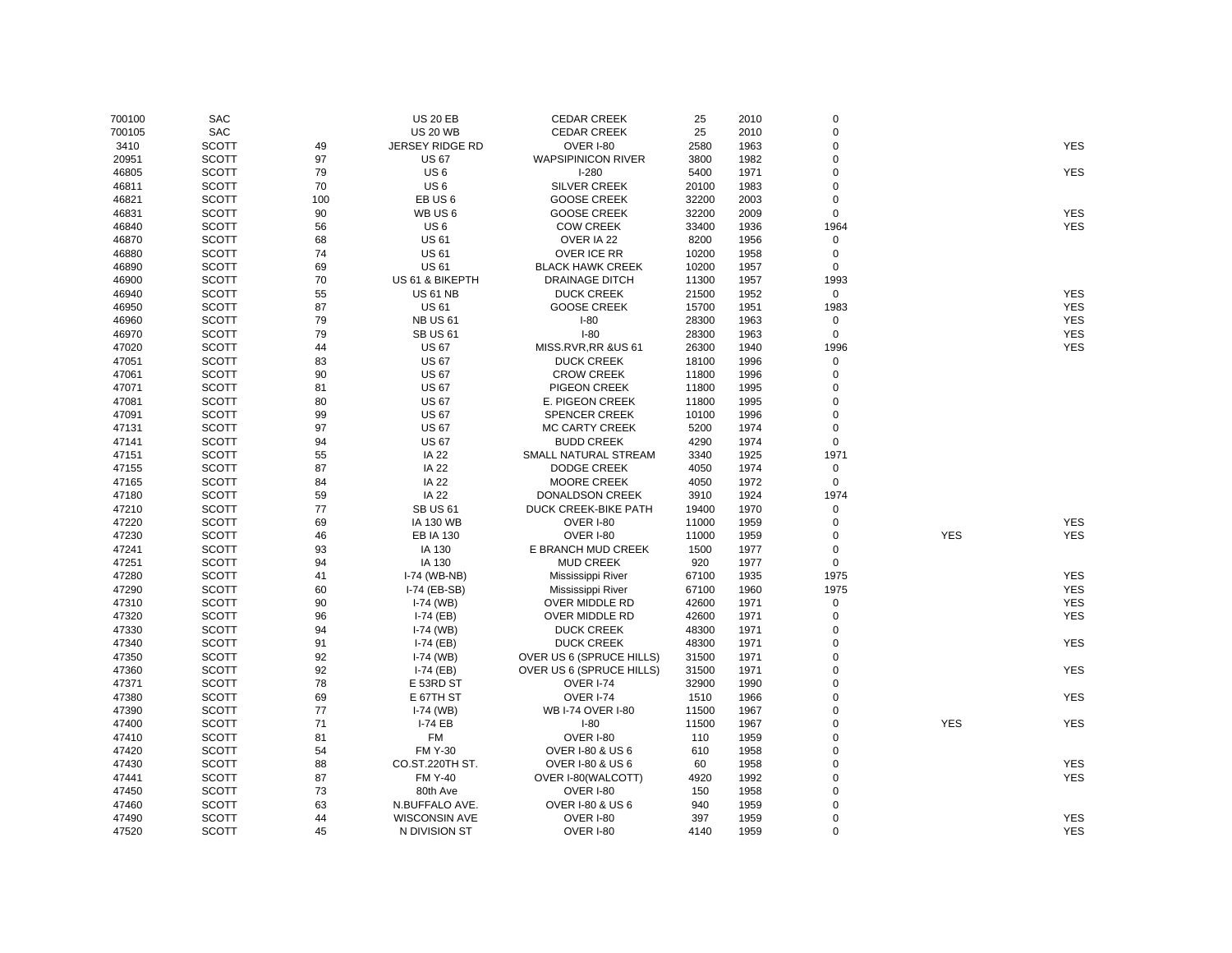| | | | | | | | | | |
|---|---|---|---|---|---|---|---|---|---|
| 700100 | SAC | | US 20 EB | CEDAR CREEK | 25 | 2010 | 0 | | |
| 700105 | SAC | | US 20 WB | CEDAR CREEK | 25 | 2010 | 0 | | |
| 3410 | SCOTT | 49 | JERSEY RIDGE RD | OVER I-80 | 2580 | 1963 | 0 | | YES |
| 20951 | SCOTT | 97 | US 67 | WAPSIPINICON RIVER | 3800 | 1982 | 0 | | |
| 46805 | SCOTT | 79 | US 6 | I-280 | 5400 | 1971 | 0 | | YES |
| 46811 | SCOTT | 70 | US 6 | SILVER CREEK | 20100 | 1983 | 0 | | |
| 46821 | SCOTT | 100 | EB US 6 | GOOSE CREEK | 32200 | 2003 | 0 | | |
| 46831 | SCOTT | 90 | WB US 6 | GOOSE CREEK | 32200 | 2009 | 0 | | YES |
| 46840 | SCOTT | 56 | US 6 | COW CREEK | 33400 | 1936 | 1964 | | YES |
| 46870 | SCOTT | 68 | US 61 | OVER IA 22 | 8200 | 1956 | 0 | | |
| 46880 | SCOTT | 74 | US 61 | OVER ICE RR | 10200 | 1958 | 0 | | |
| 46890 | SCOTT | 69 | US 61 | BLACK HAWK CREEK | 10200 | 1957 | 0 | | |
| 46900 | SCOTT | 70 | US 61 & BIKEPTH | DRAINAGE DITCH | 11300 | 1957 | 1993 | | |
| 46940 | SCOTT | 55 | US 61 NB | DUCK CREEK | 21500 | 1952 | 0 | | YES |
| 46950 | SCOTT | 87 | US 61 | GOOSE CREEK | 15700 | 1951 | 1983 | | YES |
| 46960 | SCOTT | 79 | NB US 61 | I-80 | 28300 | 1963 | 0 | | YES |
| 46970 | SCOTT | 79 | SB US 61 | I-80 | 28300 | 1963 | 0 | | YES |
| 47020 | SCOTT | 44 | US 67 | MISS.RVR,RR &US 61 | 26300 | 1940 | 1996 | | YES |
| 47051 | SCOTT | 83 | US 67 | DUCK CREEK | 18100 | 1996 | 0 | | |
| 47061 | SCOTT | 90 | US 67 | CROW CREEK | 11800 | 1996 | 0 | | |
| 47071 | SCOTT | 81 | US 67 | PIGEON CREEK | 11800 | 1995 | 0 | | |
| 47081 | SCOTT | 80 | US 67 | E. PIGEON CREEK | 11800 | 1995 | 0 | | |
| 47091 | SCOTT | 99 | US 67 | SPENCER CREEK | 10100 | 1996 | 0 | | |
| 47131 | SCOTT | 97 | US 67 | MC CARTY CREEK | 5200 | 1974 | 0 | | |
| 47141 | SCOTT | 94 | US 67 | BUDD CREEK | 4290 | 1974 | 0 | | |
| 47151 | SCOTT | 55 | IA 22 | SMALL NATURAL STREAM | 3340 | 1925 | 1971 | | |
| 47155 | SCOTT | 87 | IA 22 | DODGE CREEK | 4050 | 1974 | 0 | | |
| 47165 | SCOTT | 84 | IA 22 | MOORE CREEK | 4050 | 1972 | 0 | | |
| 47180 | SCOTT | 59 | IA 22 | DONALDSON CREEK | 3910 | 1924 | 1974 | | |
| 47210 | SCOTT | 77 | SB US 61 | DUCK CREEK-BIKE PATH | 19400 | 1970 | 0 | | |
| 47220 | SCOTT | 69 | IA 130 WB | OVER I-80 | 11000 | 1959 | 0 | | YES |
| 47230 | SCOTT | 46 | EB IA 130 | OVER I-80 | 11000 | 1959 | 0 | YES | YES |
| 47241 | SCOTT | 93 | IA 130 | E BRANCH MUD CREEK | 1500 | 1977 | 0 | | |
| 47251 | SCOTT | 94 | IA 130 | MUD CREEK | 920 | 1977 | 0 | | |
| 47280 | SCOTT | 41 | I-74 (WB-NB) | Mississippi River | 67100 | 1935 | 1975 | | YES |
| 47290 | SCOTT | 60 | I-74 (EB-SB) | Mississippi River | 67100 | 1960 | 1975 | | YES |
| 47310 | SCOTT | 90 | I-74 (WB) | OVER MIDDLE RD | 42600 | 1971 | 0 | | YES |
| 47320 | SCOTT | 96 | I-74 (EB) | OVER MIDDLE RD | 42600 | 1971 | 0 | | YES |
| 47330 | SCOTT | 94 | I-74 (WB) | DUCK CREEK | 48300 | 1971 | 0 | | |
| 47340 | SCOTT | 91 | I-74 (EB) | DUCK CREEK | 48300 | 1971 | 0 | | YES |
| 47350 | SCOTT | 92 | I-74 (WB) | OVER US 6 (SPRUCE HILLS) | 31500 | 1971 | 0 | | |
| 47360 | SCOTT | 92 | I-74 (EB) | OVER US 6 (SPRUCE HILLS) | 31500 | 1971 | 0 | | YES |
| 47371 | SCOTT | 78 | E 53RD ST | OVER I-74 | 32900 | 1990 | 0 | | |
| 47380 | SCOTT | 69 | E 67TH ST | OVER I-74 | 1510 | 1966 | 0 | | YES |
| 47390 | SCOTT | 77 | I-74 (WB) | WB I-74 OVER I-80 | 11500 | 1967 | 0 | | |
| 47400 | SCOTT | 71 | I-74 EB | I-80 | 11500 | 1967 | 0 | YES | YES |
| 47410 | SCOTT | 81 | FM | OVER I-80 | 110 | 1959 | 0 | | |
| 47420 | SCOTT | 54 | FM Y-30 | OVER I-80 & US 6 | 610 | 1958 | 0 | | |
| 47430 | SCOTT | 88 | CO.ST.220TH ST. | OVER I-80 & US 6 | 60 | 1958 | 0 | | YES |
| 47441 | SCOTT | 87 | FM Y-40 | OVER I-80(WALCOTT) | 4920 | 1992 | 0 | | YES |
| 47450 | SCOTT | 73 | 80th Ave | OVER I-80 | 150 | 1958 | 0 | | |
| 47460 | SCOTT | 63 | N.BUFFALO AVE. | OVER I-80 & US 6 | 940 | 1959 | 0 | | |
| 47490 | SCOTT | 44 | WISCONSIN AVE | OVER I-80 | 397 | 1959 | 0 | | YES |
| 47520 | SCOTT | 45 | N DIVISION ST | OVER I-80 | 4140 | 1959 | 0 | | YES |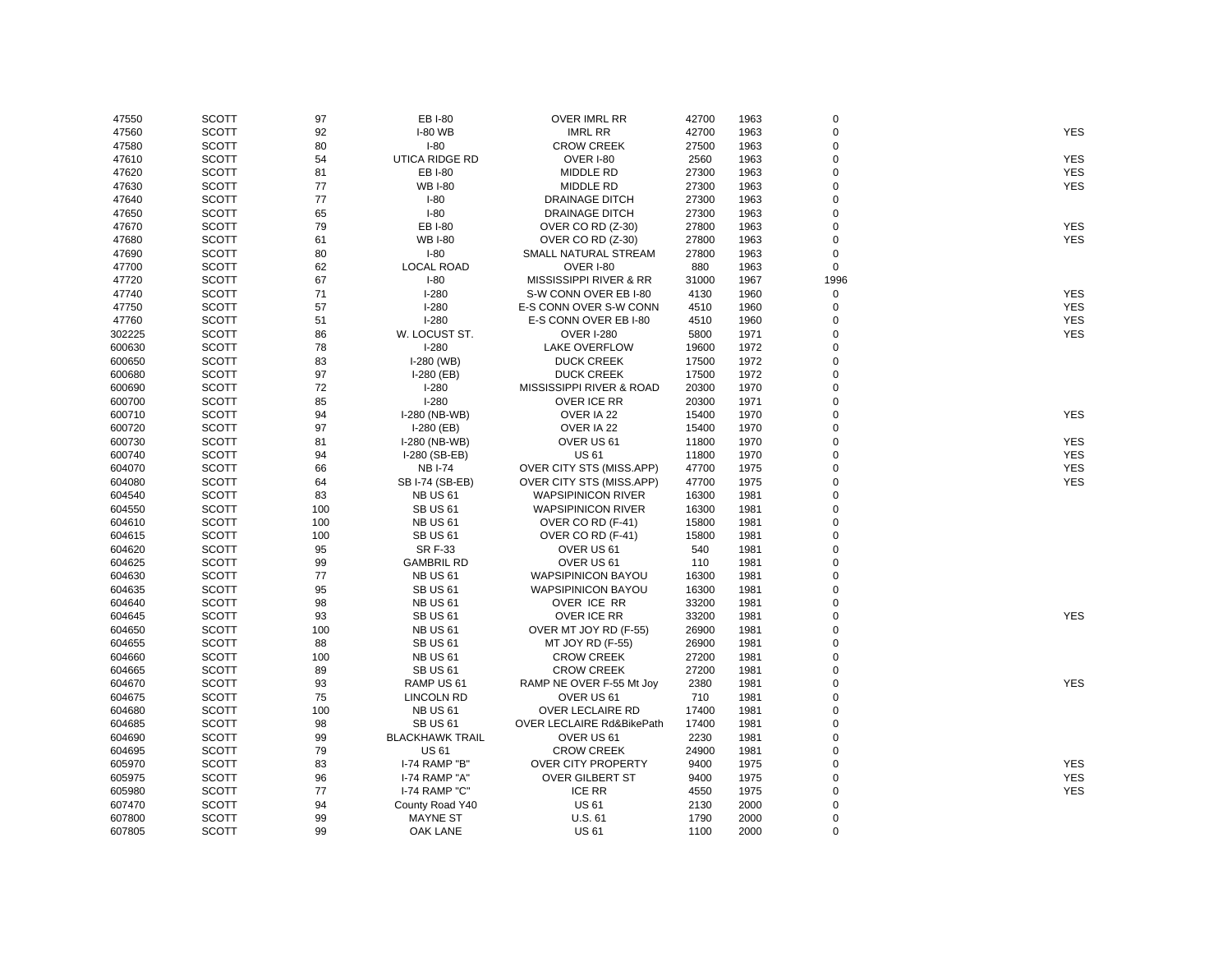| | | | | | | | | |
|---|---|---|---|---|---|---|---|---|
| 47550 | SCOTT | 97 | EB I-80 | OVER IMRL RR | 42700 | 1963 | 0 | |
| 47560 | SCOTT | 92 | I-80 WB | IMRL RR | 42700 | 1963 | 0 | YES |
| 47580 | SCOTT | 80 | I-80 | CROW CREEK | 27500 | 1963 | 0 | |
| 47610 | SCOTT | 54 | UTICA RIDGE RD | OVER I-80 | 2560 | 1963 | 0 | YES |
| 47620 | SCOTT | 81 | EB I-80 | MIDDLE RD | 27300 | 1963 | 0 | YES |
| 47630 | SCOTT | 77 | WB I-80 | MIDDLE RD | 27300 | 1963 | 0 | YES |
| 47640 | SCOTT | 77 | I-80 | DRAINAGE DITCH | 27300 | 1963 | 0 | |
| 47650 | SCOTT | 65 | I-80 | DRAINAGE DITCH | 27300 | 1963 | 0 | |
| 47670 | SCOTT | 79 | EB I-80 | OVER CO RD (Z-30) | 27800 | 1963 | 0 | YES |
| 47680 | SCOTT | 61 | WB I-80 | OVER CO RD (Z-30) | 27800 | 1963 | 0 | YES |
| 47690 | SCOTT | 80 | I-80 | SMALL NATURAL STREAM | 27800 | 1963 | 0 | |
| 47700 | SCOTT | 62 | LOCAL ROAD | OVER I-80 | 880 | 1963 | 0 | |
| 47720 | SCOTT | 67 | I-80 | MISSISSIPPI RIVER & RR | 31000 | 1967 | 1996 | |
| 47740 | SCOTT | 71 | I-280 | S-W CONN OVER EB I-80 | 4130 | 1960 | 0 | YES |
| 47750 | SCOTT | 57 | I-280 | E-S CONN OVER S-W CONN | 4510 | 1960 | 0 | YES |
| 47760 | SCOTT | 51 | I-280 | E-S CONN OVER EB I-80 | 4510 | 1960 | 0 | YES |
| 302225 | SCOTT | 86 | W. LOCUST ST. | OVER I-280 | 5800 | 1971 | 0 | YES |
| 600630 | SCOTT | 78 | I-280 | LAKE OVERFLOW | 19600 | 1972 | 0 | |
| 600650 | SCOTT | 83 | I-280 (WB) | DUCK CREEK | 17500 | 1972 | 0 | |
| 600680 | SCOTT | 97 | I-280 (EB) | DUCK CREEK | 17500 | 1972 | 0 | |
| 600690 | SCOTT | 72 | I-280 | MISSISSIPPI RIVER & ROAD | 20300 | 1970 | 0 | |
| 600700 | SCOTT | 85 | I-280 | OVER ICE RR | 20300 | 1971 | 0 | |
| 600710 | SCOTT | 94 | I-280 (NB-WB) | OVER IA 22 | 15400 | 1970 | 0 | YES |
| 600720 | SCOTT | 97 | I-280 (EB) | OVER IA 22 | 15400 | 1970 | 0 | |
| 600730 | SCOTT | 81 | I-280 (NB-WB) | OVER US 61 | 11800 | 1970 | 0 | YES |
| 600740 | SCOTT | 94 | I-280 (SB-EB) | US 61 | 11800 | 1970 | 0 | YES |
| 604070 | SCOTT | 66 | NB I-74 | OVER CITY STS (MISS.APP) | 47700 | 1975 | 0 | YES |
| 604080 | SCOTT | 64 | SB I-74 (SB-EB) | OVER CITY STS (MISS.APP) | 47700 | 1975 | 0 | YES |
| 604540 | SCOTT | 83 | NB US 61 | WAPSIPINICON RIVER | 16300 | 1981 | 0 | |
| 604550 | SCOTT | 100 | SB US 61 | WAPSIPINICON RIVER | 16300 | 1981 | 0 | |
| 604610 | SCOTT | 100 | NB US 61 | OVER CO RD (F-41) | 15800 | 1981 | 0 | |
| 604615 | SCOTT | 100 | SB US 61 | OVER CO RD (F-41) | 15800 | 1981 | 0 | |
| 604620 | SCOTT | 95 | SR F-33 | OVER US 61 | 540 | 1981 | 0 | |
| 604625 | SCOTT | 99 | GAMBRIL RD | OVER US 61 | 110 | 1981 | 0 | |
| 604630 | SCOTT | 77 | NB US 61 | WAPSIPINICON BAYOU | 16300 | 1981 | 0 | |
| 604635 | SCOTT | 95 | SB US 61 | WAPSIPINICON BAYOU | 16300 | 1981 | 0 | |
| 604640 | SCOTT | 98 | NB US 61 | OVER ICE RR | 33200 | 1981 | 0 | |
| 604645 | SCOTT | 93 | SB US 61 | OVER ICE RR | 33200 | 1981 | 0 | YES |
| 604650 | SCOTT | 100 | NB US 61 | OVER MT JOY RD (F-55) | 26900 | 1981 | 0 | |
| 604655 | SCOTT | 88 | SB US 61 | MT JOY RD (F-55) | 26900 | 1981 | 0 | |
| 604660 | SCOTT | 100 | NB US 61 | CROW CREEK | 27200 | 1981 | 0 | |
| 604665 | SCOTT | 89 | SB US 61 | CROW CREEK | 27200 | 1981 | 0 | |
| 604670 | SCOTT | 93 | RAMP US 61 | RAMP NE OVER F-55 Mt Joy | 2380 | 1981 | 0 | YES |
| 604675 | SCOTT | 75 | LINCOLN RD | OVER US 61 | 710 | 1981 | 0 | |
| 604680 | SCOTT | 100 | NB US 61 | OVER LECLAIRE RD | 17400 | 1981 | 0 | |
| 604685 | SCOTT | 98 | SB US 61 | OVER LECLAIRE Rd&BikePath | 17400 | 1981 | 0 | |
| 604690 | SCOTT | 99 | BLACKHAWK TRAIL | OVER US 61 | 2230 | 1981 | 0 | |
| 604695 | SCOTT | 79 | US 61 | CROW CREEK | 24900 | 1981 | 0 | |
| 605970 | SCOTT | 83 | I-74 RAMP "B" | OVER CITY PROPERTY | 9400 | 1975 | 0 | YES |
| 605975 | SCOTT | 96 | I-74 RAMP "A" | OVER GILBERT ST | 9400 | 1975 | 0 | YES |
| 605980 | SCOTT | 77 | I-74 RAMP "C" | ICE RR | 4550 | 1975 | 0 | YES |
| 607470 | SCOTT | 94 | County Road Y40 | US 61 | 2130 | 2000 | 0 | |
| 607800 | SCOTT | 99 | MAYNE ST | U.S. 61 | 1790 | 2000 | 0 | |
| 607805 | SCOTT | 99 | OAK LANE | US 61 | 1100 | 2000 | 0 | |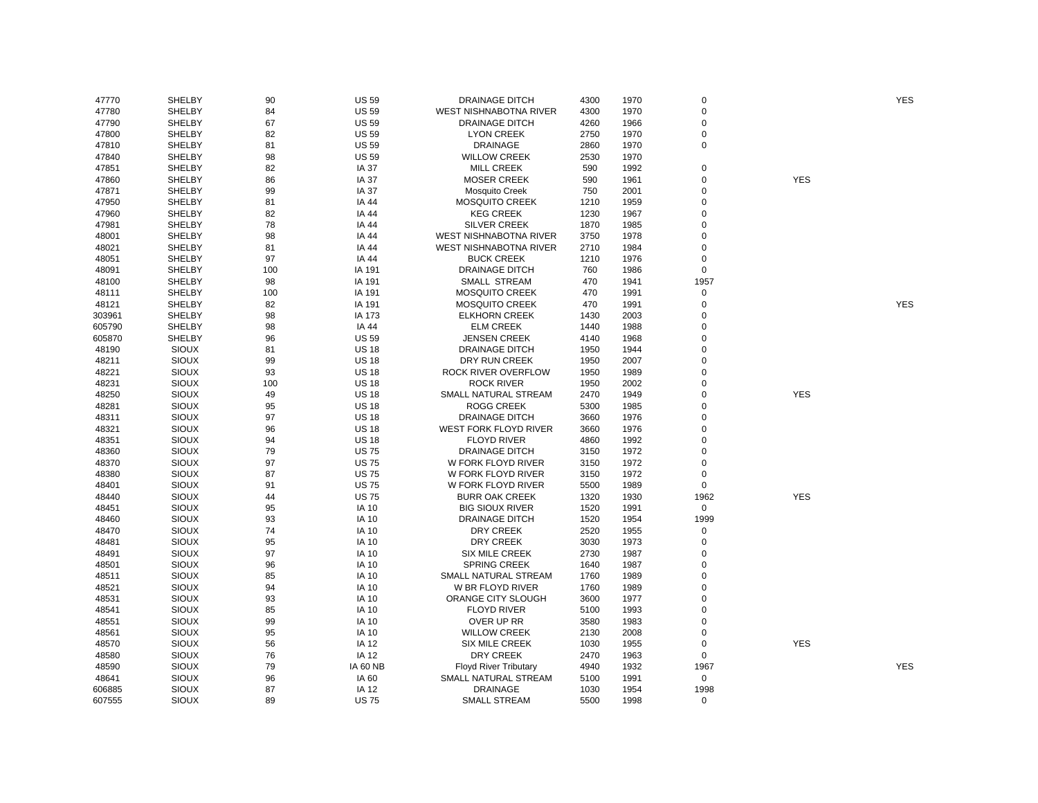| | | | | | | | | | |
|---|---|---|---|---|---|---|---|---|---|
| 47770 | SHELBY | 90 | US 59 | DRAINAGE DITCH | 4300 | 1970 | 0 | | YES |
| 47780 | SHELBY | 84 | US 59 | WEST NISHNABOTNA RIVER | 4300 | 1970 | 0 | | |
| 47790 | SHELBY | 67 | US 59 | DRAINAGE DITCH | 4260 | 1966 | 0 | | |
| 47800 | SHELBY | 82 | US 59 | LYON CREEK | 2750 | 1970 | 0 | | |
| 47810 | SHELBY | 81 | US 59 | DRAINAGE | 2860 | 1970 | 0 | | |
| 47840 | SHELBY | 98 | US 59 | WILLOW CREEK | 2530 | 1970 | | | |
| 47851 | SHELBY | 82 | IA 37 | MILL CREEK | 590 | 1992 | 0 | | |
| 47860 | SHELBY | 86 | IA 37 | MOSER CREEK | 590 | 1961 | 0 | YES | |
| 47871 | SHELBY | 99 | IA 37 | Mosquito Creek | 750 | 2001 | 0 | | |
| 47950 | SHELBY | 81 | IA 44 | MOSQUITO CREEK | 1210 | 1959 | 0 | | |
| 47960 | SHELBY | 82 | IA 44 | KEG CREEK | 1230 | 1967 | 0 | | |
| 47981 | SHELBY | 78 | IA 44 | SILVER CREEK | 1870 | 1985 | 0 | | |
| 48001 | SHELBY | 98 | IA 44 | WEST NISHNABOTNA RIVER | 3750 | 1978 | 0 | | |
| 48021 | SHELBY | 81 | IA 44 | WEST NISHNABOTNA RIVER | 2710 | 1984 | 0 | | |
| 48051 | SHELBY | 97 | IA 44 | BUCK CREEK | 1210 | 1976 | 0 | | |
| 48091 | SHELBY | 100 | IA 191 | DRAINAGE DITCH | 760 | 1986 | 0 | | |
| 48100 | SHELBY | 98 | IA 191 | SMALL STREAM | 470 | 1941 | 1957 | | |
| 48111 | SHELBY | 100 | IA 191 | MOSQUITO CREEK | 470 | 1991 | 0 | | |
| 48121 | SHELBY | 82 | IA 191 | MOSQUITO CREEK | 470 | 1991 | 0 | | YES |
| 303961 | SHELBY | 98 | IA 173 | ELKHORN CREEK | 1430 | 2003 | 0 | | |
| 605790 | SHELBY | 98 | IA 44 | ELM CREEK | 1440 | 1988 | 0 | | |
| 605870 | SHELBY | 96 | US 59 | JENSEN CREEK | 4140 | 1968 | 0 | | |
| 48190 | SIOUX | 81 | US 18 | DRAINAGE DITCH | 1950 | 1944 | 0 | | |
| 48211 | SIOUX | 99 | US 18 | DRY RUN CREEK | 1950 | 2007 | 0 | | |
| 48221 | SIOUX | 93 | US 18 | ROCK RIVER OVERFLOW | 1950 | 1989 | 0 | | |
| 48231 | SIOUX | 100 | US 18 | ROCK RIVER | 1950 | 2002 | 0 | | |
| 48250 | SIOUX | 49 | US 18 | SMALL NATURAL STREAM | 2470 | 1949 | 0 | YES | |
| 48281 | SIOUX | 95 | US 18 | ROGG CREEK | 5300 | 1985 | 0 | | |
| 48311 | SIOUX | 97 | US 18 | DRAINAGE DITCH | 3660 | 1976 | 0 | | |
| 48321 | SIOUX | 96 | US 18 | WEST FORK FLOYD RIVER | 3660 | 1976 | 0 | | |
| 48351 | SIOUX | 94 | US 18 | FLOYD RIVER | 4860 | 1992 | 0 | | |
| 48360 | SIOUX | 79 | US 75 | DRAINAGE DITCH | 3150 | 1972 | 0 | | |
| 48370 | SIOUX | 97 | US 75 | W FORK FLOYD RIVER | 3150 | 1972 | 0 | | |
| 48380 | SIOUX | 87 | US 75 | W FORK FLOYD RIVER | 3150 | 1972 | 0 | | |
| 48401 | SIOUX | 91 | US 75 | W FORK FLOYD RIVER | 5500 | 1989 | 0 | | |
| 48440 | SIOUX | 44 | US 75 | BURR OAK CREEK | 1320 | 1930 | 1962 | YES | |
| 48451 | SIOUX | 95 | IA 10 | BIG SIOUX RIVER | 1520 | 1991 | 0 | | |
| 48460 | SIOUX | 93 | IA 10 | DRAINAGE DITCH | 1520 | 1954 | 1999 | | |
| 48470 | SIOUX | 74 | IA 10 | DRY CREEK | 2520 | 1955 | 0 | | |
| 48481 | SIOUX | 95 | IA 10 | DRY CREEK | 3030 | 1973 | 0 | | |
| 48491 | SIOUX | 97 | IA 10 | SIX MILE CREEK | 2730 | 1987 | 0 | | |
| 48501 | SIOUX | 96 | IA 10 | SPRING CREEK | 1640 | 1987 | 0 | | |
| 48511 | SIOUX | 85 | IA 10 | SMALL NATURAL STREAM | 1760 | 1989 | 0 | | |
| 48521 | SIOUX | 94 | IA 10 | W BR FLOYD RIVER | 1760 | 1989 | 0 | | |
| 48531 | SIOUX | 93 | IA 10 | ORANGE CITY SLOUGH | 3600 | 1977 | 0 | | |
| 48541 | SIOUX | 85 | IA 10 | FLOYD RIVER | 5100 | 1993 | 0 | | |
| 48551 | SIOUX | 99 | IA 10 | OVER UP RR | 3580 | 1983 | 0 | | |
| 48561 | SIOUX | 95 | IA 10 | WILLOW CREEK | 2130 | 2008 | 0 | | |
| 48570 | SIOUX | 56 | IA 12 | SIX MILE CREEK | 1030 | 1955 | 0 | YES | |
| 48580 | SIOUX | 76 | IA 12 | DRY CREEK | 2470 | 1963 | 0 | | |
| 48590 | SIOUX | 79 | IA 60 NB | Floyd River Tributary | 4940 | 1932 | 1967 | | YES |
| 48641 | SIOUX | 96 | IA 60 | SMALL NATURAL STREAM | 5100 | 1991 | 0 | | |
| 606885 | SIOUX | 87 | IA 12 | DRAINAGE | 1030 | 1954 | 1998 | | |
| 607555 | SIOUX | 89 | US 75 | SMALL STREAM | 5500 | 1998 | 0 | | |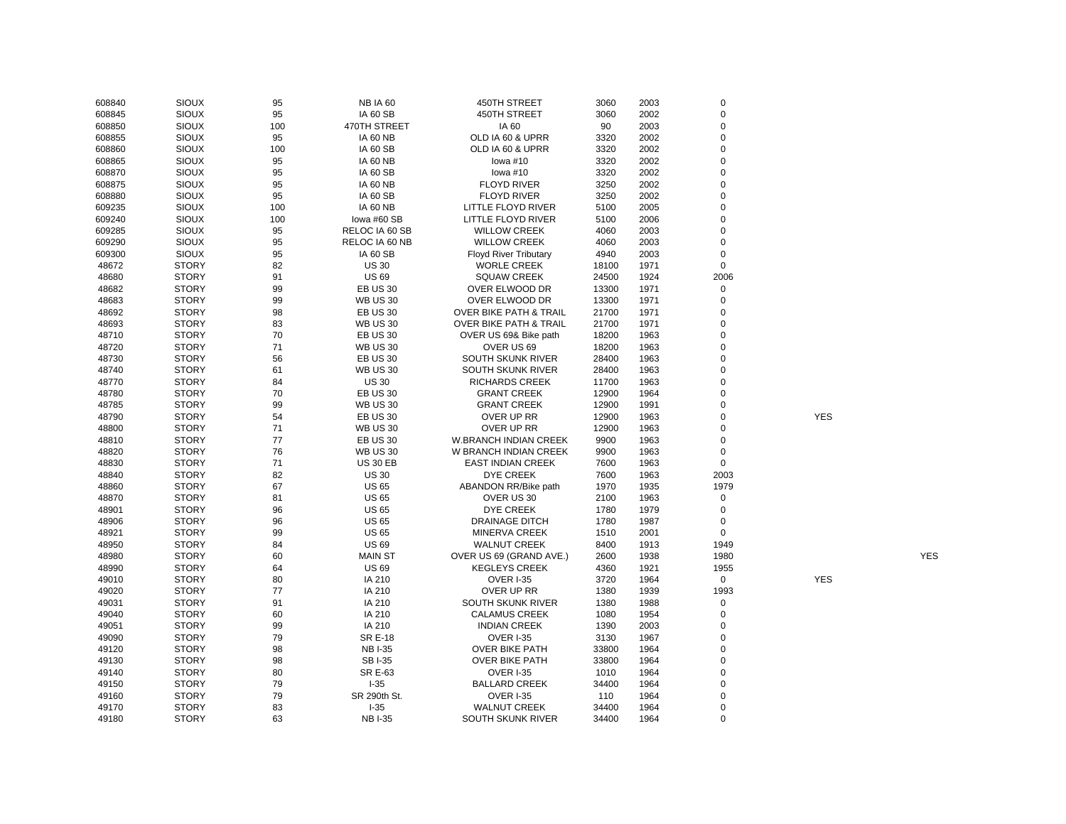| | | | | | | | | | |
|---|---|---|---|---|---|---|---|---|---|
| 608840 | SIOUX | 95 | NB IA 60 | 450TH STREET | 3060 | 2003 | 0 | | |
| 608845 | SIOUX | 95 | IA 60 SB | 450TH STREET | 3060 | 2002 | 0 | | |
| 608850 | SIOUX | 100 | 470TH STREET | IA 60 | 90 | 2003 | 0 | | |
| 608855 | SIOUX | 95 | IA 60 NB | OLD IA 60 & UPRR | 3320 | 2002 | 0 | | |
| 608860 | SIOUX | 100 | IA 60 SB | OLD IA 60 & UPRR | 3320 | 2002 | 0 | | |
| 608865 | SIOUX | 95 | IA 60 NB | Iowa #10 | 3320 | 2002 | 0 | | |
| 608870 | SIOUX | 95 | IA 60 SB | Iowa #10 | 3320 | 2002 | 0 | | |
| 608875 | SIOUX | 95 | IA 60 NB | FLOYD RIVER | 3250 | 2002 | 0 | | |
| 608880 | SIOUX | 95 | IA 60 SB | FLOYD RIVER | 3250 | 2002 | 0 | | |
| 609235 | SIOUX | 100 | IA 60 NB | LITTLE FLOYD RIVER | 5100 | 2005 | 0 | | |
| 609240 | SIOUX | 100 | Iowa #60 SB | LITTLE FLOYD RIVER | 5100 | 2006 | 0 | | |
| 609285 | SIOUX | 95 | RELOC IA 60 SB | WILLOW CREEK | 4060 | 2003 | 0 | | |
| 609290 | SIOUX | 95 | RELOC IA 60 NB | WILLOW CREEK | 4060 | 2003 | 0 | | |
| 609300 | SIOUX | 95 | IA 60 SB | Floyd River Tributary | 4940 | 2003 | 0 | | |
| 48672 | STORY | 82 | US 30 | WORLE CREEK | 18100 | 1971 | 0 | | |
| 48680 | STORY | 91 | US 69 | SQUAW CREEK | 24500 | 1924 | 2006 | | |
| 48682 | STORY | 99 | EB US 30 | OVER ELWOOD DR | 13300 | 1971 | 0 | | |
| 48683 | STORY | 99 | WB US 30 | OVER ELWOOD DR | 13300 | 1971 | 0 | | |
| 48692 | STORY | 98 | EB US 30 | OVER BIKE PATH & TRAIL | 21700 | 1971 | 0 | | |
| 48693 | STORY | 83 | WB US 30 | OVER BIKE PATH & TRAIL | 21700 | 1971 | 0 | | |
| 48710 | STORY | 70 | EB US 30 | OVER US 69& Bike path | 18200 | 1963 | 0 | | |
| 48720 | STORY | 71 | WB US 30 | OVER US 69 | 18200 | 1963 | 0 | | |
| 48730 | STORY | 56 | EB US 30 | SOUTH SKUNK RIVER | 28400 | 1963 | 0 | | |
| 48740 | STORY | 61 | WB US 30 | SOUTH SKUNK RIVER | 28400 | 1963 | 0 | | |
| 48770 | STORY | 84 | US 30 | RICHARDS CREEK | 11700 | 1963 | 0 | | |
| 48780 | STORY | 70 | EB US 30 | GRANT CREEK | 12900 | 1964 | 0 | | |
| 48785 | STORY | 99 | WB US 30 | GRANT CREEK | 12900 | 1991 | 0 | | |
| 48790 | STORY | 54 | EB US 30 | OVER UP RR | 12900 | 1963 | 0 | YES | |
| 48800 | STORY | 71 | WB US 30 | OVER UP RR | 12900 | 1963 | 0 | | |
| 48810 | STORY | 77 | EB US 30 | W.BRANCH INDIAN CREEK | 9900 | 1963 | 0 | | |
| 48820 | STORY | 76 | WB US 30 | W BRANCH INDIAN CREEK | 9900 | 1963 | 0 | | |
| 48830 | STORY | 71 | US 30 EB | EAST INDIAN CREEK | 7600 | 1963 | 0 | | |
| 48840 | STORY | 82 | US 30 | DYE CREEK | 7600 | 1963 | 2003 | | |
| 48860 | STORY | 67 | US 65 | ABANDON RR/Bike path | 1970 | 1935 | 1979 | | |
| 48870 | STORY | 81 | US 65 | OVER US 30 | 2100 | 1963 | 0 | | |
| 48901 | STORY | 96 | US 65 | DYE CREEK | 1780 | 1979 | 0 | | |
| 48906 | STORY | 96 | US 65 | DRAINAGE DITCH | 1780 | 1987 | 0 | | |
| 48921 | STORY | 99 | US 65 | MINERVA CREEK | 1510 | 2001 | 0 | | |
| 48950 | STORY | 84 | US 69 | WALNUT CREEK | 8400 | 1913 | 1949 | | |
| 48980 | STORY | 60 | MAIN ST | OVER US 69 (GRAND AVE.) | 2600 | 1938 | 1980 | | YES |
| 48990 | STORY | 64 | US 69 | KEGLEYS CREEK | 4360 | 1921 | 1955 | | |
| 49010 | STORY | 80 | IA 210 | OVER I-35 | 3720 | 1964 | 0 | YES | |
| 49020 | STORY | 77 | IA 210 | OVER UP RR | 1380 | 1939 | 1993 | | |
| 49031 | STORY | 91 | IA 210 | SOUTH SKUNK RIVER | 1380 | 1988 | 0 | | |
| 49040 | STORY | 60 | IA 210 | CALAMUS CREEK | 1080 | 1954 | 0 | | |
| 49051 | STORY | 99 | IA 210 | INDIAN CREEK | 1390 | 2003 | 0 | | |
| 49090 | STORY | 79 | SR E-18 | OVER I-35 | 3130 | 1967 | 0 | | |
| 49120 | STORY | 98 | NB I-35 | OVER BIKE PATH | 33800 | 1964 | 0 | | |
| 49130 | STORY | 98 | SB I-35 | OVER BIKE PATH | 33800 | 1964 | 0 | | |
| 49140 | STORY | 80 | SR E-63 | OVER I-35 | 1010 | 1964 | 0 | | |
| 49150 | STORY | 79 | I-35 | BALLARD CREEK | 34400 | 1964 | 0 | | |
| 49160 | STORY | 79 | SR 290th St. | OVER I-35 | 110 | 1964 | 0 | | |
| 49170 | STORY | 83 | I-35 | WALNUT CREEK | 34400 | 1964 | 0 | | |
| 49180 | STORY | 63 | NB I-35 | SOUTH SKUNK RIVER | 34400 | 1964 | 0 | | |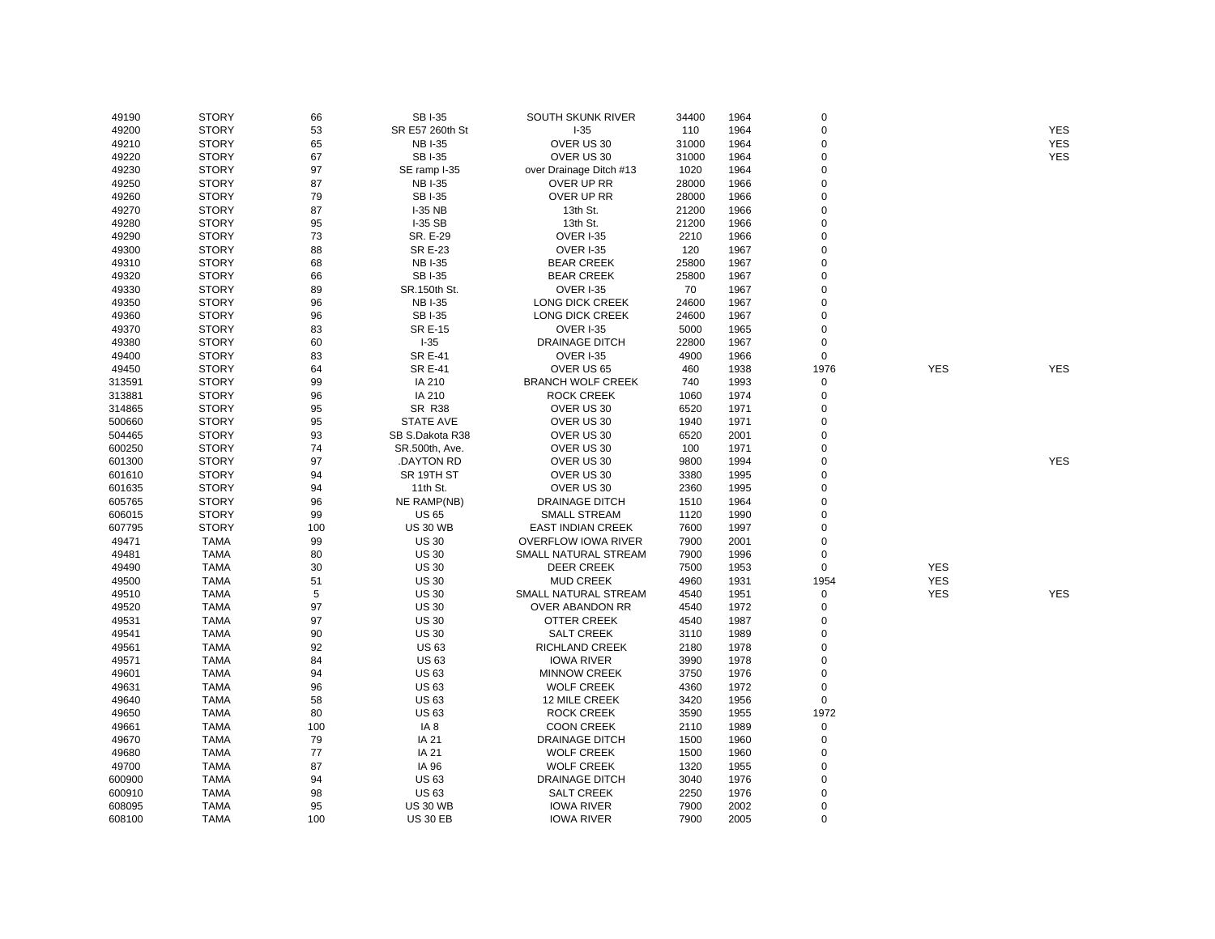| | | | | | | | | | |
|---|---|---|---|---|---|---|---|---|---|
| 49190 | STORY | 66 | SB I-35 | SOUTH SKUNK RIVER | 34400 | 1964 | 0 | | |
| 49200 | STORY | 53 | SR E57 260th St | I-35 | 110 | 1964 | 0 | | YES |
| 49210 | STORY | 65 | NB I-35 | OVER US 30 | 31000 | 1964 | 0 | | YES |
| 49220 | STORY | 67 | SB I-35 | OVER US 30 | 31000 | 1964 | 0 | | YES |
| 49230 | STORY | 97 | SE ramp I-35 | over Drainage Ditch #13 | 1020 | 1964 | 0 | | |
| 49250 | STORY | 87 | NB I-35 | OVER UP RR | 28000 | 1966 | 0 | | |
| 49260 | STORY | 79 | SB I-35 | OVER UP RR | 28000 | 1966 | 0 | | |
| 49270 | STORY | 87 | I-35 NB | 13th St. | 21200 | 1966 | 0 | | |
| 49280 | STORY | 95 | I-35 SB | 13th St. | 21200 | 1966 | 0 | | |
| 49290 | STORY | 73 | SR. E-29 | OVER I-35 | 2210 | 1966 | 0 | | |
| 49300 | STORY | 88 | SR E-23 | OVER I-35 | 120 | 1967 | 0 | | |
| 49310 | STORY | 68 | NB I-35 | BEAR CREEK | 25800 | 1967 | 0 | | |
| 49320 | STORY | 66 | SB I-35 | BEAR CREEK | 25800 | 1967 | 0 | | |
| 49330 | STORY | 89 | SR.150th St. | OVER I-35 | 70 | 1967 | 0 | | |
| 49350 | STORY | 96 | NB I-35 | LONG DICK CREEK | 24600 | 1967 | 0 | | |
| 49360 | STORY | 96 | SB I-35 | LONG DICK CREEK | 24600 | 1967 | 0 | | |
| 49370 | STORY | 83 | SR E-15 | OVER I-35 | 5000 | 1965 | 0 | | |
| 49380 | STORY | 60 | I-35 | DRAINAGE DITCH | 22800 | 1967 | 0 | | |
| 49400 | STORY | 83 | SR E-41 | OVER I-35 | 4900 | 1966 | 0 | | |
| 49450 | STORY | 64 | SR E-41 | OVER US 65 | 460 | 1938 | 1976 | YES | YES |
| 313591 | STORY | 99 | IA 210 | BRANCH WOLF CREEK | 740 | 1993 | 0 | | |
| 313881 | STORY | 96 | IA 210 | ROCK CREEK | 1060 | 1974 | 0 | | |
| 314865 | STORY | 95 | SR R38 | OVER US 30 | 6520 | 1971 | 0 | | |
| 500660 | STORY | 95 | STATE AVE | OVER US 30 | 1940 | 1971 | 0 | | |
| 504465 | STORY | 93 | SB S.Dakota R38 | OVER US 30 | 6520 | 2001 | 0 | | |
| 600250 | STORY | 74 | SR.500th, Ave. | OVER US 30 | 100 | 1971 | 0 | | |
| 601300 | STORY | 97 | .DAYTON RD | OVER US 30 | 9800 | 1994 | 0 | | YES |
| 601610 | STORY | 94 | SR 19TH ST | OVER US 30 | 3380 | 1995 | 0 | | |
| 601635 | STORY | 94 | 11th St. | OVER US 30 | 2360 | 1995 | 0 | | |
| 605765 | STORY | 96 | NE RAMP(NB) | DRAINAGE DITCH | 1510 | 1964 | 0 | | |
| 606015 | STORY | 99 | US 65 | SMALL STREAM | 1120 | 1990 | 0 | | |
| 607795 | STORY | 100 | US 30 WB | EAST INDIAN CREEK | 7600 | 1997 | 0 | | |
| 49471 | TAMA | 99 | US 30 | OVERFLOW IOWA RIVER | 7900 | 2001 | 0 | | |
| 49481 | TAMA | 80 | US 30 | SMALL NATURAL STREAM | 7900 | 1996 | 0 | | |
| 49490 | TAMA | 30 | US 30 | DEER CREEK | 7500 | 1953 | 0 | YES | |
| 49500 | TAMA | 51 | US 30 | MUD CREEK | 4960 | 1931 | 1954 | YES | |
| 49510 | TAMA | 5 | US 30 | SMALL NATURAL STREAM | 4540 | 1951 | 0 | YES | YES |
| 49520 | TAMA | 97 | US 30 | OVER ABANDON RR | 4540 | 1972 | 0 | | |
| 49531 | TAMA | 97 | US 30 | OTTER CREEK | 4540 | 1987 | 0 | | |
| 49541 | TAMA | 90 | US 30 | SALT CREEK | 3110 | 1989 | 0 | | |
| 49561 | TAMA | 92 | US 63 | RICHLAND CREEK | 2180 | 1978 | 0 | | |
| 49571 | TAMA | 84 | US 63 | IOWA RIVER | 3990 | 1978 | 0 | | |
| 49601 | TAMA | 94 | US 63 | MINNOW CREEK | 3750 | 1976 | 0 | | |
| 49631 | TAMA | 96 | US 63 | WOLF CREEK | 4360 | 1972 | 0 | | |
| 49640 | TAMA | 58 | US 63 | 12 MILE CREEK | 3420 | 1956 | 0 | | |
| 49650 | TAMA | 80 | US 63 | ROCK CREEK | 3590 | 1955 | 1972 | | |
| 49661 | TAMA | 100 | IA 8 | COON CREEK | 2110 | 1989 | 0 | | |
| 49670 | TAMA | 79 | IA 21 | DRAINAGE DITCH | 1500 | 1960 | 0 | | |
| 49680 | TAMA | 77 | IA 21 | WOLF CREEK | 1500 | 1960 | 0 | | |
| 49700 | TAMA | 87 | IA 96 | WOLF CREEK | 1320 | 1955 | 0 | | |
| 600900 | TAMA | 94 | US 63 | DRAINAGE DITCH | 3040 | 1976 | 0 | | |
| 600910 | TAMA | 98 | US 63 | SALT CREEK | 2250 | 1976 | 0 | | |
| 608095 | TAMA | 95 | US 30 WB | IOWA RIVER | 7900 | 2002 | 0 | | |
| 608100 | TAMA | 100 | US 30 EB | IOWA RIVER | 7900 | 2005 | 0 | | |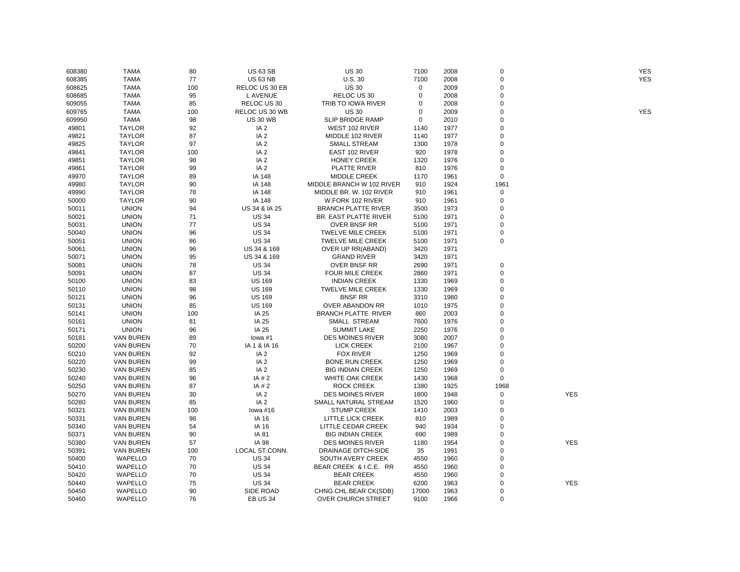| | | | | | | | | | |
|---|---|---|---|---|---|---|---|---|---|
| 608380 | TAMA | 80 | US 63 SB | US 30 | 7100 | 2008 | 0 | | YES |
| 608385 | TAMA | 77 | US 63 NB | U.S. 30 | 7100 | 2008 | 0 | | YES |
| 608625 | TAMA | 100 | RELOC US 30 EB | US 30 | 0 | 2009 | 0 | | |
| 608685 | TAMA | 95 | L AVENUE | RELOC US 30 | 0 | 2008 | 0 | | |
| 609055 | TAMA | 85 | RELOC US 30 | TRIB TO IOWA RIVER | 0 | 2008 | 0 | | |
| 609765 | TAMA | 100 | RELOC US 30 WB | US 30 | 0 | 2009 | 0 | | YES |
| 609950 | TAMA | 98 | US 30 WB | SLIP BRIDGE RAMP | 0 | 2010 | 0 | | |
| 49801 | TAYLOR | 92 | IA 2 | WEST 102 RIVER | 1140 | 1977 | 0 | | |
| 49821 | TAYLOR | 87 | IA 2 | MIDDLE 102 RIVER | 1140 | 1977 | 0 | | |
| 49825 | TAYLOR | 97 | IA 2 | SMALL STREAM | 1300 | 1978 | 0 | | |
| 49841 | TAYLOR | 100 | IA 2 | EAST 102 RIVER | 920 | 1978 | 0 | | |
| 49851 | TAYLOR | 98 | IA 2 | HONEY CREEK | 1320 | 1976 | 0 | | |
| 49861 | TAYLOR | 99 | IA 2 | PLATTE RIVER | 810 | 1976 | 0 | | |
| 49970 | TAYLOR | 89 | IA 148 | MIDDLE CREEK | 1170 | 1961 | 0 | | |
| 49980 | TAYLOR | 90 | IA 148 | MIDDLE BRANCH W 102 RIVER | 910 | 1924 | 1961 | | |
| 49990 | TAYLOR | 78 | IA 148 | MIDDLE BR. W. 102 RIVER | 910 | 1961 | 0 | | |
| 50000 | TAYLOR | 90 | IA 148 | W.FORK 102 RIVER | 910 | 1961 | 0 | | |
| 50011 | UNION | 94 | US 34 & IA 25 | BRANCH PLATTE RIVER | 3500 | 1973 | 0 | | |
| 50021 | UNION | 71 | US 34 | BR. EAST PLATTE RIVER | 5100 | 1971 | 0 | | |
| 50031 | UNION | 77 | US 34 | OVER BNSF RR | 5100 | 1971 | 0 | | |
| 50040 | UNION | 96 | US 34 | TWELVE MILE CREEK | 5100 | 1971 | 0 | | |
| 50051 | UNION | 86 | US 34 | TWELVE MILE CREEK | 5100 | 1971 | 0 | | |
| 50061 | UNION | 96 | US 34 & 169 | OVER UP RR(ABAND) | 3420 | 1971 | | | |
| 50071 | UNION | 95 | US 34 & 169 | GRAND RIVER | 3420 | 1971 | | | |
| 50081 | UNION | 78 | US 34 | OVER BNSF RR | 2690 | 1971 | 0 | | |
| 50091 | UNION | 87 | US 34 | FOUR MILE CREEK | 2860 | 1971 | 0 | | |
| 50100 | UNION | 83 | US 169 | INDIAN CREEK | 1330 | 1969 | 0 | | |
| 50110 | UNION | 98 | US 169 | TWELVE MILE CREEK | 1330 | 1969 | 0 | | |
| 50121 | UNION | 96 | US 169 | BNSF RR | 3310 | 1980 | 0 | | |
| 50131 | UNION | 85 | US 169 | OVER ABANDON RR | 1010 | 1975 | 0 | | |
| 50141 | UNION | 100 | IA 25 | BRANCH PLATTE RIVER | 860 | 2003 | 0 | | |
| 50161 | UNION | 81 | IA 25 | SMALL STREAM | 7600 | 1976 | 0 | | |
| 50171 | UNION | 96 | IA 25 | SUMMIT LAKE | 2250 | 1976 | 0 | | |
| 50181 | VAN BUREN | 89 | Iowa #1 | DES MOINES RIVER | 3080 | 2007 | 0 | | |
| 50200 | VAN BUREN | 70 | IA 1 & IA 16 | LICK CREEK | 2100 | 1967 | 0 | | |
| 50210 | VAN BUREN | 92 | IA 2 | FOX RIVER | 1250 | 1969 | 0 | | |
| 50220 | VAN BUREN | 99 | IA 2 | BONE RUN CREEK | 1250 | 1969 | 0 | | |
| 50230 | VAN BUREN | 85 | IA 2 | BIG INDIAN CREEK | 1250 | 1969 | 0 | | |
| 50240 | VAN BUREN | 96 | IA # 2 | WHITE OAK CREEK | 1430 | 1968 | 0 | | |
| 50250 | VAN BUREN | 87 | IA # 2 | ROCK CREEK | 1380 | 1925 | 1968 | | |
| 50270 | VAN BUREN | 30 | IA 2 | DES MOINES RIVER | 1800 | 1948 | 0 | YES | |
| 50280 | VAN BUREN | 85 | IA 2 | SMALL NATURAL STREAM | 1520 | 1960 | 0 | | |
| 50321 | VAN BUREN | 100 | Iowa #16 | STUMP CREEK | 1410 | 2003 | 0 | | |
| 50331 | VAN BUREN | 98 | IA 16 | LITTLE LICK CREEK | 810 | 1989 | 0 | | |
| 50340 | VAN BUREN | 54 | IA 16 | LITTLE CEDAR CREEK | 940 | 1934 | 0 | | |
| 50371 | VAN BUREN | 90 | IA 81 | BIG INDIAN CREEK | 690 | 1989 | 0 | | |
| 50380 | VAN BUREN | 57 | IA 98 | DES MOINES RIVER | 1180 | 1954 | 0 | YES | |
| 50391 | VAN BUREN | 100 | LOCAL ST.CONN. | DRAINAGE DITCH-SIDE | 35 | 1991 | 0 | | |
| 50400 | WAPELLO | 70 | US 34 | SOUTH AVERY CREEK | 4550 | 1960 | 0 | | |
| 50410 | WAPELLO | 70 | US 34 | BEAR CREEK & I.C.E. RR | 4550 | 1960 | 0 | | |
| 50420 | WAPELLO | 70 | US 34 | BEAR CREEK | 4550 | 1960 | 0 | | |
| 50440 | WAPELLO | 75 | US 34 | BEAR CREEK | 6200 | 1963 | 0 | YES | |
| 50450 | WAPELLO | 90 | SIDE ROAD | CHNG.CHL.BEAR CK(SDB) | 17000 | 1963 | 0 | | |
| 50460 | WAPELLO | 76 | EB US 34 | OVER CHURCH STREET | 9100 | 1966 | 0 | | |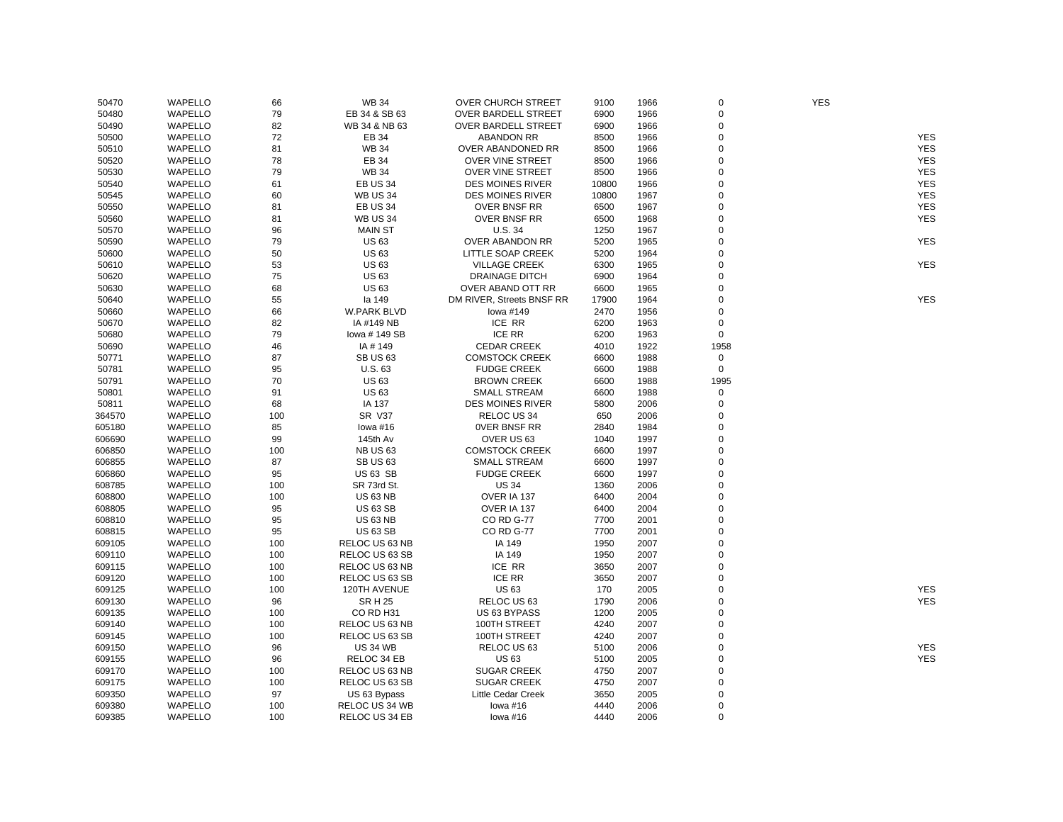| | | | | | | | | | |
|---|---|---|---|---|---|---|---|---|---|
| 50470 | WAPELLO | 66 | WB 34 | OVER CHURCH STREET | 9100 | 1966 | 0 | YES | |
| 50480 | WAPELLO | 79 | EB 34 & SB 63 | OVER BARDELL STREET | 6900 | 1966 | 0 | | |
| 50490 | WAPELLO | 82 | WB 34 & NB 63 | OVER BARDELL STREET | 6900 | 1966 | 0 | | |
| 50500 | WAPELLO | 72 | EB 34 | ABANDON RR | 8500 | 1966 | 0 | | YES |
| 50510 | WAPELLO | 81 | WB 34 | OVER ABANDONED RR | 8500 | 1966 | 0 | | YES |
| 50520 | WAPELLO | 78 | EB 34 | OVER VINE STREET | 8500 | 1966 | 0 | | YES |
| 50530 | WAPELLO | 79 | WB 34 | OVER VINE STREET | 8500 | 1966 | 0 | | YES |
| 50540 | WAPELLO | 61 | EB US 34 | DES MOINES RIVER | 10800 | 1966 | 0 | | YES |
| 50545 | WAPELLO | 60 | WB US 34 | DES MOINES RIVER | 10800 | 1967 | 0 | | YES |
| 50550 | WAPELLO | 81 | EB US 34 | OVER BNSF RR | 6500 | 1967 | 0 | | YES |
| 50560 | WAPELLO | 81 | WB US 34 | OVER BNSF RR | 6500 | 1968 | 0 | | YES |
| 50570 | WAPELLO | 96 | MAIN ST | U.S. 34 | 1250 | 1967 | 0 | | |
| 50590 | WAPELLO | 79 | US 63 | OVER ABANDON RR | 5200 | 1965 | 0 | | YES |
| 50600 | WAPELLO | 50 | US 63 | LITTLE SOAP CREEK | 5200 | 1964 | 0 | | |
| 50610 | WAPELLO | 53 | US 63 | VILLAGE CREEK | 6300 | 1965 | 0 | | YES |
| 50620 | WAPELLO | 75 | US 63 | DRAINAGE DITCH | 6900 | 1964 | 0 | | |
| 50630 | WAPELLO | 68 | US 63 | OVER ABAND OTT RR | 6600 | 1965 | 0 | | |
| 50640 | WAPELLO | 55 | Ia 149 | DM RIVER, Streets BNSF RR | 17900 | 1964 | 0 | | YES |
| 50660 | WAPELLO | 66 | W.PARK BLVD | Iowa #149 | 2470 | 1956 | 0 | | |
| 50670 | WAPELLO | 82 | IA #149 NB | ICE RR | 6200 | 1963 | 0 | | |
| 50680 | WAPELLO | 79 | Iowa # 149 SB | ICE RR | 6200 | 1963 | 0 | | |
| 50690 | WAPELLO | 46 | IA # 149 | CEDAR CREEK | 4010 | 1922 | 1958 | | |
| 50771 | WAPELLO | 87 | SB US 63 | COMSTOCK CREEK | 6600 | 1988 | 0 | | |
| 50781 | WAPELLO | 95 | U.S. 63 | FUDGE CREEK | 6600 | 1988 | 0 | | |
| 50791 | WAPELLO | 70 | US 63 | BROWN CREEK | 6600 | 1988 | 1995 | | |
| 50801 | WAPELLO | 91 | US 63 | SMALL STREAM | 6600 | 1988 | 0 | | |
| 50811 | WAPELLO | 68 | IA 137 | DES MOINES RIVER | 5800 | 2006 | 0 | | |
| 364570 | WAPELLO | 100 | SR V37 | RELOC US 34 | 650 | 2006 | 0 | | |
| 605180 | WAPELLO | 85 | Iowa #16 | 0VER BNSF RR | 2840 | 1984 | 0 | | |
| 606690 | WAPELLO | 99 | 145th Av | OVER US 63 | 1040 | 1997 | 0 | | |
| 606850 | WAPELLO | 100 | NB US 63 | COMSTOCK CREEK | 6600 | 1997 | 0 | | |
| 606855 | WAPELLO | 87 | SB US 63 | SMALL STREAM | 6600 | 1997 | 0 | | |
| 606860 | WAPELLO | 95 | US 63 SB | FUDGE CREEK | 6600 | 1997 | 0 | | |
| 608785 | WAPELLO | 100 | SR 73rd St. | US 34 | 1360 | 2006 | 0 | | |
| 608800 | WAPELLO | 100 | US 63 NB | OVER IA 137 | 6400 | 2004 | 0 | | |
| 608805 | WAPELLO | 95 | US 63 SB | OVER IA 137 | 6400 | 2004 | 0 | | |
| 608810 | WAPELLO | 95 | US 63 NB | CO RD G-77 | 7700 | 2001 | 0 | | |
| 608815 | WAPELLO | 95 | US 63 SB | CO RD G-77 | 7700 | 2001 | 0 | | |
| 609105 | WAPELLO | 100 | RELOC US 63 NB | IA 149 | 1950 | 2007 | 0 | | |
| 609110 | WAPELLO | 100 | RELOC US 63 SB | IA 149 | 1950 | 2007 | 0 | | |
| 609115 | WAPELLO | 100 | RELOC US 63 NB | ICE RR | 3650 | 2007 | 0 | | |
| 609120 | WAPELLO | 100 | RELOC US 63 SB | ICE RR | 3650 | 2007 | 0 | | |
| 609125 | WAPELLO | 100 | 120TH AVENUE | US 63 | 170 | 2005 | 0 | | YES |
| 609130 | WAPELLO | 96 | SR H 25 | RELOC US 63 | 1790 | 2006 | 0 | | YES |
| 609135 | WAPELLO | 100 | CO RD H31 | US 63 BYPASS | 1200 | 2005 | 0 | | |
| 609140 | WAPELLO | 100 | RELOC US 63 NB | 100TH STREET | 4240 | 2007 | 0 | | |
| 609145 | WAPELLO | 100 | RELOC US 63 SB | 100TH STREET | 4240 | 2007 | 0 | | |
| 609150 | WAPELLO | 96 | US 34 WB | RELOC US 63 | 5100 | 2006 | 0 | | YES |
| 609155 | WAPELLO | 96 | RELOC 34 EB | US 63 | 5100 | 2005 | 0 | | YES |
| 609170 | WAPELLO | 100 | RELOC US 63 NB | SUGAR CREEK | 4750 | 2007 | 0 | | |
| 609175 | WAPELLO | 100 | RELOC US 63 SB | SUGAR CREEK | 4750 | 2007 | 0 | | |
| 609350 | WAPELLO | 97 | US 63 Bypass | Little Cedar Creek | 3650 | 2005 | 0 | | |
| 609380 | WAPELLO | 100 | RELOC US 34 WB | Iowa #16 | 4440 | 2006 | 0 | | |
| 609385 | WAPELLO | 100 | RELOC US 34 EB | Iowa #16 | 4440 | 2006 | 0 | | |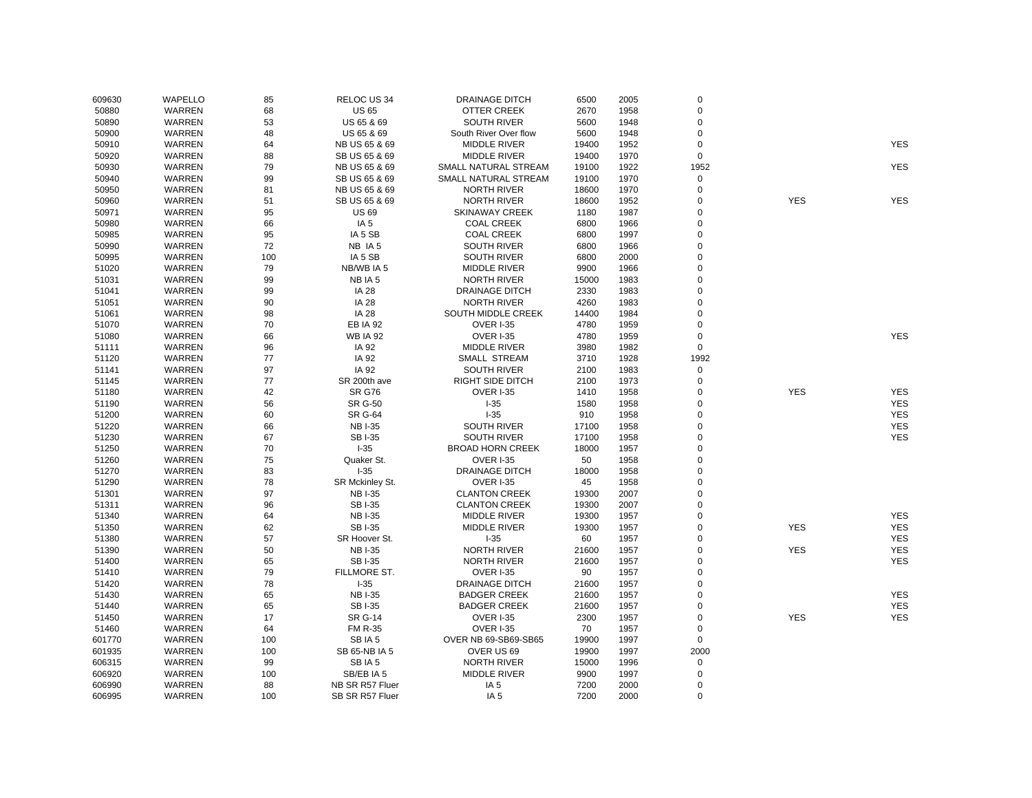| | | | | | | | | | |
|---|---|---|---|---|---|---|---|---|---|
| 609630 | WAPELLO | 85 | RELOC US 34 | DRAINAGE DITCH | 6500 | 2005 | 0 | | |
| 50880 | WARREN | 68 | US 65 | OTTER CREEK | 2670 | 1958 | 0 | | |
| 50890 | WARREN | 53 | US 65 & 69 | SOUTH RIVER | 5600 | 1948 | 0 | | |
| 50900 | WARREN | 48 | US 65 & 69 | South River Over flow | 5600 | 1948 | 0 | | |
| 50910 | WARREN | 64 | NB US 65 & 69 | MIDDLE RIVER | 19400 | 1952 | 0 | | YES |
| 50920 | WARREN | 88 | SB US 65 & 69 | MIDDLE RIVER | 19400 | 1970 | 0 | | |
| 50930 | WARREN | 79 | NB US 65 & 69 | SMALL NATURAL STREAM | 19100 | 1922 | 1952 | | YES |
| 50940 | WARREN | 99 | SB US 65 & 69 | SMALL NATURAL STREAM | 19100 | 1970 | 0 | | |
| 50950 | WARREN | 81 | NB US 65 & 69 | NORTH RIVER | 18600 | 1970 | 0 | | |
| 50960 | WARREN | 51 | SB US 65 & 69 | NORTH RIVER | 18600 | 1952 | 0 | YES | YES |
| 50971 | WARREN | 95 | US 69 | SKINAWAY CREEK | 1180 | 1987 | 0 | | |
| 50980 | WARREN | 66 | IA 5 | COAL CREEK | 6800 | 1966 | 0 | | |
| 50985 | WARREN | 95 | IA 5 SB | COAL CREEK | 6800 | 1997 | 0 | | |
| 50990 | WARREN | 72 | NB IA 5 | SOUTH RIVER | 6800 | 1966 | 0 | | |
| 50995 | WARREN | 100 | IA 5 SB | SOUTH RIVER | 6800 | 2000 | 0 | | |
| 51020 | WARREN | 79 | NB/WB IA 5 | MIDDLE RIVER | 9900 | 1966 | 0 | | |
| 51031 | WARREN | 99 | NB IA 5 | NORTH RIVER | 15000 | 1983 | 0 | | |
| 51041 | WARREN | 99 | IA 28 | DRAINAGE DITCH | 2330 | 1983 | 0 | | |
| 51051 | WARREN | 90 | IA 28 | NORTH RIVER | 4260 | 1983 | 0 | | |
| 51061 | WARREN | 98 | IA 28 | SOUTH MIDDLE CREEK | 14400 | 1984 | 0 | | |
| 51070 | WARREN | 70 | EB IA 92 | OVER I-35 | 4780 | 1959 | 0 | | |
| 51080 | WARREN | 66 | WB IA 92 | OVER I-35 | 4780 | 1959 | 0 | | YES |
| 51111 | WARREN | 96 | IA 92 | MIDDLE RIVER | 3980 | 1982 | 0 | | |
| 51120 | WARREN | 77 | IA 92 | SMALL STREAM | 3710 | 1928 | 1992 | | |
| 51141 | WARREN | 97 | IA 92 | SOUTH RIVER | 2100 | 1983 | 0 | | |
| 51145 | WARREN | 77 | SR 200th ave | RIGHT SIDE DITCH | 2100 | 1973 | 0 | | |
| 51180 | WARREN | 42 | SR G76 | OVER I-35 | 1410 | 1958 | 0 | YES | YES |
| 51190 | WARREN | 56 | SR G-50 | I-35 | 1580 | 1958 | 0 | | YES |
| 51200 | WARREN | 60 | SR G-64 | I-35 | 910 | 1958 | 0 | | YES |
| 51220 | WARREN | 66 | NB I-35 | SOUTH RIVER | 17100 | 1958 | 0 | | YES |
| 51230 | WARREN | 67 | SB I-35 | SOUTH RIVER | 17100 | 1958 | 0 | | YES |
| 51250 | WARREN | 70 | I-35 | BROAD HORN CREEK | 18000 | 1957 | 0 | | |
| 51260 | WARREN | 75 | Quaker St. | OVER I-35 | 50 | 1958 | 0 | | |
| 51270 | WARREN | 83 | I-35 | DRAINAGE DITCH | 18000 | 1958 | 0 | | |
| 51290 | WARREN | 78 | SR Mckinley St. | OVER I-35 | 45 | 1958 | 0 | | |
| 51301 | WARREN | 97 | NB I-35 | CLANTON CREEK | 19300 | 2007 | 0 | | |
| 51311 | WARREN | 96 | SB I-35 | CLANTON CREEK | 19300 | 2007 | 0 | | |
| 51340 | WARREN | 64 | NB I-35 | MIDDLE RIVER | 19300 | 1957 | 0 | | YES |
| 51350 | WARREN | 62 | SB I-35 | MIDDLE RIVER | 19300 | 1957 | 0 | YES | YES |
| 51380 | WARREN | 57 | SR Hoover St. | I-35 | 60 | 1957 | 0 | | YES |
| 51390 | WARREN | 50 | NB I-35 | NORTH RIVER | 21600 | 1957 | 0 | YES | YES |
| 51400 | WARREN | 65 | SB I-35 | NORTH RIVER | 21600 | 1957 | 0 | | YES |
| 51410 | WARREN | 79 | FILLMORE ST. | OVER I-35 | 90 | 1957 | 0 | | |
| 51420 | WARREN | 78 | I-35 | DRAINAGE DITCH | 21600 | 1957 | 0 | | |
| 51430 | WARREN | 65 | NB I-35 | BADGER CREEK | 21600 | 1957 | 0 | | YES |
| 51440 | WARREN | 65 | SB I-35 | BADGER CREEK | 21600 | 1957 | 0 | | YES |
| 51450 | WARREN | 17 | SR G-14 | OVER I-35 | 2300 | 1957 | 0 | YES | YES |
| 51460 | WARREN | 64 | FM R-35 | OVER I-35 | 70 | 1957 | 0 | | |
| 601770 | WARREN | 100 | SB IA 5 | OVER NB 69-SB69-SB65 | 19900 | 1997 | 0 | | |
| 601935 | WARREN | 100 | SB 65-NB IA 5 | OVER US 69 | 19900 | 1997 | 2000 | | |
| 606315 | WARREN | 99 | SB IA 5 | NORTH RIVER | 15000 | 1996 | 0 | | |
| 606920 | WARREN | 100 | SB/EB IA 5 | MIDDLE RIVER | 9900 | 1997 | 0 | | |
| 606990 | WARREN | 88 | NB SR R57 Fluer | IA 5 | 7200 | 2000 | 0 | | |
| 606995 | WARREN | 100 | SB SR R57 Fluer | IA 5 | 7200 | 2000 | 0 | | |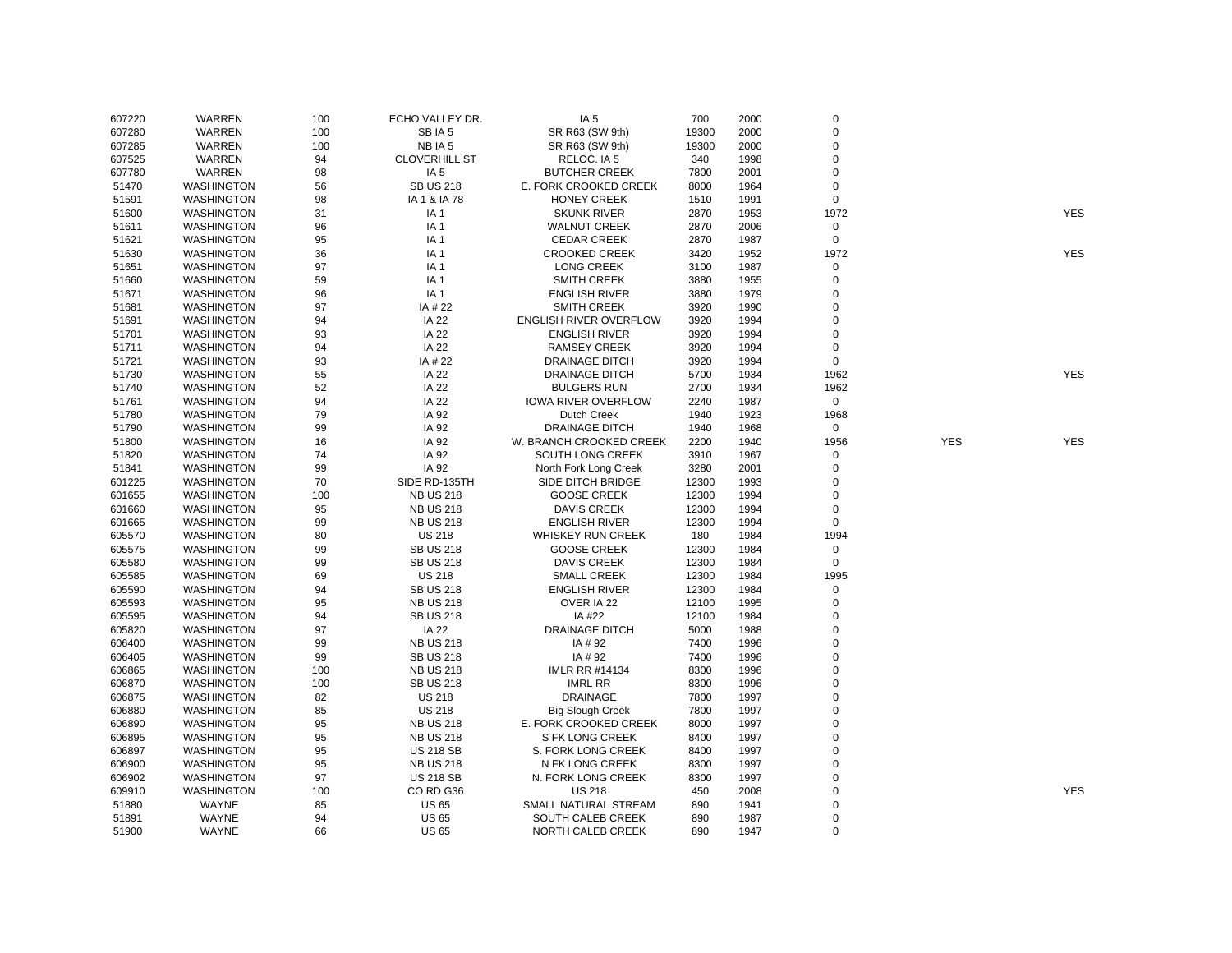| | | | | | | | | | |
|---|---|---|---|---|---|---|---|---|---|
| 607220 | WARREN | 100 | ECHO VALLEY DR. | IA 5 | 700 | 2000 | 0 | | |
| 607280 | WARREN | 100 | SB IA 5 | SR R63 (SW 9th) | 19300 | 2000 | 0 | | |
| 607285 | WARREN | 100 | NB IA 5 | SR R63 (SW 9th) | 19300 | 2000 | 0 | | |
| 607525 | WARREN | 94 | CLOVERHILL ST | RELOC. IA 5 | 340 | 1998 | 0 | | |
| 607780 | WARREN | 98 | IA 5 | BUTCHER CREEK | 7800 | 2001 | 0 | | |
| 51470 | WASHINGTON | 56 | SB US 218 | E. FORK CROOKED CREEK | 8000 | 1964 | 0 | | |
| 51591 | WASHINGTON | 98 | IA 1 & IA 78 | HONEY CREEK | 1510 | 1991 | 0 | | |
| 51600 | WASHINGTON | 31 | IA 1 | SKUNK RIVER | 2870 | 1953 | 1972 | | YES |
| 51611 | WASHINGTON | 96 | IA 1 | WALNUT CREEK | 2870 | 2006 | 0 | | |
| 51621 | WASHINGTON | 95 | IA 1 | CEDAR CREEK | 2870 | 1987 | 0 | | |
| 51630 | WASHINGTON | 36 | IA 1 | CROOKED CREEK | 3420 | 1952 | 1972 | | YES |
| 51651 | WASHINGTON | 97 | IA 1 | LONG CREEK | 3100 | 1987 | 0 | | |
| 51660 | WASHINGTON | 59 | IA 1 | SMITH CREEK | 3880 | 1955 | 0 | | |
| 51671 | WASHINGTON | 96 | IA 1 | ENGLISH RIVER | 3880 | 1979 | 0 | | |
| 51681 | WASHINGTON | 97 | IA # 22 | SMITH CREEK | 3920 | 1990 | 0 | | |
| 51691 | WASHINGTON | 94 | IA 22 | ENGLISH RIVER OVERFLOW | 3920 | 1994 | 0 | | |
| 51701 | WASHINGTON | 93 | IA 22 | ENGLISH RIVER | 3920 | 1994 | 0 | | |
| 51711 | WASHINGTON | 94 | IA 22 | RAMSEY CREEK | 3920 | 1994 | 0 | | |
| 51721 | WASHINGTON | 93 | IA # 22 | DRAINAGE DITCH | 3920 | 1994 | 0 | | |
| 51730 | WASHINGTON | 55 | IA 22 | DRAINAGE DITCH | 5700 | 1934 | 1962 | | YES |
| 51740 | WASHINGTON | 52 | IA 22 | BULGERS RUN | 2700 | 1934 | 1962 | | |
| 51761 | WASHINGTON | 94 | IA 22 | IOWA RIVER OVERFLOW | 2240 | 1987 | 0 | | |
| 51780 | WASHINGTON | 79 | IA 92 | Dutch Creek | 1940 | 1923 | 1968 | | |
| 51790 | WASHINGTON | 99 | IA 92 | DRAINAGE DITCH | 1940 | 1968 | 0 | | |
| 51800 | WASHINGTON | 16 | IA 92 | W. BRANCH CROOKED CREEK | 2200 | 1940 | 1956 | YES | YES |
| 51820 | WASHINGTON | 74 | IA 92 | SOUTH LONG CREEK | 3910 | 1967 | 0 | | |
| 51841 | WASHINGTON | 99 | IA 92 | North Fork Long Creek | 3280 | 2001 | 0 | | |
| 601225 | WASHINGTON | 70 | SIDE RD-135TH | SIDE DITCH BRIDGE | 12300 | 1993 | 0 | | |
| 601655 | WASHINGTON | 100 | NB US 218 | GOOSE CREEK | 12300 | 1994 | 0 | | |
| 601660 | WASHINGTON | 95 | NB US 218 | DAVIS CREEK | 12300 | 1994 | 0 | | |
| 601665 | WASHINGTON | 99 | NB US 218 | ENGLISH RIVER | 12300 | 1994 | 0 | | |
| 605570 | WASHINGTON | 80 | US 218 | WHISKEY RUN CREEK | 180 | 1984 | 1994 | | |
| 605575 | WASHINGTON | 99 | SB US 218 | GOOSE CREEK | 12300 | 1984 | 0 | | |
| 605580 | WASHINGTON | 99 | SB US 218 | DAVIS CREEK | 12300 | 1984 | 0 | | |
| 605585 | WASHINGTON | 69 | US 218 | SMALL CREEK | 12300 | 1984 | 1995 | | |
| 605590 | WASHINGTON | 94 | SB US 218 | ENGLISH RIVER | 12300 | 1984 | 0 | | |
| 605593 | WASHINGTON | 95 | NB US 218 | OVER IA 22 | 12100 | 1995 | 0 | | |
| 605595 | WASHINGTON | 94 | SB US 218 | IA #22 | 12100 | 1984 | 0 | | |
| 605820 | WASHINGTON | 97 | IA 22 | DRAINAGE DITCH | 5000 | 1988 | 0 | | |
| 606400 | WASHINGTON | 99 | NB US 218 | IA # 92 | 7400 | 1996 | 0 | | |
| 606405 | WASHINGTON | 99 | SB US 218 | IA # 92 | 7400 | 1996 | 0 | | |
| 606865 | WASHINGTON | 100 | NB US 218 | IMLR RR #14134 | 8300 | 1996 | 0 | | |
| 606870 | WASHINGTON | 100 | SB US 218 | IMRL RR | 8300 | 1996 | 0 | | |
| 606875 | WASHINGTON | 82 | US 218 | DRAINAGE | 7800 | 1997 | 0 | | |
| 606880 | WASHINGTON | 85 | US 218 | Big Slough Creek | 7800 | 1997 | 0 | | |
| 606890 | WASHINGTON | 95 | NB US 218 | E. FORK CROOKED CREEK | 8000 | 1997 | 0 | | |
| 606895 | WASHINGTON | 95 | NB US 218 | S FK LONG CREEK | 8400 | 1997 | 0 | | |
| 606897 | WASHINGTON | 95 | US 218 SB | S. FORK LONG CREEK | 8400 | 1997 | 0 | | |
| 606900 | WASHINGTON | 95 | NB US 218 | N FK LONG CREEK | 8300 | 1997 | 0 | | |
| 606902 | WASHINGTON | 97 | US 218 SB | N. FORK LONG CREEK | 8300 | 1997 | 0 | | |
| 609910 | WASHINGTON | 100 | CO RD G36 | US 218 | 450 | 2008 | 0 | | YES |
| 51880 | WAYNE | 85 | US 65 | SMALL NATURAL STREAM | 890 | 1941 | 0 | | |
| 51891 | WAYNE | 94 | US 65 | SOUTH CALEB CREEK | 890 | 1987 | 0 | | |
| 51900 | WAYNE | 66 | US 65 | NORTH CALEB CREEK | 890 | 1947 | 0 | | |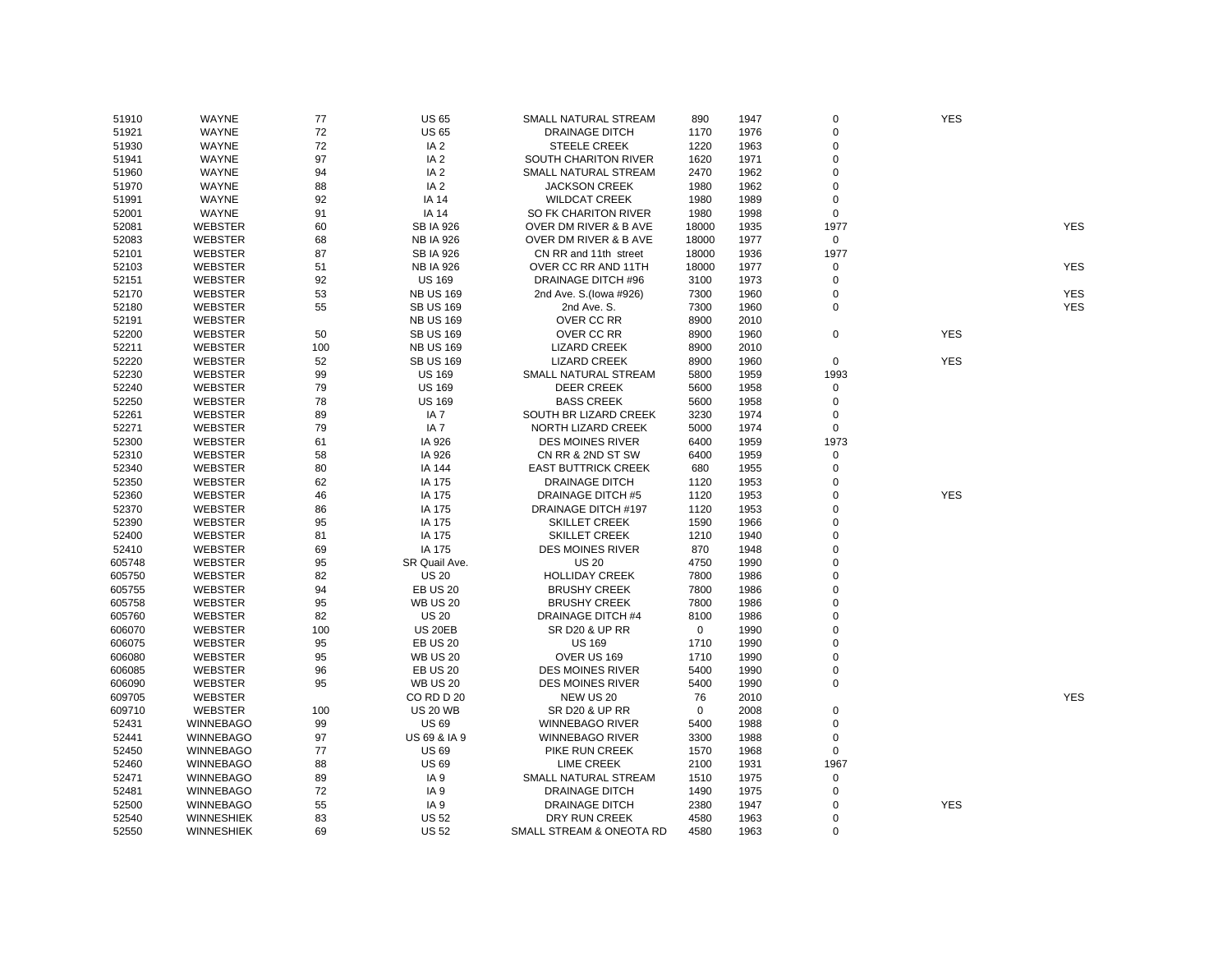| | | | | | | | | | |
|---|---|---|---|---|---|---|---|---|---|
| 51910 | WAYNE | 77 | US 65 | SMALL NATURAL STREAM | 890 | 1947 | 0 | YES | |
| 51921 | WAYNE | 72 | US 65 | DRAINAGE DITCH | 1170 | 1976 | 0 | | |
| 51930 | WAYNE | 72 | IA 2 | STEELE CREEK | 1220 | 1963 | 0 | | |
| 51941 | WAYNE | 97 | IA 2 | SOUTH CHARITON RIVER | 1620 | 1971 | 0 | | |
| 51960 | WAYNE | 94 | IA 2 | SMALL NATURAL STREAM | 2470 | 1962 | 0 | | |
| 51970 | WAYNE | 88 | IA 2 | JACKSON CREEK | 1980 | 1962 | 0 | | |
| 51991 | WAYNE | 92 | IA 14 | WILDCAT CREEK | 1980 | 1989 | 0 | | |
| 52001 | WAYNE | 91 | IA 14 | SO FK CHARITON RIVER | 1980 | 1998 | 0 | | |
| 52081 | WEBSTER | 60 | SB IA 926 | OVER DM RIVER & B AVE | 18000 | 1935 | 1977 | | YES |
| 52083 | WEBSTER | 68 | NB IA 926 | OVER DM RIVER & B AVE | 18000 | 1977 | 0 | | |
| 52101 | WEBSTER | 87 | SB IA 926 | CN RR and 11th street | 18000 | 1936 | 1977 | | |
| 52103 | WEBSTER | 51 | NB IA 926 | OVER CC RR AND 11TH | 18000 | 1977 | 0 | | YES |
| 52151 | WEBSTER | 92 | US 169 | DRAINAGE DITCH #96 | 3100 | 1973 | 0 | | |
| 52170 | WEBSTER | 53 | NB US 169 | 2nd Ave. S.(Iowa #926) | 7300 | 1960 | 0 | | YES |
| 52180 | WEBSTER | 55 | SB US 169 | 2nd Ave. S. | 7300 | 1960 | 0 | | YES |
| 52191 | WEBSTER | | NB US 169 | OVER CC RR | 8900 | 2010 | | | |
| 52200 | WEBSTER | 50 | SB US 169 | OVER CC RR | 8900 | 1960 | 0 | YES | |
| 52211 | WEBSTER | 100 | NB US 169 | LIZARD CREEK | 8900 | 2010 | | | |
| 52220 | WEBSTER | 52 | SB US 169 | LIZARD CREEK | 8900 | 1960 | 0 | YES | |
| 52230 | WEBSTER | 99 | US 169 | SMALL NATURAL STREAM | 5800 | 1959 | 1993 | | |
| 52240 | WEBSTER | 79 | US 169 | DEER CREEK | 5600 | 1958 | 0 | | |
| 52250 | WEBSTER | 78 | US 169 | BASS CREEK | 5600 | 1958 | 0 | | |
| 52261 | WEBSTER | 89 | IA 7 | SOUTH BR LIZARD CREEK | 3230 | 1974 | 0 | | |
| 52271 | WEBSTER | 79 | IA 7 | NORTH LIZARD CREEK | 5000 | 1974 | 0 | | |
| 52300 | WEBSTER | 61 | IA 926 | DES MOINES RIVER | 6400 | 1959 | 1973 | | |
| 52310 | WEBSTER | 58 | IA 926 | CN RR & 2ND ST SW | 6400 | 1959 | 0 | | |
| 52340 | WEBSTER | 80 | IA 144 | EAST BUTTRICK CREEK | 680 | 1955 | 0 | | |
| 52350 | WEBSTER | 62 | IA 175 | DRAINAGE DITCH | 1120 | 1953 | 0 | | |
| 52360 | WEBSTER | 46 | IA 175 | DRAINAGE DITCH #5 | 1120 | 1953 | 0 | YES | |
| 52370 | WEBSTER | 86 | IA 175 | DRAINAGE DITCH #197 | 1120 | 1953 | 0 | | |
| 52390 | WEBSTER | 95 | IA 175 | SKILLET CREEK | 1590 | 1966 | 0 | | |
| 52400 | WEBSTER | 81 | IA 175 | SKILLET CREEK | 1210 | 1940 | 0 | | |
| 52410 | WEBSTER | 69 | IA 175 | DES MOINES RIVER | 870 | 1948 | 0 | | |
| 605748 | WEBSTER | 95 | SR Quail Ave. | US 20 | 4750 | 1990 | 0 | | |
| 605750 | WEBSTER | 82 | US 20 | HOLLIDAY CREEK | 7800 | 1986 | 0 | | |
| 605755 | WEBSTER | 94 | EB US 20 | BRUSHY CREEK | 7800 | 1986 | 0 | | |
| 605758 | WEBSTER | 95 | WB US 20 | BRUSHY CREEK | 7800 | 1986 | 0 | | |
| 605760 | WEBSTER | 82 | US 20 | DRAINAGE DITCH #4 | 8100 | 1986 | 0 | | |
| 606070 | WEBSTER | 100 | US 20EB | SR D20 & UP RR | 0 | 1990 | 0 | | |
| 606075 | WEBSTER | 95 | EB US 20 | US 169 | 1710 | 1990 | 0 | | |
| 606080 | WEBSTER | 95 | WB US 20 | OVER US 169 | 1710 | 1990 | 0 | | |
| 606085 | WEBSTER | 96 | EB US 20 | DES MOINES RIVER | 5400 | 1990 | 0 | | |
| 606090 | WEBSTER | 95 | WB US 20 | DES MOINES RIVER | 5400 | 1990 | 0 | | |
| 609705 | WEBSTER | | CO RD D 20 | NEW US 20 | 76 | 2010 | | | YES |
| 609710 | WEBSTER | 100 | US 20 WB | SR D20 & UP RR | 0 | 2008 | 0 | | |
| 52431 | WINNEBAGO | 99 | US 69 | WINNEBAGO RIVER | 5400 | 1988 | 0 | | |
| 52441 | WINNEBAGO | 97 | US 69 & IA 9 | WINNEBAGO RIVER | 3300 | 1988 | 0 | | |
| 52450 | WINNEBAGO | 77 | US 69 | PIKE RUN CREEK | 1570 | 1968 | 0 | | |
| 52460 | WINNEBAGO | 88 | US 69 | LIME CREEK | 2100 | 1931 | 1967 | | |
| 52471 | WINNEBAGO | 89 | IA 9 | SMALL NATURAL STREAM | 1510 | 1975 | 0 | | |
| 52481 | WINNEBAGO | 72 | IA 9 | DRAINAGE DITCH | 1490 | 1975 | 0 | | |
| 52500 | WINNEBAGO | 55 | IA 9 | DRAINAGE DITCH | 2380 | 1947 | 0 | YES | |
| 52540 | WINNESHIEK | 83 | US 52 | DRY RUN CREEK | 4580 | 1963 | 0 | | |
| 52550 | WINNESHIEK | 69 | US 52 | SMALL STREAM & ONEOTA RD | 4580 | 1963 | 0 | | |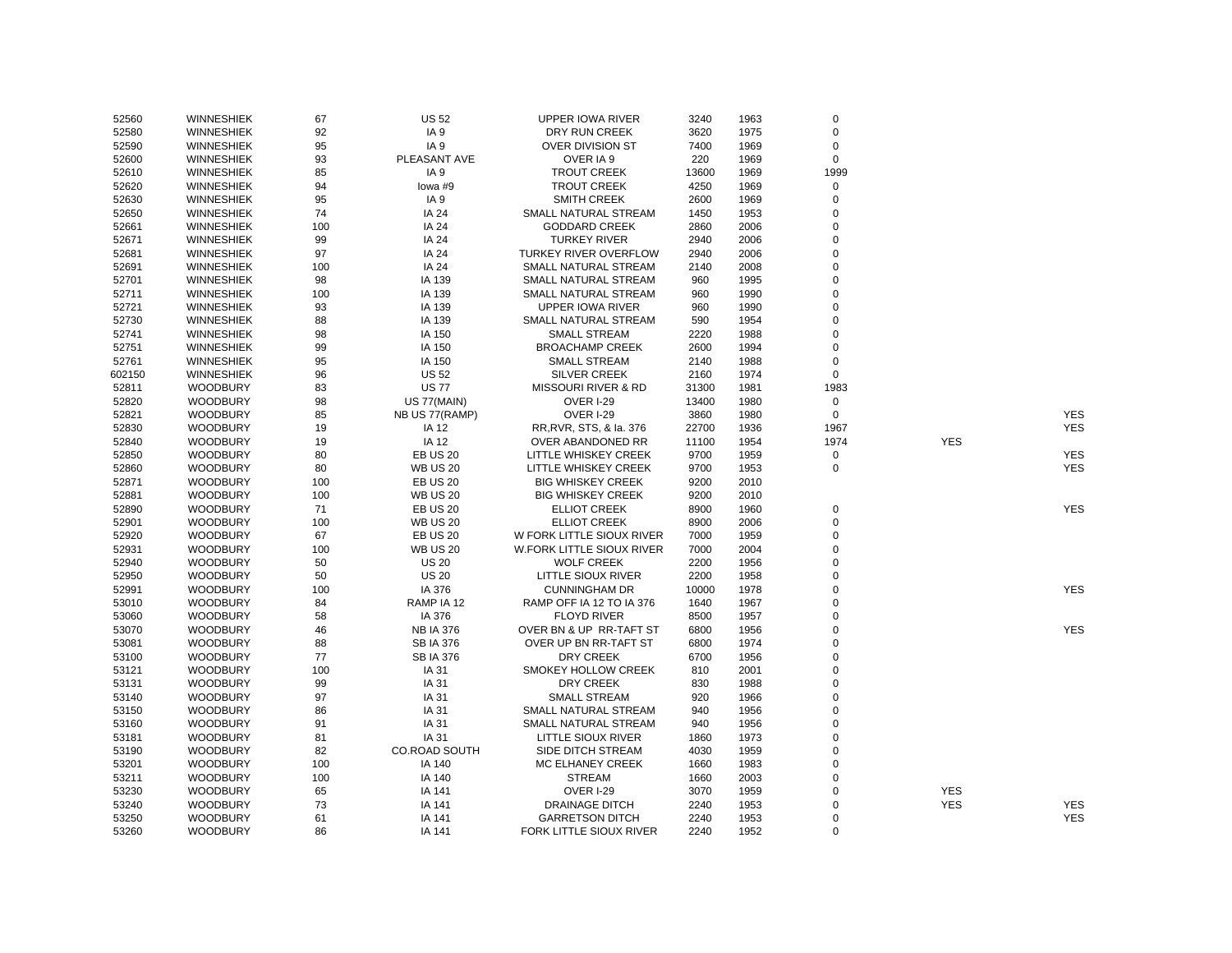| | | | | | | | | | |
|---|---|---|---|---|---|---|---|---|---|
| 52560 | WINNESHIEK | 67 | US 52 | UPPER IOWA RIVER | 3240 | 1963 | 0 | | |
| 52580 | WINNESHIEK | 92 | IA 9 | DRY RUN CREEK | 3620 | 1975 | 0 | | |
| 52590 | WINNESHIEK | 95 | IA 9 | OVER DIVISION ST | 7400 | 1969 | 0 | | |
| 52600 | WINNESHIEK | 93 | PLEASANT AVE | OVER IA 9 | 220 | 1969 | 0 | | |
| 52610 | WINNESHIEK | 85 | IA 9 | TROUT CREEK | 13600 | 1969 | 1999 | | |
| 52620 | WINNESHIEK | 94 | Iowa #9 | TROUT CREEK | 4250 | 1969 | 0 | | |
| 52630 | WINNESHIEK | 95 | IA 9 | SMITH CREEK | 2600 | 1969 | 0 | | |
| 52650 | WINNESHIEK | 74 | IA 24 | SMALL NATURAL STREAM | 1450 | 1953 | 0 | | |
| 52661 | WINNESHIEK | 100 | IA 24 | GODDARD CREEK | 2860 | 2006 | 0 | | |
| 52671 | WINNESHIEK | 99 | IA 24 | TURKEY RIVER | 2940 | 2006 | 0 | | |
| 52681 | WINNESHIEK | 97 | IA 24 | TURKEY RIVER OVERFLOW | 2940 | 2006 | 0 | | |
| 52691 | WINNESHIEK | 100 | IA 24 | SMALL NATURAL STREAM | 2140 | 2008 | 0 | | |
| 52701 | WINNESHIEK | 98 | IA 139 | SMALL NATURAL STREAM | 960 | 1995 | 0 | | |
| 52711 | WINNESHIEK | 100 | IA 139 | SMALL NATURAL STREAM | 960 | 1990 | 0 | | |
| 52721 | WINNESHIEK | 93 | IA 139 | UPPER IOWA RIVER | 960 | 1990 | 0 | | |
| 52730 | WINNESHIEK | 88 | IA 139 | SMALL NATURAL STREAM | 590 | 1954 | 0 | | |
| 52741 | WINNESHIEK | 98 | IA 150 | SMALL STREAM | 2220 | 1988 | 0 | | |
| 52751 | WINNESHIEK | 99 | IA 150 | BROACHAMP CREEK | 2600 | 1994 | 0 | | |
| 52761 | WINNESHIEK | 95 | IA 150 | SMALL STREAM | 2140 | 1988 | 0 | | |
| 602150 | WINNESHIEK | 96 | US 52 | SILVER CREEK | 2160 | 1974 | 0 | | |
| 52811 | WOODBURY | 83 | US 77 | MISSOURI RIVER & RD | 31300 | 1981 | 1983 | | |
| 52820 | WOODBURY | 98 | US 77(MAIN) | OVER I-29 | 13400 | 1980 | 0 | | |
| 52821 | WOODBURY | 85 | NB US 77(RAMP) | OVER I-29 | 3860 | 1980 | 0 | | YES |
| 52830 | WOODBURY | 19 | IA 12 | RR,RVR, STS, & Ia. 376 | 22700 | 1936 | 1967 | | YES |
| 52840 | WOODBURY | 19 | IA 12 | OVER ABANDONED RR | 11100 | 1954 | 1974 | YES | |
| 52850 | WOODBURY | 80 | EB US 20 | LITTLE WHISKEY CREEK | 9700 | 1959 | 0 | | YES |
| 52860 | WOODBURY | 80 | WB US 20 | LITTLE WHISKEY CREEK | 9700 | 1953 | 0 | | YES |
| 52871 | WOODBURY | 100 | EB US 20 | BIG WHISKEY CREEK | 9200 | 2010 | | | |
| 52881 | WOODBURY | 100 | WB US 20 | BIG WHISKEY CREEK | 9200 | 2010 | | | |
| 52890 | WOODBURY | 71 | EB US 20 | ELLIOT CREEK | 8900 | 1960 | 0 | | YES |
| 52901 | WOODBURY | 100 | WB US 20 | ELLIOT CREEK | 8900 | 2006 | 0 | | |
| 52920 | WOODBURY | 67 | EB US 20 | W FORK LITTLE SIOUX RIVER | 7000 | 1959 | 0 | | |
| 52931 | WOODBURY | 100 | WB US 20 | W.FORK LITTLE SIOUX RIVER | 7000 | 2004 | 0 | | |
| 52940 | WOODBURY | 50 | US 20 | WOLF CREEK | 2200 | 1956 | 0 | | |
| 52950 | WOODBURY | 50 | US 20 | LITTLE SIOUX RIVER | 2200 | 1958 | 0 | | |
| 52991 | WOODBURY | 100 | IA 376 | CUNNINGHAM DR | 10000 | 1978 | 0 | | YES |
| 53010 | WOODBURY | 84 | RAMP IA 12 | RAMP OFF IA 12 TO IA 376 | 1640 | 1967 | 0 | | |
| 53060 | WOODBURY | 58 | IA 376 | FLOYD RIVER | 8500 | 1957 | 0 | | |
| 53070 | WOODBURY | 46 | NB IA 376 | OVER BN & UP RR-TAFT ST | 6800 | 1956 | 0 | | YES |
| 53081 | WOODBURY | 88 | SB IA 376 | OVER UP BN RR-TAFT ST | 6800 | 1974 | 0 | | |
| 53100 | WOODBURY | 77 | SB IA 376 | DRY CREEK | 6700 | 1956 | 0 | | |
| 53121 | WOODBURY | 100 | IA 31 | SMOKEY HOLLOW CREEK | 810 | 2001 | 0 | | |
| 53131 | WOODBURY | 99 | IA 31 | DRY CREEK | 830 | 1988 | 0 | | |
| 53140 | WOODBURY | 97 | IA 31 | SMALL STREAM | 920 | 1966 | 0 | | |
| 53150 | WOODBURY | 86 | IA 31 | SMALL NATURAL STREAM | 940 | 1956 | 0 | | |
| 53160 | WOODBURY | 91 | IA 31 | SMALL NATURAL STREAM | 940 | 1956 | 0 | | |
| 53181 | WOODBURY | 81 | IA 31 | LITTLE SIOUX RIVER | 1860 | 1973 | 0 | | |
| 53190 | WOODBURY | 82 | CO.ROAD SOUTH | SIDE DITCH STREAM | 4030 | 1959 | 0 | | |
| 53201 | WOODBURY | 100 | IA 140 | MC ELHANEY CREEK | 1660 | 1983 | 0 | | |
| 53211 | WOODBURY | 100 | IA 140 | STREAM | 1660 | 2003 | 0 | | |
| 53230 | WOODBURY | 65 | IA 141 | OVER I-29 | 3070 | 1959 | 0 | YES | |
| 53240 | WOODBURY | 73 | IA 141 | DRAINAGE DITCH | 2240 | 1953 | 0 | YES | YES |
| 53250 | WOODBURY | 61 | IA 141 | GARRETSON DITCH | 2240 | 1953 | 0 | | YES |
| 53260 | WOODBURY | 86 | IA 141 | FORK LITTLE SIOUX RIVER | 2240 | 1952 | 0 | | |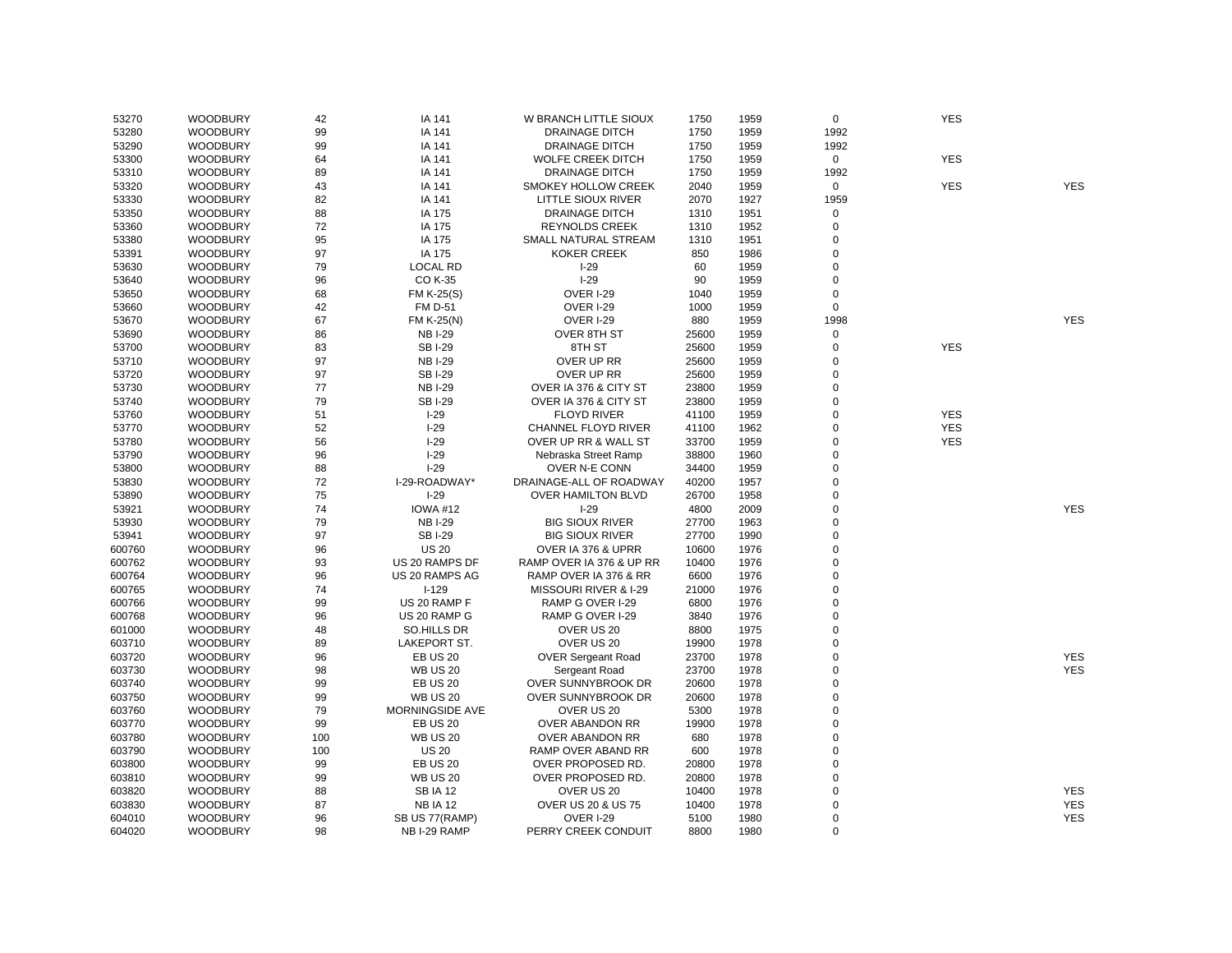| | | | | | | | | | |
|---|---|---|---|---|---|---|---|---|---|
| 53270 | WOODBURY | 42 | IA 141 | W BRANCH LITTLE SIOUX | 1750 | 1959 | 0 | YES | |
| 53280 | WOODBURY | 99 | IA 141 | DRAINAGE DITCH | 1750 | 1959 | 1992 | | |
| 53290 | WOODBURY | 99 | IA 141 | DRAINAGE DITCH | 1750 | 1959 | 1992 | | |
| 53300 | WOODBURY | 64 | IA 141 | WOLFE CREEK DITCH | 1750 | 1959 | 0 | YES | |
| 53310 | WOODBURY | 89 | IA 141 | DRAINAGE DITCH | 1750 | 1959 | 1992 | | |
| 53320 | WOODBURY | 43 | IA 141 | SMOKEY HOLLOW CREEK | 2040 | 1959 | 0 | YES | YES |
| 53330 | WOODBURY | 82 | IA 141 | LITTLE SIOUX RIVER | 2070 | 1927 | 1959 | | |
| 53350 | WOODBURY | 88 | IA 175 | DRAINAGE DITCH | 1310 | 1951 | 0 | | |
| 53360 | WOODBURY | 72 | IA 175 | REYNOLDS CREEK | 1310 | 1952 | 0 | | |
| 53380 | WOODBURY | 95 | IA 175 | SMALL NATURAL STREAM | 1310 | 1951 | 0 | | |
| 53391 | WOODBURY | 97 | IA 175 | KOKER CREEK | 850 | 1986 | 0 | | |
| 53630 | WOODBURY | 79 | LOCAL RD | I-29 | 60 | 1959 | 0 | | |
| 53640 | WOODBURY | 96 | CO K-35 | I-29 | 90 | 1959 | 0 | | |
| 53650 | WOODBURY | 68 | FM K-25(S) | OVER I-29 | 1040 | 1959 | 0 | | |
| 53660 | WOODBURY | 42 | FM D-51 | OVER I-29 | 1000 | 1959 | 0 | | |
| 53670 | WOODBURY | 67 | FM K-25(N) | OVER I-29 | 880 | 1959 | 1998 | | YES |
| 53690 | WOODBURY | 86 | NB I-29 | OVER 8TH ST | 25600 | 1959 | 0 | | |
| 53700 | WOODBURY | 83 | SB I-29 | 8TH ST | 25600 | 1959 | 0 | YES | |
| 53710 | WOODBURY | 97 | NB I-29 | OVER UP RR | 25600 | 1959 | 0 | | |
| 53720 | WOODBURY | 97 | SB I-29 | OVER UP RR | 25600 | 1959 | 0 | | |
| 53730 | WOODBURY | 77 | NB I-29 | OVER IA 376 & CITY ST | 23800 | 1959 | 0 | | |
| 53740 | WOODBURY | 79 | SB I-29 | OVER IA 376 & CITY ST | 23800 | 1959 | 0 | | |
| 53760 | WOODBURY | 51 | I-29 | FLOYD RIVER | 41100 | 1959 | 0 | YES | |
| 53770 | WOODBURY | 52 | I-29 | CHANNEL FLOYD RIVER | 41100 | 1962 | 0 | YES | |
| 53780 | WOODBURY | 56 | I-29 | OVER UP RR & WALL ST | 33700 | 1959 | 0 | YES | |
| 53790 | WOODBURY | 96 | I-29 | Nebraska Street Ramp | 38800 | 1960 | 0 | | |
| 53800 | WOODBURY | 88 | I-29 | OVER N-E CONN | 34400 | 1959 | 0 | | |
| 53830 | WOODBURY | 72 | I-29-ROADWAY* | DRAINAGE-ALL OF ROADWAY | 40200 | 1957 | 0 | | |
| 53890 | WOODBURY | 75 | I-29 | OVER HAMILTON BLVD | 26700 | 1958 | 0 | | |
| 53921 | WOODBURY | 74 | IOWA #12 | I-29 | 4800 | 2009 | 0 | | YES |
| 53930 | WOODBURY | 79 | NB I-29 | BIG SIOUX RIVER | 27700 | 1963 | 0 | | |
| 53941 | WOODBURY | 97 | SB I-29 | BIG SIOUX RIVER | 27700 | 1990 | 0 | | |
| 600760 | WOODBURY | 96 | US 20 | OVER IA 376 & UPRR | 10600 | 1976 | 0 | | |
| 600762 | WOODBURY | 93 | US 20 RAMPS DF | RAMP OVER IA 376 & UP RR | 10400 | 1976 | 0 | | |
| 600764 | WOODBURY | 96 | US 20 RAMPS AG | RAMP OVER IA 376 & RR | 6600 | 1976 | 0 | | |
| 600765 | WOODBURY | 74 | I-129 | MISSOURI RIVER & I-29 | 21000 | 1976 | 0 | | |
| 600766 | WOODBURY | 99 | US 20 RAMP F | RAMP G OVER I-29 | 6800 | 1976 | 0 | | |
| 600768 | WOODBURY | 96 | US 20 RAMP G | RAMP G OVER I-29 | 3840 | 1976 | 0 | | |
| 601000 | WOODBURY | 48 | SO.HILLS DR | OVER US 20 | 8800 | 1975 | 0 | | |
| 603710 | WOODBURY | 89 | LAKEPORT ST. | OVER US 20 | 19900 | 1978 | 0 | | |
| 603720 | WOODBURY | 96 | EB US 20 | OVER Sergeant Road | 23700 | 1978 | 0 | | YES |
| 603730 | WOODBURY | 98 | WB US 20 | Sergeant Road | 23700 | 1978 | 0 | | YES |
| 603740 | WOODBURY | 99 | EB US 20 | OVER SUNNYBROOK DR | 20600 | 1978 | 0 | | |
| 603750 | WOODBURY | 99 | WB US 20 | OVER SUNNYBROOK DR | 20600 | 1978 | 0 | | |
| 603760 | WOODBURY | 79 | MORNINGSIDE AVE | OVER US 20 | 5300 | 1978 | 0 | | |
| 603770 | WOODBURY | 99 | EB US 20 | OVER ABANDON RR | 19900 | 1978 | 0 | | |
| 603780 | WOODBURY | 100 | WB US 20 | OVER ABANDON RR | 680 | 1978 | 0 | | |
| 603790 | WOODBURY | 100 | US 20 | RAMP OVER ABAND RR | 600 | 1978 | 0 | | |
| 603800 | WOODBURY | 99 | EB US 20 | OVER PROPOSED RD. | 20800 | 1978 | 0 | | |
| 603810 | WOODBURY | 99 | WB US 20 | OVER PROPOSED RD. | 20800 | 1978 | 0 | | |
| 603820 | WOODBURY | 88 | SB IA 12 | OVER US 20 | 10400 | 1978 | 0 | | YES |
| 603830 | WOODBURY | 87 | NB IA 12 | OVER US 20 & US 75 | 10400 | 1978 | 0 | | YES |
| 604010 | WOODBURY | 96 | SB US 77(RAMP) | OVER I-29 | 5100 | 1980 | 0 | | YES |
| 604020 | WOODBURY | 98 | NB I-29 RAMP | PERRY CREEK CONDUIT | 8800 | 1980 | 0 | | |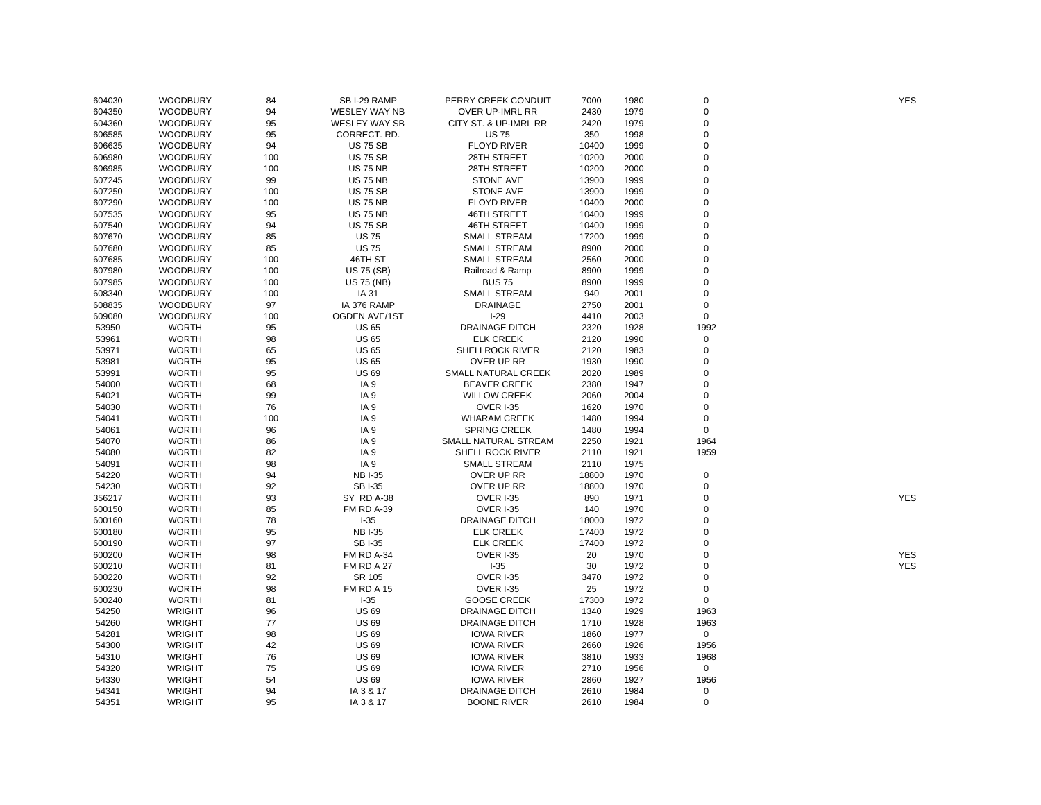| | | | | | | | | |
|---|---|---|---|---|---|---|---|---|
| 604030 | WOODBURY | 84 | SB I-29 RAMP | PERRY CREEK CONDUIT | 7000 | 1980 | 0 | YES |
| 604350 | WOODBURY | 94 | WESLEY WAY NB | OVER UP-IMRL RR | 2430 | 1979 | 0 | |
| 604360 | WOODBURY | 95 | WESLEY WAY SB | CITY ST. & UP-IMRL RR | 2420 | 1979 | 0 | |
| 606585 | WOODBURY | 95 | CORRECT. RD. | US 75 | 350 | 1998 | 0 | |
| 606635 | WOODBURY | 94 | US 75 SB | FLOYD RIVER | 10400 | 1999 | 0 | |
| 606980 | WOODBURY | 100 | US 75 SB | 28TH STREET | 10200 | 2000 | 0 | |
| 606985 | WOODBURY | 100 | US 75 NB | 28TH STREET | 10200 | 2000 | 0 | |
| 607245 | WOODBURY | 99 | US 75 NB | STONE AVE | 13900 | 1999 | 0 | |
| 607250 | WOODBURY | 100 | US 75 SB | STONE AVE | 13900 | 1999 | 0 | |
| 607290 | WOODBURY | 100 | US 75 NB | FLOYD RIVER | 10400 | 2000 | 0 | |
| 607535 | WOODBURY | 95 | US 75 NB | 46TH STREET | 10400 | 1999 | 0 | |
| 607540 | WOODBURY | 94 | US 75 SB | 46TH STREET | 10400 | 1999 | 0 | |
| 607670 | WOODBURY | 85 | US 75 | SMALL STREAM | 17200 | 1999 | 0 | |
| 607680 | WOODBURY | 85 | US 75 | SMALL STREAM | 8900 | 2000 | 0 | |
| 607685 | WOODBURY | 100 | 46TH ST | SMALL STREAM | 2560 | 2000 | 0 | |
| 607980 | WOODBURY | 100 | US 75 (SB) | Railroad & Ramp | 8900 | 1999 | 0 | |
| 607985 | WOODBURY | 100 | US 75 (NB) | BUS 75 | 8900 | 1999 | 0 | |
| 608340 | WOODBURY | 100 | IA 31 | SMALL STREAM | 940 | 2001 | 0 | |
| 608835 | WOODBURY | 97 | IA 376 RAMP | DRAINAGE | 2750 | 2001 | 0 | |
| 609080 | WOODBURY | 100 | OGDEN AVE/1ST | I-29 | 4410 | 2003 | 0 | |
| 53950 | WORTH | 95 | US 65 | DRAINAGE DITCH | 2320 | 1928 | 1992 | |
| 53961 | WORTH | 98 | US 65 | ELK CREEK | 2120 | 1990 | 0 | |
| 53971 | WORTH | 65 | US 65 | SHELLROCK RIVER | 2120 | 1983 | 0 | |
| 53981 | WORTH | 95 | US 65 | OVER UP RR | 1930 | 1990 | 0 | |
| 53991 | WORTH | 95 | US 69 | SMALL NATURAL CREEK | 2020 | 1989 | 0 | |
| 54000 | WORTH | 68 | IA 9 | BEAVER CREEK | 2380 | 1947 | 0 | |
| 54021 | WORTH | 99 | IA 9 | WILLOW CREEK | 2060 | 2004 | 0 | |
| 54030 | WORTH | 76 | IA 9 | OVER I-35 | 1620 | 1970 | 0 | |
| 54041 | WORTH | 100 | IA 9 | WHARAM CREEK | 1480 | 1994 | 0 | |
| 54061 | WORTH | 96 | IA 9 | SPRING CREEK | 1480 | 1994 | 0 | |
| 54070 | WORTH | 86 | IA 9 | SMALL NATURAL STREAM | 2250 | 1921 | 1964 | |
| 54080 | WORTH | 82 | IA 9 | SHELL ROCK RIVER | 2110 | 1921 | 1959 | |
| 54091 | WORTH | 98 | IA 9 | SMALL STREAM | 2110 | 1975 | | |
| 54220 | WORTH | 94 | NB I-35 | OVER UP RR | 18800 | 1970 | 0 | |
| 54230 | WORTH | 92 | SB I-35 | OVER UP RR | 18800 | 1970 | 0 | |
| 356217 | WORTH | 93 | SY RD A-38 | OVER I-35 | 890 | 1971 | 0 | YES |
| 600150 | WORTH | 85 | FM RD A-39 | OVER I-35 | 140 | 1970 | 0 | |
| 600160 | WORTH | 78 | I-35 | DRAINAGE DITCH | 18000 | 1972 | 0 | |
| 600180 | WORTH | 95 | NB I-35 | ELK CREEK | 17400 | 1972 | 0 | |
| 600190 | WORTH | 97 | SB I-35 | ELK CREEK | 17400 | 1972 | 0 | |
| 600200 | WORTH | 98 | FM RD A-34 | OVER I-35 | 20 | 1970 | 0 | YES |
| 600210 | WORTH | 81 | FM RD A 27 | I-35 | 30 | 1972 | 0 | YES |
| 600220 | WORTH | 92 | SR 105 | OVER I-35 | 3470 | 1972 | 0 | |
| 600230 | WORTH | 98 | FM RD A 15 | OVER I-35 | 25 | 1972 | 0 | |
| 600240 | WORTH | 81 | I-35 | GOOSE CREEK | 17300 | 1972 | 0 | |
| 54250 | WRIGHT | 96 | US 69 | DRAINAGE DITCH | 1340 | 1929 | 1963 | |
| 54260 | WRIGHT | 77 | US 69 | DRAINAGE DITCH | 1710 | 1928 | 1963 | |
| 54281 | WRIGHT | 98 | US 69 | IOWA RIVER | 1860 | 1977 | 0 | |
| 54300 | WRIGHT | 42 | US 69 | IOWA RIVER | 2660 | 1926 | 1956 | |
| 54310 | WRIGHT | 76 | US 69 | IOWA RIVER | 3810 | 1933 | 1968 | |
| 54320 | WRIGHT | 75 | US 69 | IOWA RIVER | 2710 | 1956 | 0 | |
| 54330 | WRIGHT | 54 | US 69 | IOWA RIVER | 2860 | 1927 | 1956 | |
| 54341 | WRIGHT | 94 | IA 3 & 17 | DRAINAGE DITCH | 2610 | 1984 | 0 | |
| 54351 | WRIGHT | 95 | IA 3 & 17 | BOONE RIVER | 2610 | 1984 | 0 | |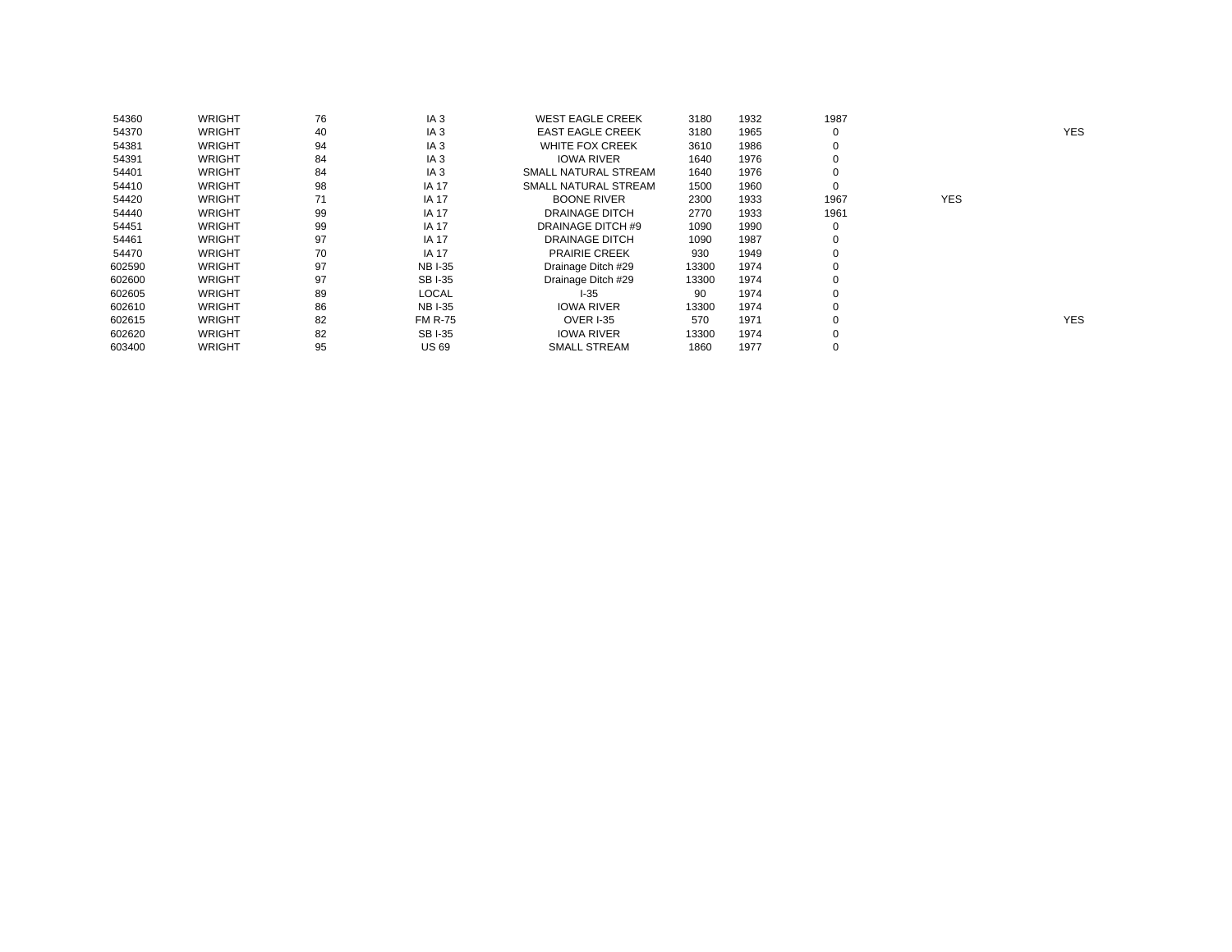| | | | | | | | | | |
|---|---|---|---|---|---|---|---|---|---|
| 54360 | WRIGHT | 76 | IA 3 | WEST EAGLE CREEK | 3180 | 1932 | 1987 | | |
| 54370 | WRIGHT | 40 | IA 3 | EAST EAGLE CREEK | 3180 | 1965 | 0 | | YES |
| 54381 | WRIGHT | 94 | IA 3 | WHITE FOX CREEK | 3610 | 1986 | 0 | | |
| 54391 | WRIGHT | 84 | IA 3 | IOWA RIVER | 1640 | 1976 | 0 | | |
| 54401 | WRIGHT | 84 | IA 3 | SMALL NATURAL STREAM | 1640 | 1976 | 0 | | |
| 54410 | WRIGHT | 98 | IA 17 | SMALL NATURAL STREAM | 1500 | 1960 | 0 | | |
| 54420 | WRIGHT | 71 | IA 17 | BOONE RIVER | 2300 | 1933 | 1967 | YES | |
| 54440 | WRIGHT | 99 | IA 17 | DRAINAGE DITCH | 2770 | 1933 | 1961 | | |
| 54451 | WRIGHT | 99 | IA 17 | DRAINAGE DITCH #9 | 1090 | 1990 | 0 | | |
| 54461 | WRIGHT | 97 | IA 17 | DRAINAGE DITCH | 1090 | 1987 | 0 | | |
| 54470 | WRIGHT | 70 | IA 17 | PRAIRIE CREEK | 930 | 1949 | 0 | | |
| 602590 | WRIGHT | 97 | NB I-35 | Drainage Ditch #29 | 13300 | 1974 | 0 | | |
| 602600 | WRIGHT | 97 | SB I-35 | Drainage Ditch #29 | 13300 | 1974 | 0 | | |
| 602605 | WRIGHT | 89 | LOCAL | I-35 | 90 | 1974 | 0 | | |
| 602610 | WRIGHT | 86 | NB I-35 | IOWA RIVER | 13300 | 1974 | 0 | | |
| 602615 | WRIGHT | 82 | FM R-75 | OVER I-35 | 570 | 1971 | 0 | | YES |
| 602620 | WRIGHT | 82 | SB I-35 | IOWA RIVER | 13300 | 1974 | 0 | | |
| 603400 | WRIGHT | 95 | US 69 | SMALL STREAM | 1860 | 1977 | 0 | | |